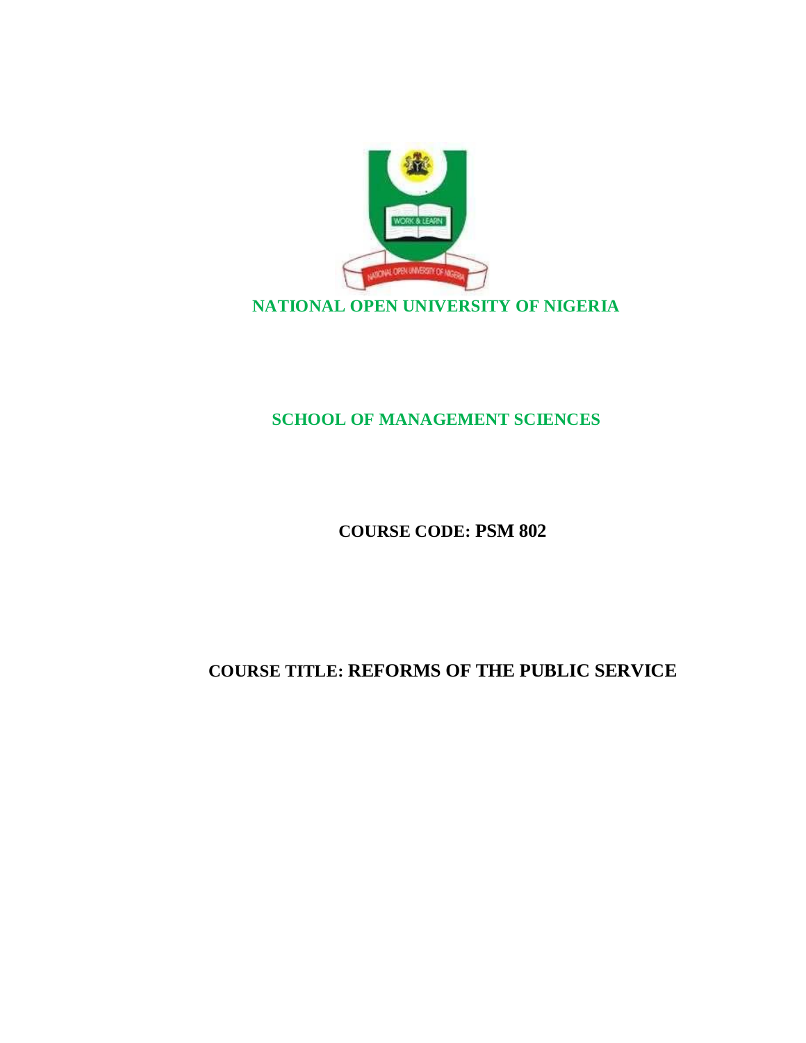**NATIONAL OPEN UNIVERSITY OF NIGERIA**

**SCHOOL OF MANAGEMENT SCIENCES**

**COURSE CODE: PSM 802**

**COURSE TITLE: REFORMS OF THE PUBLIC SERVICE**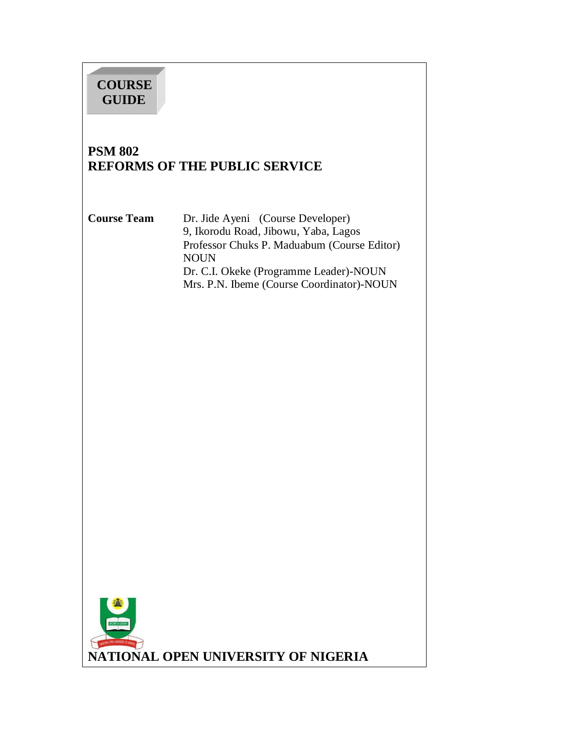**COURSE GUIDE**

# PSM 802
# REFORMS OF THE PUBLIC SERVICE

| **Course Team** | Dr. Jide Ayeni (Course Developer) 9, Ikorodu Road, Jibowu, Yaba, Lagos |
|---|---|
| | Professor Chuks P. Maduabum (Course Editor) NOUN |
| | Dr. C.I. Okeke (Programme Leader)-NOUN |
| | Mrs. P.N. Ibeme (Course Coordinator)-NOUN |

**NATIONAL OPEN UNIVERSITY OF NIGERIA**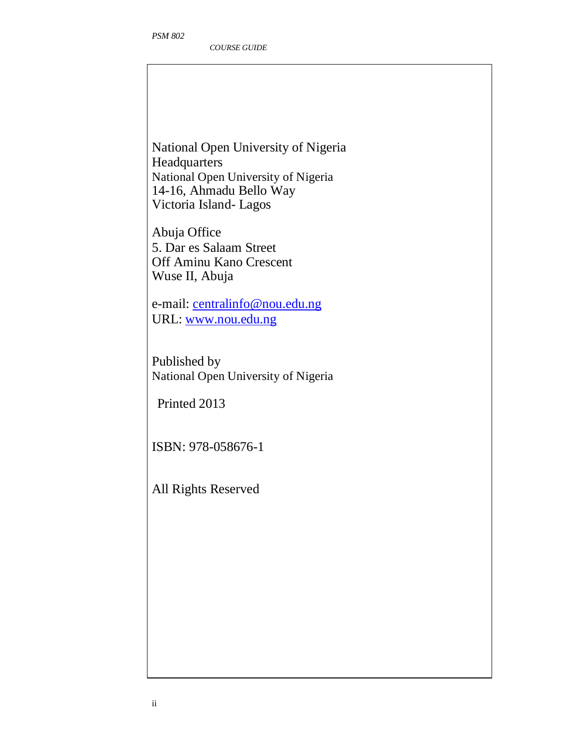National Open University of Nigeria
Headquarters
National Open University of Nigeria
14-16, Ahmadu Bello Way
Victoria Island- Lagos

Abuja Office
5. Dar es Salaam Street
Off Aminu Kano Crescent
Wuse II, Abuja

e-mail: centralinfo@nou.edu.ng
URL: www.nou.edu.ng

Published by
National Open University of Nigeria

Printed 2013

ISBN: 978-058676-1

All Rights Reserved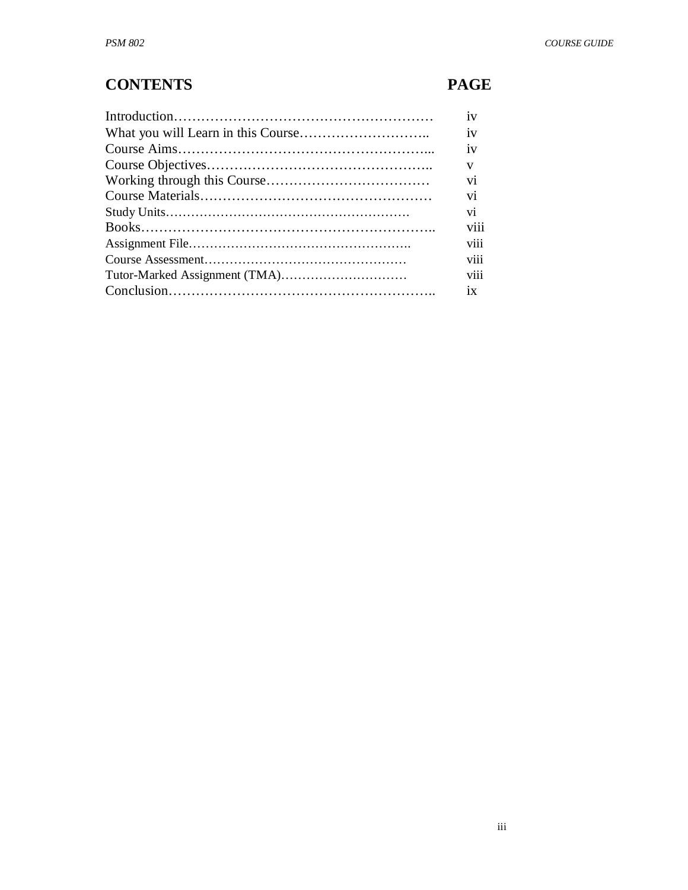# CONTENTS

| CONTENTS | PAGE |
|---|---|
| Introduction……………………………………………… | iv |
| What you will Learn in this Course……………………….. | iv |
| Course Aims…………………………………………….... | iv |
| Course Objectives………………………………………….. | v |
| Working through this Course……………………………… | vi |
| Course Materials…………………………………………… | vi |
| Study Units…………………………………………………. | vi |
| Books……………………………………………………….. | viii |
| Assignment File…………………………………………….. | viii |
| Course Assessment………………………………………… | viii |
| Tutor-Marked Assignment (TMA)………………………… | viii |
| Conclusion………………………………………………….. | ix |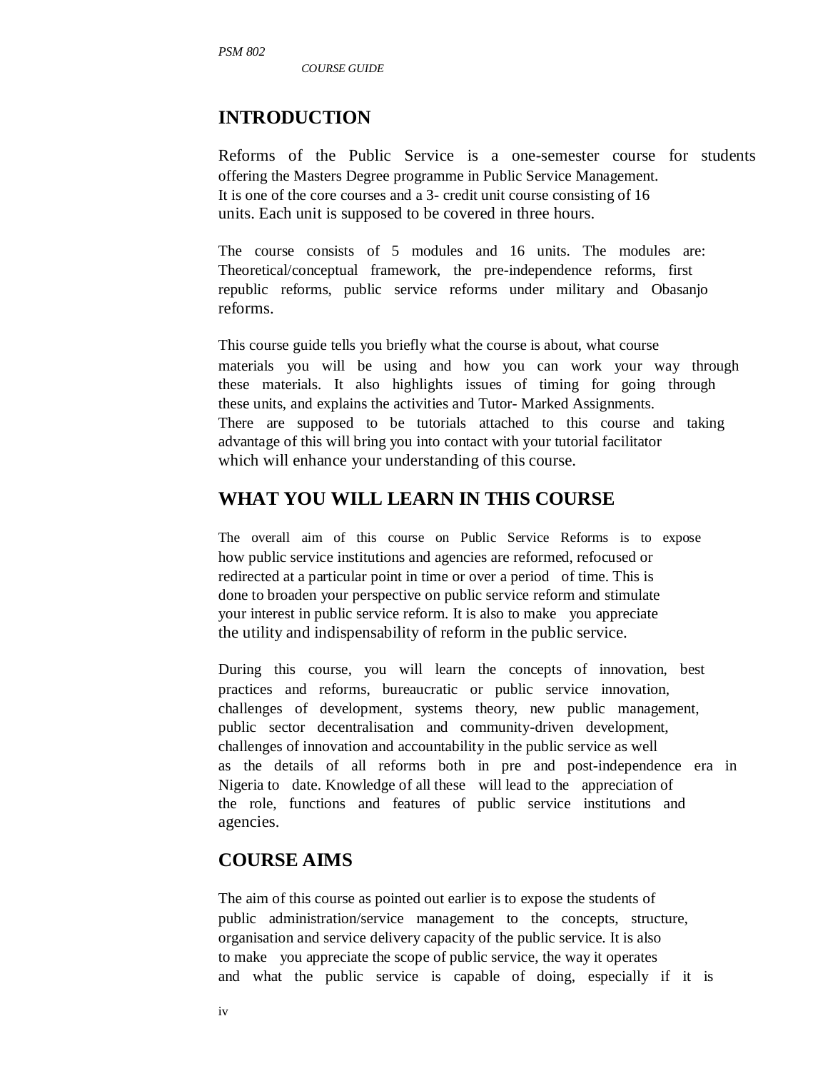## INTRODUCTION

Reforms of the Public Service is a one-semester course for students offering the Masters Degree programme in Public Service Management. It is one of the core courses and a 3- credit unit course consisting of 16 units. Each unit is supposed to be covered in three hours.

The course consists of 5 modules and 16 units. The modules are: Theoretical/conceptual framework, the pre-independence reforms, first republic reforms, public service reforms under military and Obasanjo reforms.

This course guide tells you briefly what the course is about, what course materials you will be using and how you can work your way through these materials. It also highlights issues of timing for going through these units, and explains the activities and Tutor- Marked Assignments. There are supposed to be tutorials attached to this course and taking advantage of this will bring you into contact with your tutorial facilitator which will enhance your understanding of this course.

## WHAT YOU WILL LEARN IN THIS COURSE

The overall aim of this course on Public Service Reforms is to expose how public service institutions and agencies are reformed, refocused or redirected at a particular point in time or over a period of time. This is done to broaden your perspective on public service reform and stimulate your interest in public service reform. It is also to make you appreciate the utility and indispensability of reform in the public service.

During this course, you will learn the concepts of innovation, best practices and reforms, bureaucratic or public service innovation, challenges of development, systems theory, new public management, public sector decentralisation and community-driven development, challenges of innovation and accountability in the public service as well as the details of all reforms both in pre and post-independence era in Nigeria to date. Knowledge of all these will lead to the appreciation of the role, functions and features of public service institutions and agencies.

## COURSE AIMS

The aim of this course as pointed out earlier is to expose the students of public administration/service management to the concepts, structure, organisation and service delivery capacity of the public service. It is also to make you appreciate the scope of public service, the way it operates and what the public service is capable of doing, especially if it is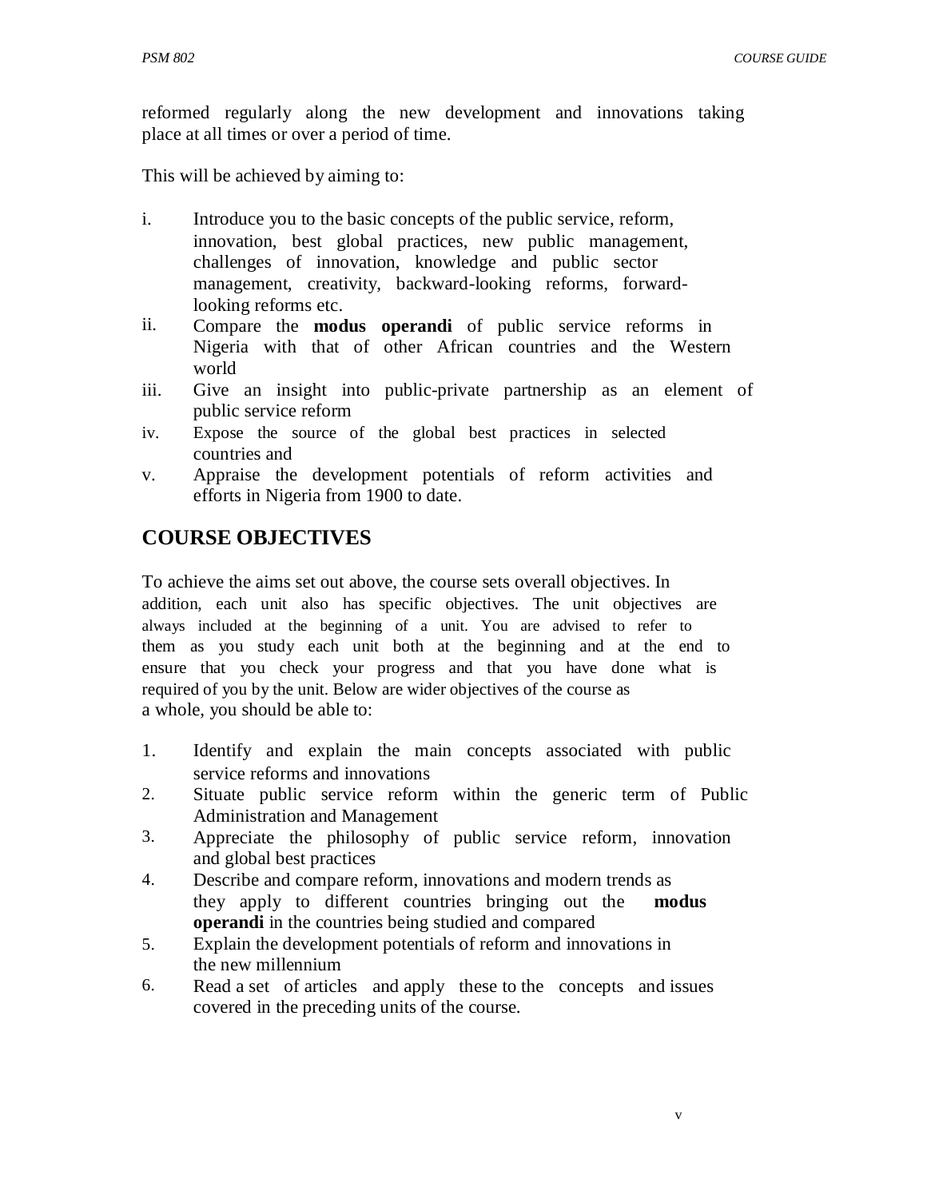reformed regularly along the new development and innovations taking place at all times or over a period of time.

This will be achieved by aiming to:

i. Introduce you to the basic concepts of the public service, reform, innovation, best global practices, new public management, challenges of innovation, knowledge and public sector management, creativity, backward-looking reforms, forward-looking reforms etc.
ii. Compare the **modus operandi** of public service reforms in Nigeria with that of other African countries and the Western world
iii. Give an insight into public-private partnership as an element of public service reform
iv. Expose the source of the global best practices in selected countries and
v. Appraise the development potentials of reform activities and efforts in Nigeria from 1900 to date.

## COURSE OBJECTIVES

To achieve the aims set out above, the course sets overall objectives. In addition, each unit also has specific objectives. The unit objectives are always included at the beginning of a unit. You are advised to refer to them as you study each unit both at the beginning and at the end to ensure that you check your progress and that you have done what is required of you by the unit. Below are wider objectives of the course as a whole, you should be able to:

1. Identify and explain the main concepts associated with public service reforms and innovations
2. Situate public service reform within the generic term of Public Administration and Management
3. Appreciate the philosophy of public service reform, innovation and global best practices
4. Describe and compare reform, innovations and modern trends as they apply to different countries bringing out the **modus operandi** in the countries being studied and compared
5. Explain the development potentials of reform and innovations in the new millennium
6. Read a set of articles and apply these to the concepts and issues covered in the preceding units of the course.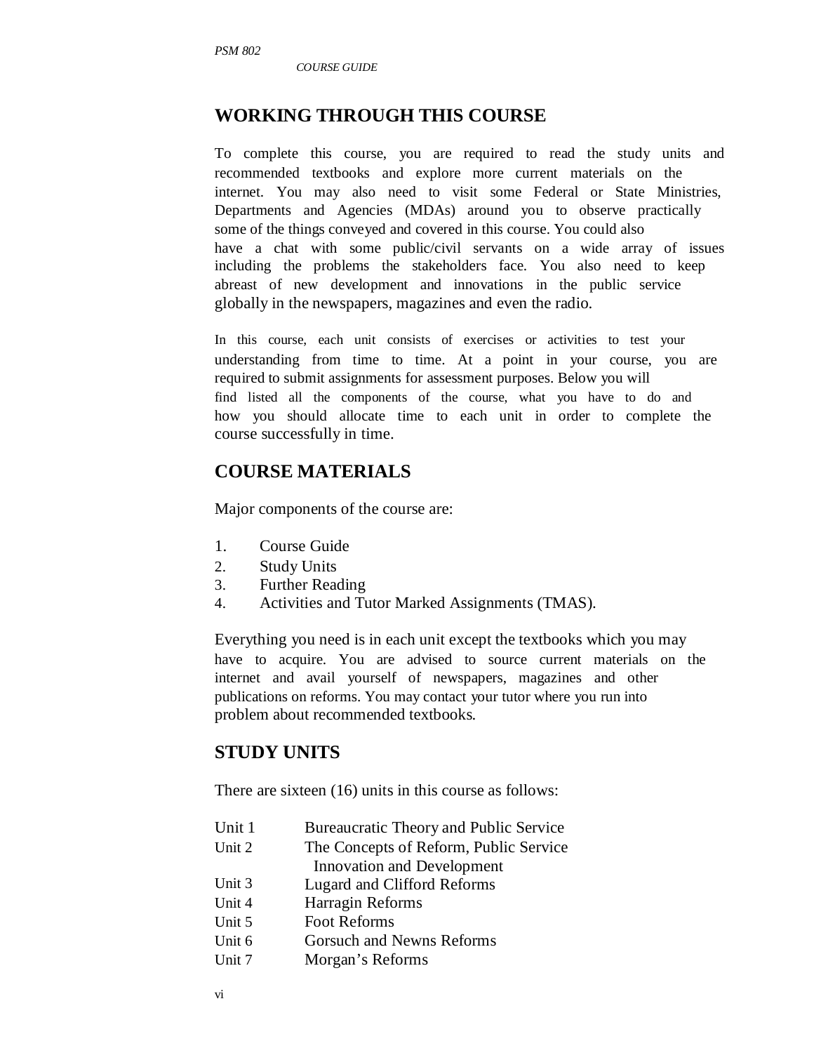## WORKING THROUGH THIS COURSE

To complete this course, you are required to read the study units and recommended textbooks and explore more current materials on the internet. You may also need to visit some Federal or State Ministries, Departments and Agencies (MDAs) around you to observe practically some of the things conveyed and covered in this course. You could also have a chat with some public/civil servants on a wide array of issues including the problems the stakeholders face. You also need to keep abreast of new development and innovations in the public service globally in the newspapers, magazines and even the radio.

In this course, each unit consists of exercises or activities to test your understanding from time to time. At a point in your course, you are required to submit assignments for assessment purposes. Below you will find listed all the components of the course, what you have to do and how you should allocate time to each unit in order to complete the course successfully in time.

## COURSE MATERIALS

Major components of the course are:

1. Course Guide
2. Study Units
3. Further Reading
4. Activities and Tutor Marked Assignments (TMAS).

Everything you need is in each unit except the textbooks which you may have to acquire. You are advised to source current materials on the internet and avail yourself of newspapers, magazines and other publications on reforms. You may contact your tutor where you run into problem about recommended textbooks.

## STUDY UNITS

There are sixteen (16) units in this course as follows:

| | |
|---|---|
| Unit 1 | Bureaucratic Theory and Public Service |
| Unit 2 | The Concepts of Reform, Public Service Innovation and Development |
| Unit 3 | Lugard and Clifford Reforms |
| Unit 4 | Harragin Reforms |
| Unit 5 | Foot Reforms |
| Unit 6 | Gorsuch and Newns Reforms |
| Unit 7 | Morgan's Reforms |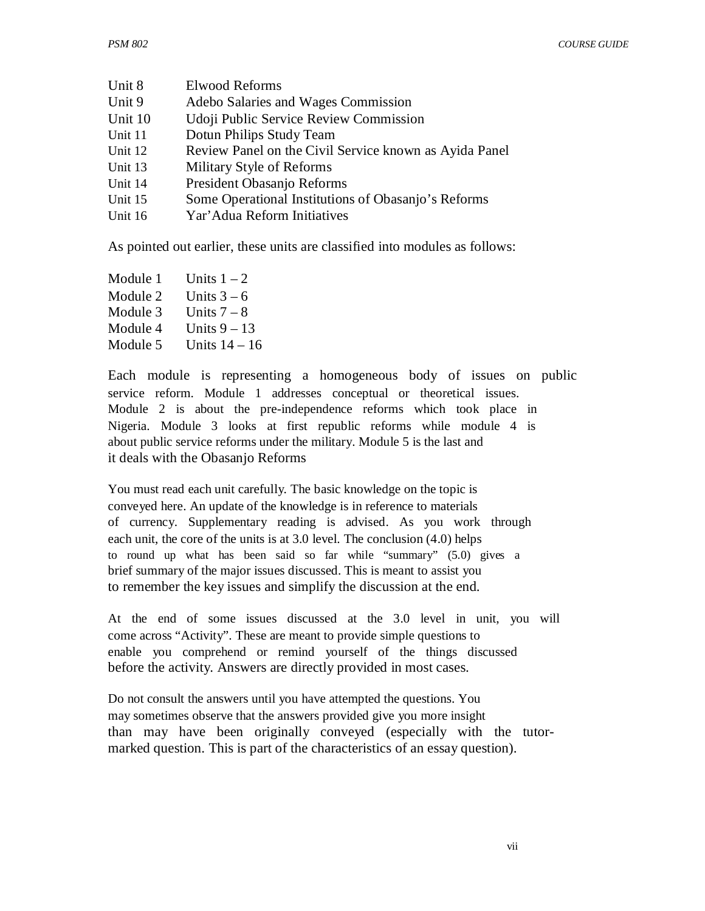| | |
|---|---|
| Unit 8 | Elwood Reforms |
| Unit 9 | Adebo Salaries and Wages Commission |
| Unit 10 | Udoji Public Service Review Commission |
| Unit 11 | Dotun Philips Study Team |
| Unit 12 | Review Panel on the Civil Service known as Ayida Panel |
| Unit 13 | Military Style of Reforms |
| Unit 14 | President Obasanjo Reforms |
| Unit 15 | Some Operational Institutions of Obasanjo's Reforms |
| Unit 16 | Yar'Adua Reform Initiatives |

As pointed out earlier, these units are classified into modules as follows:

| | |
|---|---|
| Module 1 | Units 1 – 2 |
| Module 2 | Units 3 – 6 |
| Module 3 | Units 7 – 8 |
| Module 4 | Units 9 – 13 |
| Module 5 | Units 14 – 16 |

Each module is representing a homogeneous body of issues on public service reform. Module 1 addresses conceptual or theoretical issues. Module 2 is about the pre-independence reforms which took place in Nigeria. Module 3 looks at first republic reforms while module 4 is about public service reforms under the military. Module 5 is the last and it deals with the Obasanjo Reforms

You must read each unit carefully. The basic knowledge on the topic is conveyed here. An update of the knowledge is in reference to materials of currency. Supplementary reading is advised. As you work through each unit, the core of the units is at 3.0 level. The conclusion (4.0) helps to round up what has been said so far while "summary" (5.0) gives a brief summary of the major issues discussed. This is meant to assist you to remember the key issues and simplify the discussion at the end.

At the end of some issues discussed at the 3.0 level in unit, you will come across "Activity". These are meant to provide simple questions to enable you comprehend or remind yourself of the things discussed before the activity. Answers are directly provided in most cases.

Do not consult the answers until you have attempted the questions. You may sometimes observe that the answers provided give you more insight than may have been originally conveyed (especially with the tutor-marked question. This is part of the characteristics of an essay question).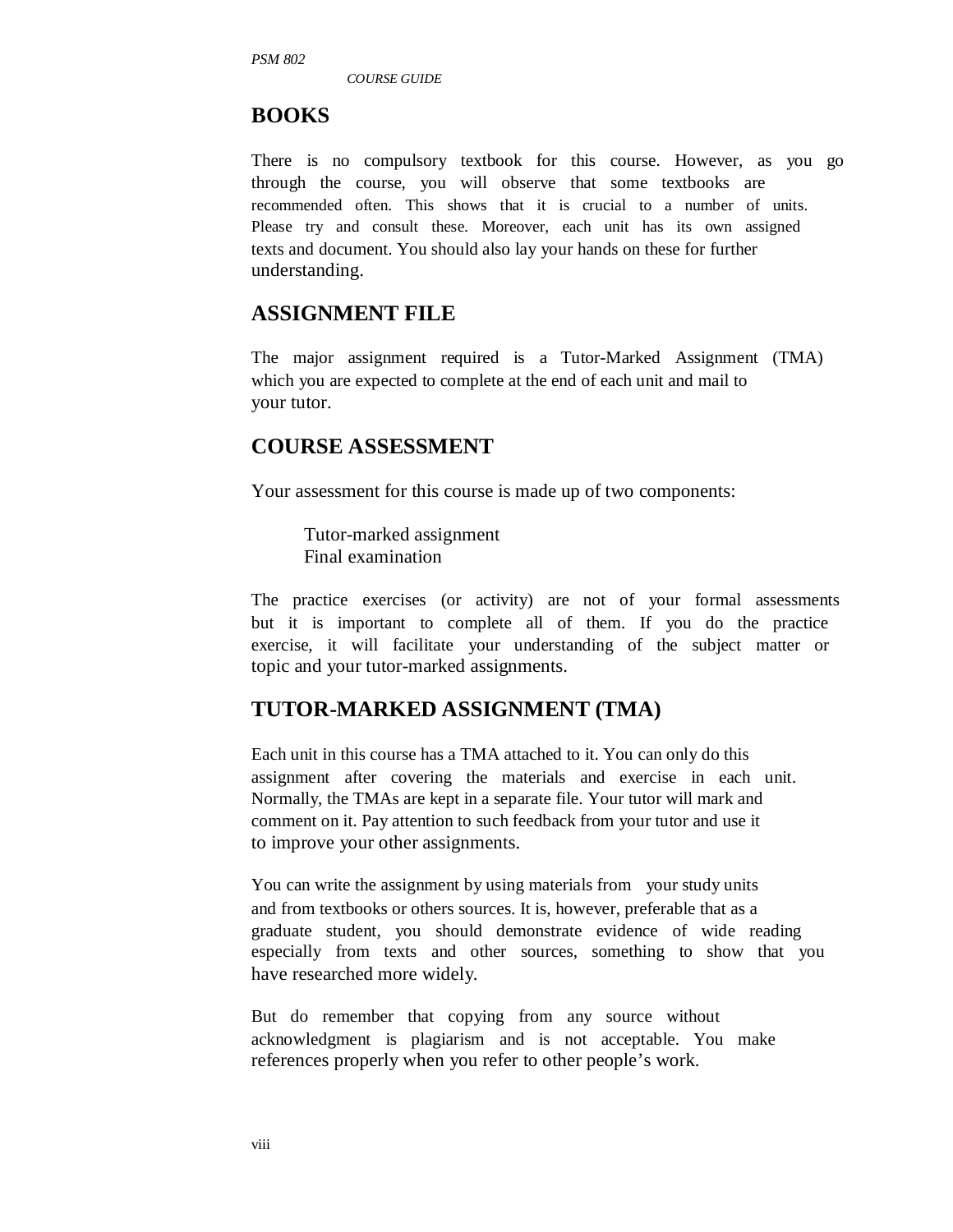## BOOKS

There is no compulsory textbook for this course. However, as you go through the course, you will observe that some textbooks are recommended often. This shows that it is crucial to a number of units. Please try and consult these. Moreover, each unit has its own assigned texts and document. You should also lay your hands on these for further understanding.

## ASSIGNMENT FILE

The major assignment required is a Tutor-Marked Assignment (TMA) which you are expected to complete at the end of each unit and mail to your tutor.

## COURSE ASSESSMENT

Your assessment for this course is made up of two components:

Tutor-marked assignment
Final examination

The practice exercises (or activity) are not of your formal assessments but it is important to complete all of them. If you do the practice exercise, it will facilitate your understanding of the subject matter or topic and your tutor-marked assignments.

## TUTOR-MARKED ASSIGNMENT (TMA)

Each unit in this course has a TMA attached to it. You can only do this assignment after covering the materials and exercise in each unit. Normally, the TMAs are kept in a separate file. Your tutor will mark and comment on it. Pay attention to such feedback from your tutor and use it to improve your other assignments.

You can write the assignment by using materials from your study units and from textbooks or others sources. It is, however, preferable that as a graduate student, you should demonstrate evidence of wide reading especially from texts and other sources, something to show that you have researched more widely.

But do remember that copying from any source without acknowledgment is plagiarism and is not acceptable. You make references properly when you refer to other people's work.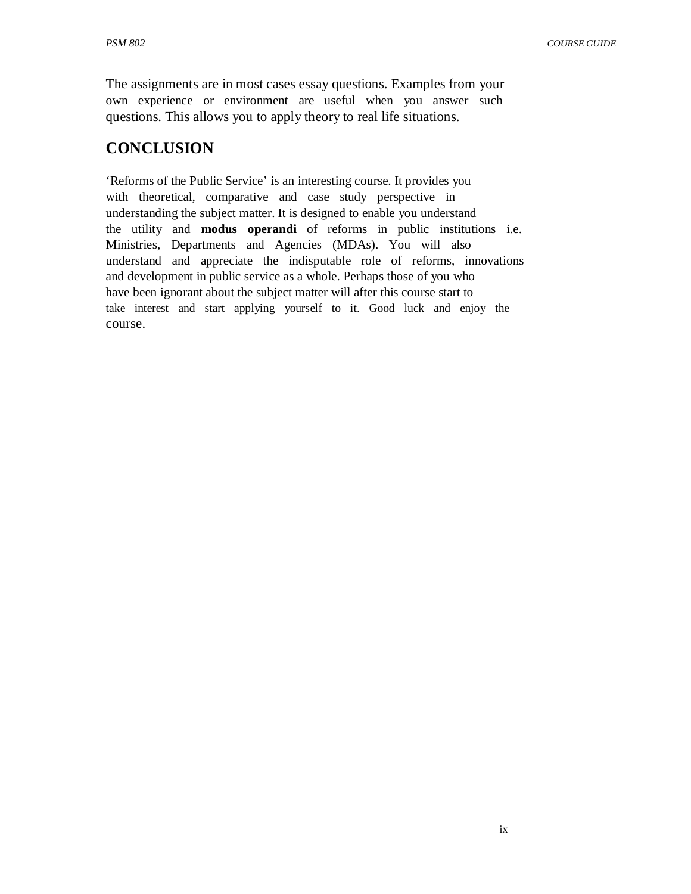The assignments are in most cases essay questions. Examples from your own experience or environment are useful when you answer such questions. This allows you to apply theory to real life situations.

## CONCLUSION

'Reforms of the Public Service' is an interesting course. It provides you with theoretical, comparative and case study perspective in understanding the subject matter. It is designed to enable you understand the utility and **modus operandi** of reforms in public institutions i.e. Ministries, Departments and Agencies (MDAs). You will also understand and appreciate the indisputable role of reforms, innovations and development in public service as a whole. Perhaps those of you who have been ignorant about the subject matter will after this course start to take interest and start applying yourself to it. Good luck and enjoy the course.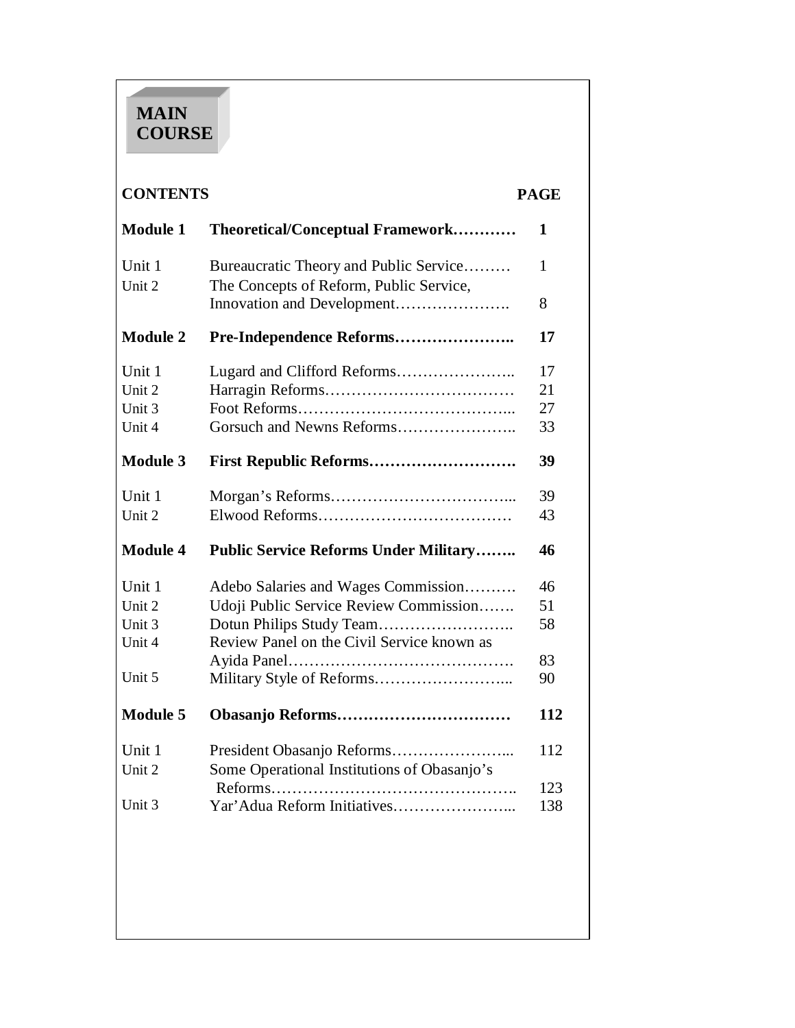# MAIN COURSE

| CONTENTS | | PAGE |
|---|---|---|
| **Module 1** | **Theoretical/Conceptual Framework…………** | **1** |
| Unit 1 | Bureaucratic Theory and Public Service……… | 1 |
| Unit 2 | The Concepts of Reform, Public Service, Innovation and Development………………….. | 8 |
| **Module 2** | **Pre-Independence Reforms…………………..** | **17** |
| Unit 1 | Lugard and Clifford Reforms………………….. | 17 |
| Unit 2 | Harragin Reforms……………………………… | 21 |
| Unit 3 | Foot Reforms…………………………………... | 27 |
| Unit 4 | Gorsuch and Newns Reforms………………….. | 33 |
| **Module 3** | **First Republic Reforms……………………….** | **39** |
| Unit 1 | Morgan's Reforms……………………………... | 39 |
| Unit 2 | Elwood Reforms……………………………… | 43 |
| **Module 4** | **Public Service Reforms Under Military……..** | **46** |
| Unit 1 | Adebo Salaries and Wages Commission………. | 46 |
| Unit 2 | Udoji Public Service Review Commission……. | 51 |
| Unit 3 | Dotun Philips Study Team…………………….. | 58 |
| Unit 4 | Review Panel on the Civil Service known as Ayida Panel……………………………………. | 83 |
| Unit 5 | Military Style of Reforms……………………... | 90 |
| **Module 5** | **Obasanjo Reforms……………………………** | **112** |
| Unit 1 | President Obasanjo Reforms…………………... | 112 |
| Unit 2 | Some Operational Institutions of Obasanjo's Reforms……………………………………….. | 123 |
| Unit 3 | Yar'Adua Reform Initiatives…………………... | 138 |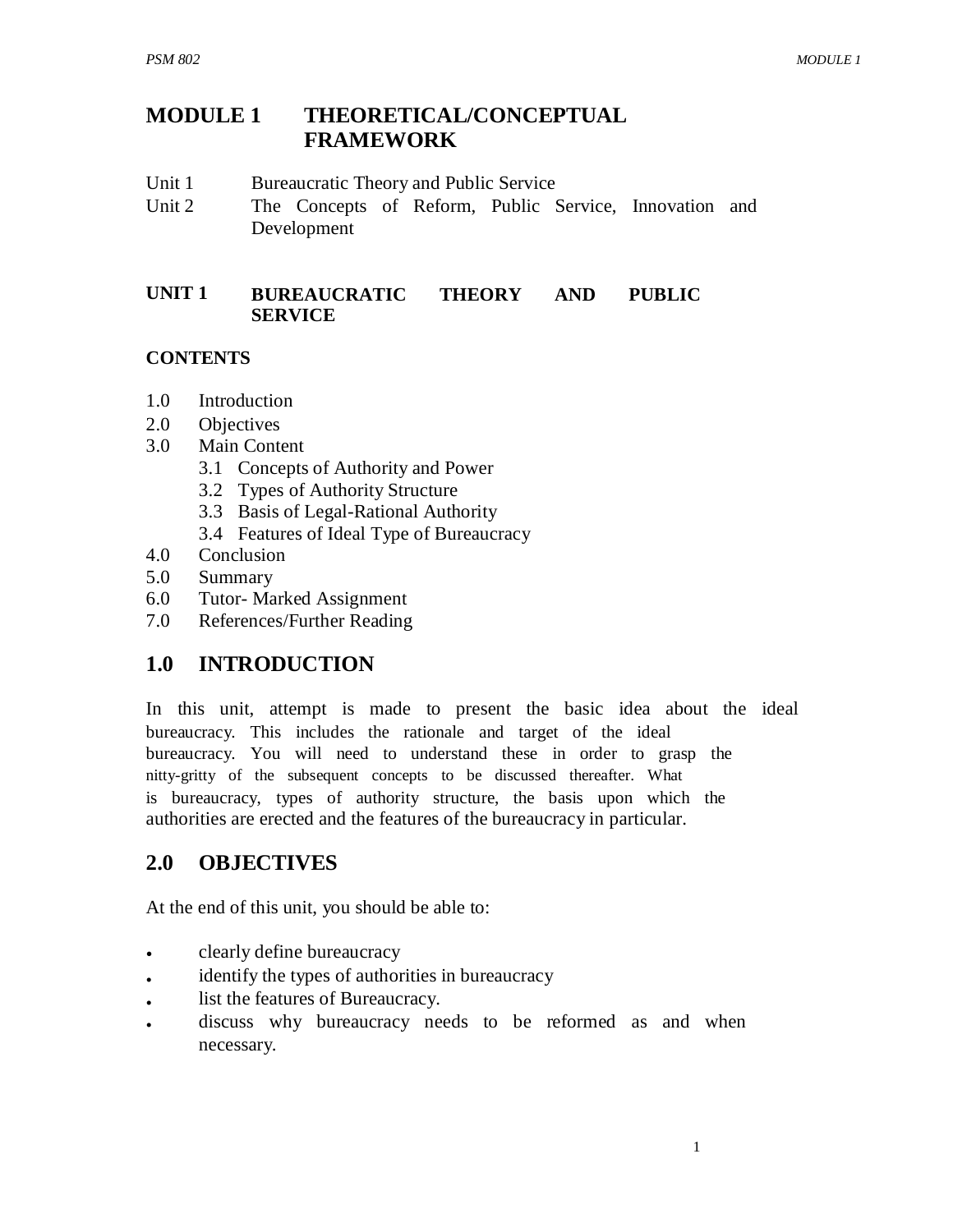# MODULE 1 THEORETICAL/CONCEPTUAL FRAMEWORK

Unit 1 Bureaucratic Theory and Public Service
Unit 2 The Concepts of Reform, Public Service, Innovation and Development

## UNIT 1 BUREAUCRATIC THEORY AND PUBLIC SERVICE

**CONTENTS**

1.0 Introduction
2.0 Objectives
3.0 Main Content
  3.1 Concepts of Authority and Power
  3.2 Types of Authority Structure
  3.3 Basis of Legal-Rational Authority
  3.4 Features of Ideal Type of Bureaucracy
4.0 Conclusion
5.0 Summary
6.0 Tutor- Marked Assignment
7.0 References/Further Reading

## 1.0 INTRODUCTION

In this unit, attempt is made to present the basic idea about the ideal bureaucracy. This includes the rationale and target of the ideal bureaucracy. You will need to understand these in order to grasp the nitty-gritty of the subsequent concepts to be discussed thereafter. What is bureaucracy, types of authority structure, the basis upon which the authorities are erected and the features of the bureaucracy in particular.

## 2.0 OBJECTIVES

At the end of this unit, you should be able to:

- clearly define bureaucracy
- identify the types of authorities in bureaucracy
- list the features of Bureaucracy.
- discuss why bureaucracy needs to be reformed as and when necessary.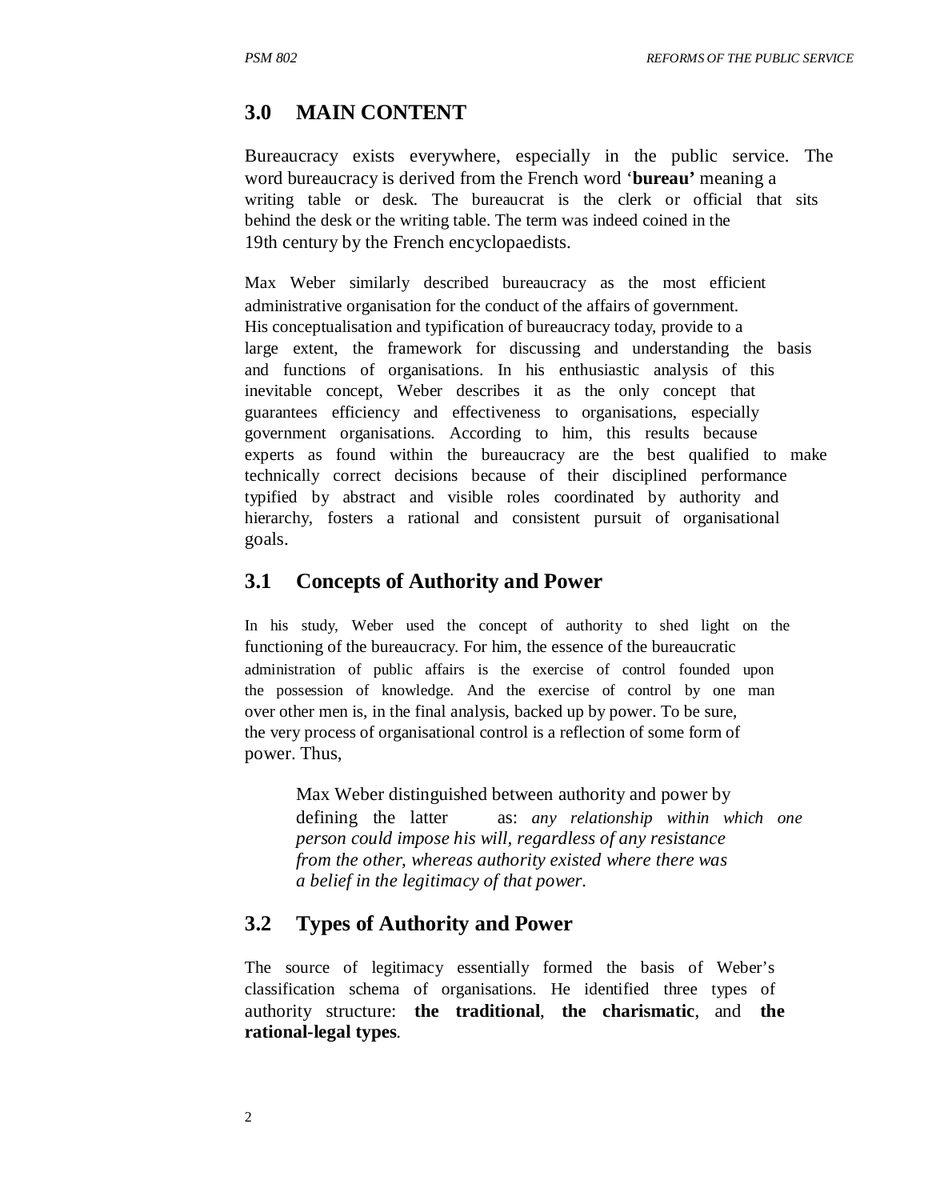## 3.0 MAIN CONTENT

Bureaucracy exists everywhere, especially in the public service. The word bureaucracy is derived from the French word '**bureau'** meaning a writing table or desk. The bureaucrat is the clerk or official that sits behind the desk or the writing table. The term was indeed coined in the 19th century by the French encyclopaedists.

Max Weber similarly described bureaucracy as the most efficient administrative organisation for the conduct of the affairs of government. His conceptualisation and typification of bureaucracy today, provide to a large extent, the framework for discussing and understanding the basis and functions of organisations. In his enthusiastic analysis of this inevitable concept, Weber describes it as the only concept that guarantees efficiency and effectiveness to organisations, especially government organisations. According to him, this results because experts as found within the bureaucracy are the best qualified to make technically correct decisions because of their disciplined performance typified by abstract and visible roles coordinated by authority and hierarchy, fosters a rational and consistent pursuit of organisational goals.

## 3.1 Concepts of Authority and Power

In his study, Weber used the concept of authority to shed light on the functioning of the bureaucracy. For him, the essence of the bureaucratic administration of public affairs is the exercise of control founded upon the possession of knowledge. And the exercise of control by one man over other men is, in the final analysis, backed up by power. To be sure, the very process of organisational control is a reflection of some form of power. Thus,

> Max Weber distinguished between authority and power by defining the latter as: *any relationship within which one person could impose his will, regardless of any resistance from the other, whereas authority existed where there was a belief in the legitimacy of that power.*

## 3.2 Types of Authority and Power

The source of legitimacy essentially formed the basis of Weber's classification schema of organisations. He identified three types of authority structure: **the traditional**, **the charismatic**, and **the rational-legal types**.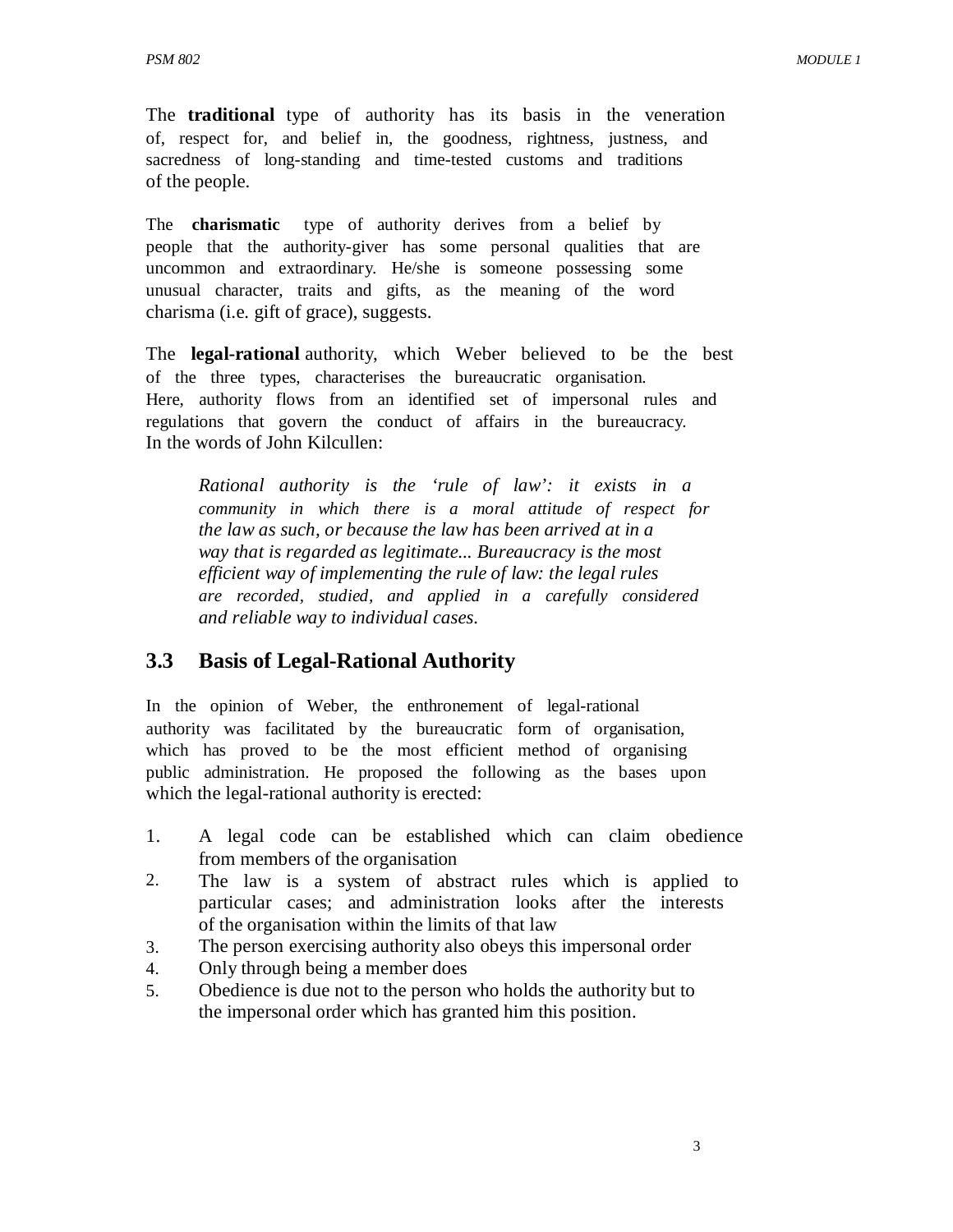The **traditional** type of authority has its basis in the veneration of, respect for, and belief in, the goodness, rightness, justness, and sacredness of long-standing and time-tested customs and traditions of the people.

The **charismatic** type of authority derives from a belief by people that the authority-giver has some personal qualities that are uncommon and extraordinary. He/she is someone possessing some unusual character, traits and gifts, as the meaning of the word charisma (i.e. gift of grace), suggests.

The **legal-rational** authority, which Weber believed to be the best of the three types, characterises the bureaucratic organisation. Here, authority flows from an identified set of impersonal rules and regulations that govern the conduct of affairs in the bureaucracy. In the words of John Kilcullen:

> *Rational authority is the 'rule of law': it exists in a community in which there is a moral attitude of respect for the law as such, or because the law has been arrived at in a way that is regarded as legitimate... Bureaucracy is the most efficient way of implementing the rule of law: the legal rules are recorded, studied, and applied in a carefully considered and reliable way to individual cases.*

## 3.3 Basis of Legal-Rational Authority

In the opinion of Weber, the enthronement of legal-rational authority was facilitated by the bureaucratic form of organisation, which has proved to be the most efficient method of organising public administration. He proposed the following as the bases upon which the legal-rational authority is erected:

1. A legal code can be established which can claim obedience from members of the organisation
2. The law is a system of abstract rules which is applied to particular cases; and administration looks after the interests of the organisation within the limits of that law
3. The person exercising authority also obeys this impersonal order
4. Only through being a member does
5. Obedience is due not to the person who holds the authority but to the impersonal order which has granted him this position.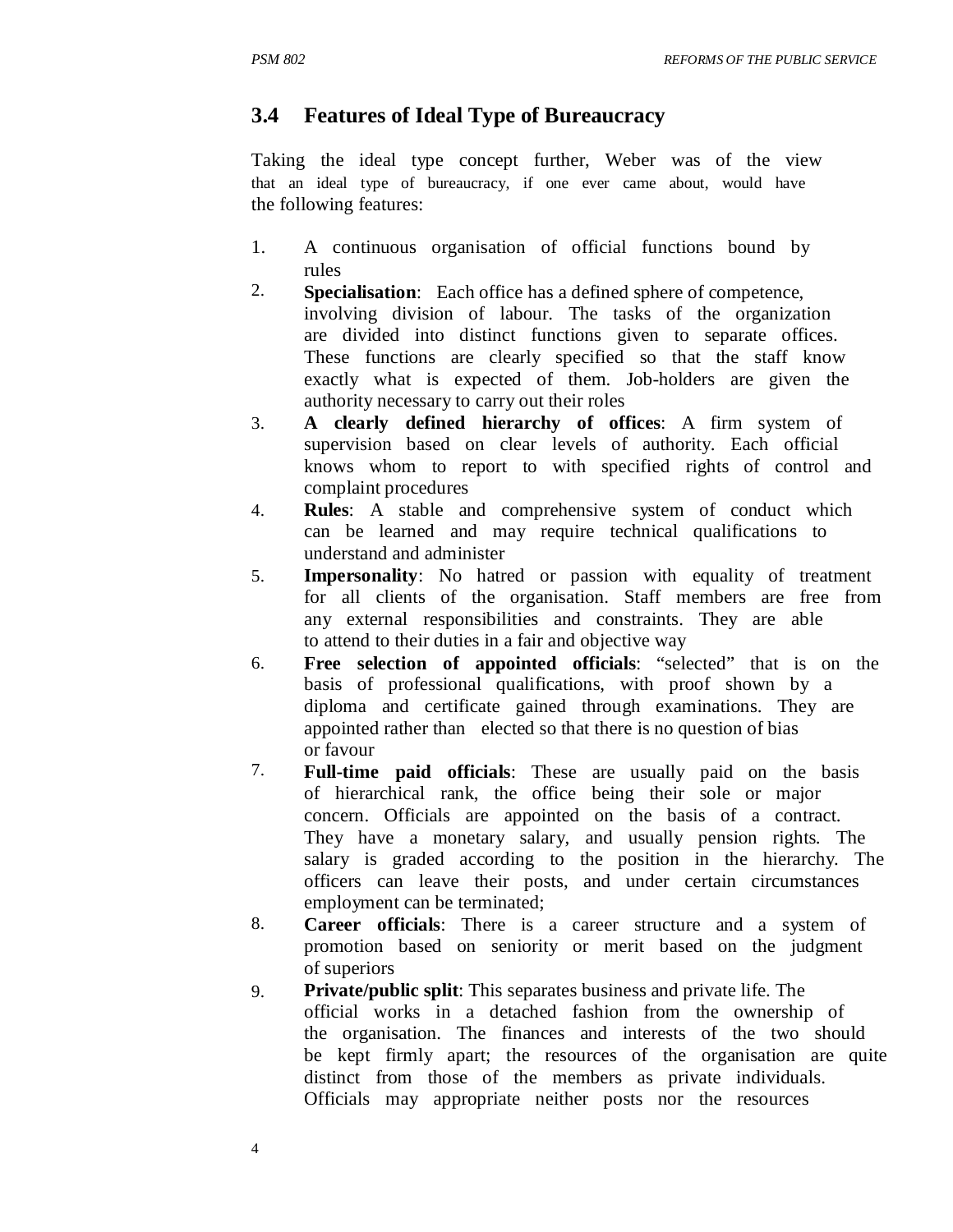### 3.4 Features of Ideal Type of Bureaucracy

Taking the ideal type concept further, Weber was of the view that an ideal type of bureaucracy, if one ever came about, would have the following features:

1. A continuous organisation of official functions bound by rules
2. **Specialisation**: Each office has a defined sphere of competence, involving division of labour. The tasks of the organization are divided into distinct functions given to separate offices. These functions are clearly specified so that the staff know exactly what is expected of them. Job-holders are given the authority necessary to carry out their roles
3. **A clearly defined hierarchy of offices**: A firm system of supervision based on clear levels of authority. Each official knows whom to report to with specified rights of control and complaint procedures
4. **Rules**: A stable and comprehensive system of conduct which can be learned and may require technical qualifications to understand and administer
5. **Impersonality**: No hatred or passion with equality of treatment for all clients of the organisation. Staff members are free from any external responsibilities and constraints. They are able to attend to their duties in a fair and objective way
6. **Free selection of appointed officials**: "selected" that is on the basis of professional qualifications, with proof shown by a diploma and certificate gained through examinations. They are appointed rather than elected so that there is no question of bias or favour
7. **Full-time paid officials**: These are usually paid on the basis of hierarchical rank, the office being their sole or major concern. Officials are appointed on the basis of a contract. They have a monetary salary, and usually pension rights. The salary is graded according to the position in the hierarchy. The officers can leave their posts, and under certain circumstances employment can be terminated;
8. **Career officials**: There is a career structure and a system of promotion based on seniority or merit based on the judgment of superiors
9. **Private/public split**: This separates business and private life. The official works in a detached fashion from the ownership of the organisation. The finances and interests of the two should be kept firmly apart; the resources of the organisation are quite distinct from those of the members as private individuals. Officials may appropriate neither posts nor the resources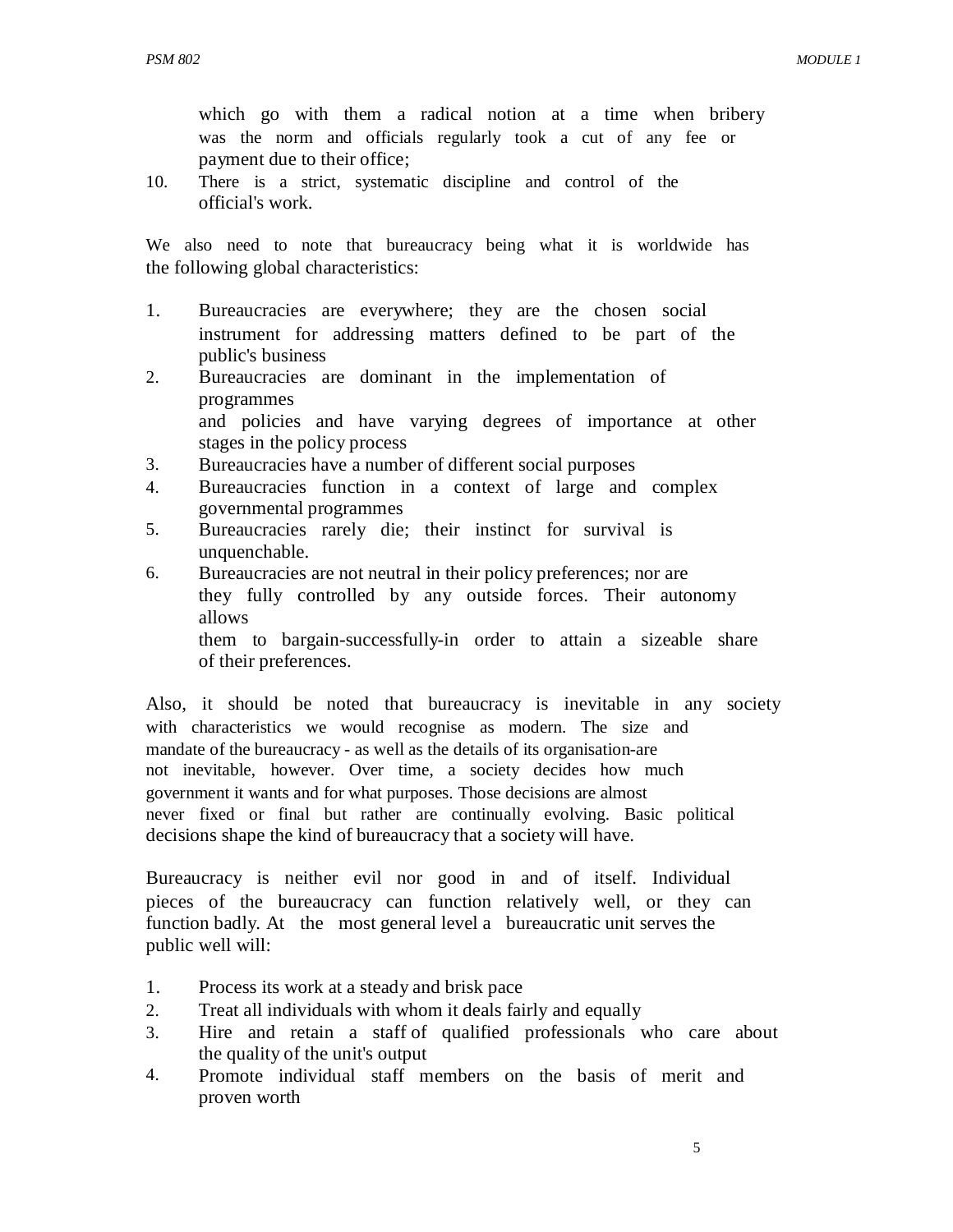which go with them a radical notion at a time when bribery was the norm and officials regularly took a cut of any fee or payment due to their office;

10. There is a strict, systematic discipline and control of the official's work.

We also need to note that bureaucracy being what it is worldwide has the following global characteristics:

1. Bureaucracies are everywhere; they are the chosen social instrument for addressing matters defined to be part of the public's business
2. Bureaucracies are dominant in the implementation of programmes and policies and have varying degrees of importance at other stages in the policy process
3. Bureaucracies have a number of different social purposes
4. Bureaucracies function in a context of large and complex governmental programmes
5. Bureaucracies rarely die; their instinct for survival is unquenchable.
6. Bureaucracies are not neutral in their policy preferences; nor are they fully controlled by any outside forces. Their autonomy allows them to bargain-successfully-in order to attain a sizeable share of their preferences.

Also, it should be noted that bureaucracy is inevitable in any society with characteristics we would recognise as modern. The size and mandate of the bureaucracy - as well as the details of its organisation-are not inevitable, however. Over time, a society decides how much government it wants and for what purposes. Those decisions are almost never fixed or final but rather are continually evolving. Basic political decisions shape the kind of bureaucracy that a society will have.

Bureaucracy is neither evil nor good in and of itself. Individual pieces of the bureaucracy can function relatively well, or they can function badly. At the most general level a bureaucratic unit serves the public well will:

1. Process its work at a steady and brisk pace
2. Treat all individuals with whom it deals fairly and equally
3. Hire and retain a staff of qualified professionals who care about the quality of the unit's output
4. Promote individual staff members on the basis of merit and proven worth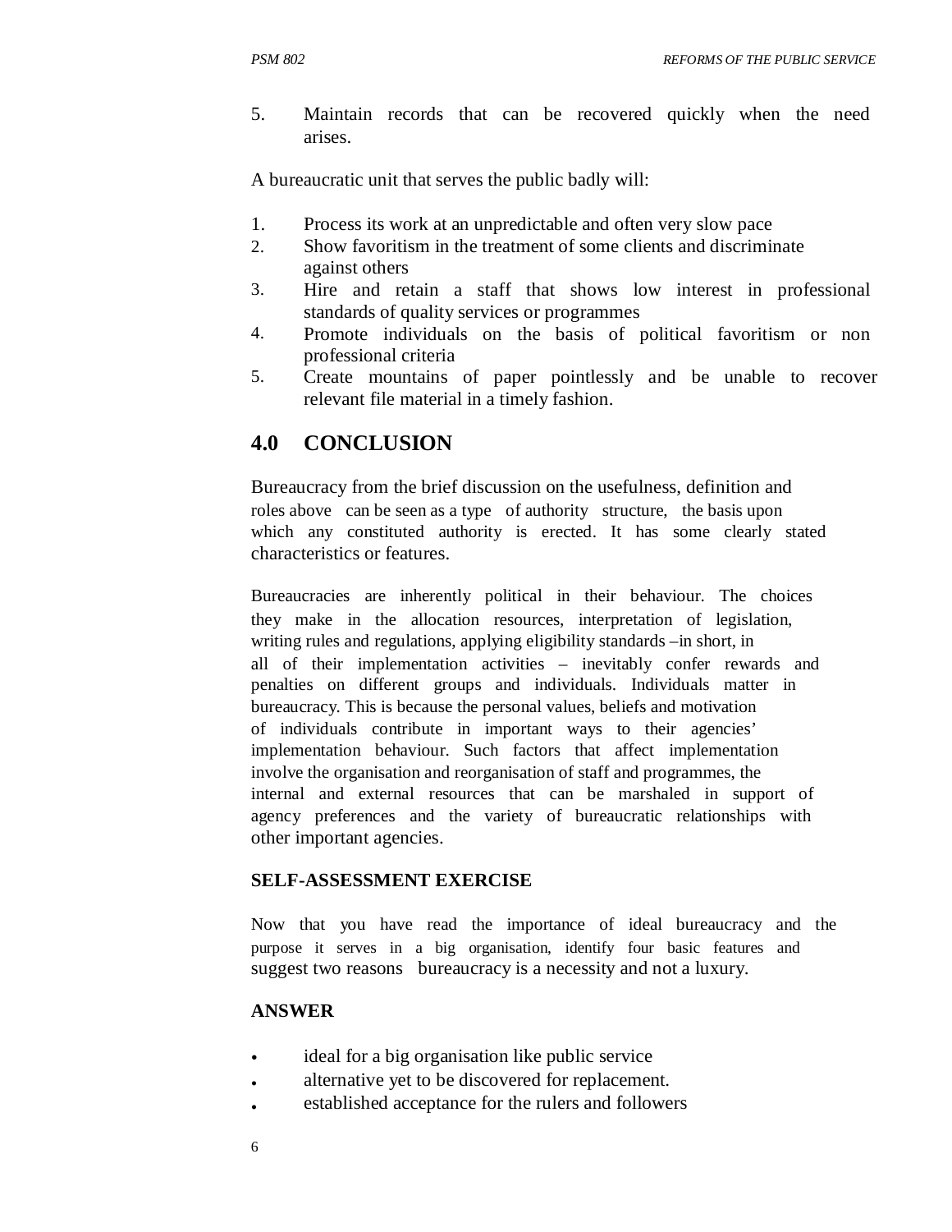5. Maintain records that can be recovered quickly when the need arises.

A bureaucratic unit that serves the public badly will:

1. Process its work at an unpredictable and often very slow pace
2. Show favoritism in the treatment of some clients and discriminate against others
3. Hire and retain a staff that shows low interest in professional standards of quality services or programmes
4. Promote individuals on the basis of political favoritism or non professional criteria
5. Create mountains of paper pointlessly and be unable to recover relevant file material in a timely fashion.

## 4.0 CONCLUSION

Bureaucracy from the brief discussion on the usefulness, definition and roles above can be seen as a type of authority structure, the basis upon which any constituted authority is erected. It has some clearly stated characteristics or features.

Bureaucracies are inherently political in their behaviour. The choices they make in the allocation resources, interpretation of legislation, writing rules and regulations, applying eligibility standards –in short, in all of their implementation activities – inevitably confer rewards and penalties on different groups and individuals. Individuals matter in bureaucracy. This is because the personal values, beliefs and motivation of individuals contribute in important ways to their agencies' implementation behaviour. Such factors that affect implementation involve the organisation and reorganisation of staff and programmes, the internal and external resources that can be marshaled in support of agency preferences and the variety of bureaucratic relationships with other important agencies.

**SELF-ASSESSMENT EXERCISE**

Now that you have read the importance of ideal bureaucracy and the purpose it serves in a big organisation, identify four basic features and suggest two reasons bureaucracy is a necessity and not a luxury.

**ANSWER**

- ideal for a big organisation like public service
- alternative yet to be discovered for replacement.
- established acceptance for the rulers and followers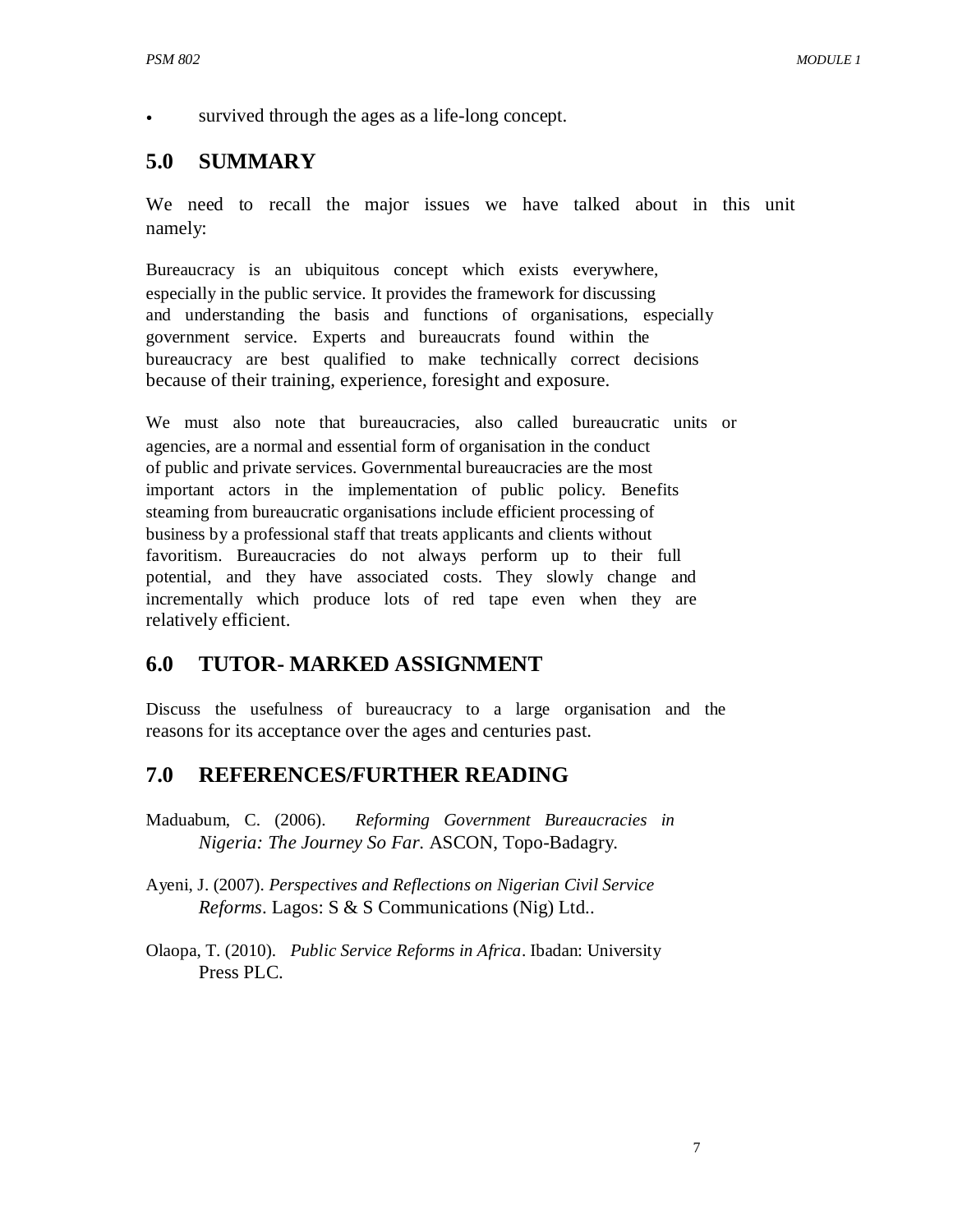- survived through the ages as a life-long concept.

## 5.0 SUMMARY

We need to recall the major issues we have talked about in this unit namely:

Bureaucracy is an ubiquitous concept which exists everywhere, especially in the public service. It provides the framework for discussing and understanding the basis and functions of organisations, especially government service. Experts and bureaucrats found within the bureaucracy are best qualified to make technically correct decisions because of their training, experience, foresight and exposure.

We must also note that bureaucracies, also called bureaucratic units or agencies, are a normal and essential form of organisation in the conduct of public and private services. Governmental bureaucracies are the most important actors in the implementation of public policy. Benefits steaming from bureaucratic organisations include efficient processing of business by a professional staff that treats applicants and clients without favoritism. Bureaucracies do not always perform up to their full potential, and they have associated costs. They slowly change and incrementally which produce lots of red tape even when they are relatively efficient.

## 6.0 TUTOR- MARKED ASSIGNMENT

Discuss the usefulness of bureaucracy to a large organisation and the reasons for its acceptance over the ages and centuries past.

## 7.0 REFERENCES/FURTHER READING

Maduabum, C. (2006). *Reforming Government Bureaucracies in Nigeria: The Journey So Far.* ASCON, Topo-Badagry.

Ayeni, J. (2007). *Perspectives and Reflections on Nigerian Civil Service Reforms*. Lagos: S & S Communications (Nig) Ltd..

Olaopa, T. (2010). *Public Service Reforms in Africa*. Ibadan: University Press PLC.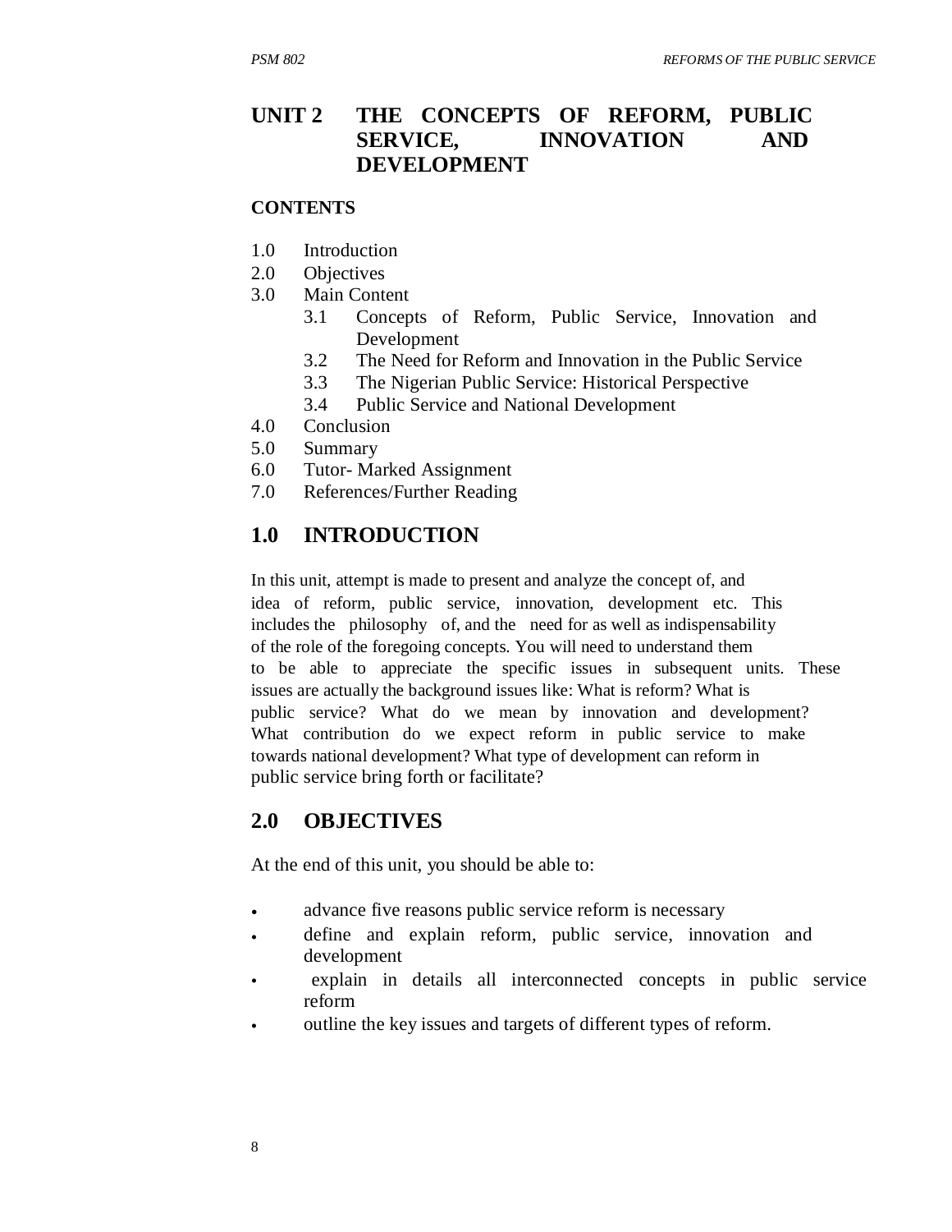# UNIT 2 THE CONCEPTS OF REFORM, PUBLIC SERVICE, INNOVATION AND DEVELOPMENT

**CONTENTS**

1.0 Introduction
2.0 Objectives
3.0 Main Content
    3.1 Concepts of Reform, Public Service, Innovation and Development
    3.2 The Need for Reform and Innovation in the Public Service
    3.3 The Nigerian Public Service: Historical Perspective
    3.4 Public Service and National Development
4.0 Conclusion
5.0 Summary
6.0 Tutor- Marked Assignment
7.0 References/Further Reading

## 1.0 INTRODUCTION

In this unit, attempt is made to present and analyze the concept of, and idea of reform, public service, innovation, development etc. This includes the philosophy of, and the need for as well as indispensability of the role of the foregoing concepts. You will need to understand them to be able to appreciate the specific issues in subsequent units. These issues are actually the background issues like: What is reform? What is public service? What do we mean by innovation and development? What contribution do we expect reform in public service to make towards national development? What type of development can reform in public service bring forth or facilitate?

## 2.0 OBJECTIVES

At the end of this unit, you should be able to:

- advance five reasons public service reform is necessary
- define and explain reform, public service, innovation and development
- explain in details all interconnected concepts in public service reform
- outline the key issues and targets of different types of reform.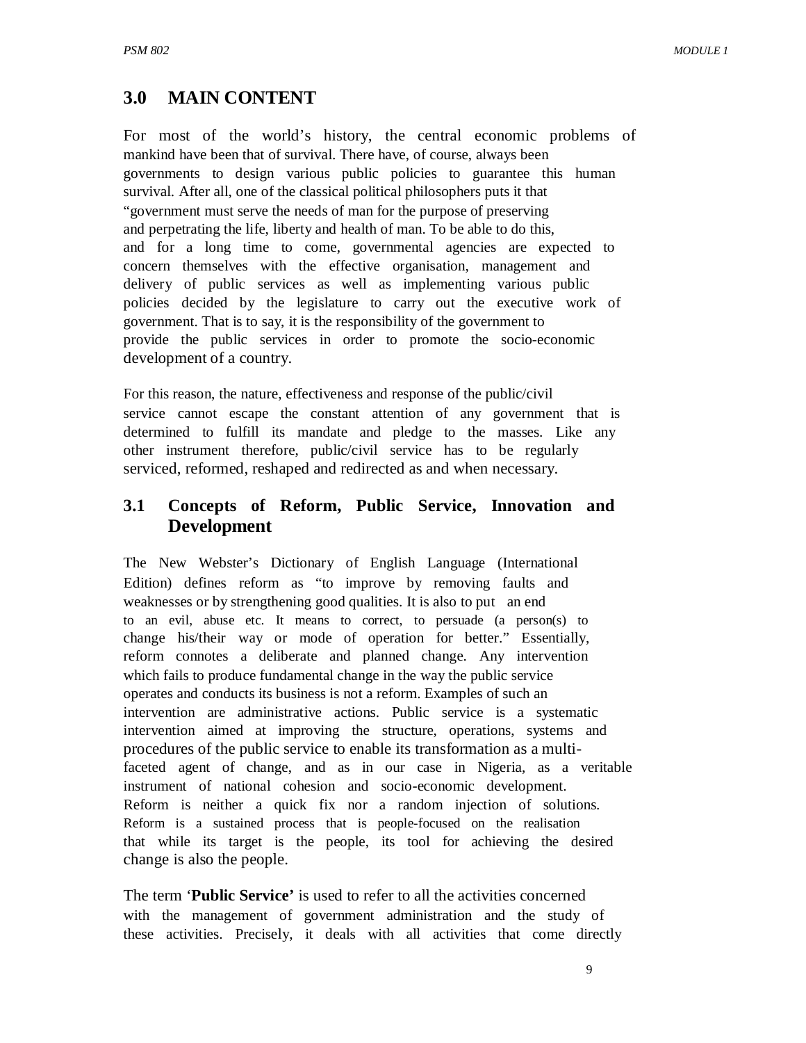## 3.0 MAIN CONTENT

For most of the world's history, the central economic problems of mankind have been that of survival. There have, of course, always been governments to design various public policies to guarantee this human survival. After all, one of the classical political philosophers puts it that "government must serve the needs of man for the purpose of preserving and perpetrating the life, liberty and health of man. To be able to do this, and for a long time to come, governmental agencies are expected to concern themselves with the effective organisation, management and delivery of public services as well as implementing various public policies decided by the legislature to carry out the executive work of government. That is to say, it is the responsibility of the government to provide the public services in order to promote the socio-economic development of a country.

For this reason, the nature, effectiveness and response of the public/civil service cannot escape the constant attention of any government that is determined to fulfill its mandate and pledge to the masses. Like any other instrument therefore, public/civil service has to be regularly serviced, reformed, reshaped and redirected as and when necessary.

### 3.1 Concepts of Reform, Public Service, Innovation and Development

The New Webster's Dictionary of English Language (International Edition) defines reform as "to improve by removing faults and weaknesses or by strengthening good qualities. It is also to put an end to an evil, abuse etc. It means to correct, to persuade (a person(s) to change his/their way or mode of operation for better." Essentially, reform connotes a deliberate and planned change. Any intervention which fails to produce fundamental change in the way the public service operates and conducts its business is not a reform. Examples of such an intervention are administrative actions. Public service is a systematic intervention aimed at improving the structure, operations, systems and procedures of the public service to enable its transformation as a multi-faceted agent of change, and as in our case in Nigeria, as a veritable instrument of national cohesion and socio-economic development. Reform is neither a quick fix nor a random injection of solutions. Reform is a sustained process that is people-focused on the realisation that while its target is the people, its tool for achieving the desired change is also the people.

The term '**Public Service'** is used to refer to all the activities concerned with the management of government administration and the study of these activities. Precisely, it deals with all activities that come directly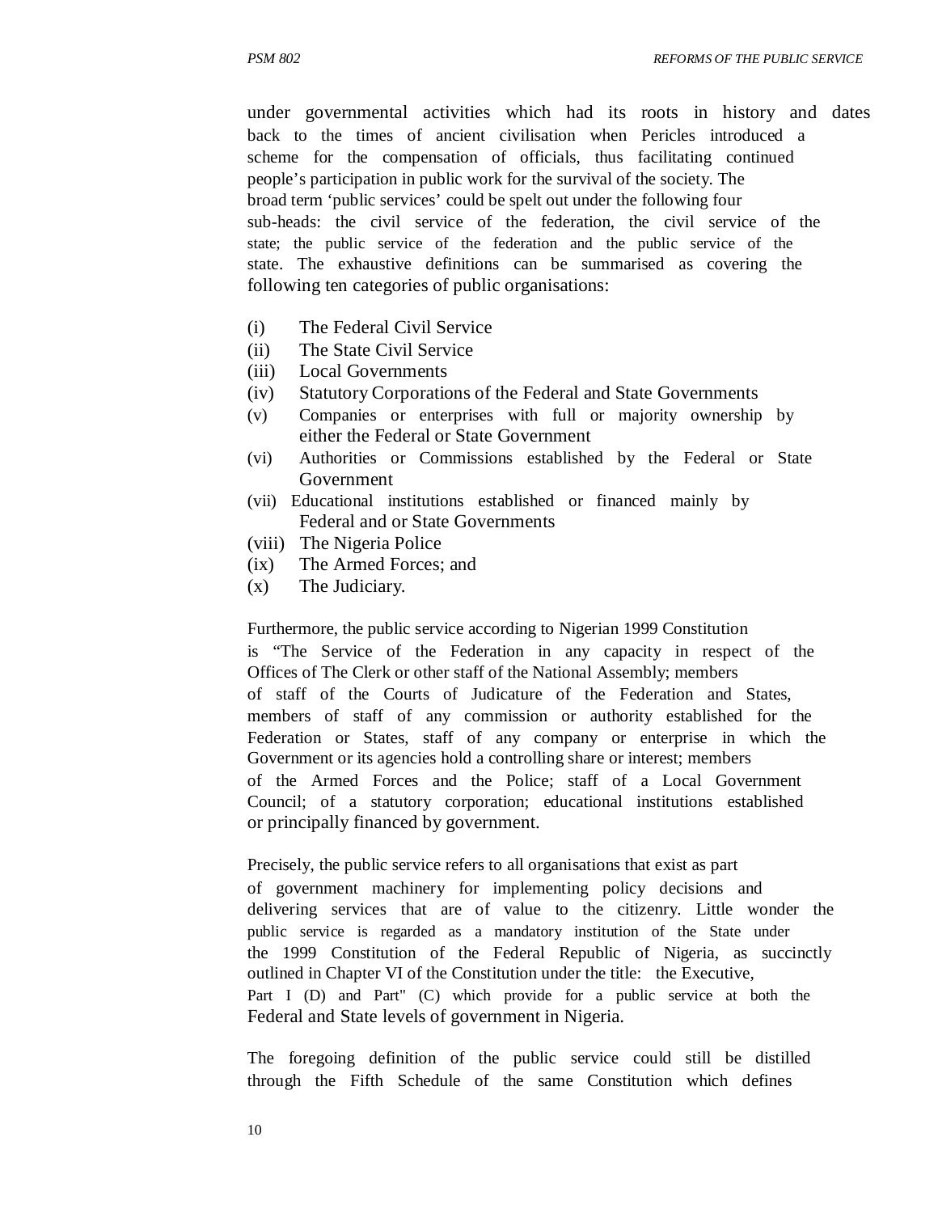under governmental activities which had its roots in history and dates back to the times of ancient civilisation when Pericles introduced a scheme for the compensation of officials, thus facilitating continued people's participation in public work for the survival of the society. The broad term 'public services' could be spelt out under the following four sub-heads: the civil service of the federation, the civil service of the state; the public service of the federation and the public service of the state. The exhaustive definitions can be summarised as covering the following ten categories of public organisations:

(i) The Federal Civil Service
(ii) The State Civil Service
(iii) Local Governments
(iv) Statutory Corporations of the Federal and State Governments
(v) Companies or enterprises with full or majority ownership by either the Federal or State Government
(vi) Authorities or Commissions established by the Federal or State Government
(vii) Educational institutions established or financed mainly by Federal and or State Governments
(viii) The Nigeria Police
(ix) The Armed Forces; and
(x) The Judiciary.

Furthermore, the public service according to Nigerian 1999 Constitution is "The Service of the Federation in any capacity in respect of the Offices of The Clerk or other staff of the National Assembly; members of staff of the Courts of Judicature of the Federation and States, members of staff of any commission or authority established for the Federation or States, staff of any company or enterprise in which the Government or its agencies hold a controlling share or interest; members of the Armed Forces and the Police; staff of a Local Government Council; of a statutory corporation; educational institutions established or principally financed by government.

Precisely, the public service refers to all organisations that exist as part of government machinery for implementing policy decisions and delivering services that are of value to the citizenry. Little wonder the public service is regarded as a mandatory institution of the State under the 1999 Constitution of the Federal Republic of Nigeria, as succinctly outlined in Chapter VI of the Constitution under the title: the Executive, Part I (D) and Part" (C) which provide for a public service at both the Federal and State levels of government in Nigeria.

The foregoing definition of the public service could still be distilled through the Fifth Schedule of the same Constitution which defines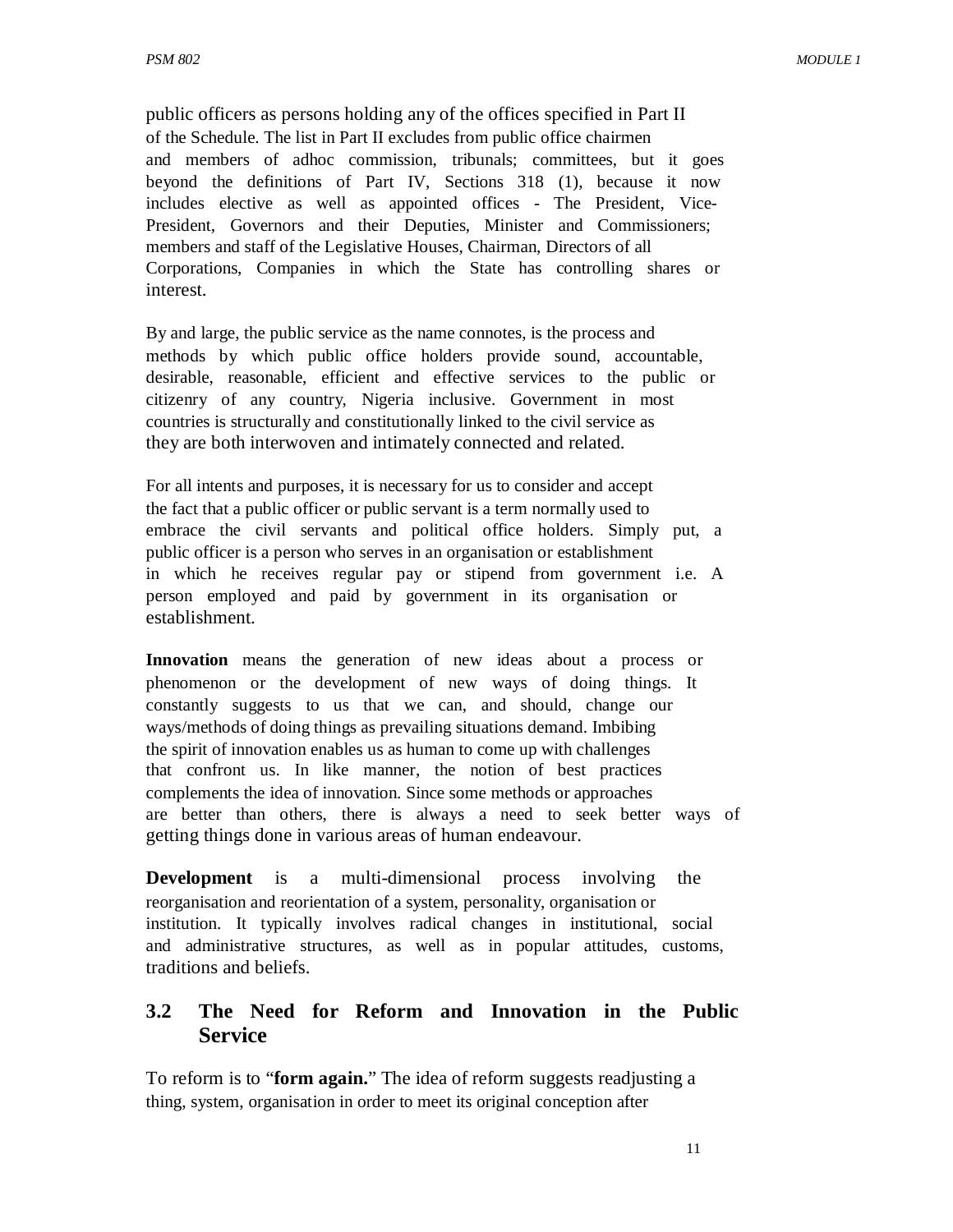public officers as persons holding any of the offices specified in Part II of the Schedule. The list in Part II excludes from public office chairmen and members of adhoc commission, tribunals; committees, but it goes beyond the definitions of Part IV, Sections 318 (1), because it now includes elective as well as appointed offices - The President, Vice-President, Governors and their Deputies, Minister and Commissioners; members and staff of the Legislative Houses, Chairman, Directors of all Corporations, Companies in which the State has controlling shares or interest.

By and large, the public service as the name connotes, is the process and methods by which public office holders provide sound, accountable, desirable, reasonable, efficient and effective services to the public or citizenry of any country, Nigeria inclusive. Government in most countries is structurally and constitutionally linked to the civil service as they are both interwoven and intimately connected and related.

For all intents and purposes, it is necessary for us to consider and accept the fact that a public officer or public servant is a term normally used to embrace the civil servants and political office holders. Simply put, a public officer is a person who serves in an organisation or establishment in which he receives regular pay or stipend from government i.e. A person employed and paid by government in its organisation or establishment.

**Innovation** means the generation of new ideas about a process or phenomenon or the development of new ways of doing things. It constantly suggests to us that we can, and should, change our ways/methods of doing things as prevailing situations demand. Imbibing the spirit of innovation enables us as human to come up with challenges that confront us. In like manner, the notion of best practices complements the idea of innovation. Since some methods or approaches are better than others, there is always a need to seek better ways of getting things done in various areas of human endeavour.

**Development** is a multi-dimensional process involving the reorganisation and reorientation of a system, personality, organisation or institution. It typically involves radical changes in institutional, social and administrative structures, as well as in popular attitudes, customs, traditions and beliefs.

## 3.2 The Need for Reform and Innovation in the Public Service

To reform is to "**form again.**" The idea of reform suggests readjusting a thing, system, organisation in order to meet its original conception after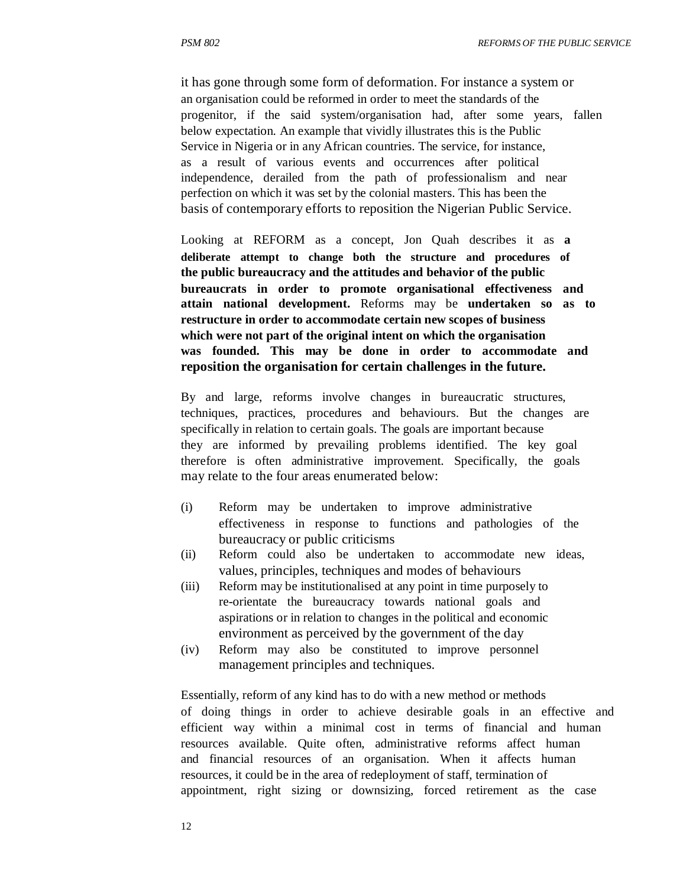it has gone through some form of deformation. For instance a system or an organisation could be reformed in order to meet the standards of the progenitor, if the said system/organisation had, after some years, fallen below expectation. An example that vividly illustrates this is the Public Service in Nigeria or in any African countries. The service, for instance, as a result of various events and occurrences after political independence, derailed from the path of professionalism and near perfection on which it was set by the colonial masters. This has been the basis of contemporary efforts to reposition the Nigerian Public Service.

Looking at REFORM as a concept, Jon Quah describes it as **a deliberate attempt to change both the structure and procedures of the public bureaucracy and the attitudes and behavior of the public bureaucrats in order to promote organisational effectiveness and attain national development.** Reforms may be **undertaken so as to restructure in order to accommodate certain new scopes of business which were not part of the original intent on which the organisation was founded. This may be done in order to accommodate and reposition the organisation for certain challenges in the future.**

By and large, reforms involve changes in bureaucratic structures, techniques, practices, procedures and behaviours. But the changes are specifically in relation to certain goals. The goals are important because they are informed by prevailing problems identified. The key goal therefore is often administrative improvement. Specifically, the goals may relate to the four areas enumerated below:

(i) Reform may be undertaken to improve administrative effectiveness in response to functions and pathologies of the bureaucracy or public criticisms

(ii) Reform could also be undertaken to accommodate new ideas, values, principles, techniques and modes of behaviours

(iii) Reform may be institutionalised at any point in time purposely to re-orientate the bureaucracy towards national goals and aspirations or in relation to changes in the political and economic environment as perceived by the government of the day

(iv) Reform may also be constituted to improve personnel management principles and techniques.

Essentially, reform of any kind has to do with a new method or methods of doing things in order to achieve desirable goals in an effective and efficient way within a minimal cost in terms of financial and human resources available. Quite often, administrative reforms affect human and financial resources of an organisation. When it affects human resources, it could be in the area of redeployment of staff, termination of appointment, right sizing or downsizing, forced retirement as the case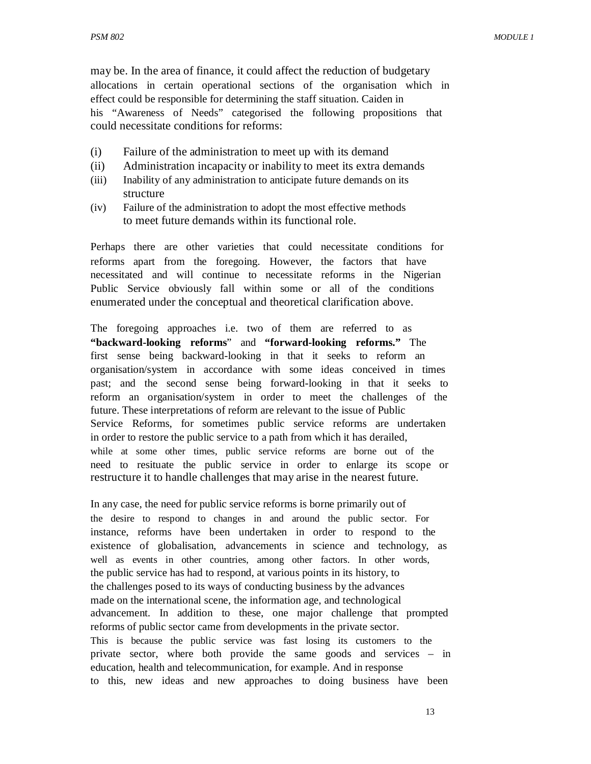may be. In the area of finance, it could affect the reduction of budgetary allocations in certain operational sections of the organisation which in effect could be responsible for determining the staff situation. Caiden in his "Awareness of Needs" categorised the following propositions that could necessitate conditions for reforms:

(i) Failure of the administration to meet up with its demand
(ii) Administration incapacity or inability to meet its extra demands
(iii) Inability of any administration to anticipate future demands on its structure
(iv) Failure of the administration to adopt the most effective methods to meet future demands within its functional role.

Perhaps there are other varieties that could necessitate conditions for reforms apart from the foregoing. However, the factors that have necessitated and will continue to necessitate reforms in the Nigerian Public Service obviously fall within some or all of the conditions enumerated under the conceptual and theoretical clarification above.

The foregoing approaches i.e. two of them are referred to as **"backward-looking reforms**" and **"forward-looking reforms."** The first sense being backward-looking in that it seeks to reform an organisation/system in accordance with some ideas conceived in times past; and the second sense being forward-looking in that it seeks to reform an organisation/system in order to meet the challenges of the future. These interpretations of reform are relevant to the issue of Public Service Reforms, for sometimes public service reforms are undertaken in order to restore the public service to a path from which it has derailed, while at some other times, public service reforms are borne out of the need to resituate the public service in order to enlarge its scope or restructure it to handle challenges that may arise in the nearest future.

In any case, the need for public service reforms is borne primarily out of the desire to respond to changes in and around the public sector. For instance, reforms have been undertaken in order to respond to the existence of globalisation, advancements in science and technology, as well as events in other countries, among other factors. In other words, the public service has had to respond, at various points in its history, to the challenges posed to its ways of conducting business by the advances made on the international scene, the information age, and technological advancement. In addition to these, one major challenge that prompted reforms of public sector came from developments in the private sector. This is because the public service was fast losing its customers to the private sector, where both provide the same goods and services – in education, health and telecommunication, for example. And in response to this, new ideas and new approaches to doing business have been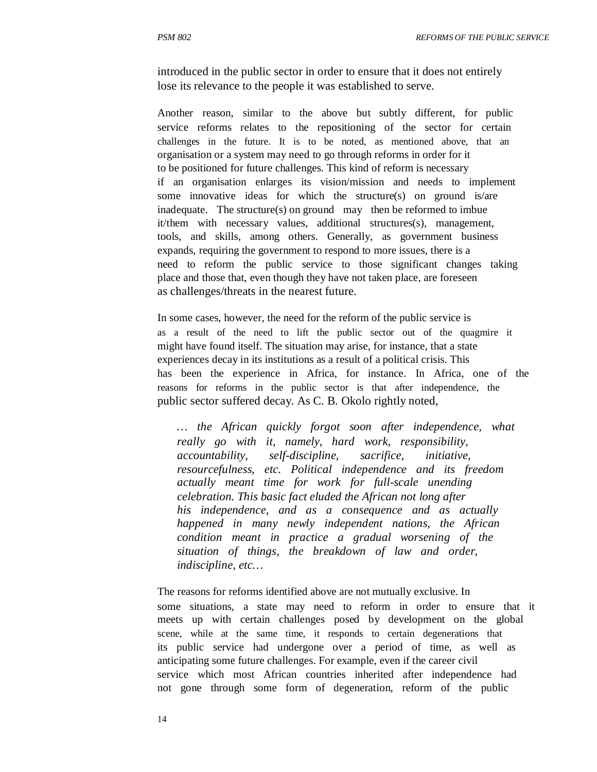introduced in the public sector in order to ensure that it does not entirely lose its relevance to the people it was established to serve.

Another reason, similar to the above but subtly different, for public service reforms relates to the repositioning of the sector for certain challenges in the future. It is to be noted, as mentioned above, that an organisation or a system may need to go through reforms in order for it to be positioned for future challenges. This kind of reform is necessary if an organisation enlarges its vision/mission and needs to implement some innovative ideas for which the structure(s) on ground is/are inadequate. The structure(s) on ground may then be reformed to imbue it/them with necessary values, additional structures(s), management, tools, and skills, among others. Generally, as government business expands, requiring the government to respond to more issues, there is a need to reform the public service to those significant changes taking place and those that, even though they have not taken place, are foreseen as challenges/threats in the nearest future.

In some cases, however, the need for the reform of the public service is as a result of the need to lift the public sector out of the quagmire it might have found itself. The situation may arise, for instance, that a state experiences decay in its institutions as a result of a political crisis. This has been the experience in Africa, for instance. In Africa, one of the reasons for reforms in the public sector is that after independence, the public sector suffered decay. As C. B. Okolo rightly noted,

> *… the African quickly forgot soon after independence, what really go with it, namely, hard work, responsibility, accountability, self-discipline, sacrifice, initiative, resourcefulness, etc. Political independence and its freedom actually meant time for work for full-scale unending celebration. This basic fact eluded the African not long after his independence, and as a consequence and as actually happened in many newly independent nations, the African condition meant in practice a gradual worsening of the situation of things, the breakdown of law and order, indiscipline, etc…*

The reasons for reforms identified above are not mutually exclusive. In some situations, a state may need to reform in order to ensure that it meets up with certain challenges posed by development on the global scene, while at the same time, it responds to certain degenerations that its public service had undergone over a period of time, as well as anticipating some future challenges. For example, even if the career civil service which most African countries inherited after independence had not gone through some form of degeneration, reform of the public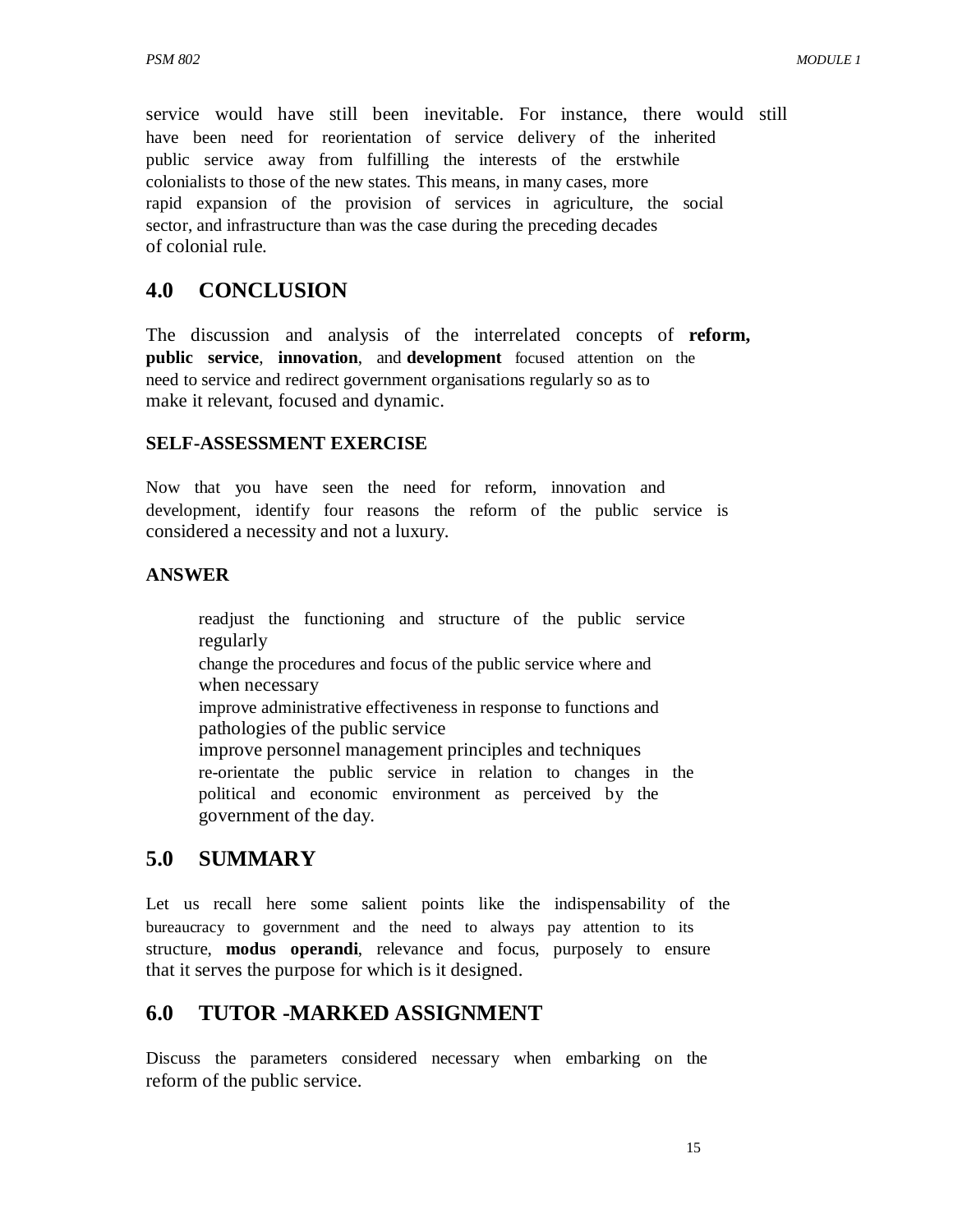service would have still been inevitable. For instance, there would still have been need for reorientation of service delivery of the inherited public service away from fulfilling the interests of the erstwhile colonialists to those of the new states. This means, in many cases, more rapid expansion of the provision of services in agriculture, the social sector, and infrastructure than was the case during the preceding decades of colonial rule.

## 4.0 CONCLUSION

The discussion and analysis of the interrelated concepts of **reform, public service**, **innovation**, and **development** focused attention on the need to service and redirect government organisations regularly so as to make it relevant, focused and dynamic.

### SELF-ASSESSMENT EXERCISE

Now that you have seen the need for reform, innovation and development, identify four reasons the reform of the public service is considered a necessity and not a luxury.

### ANSWER

- readjust the functioning and structure of the public service regularly
- change the procedures and focus of the public service where and when necessary
- improve administrative effectiveness in response to functions and pathologies of the public service
- improve personnel management principles and techniques
- re-orientate the public service in relation to changes in the political and economic environment as perceived by the government of the day.

## 5.0 SUMMARY

Let us recall here some salient points like the indispensability of the bureaucracy to government and the need to always pay attention to its structure, **modus operandi**, relevance and focus, purposely to ensure that it serves the purpose for which is it designed.

## 6.0 TUTOR -MARKED ASSIGNMENT

Discuss the parameters considered necessary when embarking on the reform of the public service.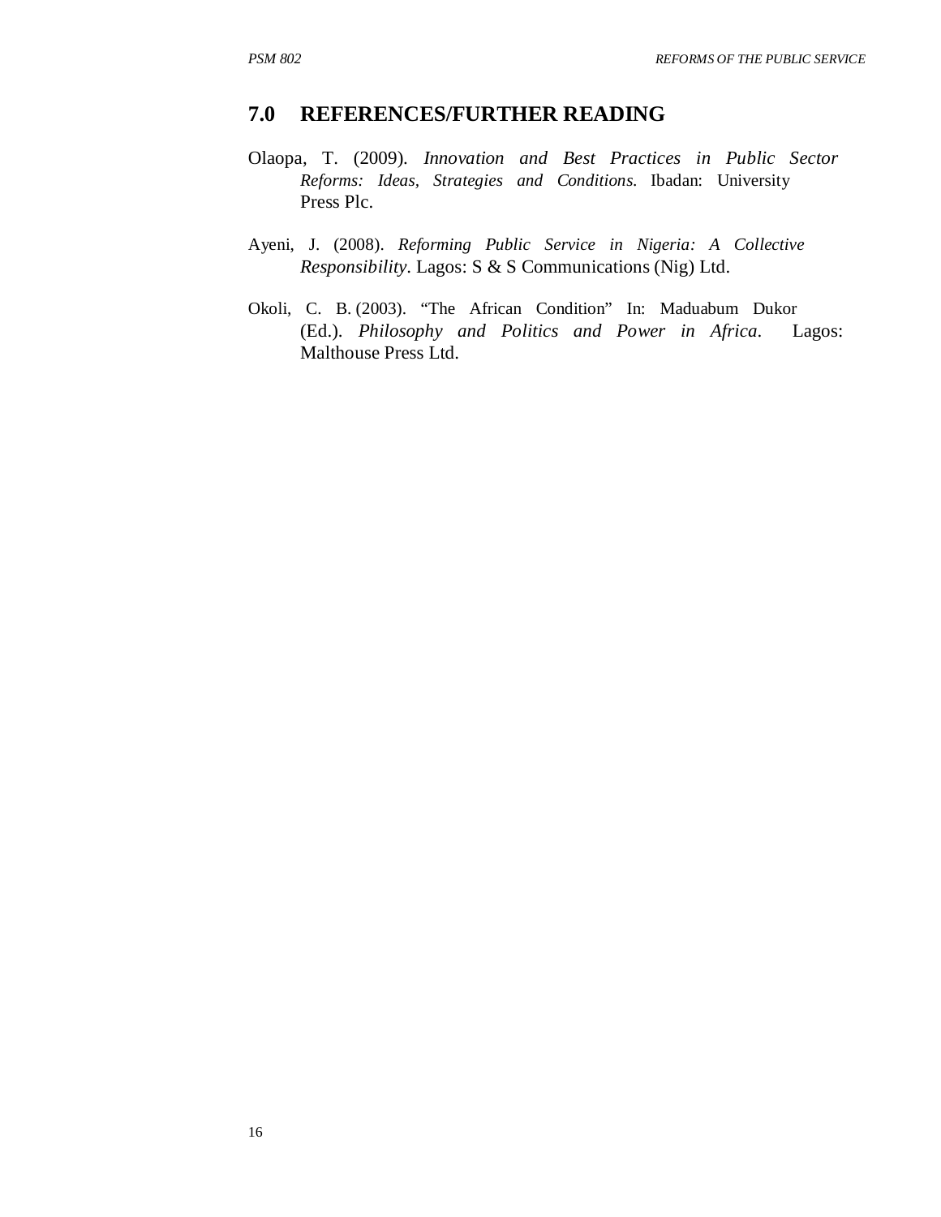## 7.0 REFERENCES/FURTHER READING

Olaopa, T. (2009). *Innovation and Best Practices in Public Sector Reforms: Ideas, Strategies and Conditions.* Ibadan: University Press Plc.

Ayeni, J. (2008). *Reforming Public Service in Nigeria: A Collective Responsibility*. Lagos: S & S Communications (Nig) Ltd.

Okoli, C. B. (2003). "The African Condition" In: Maduabum Dukor (Ed.). *Philosophy and Politics and Power in Africa*. Lagos: Malthouse Press Ltd.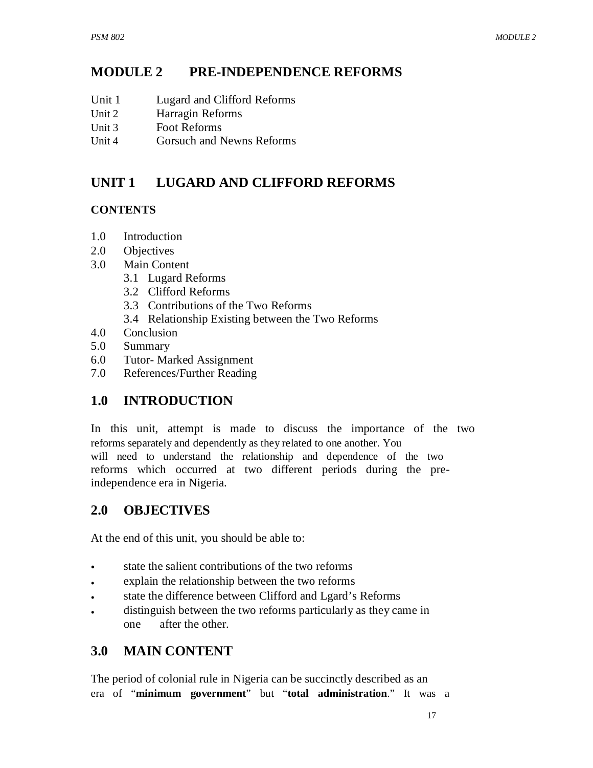# MODULE 2 PRE-INDEPENDENCE REFORMS

Unit 1 Lugard and Clifford Reforms
Unit 2 Harragin Reforms
Unit 3 Foot Reforms
Unit 4 Gorsuch and Newns Reforms

## UNIT 1 LUGARD AND CLIFFORD REFORMS

### CONTENTS

1.0 Introduction
2.0 Objectives
3.0 Main Content
  3.1 Lugard Reforms
  3.2 Clifford Reforms
  3.3 Contributions of the Two Reforms
  3.4 Relationship Existing between the Two Reforms
4.0 Conclusion
5.0 Summary
6.0 Tutor- Marked Assignment
7.0 References/Further Reading

## 1.0 INTRODUCTION

In this unit, attempt is made to discuss the importance of the two reforms separately and dependently as they related to one another. You will need to understand the relationship and dependence of the two reforms which occurred at two different periods during the pre-independence era in Nigeria.

## 2.0 OBJECTIVES

At the end of this unit, you should be able to:

- state the salient contributions of the two reforms
- explain the relationship between the two reforms
- state the difference between Clifford and Lgard's Reforms
- distinguish between the two reforms particularly as they came in one after the other.

## 3.0 MAIN CONTENT

The period of colonial rule in Nigeria can be succinctly described as an era of "**minimum government**" but "**total administration**." It was a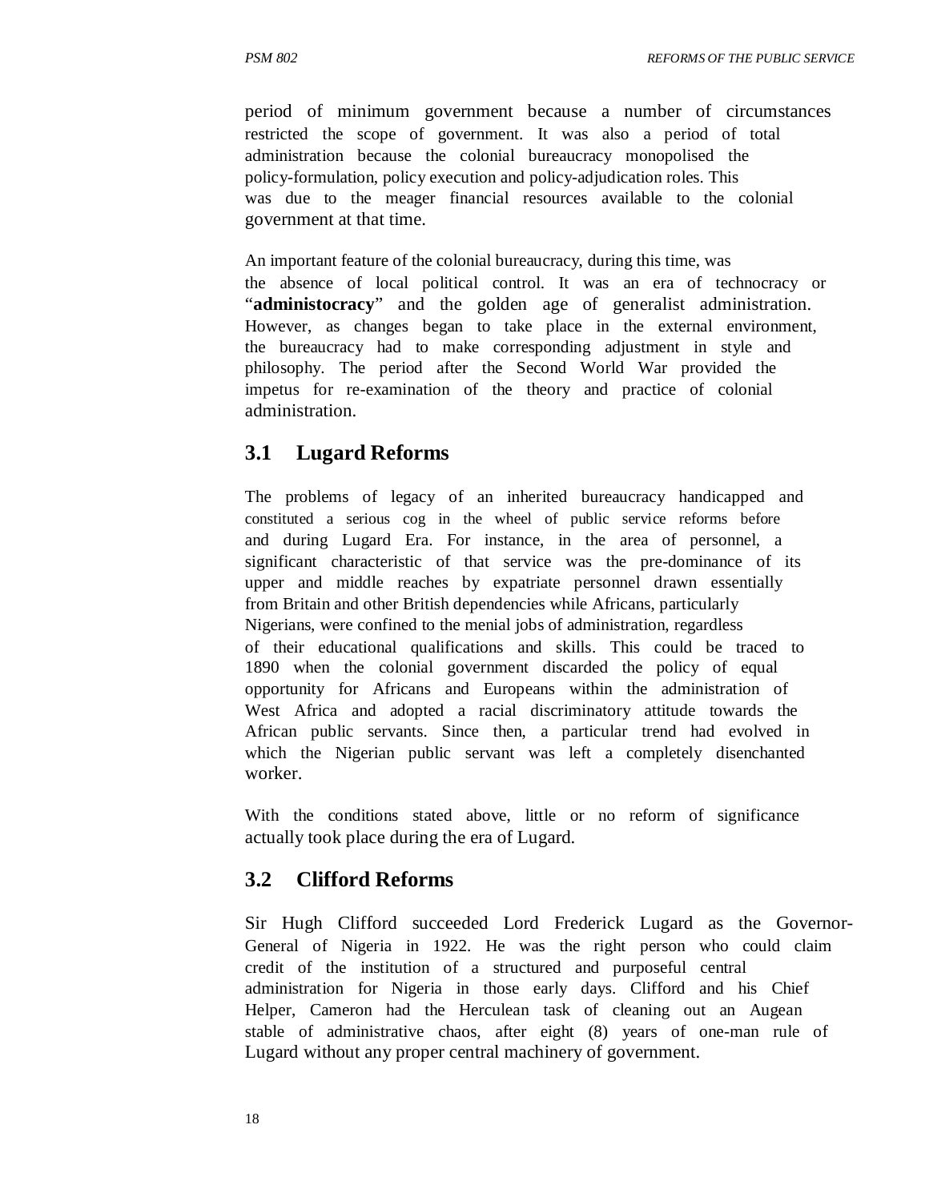period of minimum government because a number of circumstances restricted the scope of government. It was also a period of total administration because the colonial bureaucracy monopolised the policy-formulation, policy execution and policy-adjudication roles. This was due to the meager financial resources available to the colonial government at that time.

An important feature of the colonial bureaucracy, during this time, was the absence of local political control. It was an era of technocracy or "**administocracy**" and the golden age of generalist administration. However, as changes began to take place in the external environment, the bureaucracy had to make corresponding adjustment in style and philosophy. The period after the Second World War provided the impetus for re-examination of the theory and practice of colonial administration.

## 3.1 Lugard Reforms

The problems of legacy of an inherited bureaucracy handicapped and constituted a serious cog in the wheel of public service reforms before and during Lugard Era. For instance, in the area of personnel, a significant characteristic of that service was the pre-dominance of its upper and middle reaches by expatriate personnel drawn essentially from Britain and other British dependencies while Africans, particularly Nigerians, were confined to the menial jobs of administration, regardless of their educational qualifications and skills. This could be traced to 1890 when the colonial government discarded the policy of equal opportunity for Africans and Europeans within the administration of West Africa and adopted a racial discriminatory attitude towards the African public servants. Since then, a particular trend had evolved in which the Nigerian public servant was left a completely disenchanted worker.

With the conditions stated above, little or no reform of significance actually took place during the era of Lugard.

## 3.2 Clifford Reforms

Sir Hugh Clifford succeeded Lord Frederick Lugard as the Governor-General of Nigeria in 1922. He was the right person who could claim credit of the institution of a structured and purposeful central administration for Nigeria in those early days. Clifford and his Chief Helper, Cameron had the Herculean task of cleaning out an Augean stable of administrative chaos, after eight (8) years of one-man rule of Lugard without any proper central machinery of government.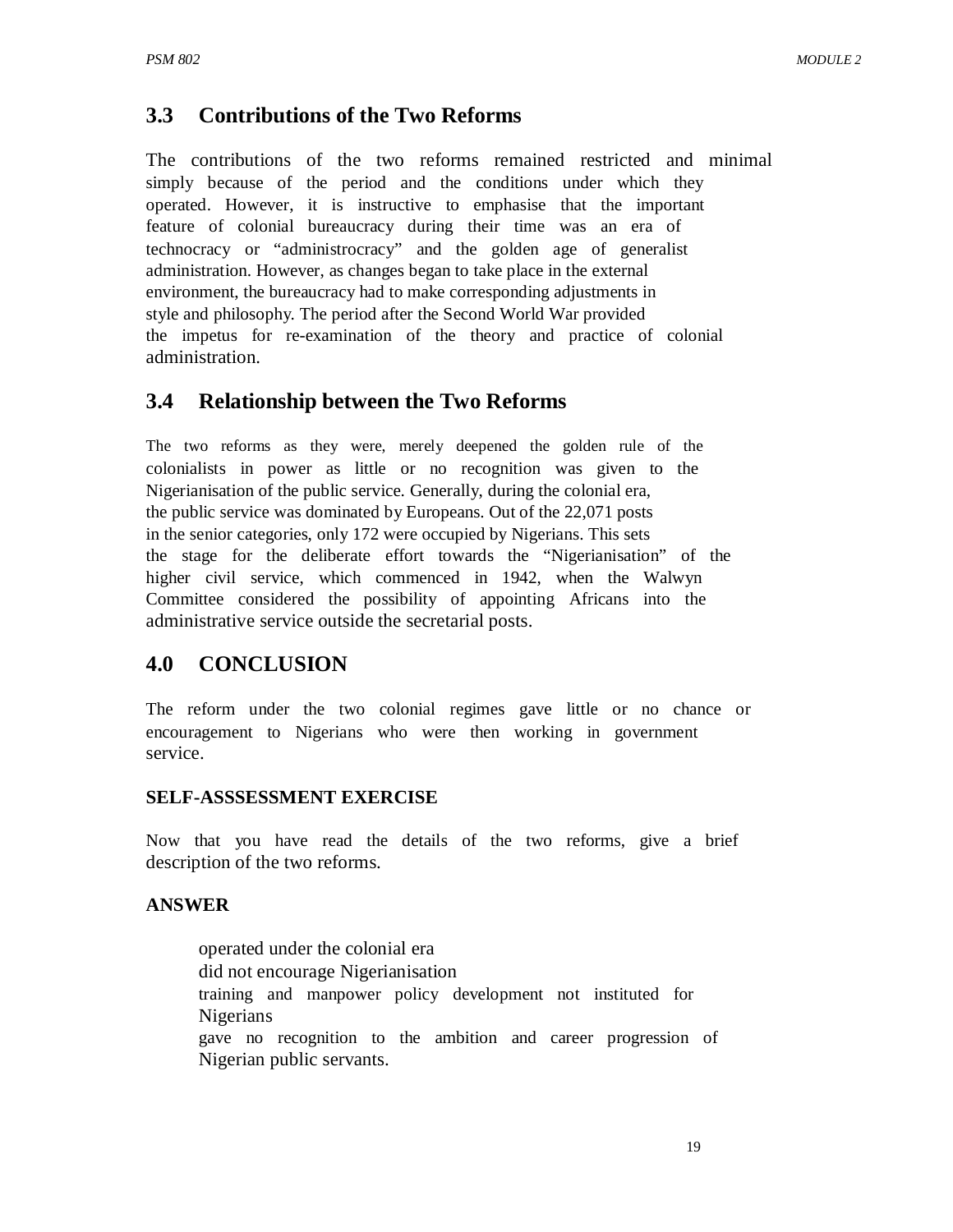## 3.3 Contributions of the Two Reforms

The contributions of the two reforms remained restricted and minimal simply because of the period and the conditions under which they operated. However, it is instructive to emphasise that the important feature of colonial bureaucracy during their time was an era of technocracy or "administrocracy" and the golden age of generalist administration. However, as changes began to take place in the external environment, the bureaucracy had to make corresponding adjustments in style and philosophy. The period after the Second World War provided the impetus for re-examination of the theory and practice of colonial administration.

## 3.4 Relationship between the Two Reforms

The two reforms as they were, merely deepened the golden rule of the colonialists in power as little or no recognition was given to the Nigerianisation of the public service. Generally, during the colonial era, the public service was dominated by Europeans. Out of the 22,071 posts in the senior categories, only 172 were occupied by Nigerians. This sets the stage for the deliberate effort towards the "Nigerianisation" of the higher civil service, which commenced in 1942, when the Walwyn Committee considered the possibility of appointing Africans into the administrative service outside the secretarial posts.

## 4.0 CONCLUSION

The reform under the two colonial regimes gave little or no chance or encouragement to Nigerians who were then working in government service.

**SELF-ASSSESSMENT EXERCISE**

Now that you have read the details of the two reforms, give a brief description of the two reforms.

**ANSWER**

- operated under the colonial era
- did not encourage Nigerianisation
- training and manpower policy development not instituted for Nigerians
- gave no recognition to the ambition and career progression of Nigerian public servants.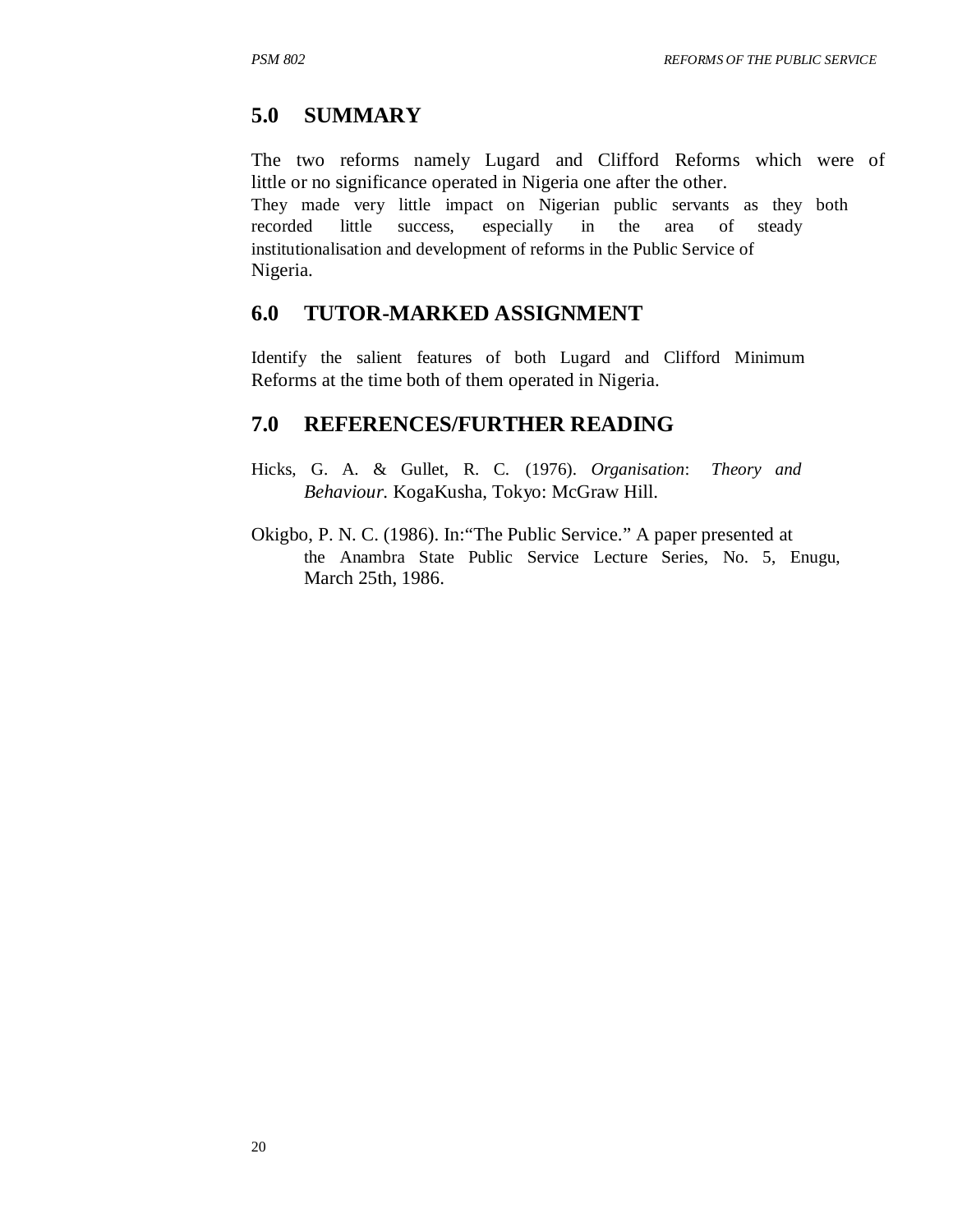## 5.0 SUMMARY

The two reforms namely Lugard and Clifford Reforms which were of little or no significance operated in Nigeria one after the other. They made very little impact on Nigerian public servants as they both recorded little success, especially in the area of steady institutionalisation and development of reforms in the Public Service of Nigeria.

## 6.0 TUTOR-MARKED ASSIGNMENT

Identify the salient features of both Lugard and Clifford Minimum Reforms at the time both of them operated in Nigeria.

## 7.0 REFERENCES/FURTHER READING

Hicks, G. A. & Gullet, R. C. (1976). *Organisation*: *Theory and Behaviour.* KogaKusha, Tokyo: McGraw Hill.

Okigbo, P. N. C. (1986). In:"The Public Service." A paper presented at the Anambra State Public Service Lecture Series, No. 5, Enugu, March 25th, 1986.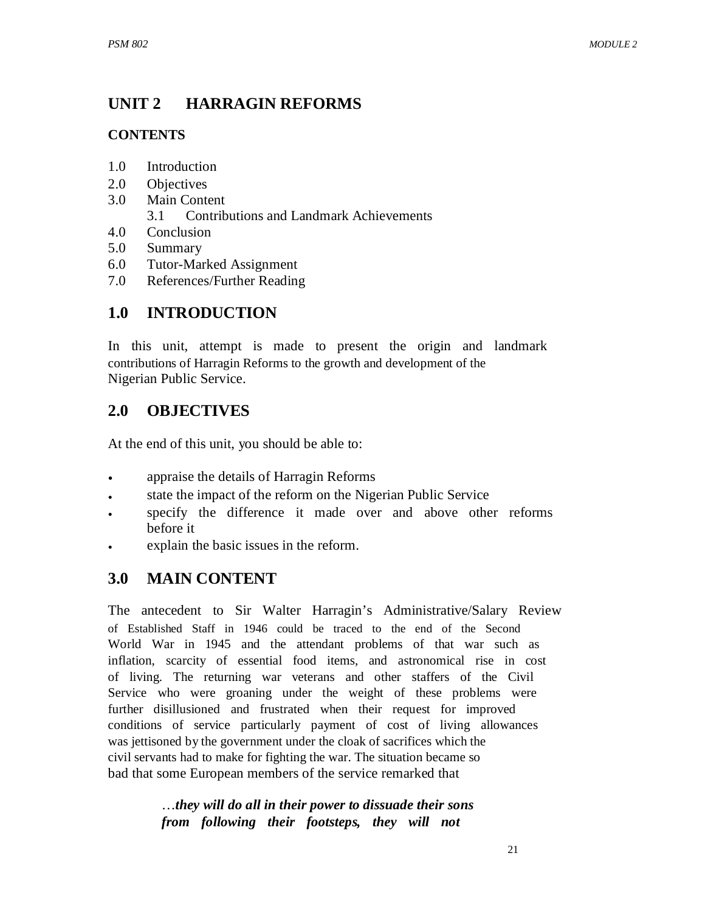## UNIT 2 HARRAGIN REFORMS

**CONTENTS**

1.0 Introduction
2.0 Objectives
3.0 Main Content
    3.1 Contributions and Landmark Achievements
4.0 Conclusion
5.0 Summary
6.0 Tutor-Marked Assignment
7.0 References/Further Reading

## 1.0 INTRODUCTION

In this unit, attempt is made to present the origin and landmark contributions of Harragin Reforms to the growth and development of the Nigerian Public Service.

## 2.0 OBJECTIVES

At the end of this unit, you should be able to:

- appraise the details of Harragin Reforms
- state the impact of the reform on the Nigerian Public Service
- specify the difference it made over and above other reforms before it
- explain the basic issues in the reform.

## 3.0 MAIN CONTENT

The antecedent to Sir Walter Harragin's Administrative/Salary Review of Established Staff in 1946 could be traced to the end of the Second World War in 1945 and the attendant problems of that war such as inflation, scarcity of essential food items, and astronomical rise in cost of living. The returning war veterans and other staffers of the Civil Service who were groaning under the weight of these problems were further disillusioned and frustrated when their request for improved conditions of service particularly payment of cost of living allowances was jettisoned by the government under the cloak of sacrifices which the civil servants had to make for fighting the war. The situation became so bad that some European members of the service remarked that

> …***they will do all in their power to dissuade their sons from following their footsteps, they will not***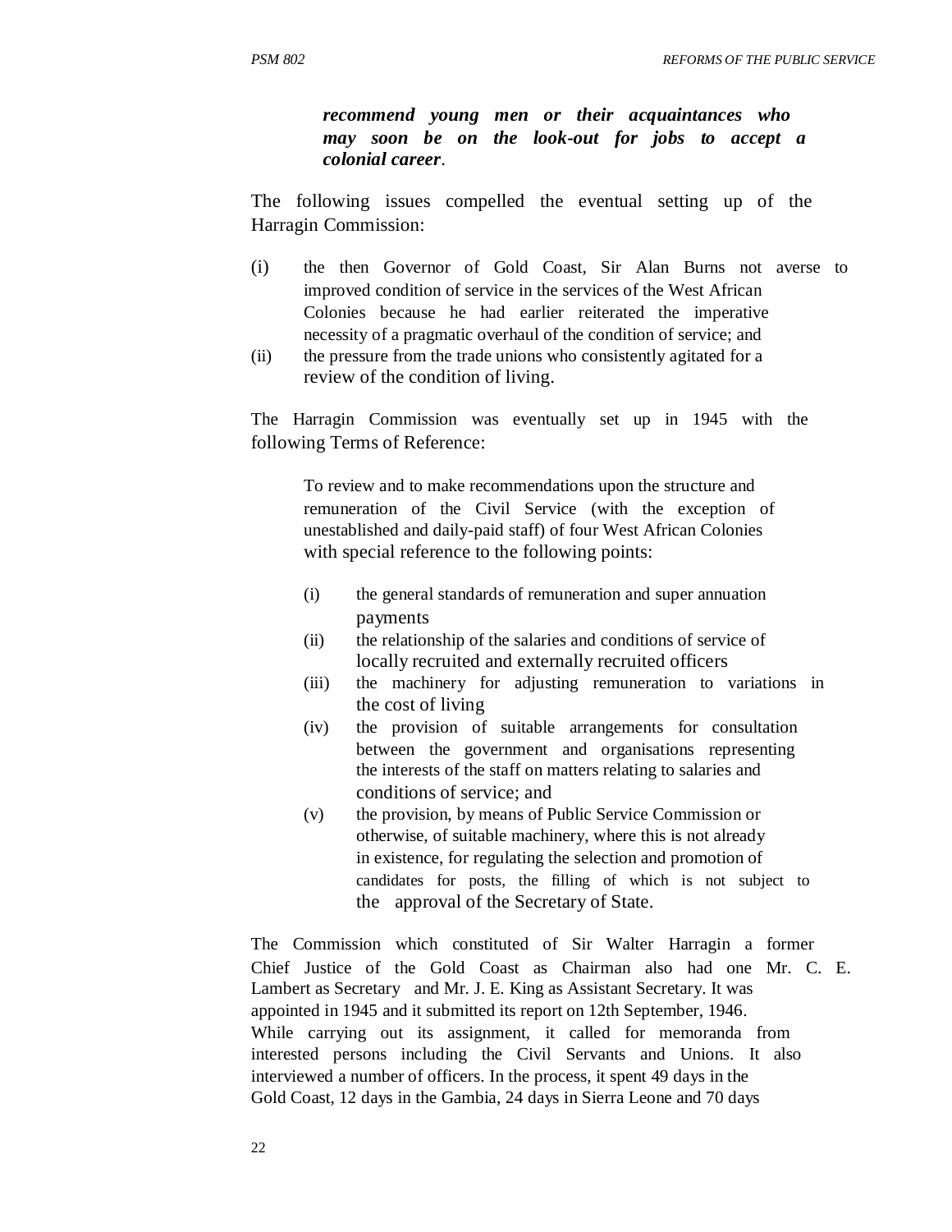***recommend young men or their acquaintances who may soon be on the look-out for jobs to accept a colonial career***.

The following issues compelled the eventual setting up of the Harragin Commission:

(i) the then Governor of Gold Coast, Sir Alan Burns not averse to improved condition of service in the services of the West African Colonies because he had earlier reiterated the imperative necessity of a pragmatic overhaul of the condition of service; and
(ii) the pressure from the trade unions who consistently agitated for a review of the condition of living.

The Harragin Commission was eventually set up in 1945 with the following Terms of Reference:

> To review and to make recommendations upon the structure and remuneration of the Civil Service (with the exception of unestablished and daily-paid staff) of four West African Colonies with special reference to the following points:
>
> (i) the general standards of remuneration and super annuation payments
> (ii) the relationship of the salaries and conditions of service of locally recruited and externally recruited officers
> (iii) the machinery for adjusting remuneration to variations in the cost of living
> (iv) the provision of suitable arrangements for consultation between the government and organisations representing the interests of the staff on matters relating to salaries and conditions of service; and
> (v) the provision, by means of Public Service Commission or otherwise, of suitable machinery, where this is not already in existence, for regulating the selection and promotion of candidates for posts, the filling of which is not subject to the approval of the Secretary of State.

The Commission which constituted of Sir Walter Harragin a former Chief Justice of the Gold Coast as Chairman also had one Mr. C. E. Lambert as Secretary and Mr. J. E. King as Assistant Secretary. It was appointed in 1945 and it submitted its report on 12th September, 1946. While carrying out its assignment, it called for memoranda from interested persons including the Civil Servants and Unions. It also interviewed a number of officers. In the process, it spent 49 days in the Gold Coast, 12 days in the Gambia, 24 days in Sierra Leone and 70 days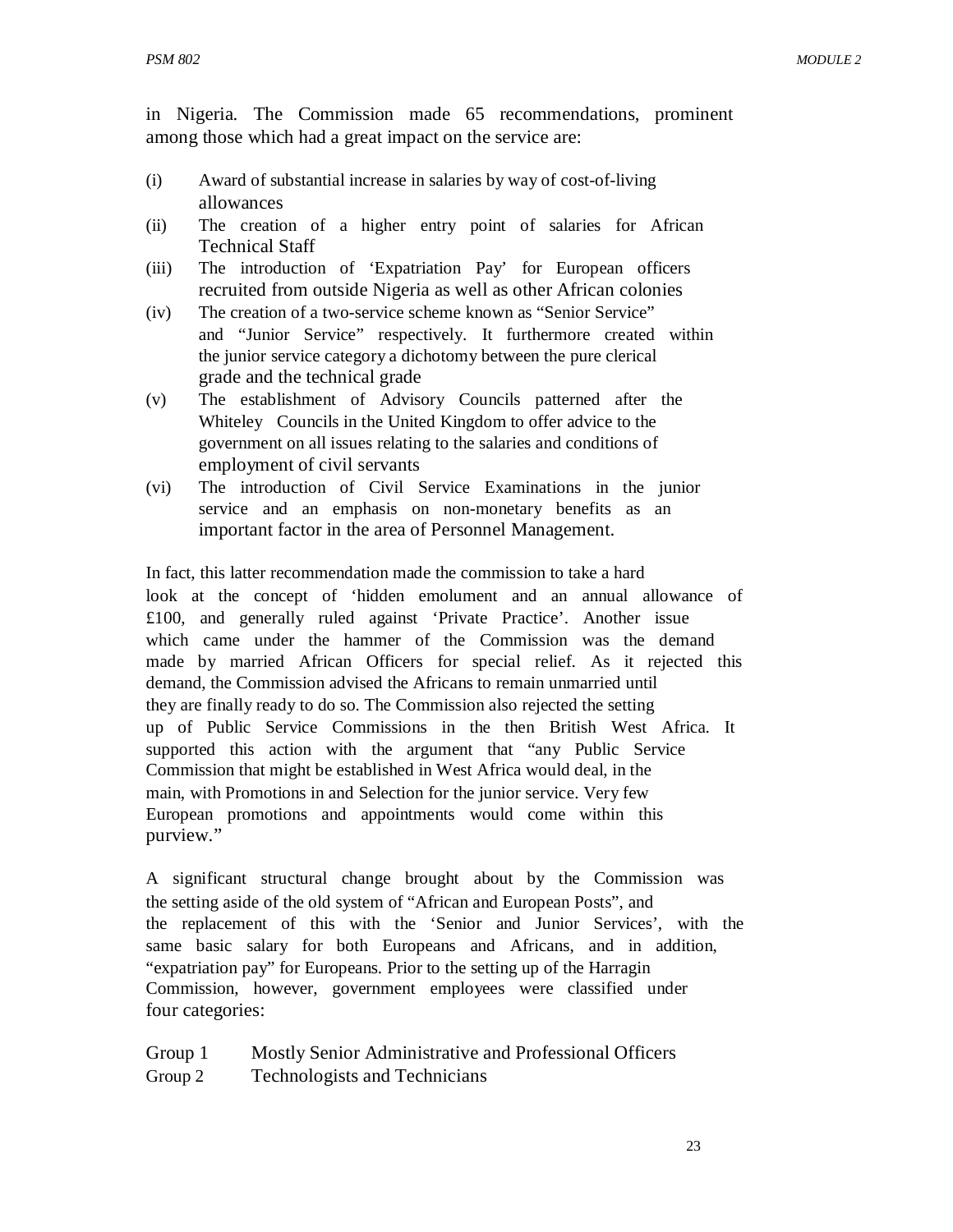in Nigeria. The Commission made 65 recommendations, prominent among those which had a great impact on the service are:

(i) Award of substantial increase in salaries by way of cost-of-living allowances
(ii) The creation of a higher entry point of salaries for African Technical Staff
(iii) The introduction of 'Expatriation Pay' for European officers recruited from outside Nigeria as well as other African colonies
(iv) The creation of a two-service scheme known as "Senior Service" and "Junior Service" respectively. It furthermore created within the junior service category a dichotomy between the pure clerical grade and the technical grade
(v) The establishment of Advisory Councils patterned after the Whiteley Councils in the United Kingdom to offer advice to the government on all issues relating to the salaries and conditions of employment of civil servants
(vi) The introduction of Civil Service Examinations in the junior service and an emphasis on non-monetary benefits as an important factor in the area of Personnel Management.

In fact, this latter recommendation made the commission to take a hard look at the concept of 'hidden emolument and an annual allowance of £100, and generally ruled against 'Private Practice'. Another issue which came under the hammer of the Commission was the demand made by married African Officers for special relief. As it rejected this demand, the Commission advised the Africans to remain unmarried until they are finally ready to do so. The Commission also rejected the setting up of Public Service Commissions in the then British West Africa. It supported this action with the argument that "any Public Service Commission that might be established in West Africa would deal, in the main, with Promotions in and Selection for the junior service. Very few European promotions and appointments would come within this purview."

A significant structural change brought about by the Commission was the setting aside of the old system of "African and European Posts", and the replacement of this with the 'Senior and Junior Services', with the same basic salary for both Europeans and Africans, and in addition, "expatriation pay" for Europeans. Prior to the setting up of the Harragin Commission, however, government employees were classified under four categories:

Group 1 Mostly Senior Administrative and Professional Officers
Group 2 Technologists and Technicians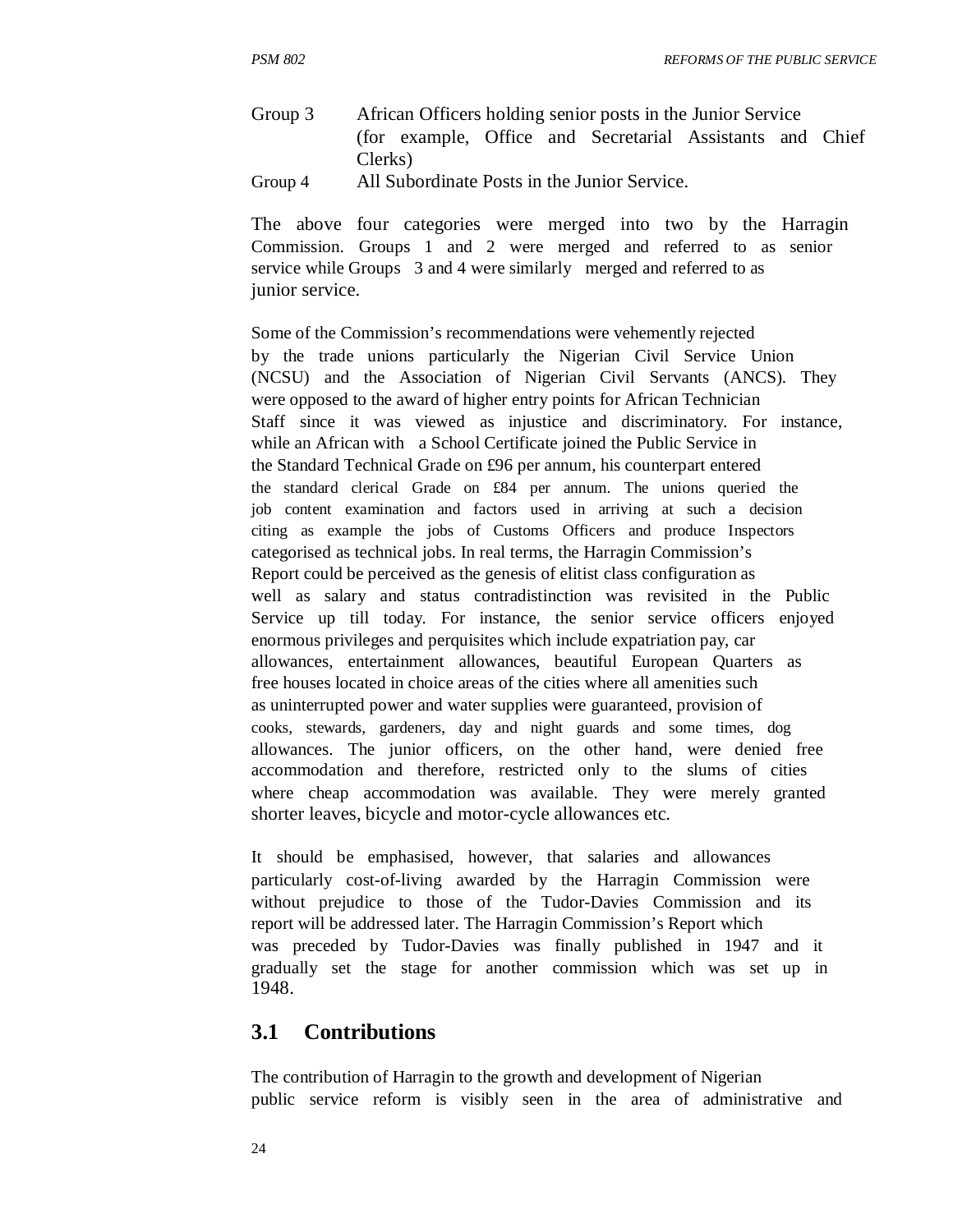Group 3 African Officers holding senior posts in the Junior Service (for example, Office and Secretarial Assistants and Chief Clerks)

Group 4 All Subordinate Posts in the Junior Service.

The above four categories were merged into two by the Harragin Commission. Groups 1 and 2 were merged and referred to as senior service while Groups 3 and 4 were similarly merged and referred to as junior service.

Some of the Commission's recommendations were vehemently rejected by the trade unions particularly the Nigerian Civil Service Union (NCSU) and the Association of Nigerian Civil Servants (ANCS). They were opposed to the award of higher entry points for African Technician Staff since it was viewed as injustice and discriminatory. For instance, while an African with a School Certificate joined the Public Service in the Standard Technical Grade on £96 per annum, his counterpart entered the standard clerical Grade on £84 per annum. The unions queried the job content examination and factors used in arriving at such a decision citing as example the jobs of Customs Officers and produce Inspectors categorised as technical jobs. In real terms, the Harragin Commission's Report could be perceived as the genesis of elitist class configuration as well as salary and status contradistinction was revisited in the Public Service up till today. For instance, the senior service officers enjoyed enormous privileges and perquisites which include expatriation pay, car allowances, entertainment allowances, beautiful European Quarters as free houses located in choice areas of the cities where all amenities such as uninterrupted power and water supplies were guaranteed, provision of cooks, stewards, gardeners, day and night guards and some times, dog allowances. The junior officers, on the other hand, were denied free accommodation and therefore, restricted only to the slums of cities where cheap accommodation was available. They were merely granted shorter leaves, bicycle and motor-cycle allowances etc.

It should be emphasised, however, that salaries and allowances particularly cost-of-living awarded by the Harragin Commission were without prejudice to those of the Tudor-Davies Commission and its report will be addressed later. The Harragin Commission's Report which was preceded by Tudor-Davies was finally published in 1947 and it gradually set the stage for another commission which was set up in 1948.

## 3.1 Contributions

The contribution of Harragin to the growth and development of Nigerian public service reform is visibly seen in the area of administrative and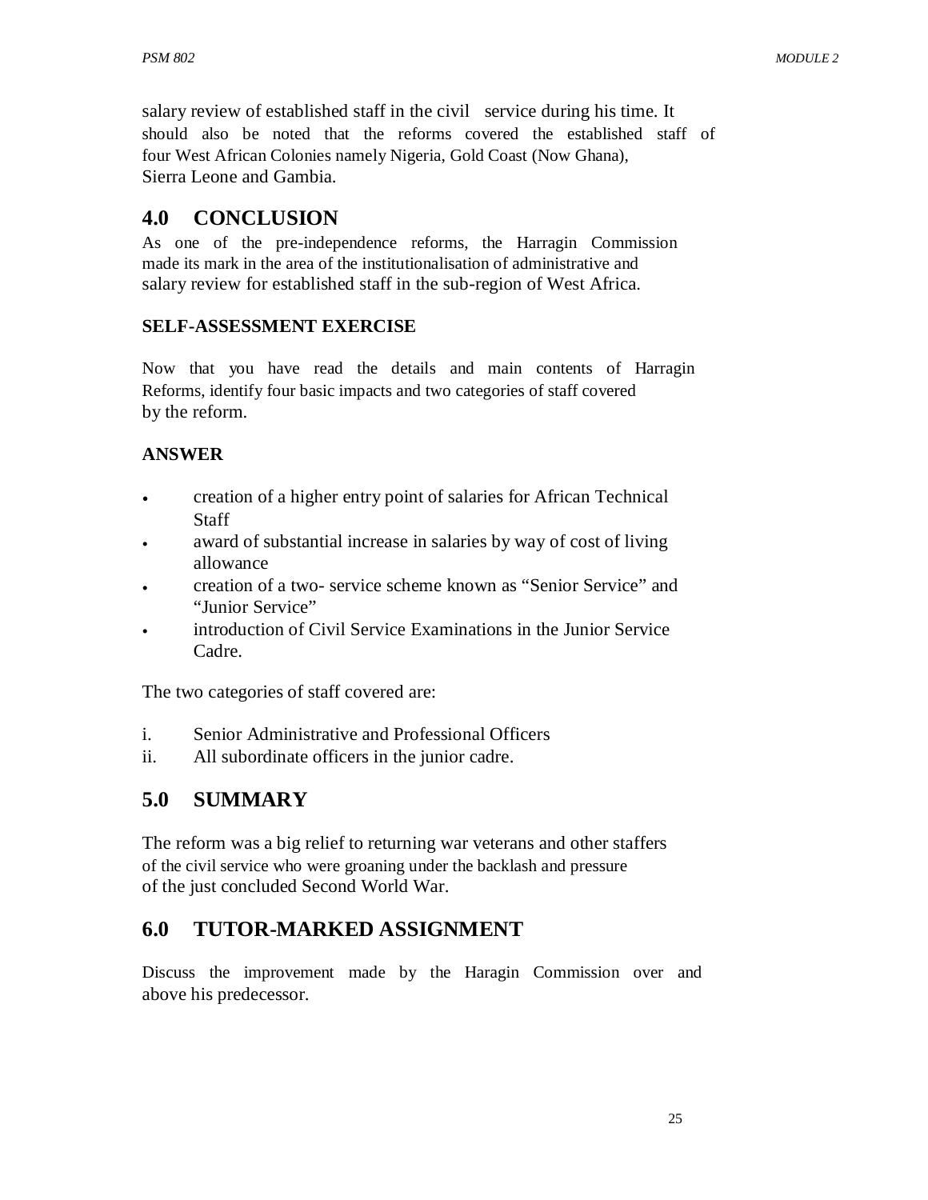salary review of established staff in the civil service during his time. It should also be noted that the reforms covered the established staff of four West African Colonies namely Nigeria, Gold Coast (Now Ghana), Sierra Leone and Gambia.

## 4.0 CONCLUSION

As one of the pre-independence reforms, the Harragin Commission made its mark in the area of the institutionalisation of administrative and salary review for established staff in the sub-region of West Africa.

### SELF-ASSESSMENT EXERCISE

Now that you have read the details and main contents of Harragin Reforms, identify four basic impacts and two categories of staff covered by the reform.

### ANSWER

- creation of a higher entry point of salaries for African Technical Staff
- award of substantial increase in salaries by way of cost of living allowance
- creation of a two- service scheme known as "Senior Service" and "Junior Service"
- introduction of Civil Service Examinations in the Junior Service Cadre.

The two categories of staff covered are:

i. Senior Administrative and Professional Officers
ii. All subordinate officers in the junior cadre.

## 5.0 SUMMARY

The reform was a big relief to returning war veterans and other staffers of the civil service who were groaning under the backlash and pressure of the just concluded Second World War.

## 6.0 TUTOR-MARKED ASSIGNMENT

Discuss the improvement made by the Haragin Commission over and above his predecessor.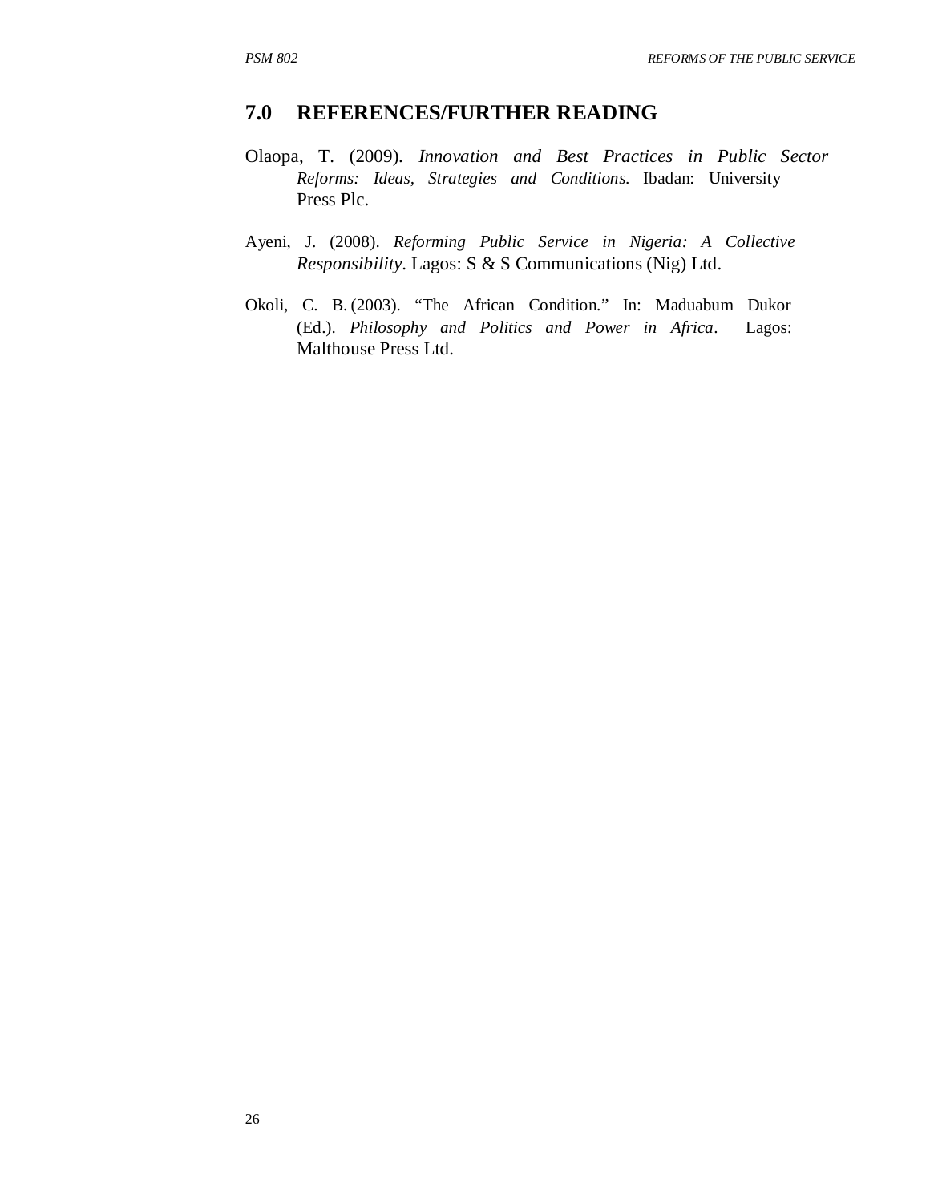## 7.0 REFERENCES/FURTHER READING

Olaopa, T. (2009). *Innovation and Best Practices in Public Sector Reforms: Ideas, Strategies and Conditions*. Ibadan: University Press Plc.

Ayeni, J. (2008). *Reforming Public Service in Nigeria: A Collective Responsibility*. Lagos: S & S Communications (Nig) Ltd.

Okoli, C. B. (2003). "The African Condition." In: Maduabum Dukor (Ed.). *Philosophy and Politics and Power in Africa*. Lagos: Malthouse Press Ltd.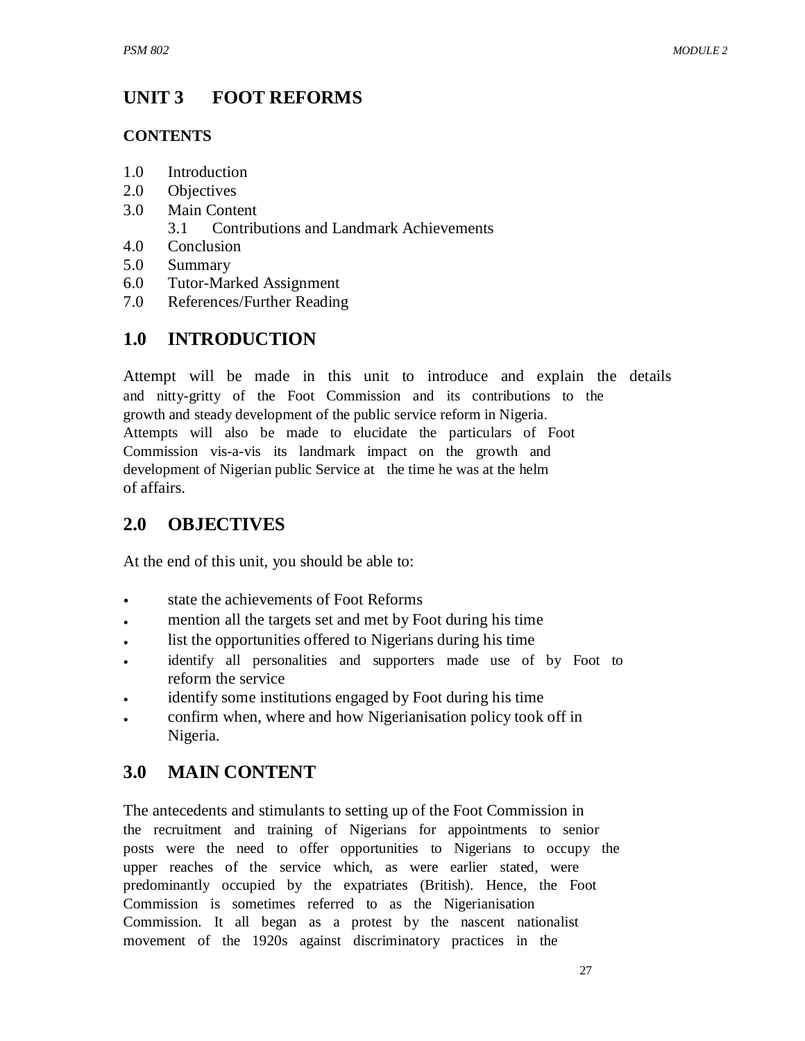## UNIT 3 FOOT REFORMS

### CONTENTS

1.0 Introduction
2.0 Objectives
3.0 Main Content
   3.1 Contributions and Landmark Achievements
4.0 Conclusion
5.0 Summary
6.0 Tutor-Marked Assignment
7.0 References/Further Reading

## 1.0 INTRODUCTION

Attempt will be made in this unit to introduce and explain the details and nitty-gritty of the Foot Commission and its contributions to the growth and steady development of the public service reform in Nigeria. Attempts will also be made to elucidate the particulars of Foot Commission vis-a-vis its landmark impact on the growth and development of Nigerian public Service at the time he was at the helm of affairs.

## 2.0 OBJECTIVES

At the end of this unit, you should be able to:

- state the achievements of Foot Reforms
- mention all the targets set and met by Foot during his time
- list the opportunities offered to Nigerians during his time
- identify all personalities and supporters made use of by Foot to reform the service
- identify some institutions engaged by Foot during his time
- confirm when, where and how Nigerianisation policy took off in Nigeria.

## 3.0 MAIN CONTENT

The antecedents and stimulants to setting up of the Foot Commission in the recruitment and training of Nigerians for appointments to senior posts were the need to offer opportunities to Nigerians to occupy the upper reaches of the service which, as were earlier stated, were predominantly occupied by the expatriates (British). Hence, the Foot Commission is sometimes referred to as the Nigerianisation Commission. It all began as a protest by the nascent nationalist movement of the 1920s against discriminatory practices in the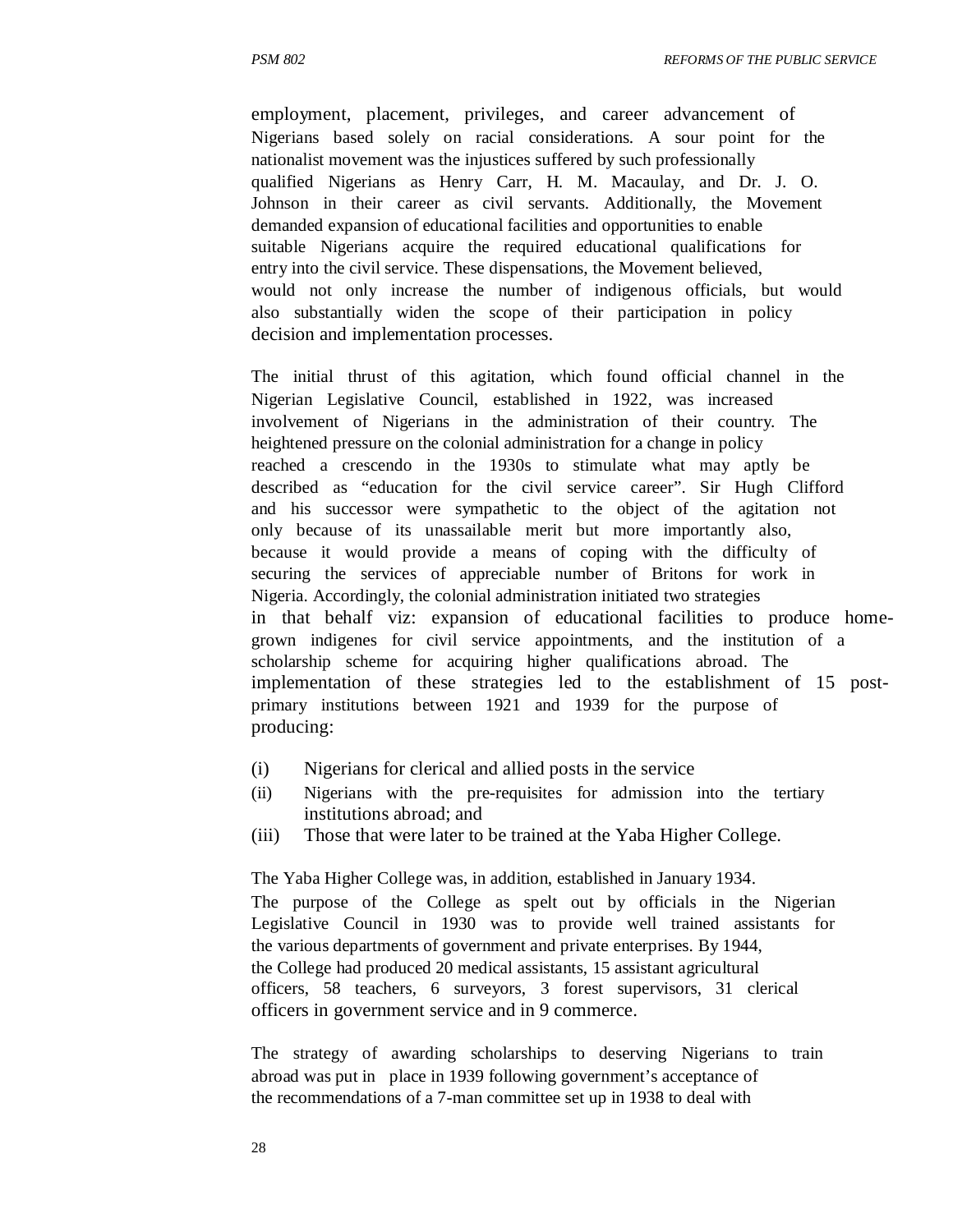employment, placement, privileges, and career advancement of Nigerians based solely on racial considerations. A sour point for the nationalist movement was the injustices suffered by such professionally qualified Nigerians as Henry Carr, H. M. Macaulay, and Dr. J. O. Johnson in their career as civil servants. Additionally, the Movement demanded expansion of educational facilities and opportunities to enable suitable Nigerians acquire the required educational qualifications for entry into the civil service. These dispensations, the Movement believed, would not only increase the number of indigenous officials, but would also substantially widen the scope of their participation in policy decision and implementation processes.

The initial thrust of this agitation, which found official channel in the Nigerian Legislative Council, established in 1922, was increased involvement of Nigerians in the administration of their country. The heightened pressure on the colonial administration for a change in policy reached a crescendo in the 1930s to stimulate what may aptly be described as "education for the civil service career". Sir Hugh Clifford and his successor were sympathetic to the object of the agitation not only because of its unassailable merit but more importantly also, because it would provide a means of coping with the difficulty of securing the services of appreciable number of Britons for work in Nigeria. Accordingly, the colonial administration initiated two strategies in that behalf viz: expansion of educational facilities to produce home-grown indigenes for civil service appointments, and the institution of a scholarship scheme for acquiring higher qualifications abroad. The implementation of these strategies led to the establishment of 15 post-primary institutions between 1921 and 1939 for the purpose of producing:

(i) Nigerians for clerical and allied posts in the service
(ii) Nigerians with the pre-requisites for admission into the tertiary institutions abroad; and
(iii) Those that were later to be trained at the Yaba Higher College.

The Yaba Higher College was, in addition, established in January 1934. The purpose of the College as spelt out by officials in the Nigerian Legislative Council in 1930 was to provide well trained assistants for the various departments of government and private enterprises. By 1944, the College had produced 20 medical assistants, 15 assistant agricultural officers, 58 teachers, 6 surveyors, 3 forest supervisors, 31 clerical officers in government service and in 9 commerce.

The strategy of awarding scholarships to deserving Nigerians to train abroad was put in place in 1939 following government's acceptance of the recommendations of a 7-man committee set up in 1938 to deal with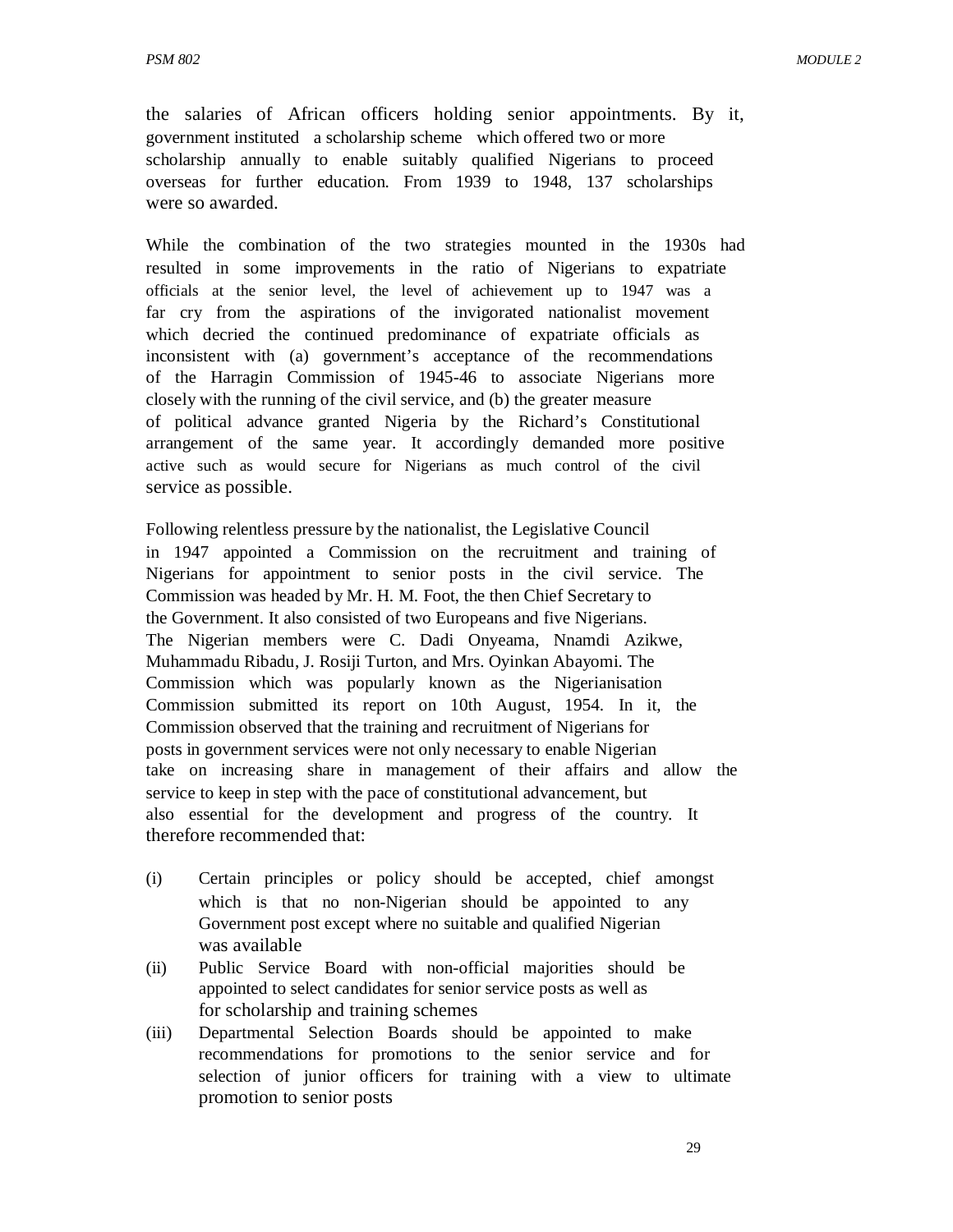the salaries of African officers holding senior appointments. By it, government instituted a scholarship scheme which offered two or more scholarship annually to enable suitably qualified Nigerians to proceed overseas for further education. From 1939 to 1948, 137 scholarships were so awarded.

While the combination of the two strategies mounted in the 1930s had resulted in some improvements in the ratio of Nigerians to expatriate officials at the senior level, the level of achievement up to 1947 was a far cry from the aspirations of the invigorated nationalist movement which decried the continued predominance of expatriate officials as inconsistent with (a) government's acceptance of the recommendations of the Harragin Commission of 1945-46 to associate Nigerians more closely with the running of the civil service, and (b) the greater measure of political advance granted Nigeria by the Richard's Constitutional arrangement of the same year. It accordingly demanded more positive active such as would secure for Nigerians as much control of the civil service as possible.

Following relentless pressure by the nationalist, the Legislative Council in 1947 appointed a Commission on the recruitment and training of Nigerians for appointment to senior posts in the civil service. The Commission was headed by Mr. H. M. Foot, the then Chief Secretary to the Government. It also consisted of two Europeans and five Nigerians. The Nigerian members were C. Dadi Onyeama, Nnamdi Azikwe, Muhammadu Ribadu, J. Rosiji Turton, and Mrs. Oyinkan Abayomi. The Commission which was popularly known as the Nigerianisation Commission submitted its report on 10th August, 1954. In it, the Commission observed that the training and recruitment of Nigerians for posts in government services were not only necessary to enable Nigerian take on increasing share in management of their affairs and allow the service to keep in step with the pace of constitutional advancement, but also essential for the development and progress of the country. It therefore recommended that:

(i) Certain principles or policy should be accepted, chief amongst which is that no non-Nigerian should be appointed to any Government post except where no suitable and qualified Nigerian was available
(ii) Public Service Board with non-official majorities should be appointed to select candidates for senior service posts as well as for scholarship and training schemes
(iii) Departmental Selection Boards should be appointed to make recommendations for promotions to the senior service and for selection of junior officers for training with a view to ultimate promotion to senior posts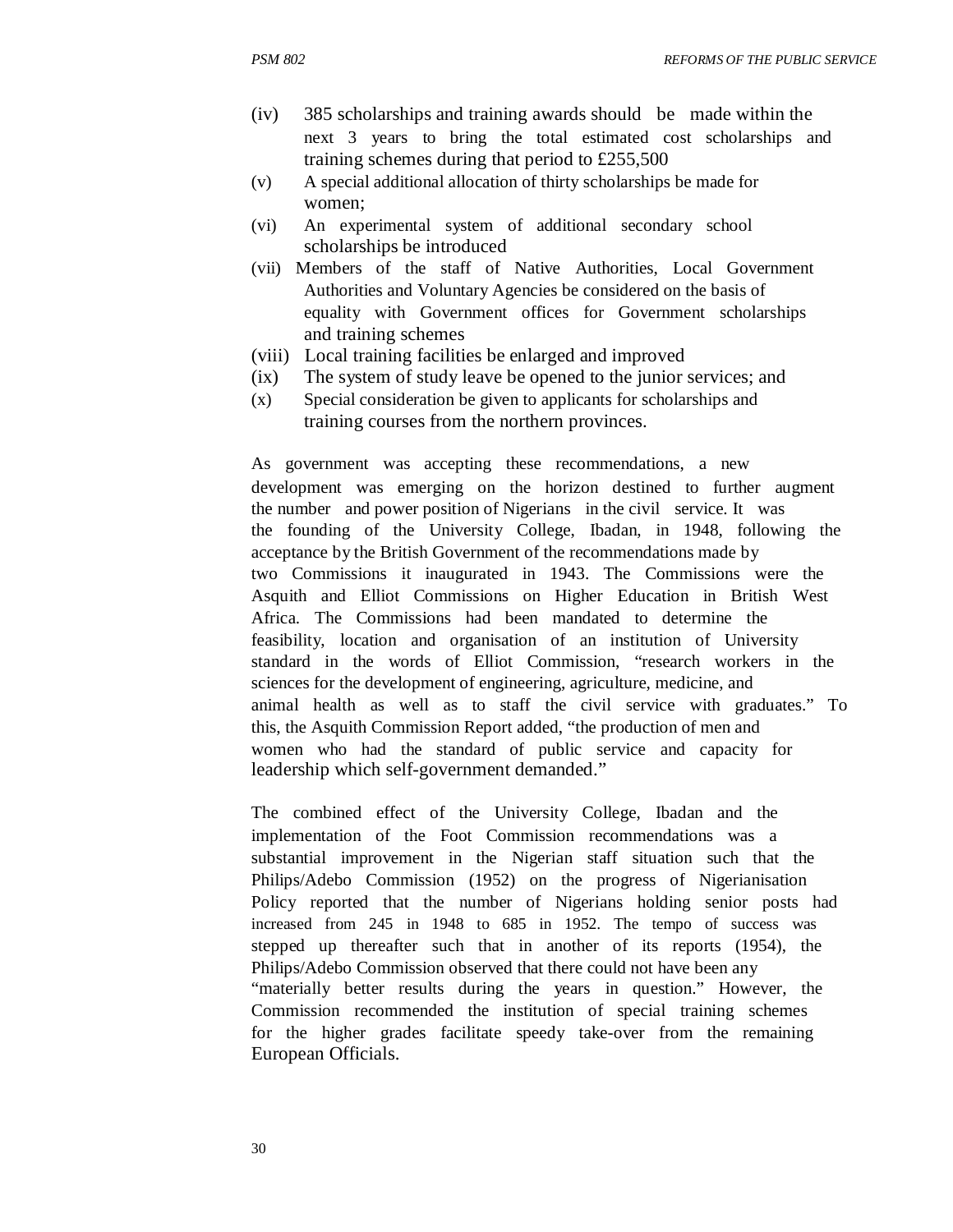(iv) 385 scholarships and training awards should be made within the next 3 years to bring the total estimated cost scholarships and training schemes during that period to £255,500

(v) A special additional allocation of thirty scholarships be made for women;

(vi) An experimental system of additional secondary school scholarships be introduced

(vii) Members of the staff of Native Authorities, Local Government Authorities and Voluntary Agencies be considered on the basis of equality with Government offices for Government scholarships and training schemes

(viii) Local training facilities be enlarged and improved

(ix) The system of study leave be opened to the junior services; and

(x) Special consideration be given to applicants for scholarships and training courses from the northern provinces.

As government was accepting these recommendations, a new development was emerging on the horizon destined to further augment the number and power position of Nigerians in the civil service. It was the founding of the University College, Ibadan, in 1948, following the acceptance by the British Government of the recommendations made by two Commissions it inaugurated in 1943. The Commissions were the Asquith and Elliot Commissions on Higher Education in British West Africa. The Commissions had been mandated to determine the feasibility, location and organisation of an institution of University standard in the words of Elliot Commission, "research workers in the sciences for the development of engineering, agriculture, medicine, and animal health as well as to staff the civil service with graduates." To this, the Asquith Commission Report added, "the production of men and women who had the standard of public service and capacity for leadership which self-government demanded."

The combined effect of the University College, Ibadan and the implementation of the Foot Commission recommendations was a substantial improvement in the Nigerian staff situation such that the Philips/Adebo Commission (1952) on the progress of Nigerianisation Policy reported that the number of Nigerians holding senior posts had increased from 245 in 1948 to 685 in 1952. The tempo of success was stepped up thereafter such that in another of its reports (1954), the Philips/Adebo Commission observed that there could not have been any "materially better results during the years in question." However, the Commission recommended the institution of special training schemes for the higher grades facilitate speedy take-over from the remaining European Officials.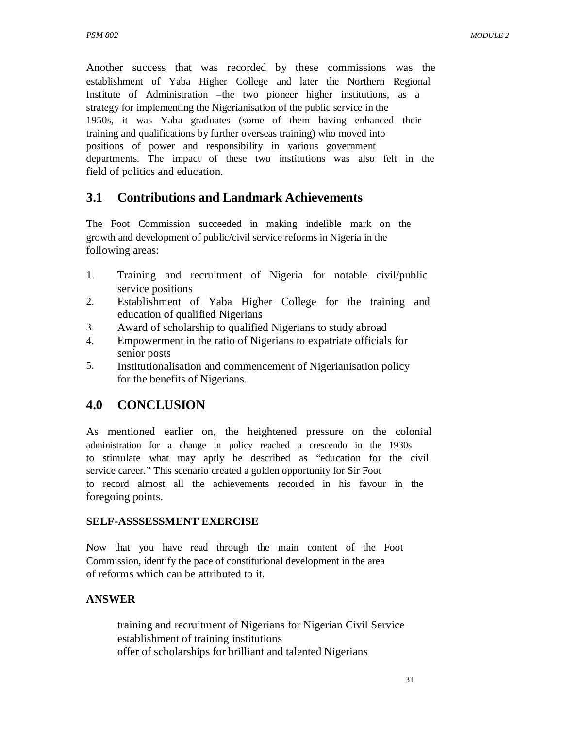Another success that was recorded by these commissions was the establishment of Yaba Higher College and later the Northern Regional Institute of Administration –the two pioneer higher institutions, as a strategy for implementing the Nigerianisation of the public service in the 1950s, it was Yaba graduates (some of them having enhanced their training and qualifications by further overseas training) who moved into positions of power and responsibility in various government departments. The impact of these two institutions was also felt in the field of politics and education.

## 3.1 Contributions and Landmark Achievements

The Foot Commission succeeded in making indelible mark on the growth and development of public/civil service reforms in Nigeria in the following areas:

1. Training and recruitment of Nigeria for notable civil/public service positions
2. Establishment of Yaba Higher College for the training and education of qualified Nigerians
3. Award of scholarship to qualified Nigerians to study abroad
4. Empowerment in the ratio of Nigerians to expatriate officials for senior posts
5. Institutionalisation and commencement of Nigerianisation policy for the benefits of Nigerians.

## 4.0 CONCLUSION

As mentioned earlier on, the heightened pressure on the colonial administration for a change in policy reached a crescendo in the 1930s to stimulate what may aptly be described as "education for the civil service career." This scenario created a golden opportunity for Sir Foot to record almost all the achievements recorded in his favour in the foregoing points.

**SELF-ASSSESSMENT EXERCISE**

Now that you have read through the main content of the Foot Commission, identify the pace of constitutional development in the area of reforms which can be attributed to it.

**ANSWER**

training and recruitment of Nigerians for Nigerian Civil Service
establishment of training institutions
offer of scholarships for brilliant and talented Nigerians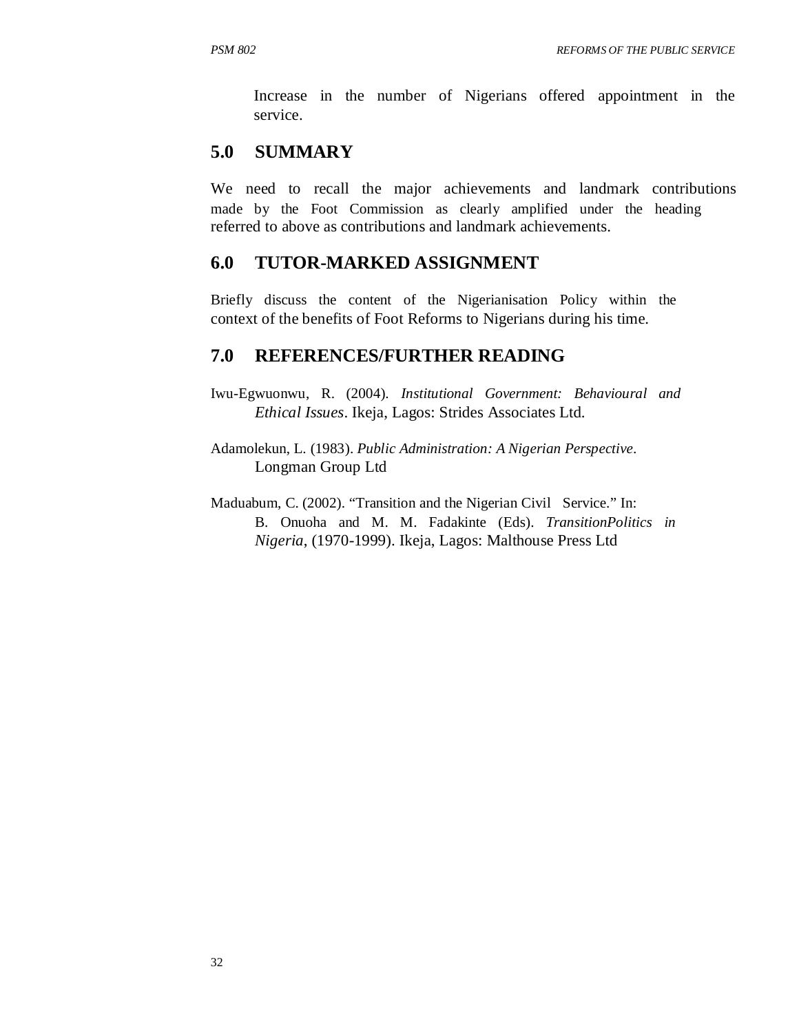Increase in the number of Nigerians offered appointment in the service.

## 5.0 SUMMARY

We need to recall the major achievements and landmark contributions made by the Foot Commission as clearly amplified under the heading referred to above as contributions and landmark achievements.

## 6.0 TUTOR-MARKED ASSIGNMENT

Briefly discuss the content of the Nigerianisation Policy within the context of the benefits of Foot Reforms to Nigerians during his time.

## 7.0 REFERENCES/FURTHER READING

Iwu-Egwuonwu, R. (2004). *Institutional Government: Behavioural and Ethical Issues*. Ikeja, Lagos: Strides Associates Ltd.

Adamolekun, L. (1983). *Public Administration: A Nigerian Perspective*. Longman Group Ltd

Maduabum, C. (2002). "Transition and the Nigerian Civil Service." In: B. Onuoha and M. M. Fadakinte (Eds). *TransitionPolitics in Nigeria*, (1970-1999). Ikeja, Lagos: Malthouse Press Ltd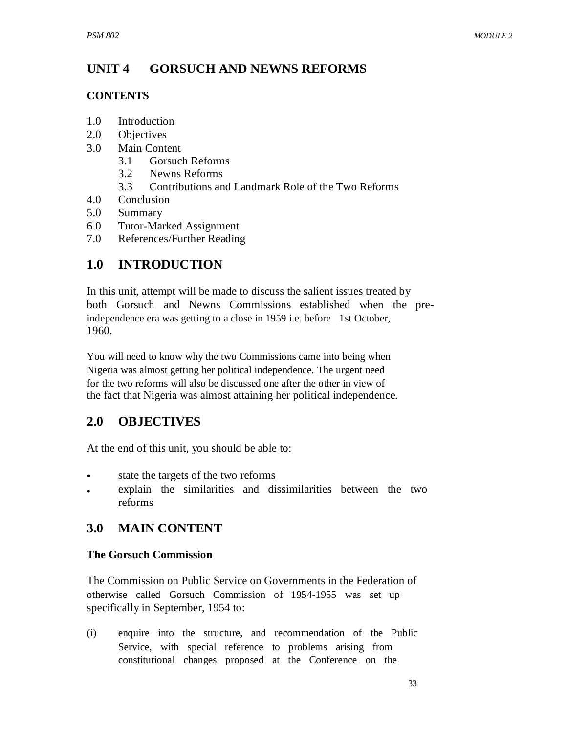# UNIT 4 GORSUCH AND NEWNS REFORMS

**CONTENTS**

1.0 Introduction
2.0 Objectives
3.0 Main Content
  3.1 Gorsuch Reforms
  3.2 Newns Reforms
  3.3 Contributions and Landmark Role of the Two Reforms
4.0 Conclusion
5.0 Summary
6.0 Tutor-Marked Assignment
7.0 References/Further Reading

## 1.0 INTRODUCTION

In this unit, attempt will be made to discuss the salient issues treated by both Gorsuch and Newns Commissions established when the pre-independence era was getting to a close in 1959 i.e. before 1st October, 1960.

You will need to know why the two Commissions came into being when Nigeria was almost getting her political independence. The urgent need for the two reforms will also be discussed one after the other in view of the fact that Nigeria was almost attaining her political independence.

## 2.0 OBJECTIVES

At the end of this unit, you should be able to:

- state the targets of the two reforms
- explain the similarities and dissimilarities between the two reforms

## 3.0 MAIN CONTENT

**The Gorsuch Commission**

The Commission on Public Service on Governments in the Federation of otherwise called Gorsuch Commission of 1954-1955 was set up specifically in September, 1954 to:

(i) enquire into the structure, and recommendation of the Public Service, with special reference to problems arising from constitutional changes proposed at the Conference on the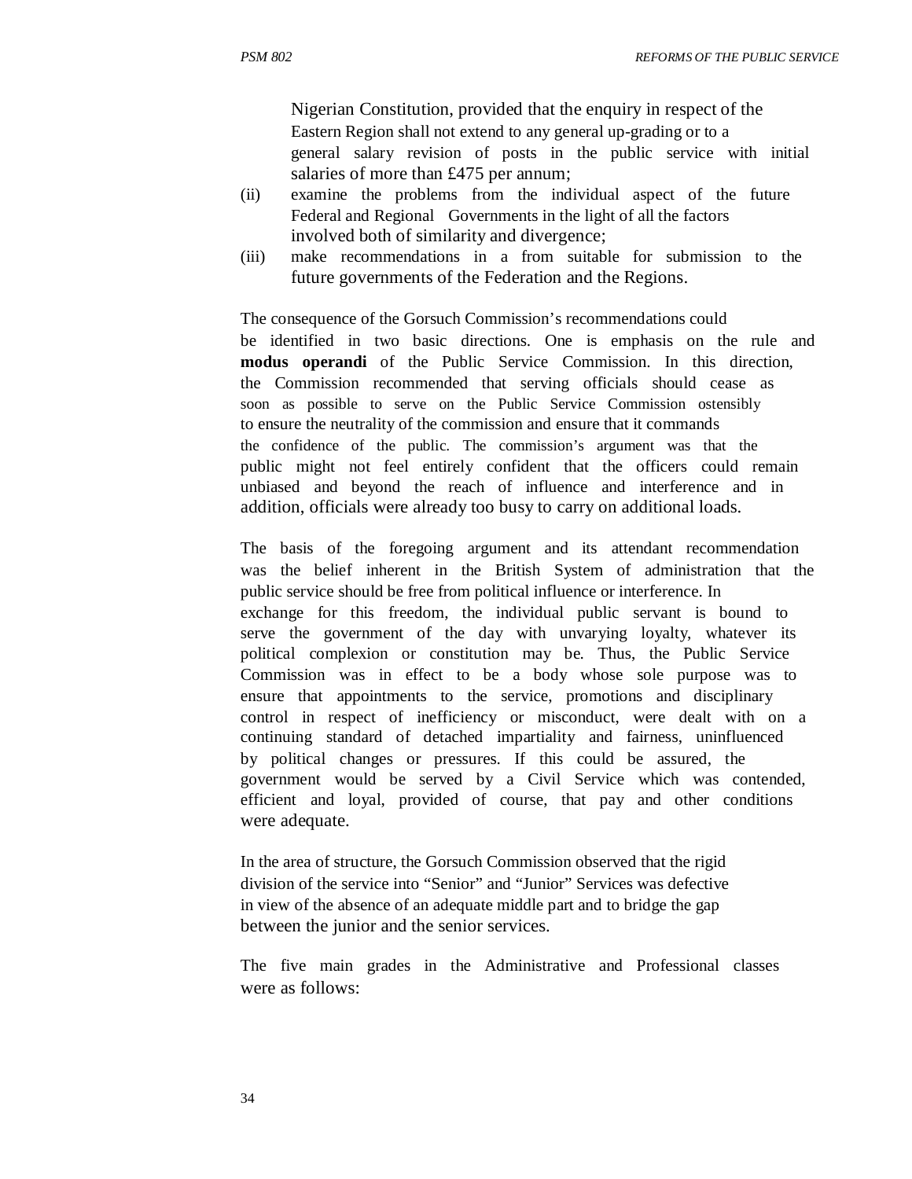Nigerian Constitution, provided that the enquiry in respect of the Eastern Region shall not extend to any general up-grading or to a general salary revision of posts in the public service with initial salaries of more than £475 per annum;

(ii) examine the problems from the individual aspect of the future Federal and Regional Governments in the light of all the factors involved both of similarity and divergence;

(iii) make recommendations in a from suitable for submission to the future governments of the Federation and the Regions.

The consequence of the Gorsuch Commission's recommendations could be identified in two basic directions. One is emphasis on the rule and **modus operandi** of the Public Service Commission. In this direction, the Commission recommended that serving officials should cease as soon as possible to serve on the Public Service Commission ostensibly to ensure the neutrality of the commission and ensure that it commands the confidence of the public. The commission's argument was that the public might not feel entirely confident that the officers could remain unbiased and beyond the reach of influence and interference and in addition, officials were already too busy to carry on additional loads.

The basis of the foregoing argument and its attendant recommendation was the belief inherent in the British System of administration that the public service should be free from political influence or interference. In exchange for this freedom, the individual public servant is bound to serve the government of the day with unvarying loyalty, whatever its political complexion or constitution may be. Thus, the Public Service Commission was in effect to be a body whose sole purpose was to ensure that appointments to the service, promotions and disciplinary control in respect of inefficiency or misconduct, were dealt with on a continuing standard of detached impartiality and fairness, uninfluenced by political changes or pressures. If this could be assured, the government would be served by a Civil Service which was contended, efficient and loyal, provided of course, that pay and other conditions were adequate.

In the area of structure, the Gorsuch Commission observed that the rigid division of the service into "Senior" and "Junior" Services was defective in view of the absence of an adequate middle part and to bridge the gap between the junior and the senior services.

The five main grades in the Administrative and Professional classes were as follows: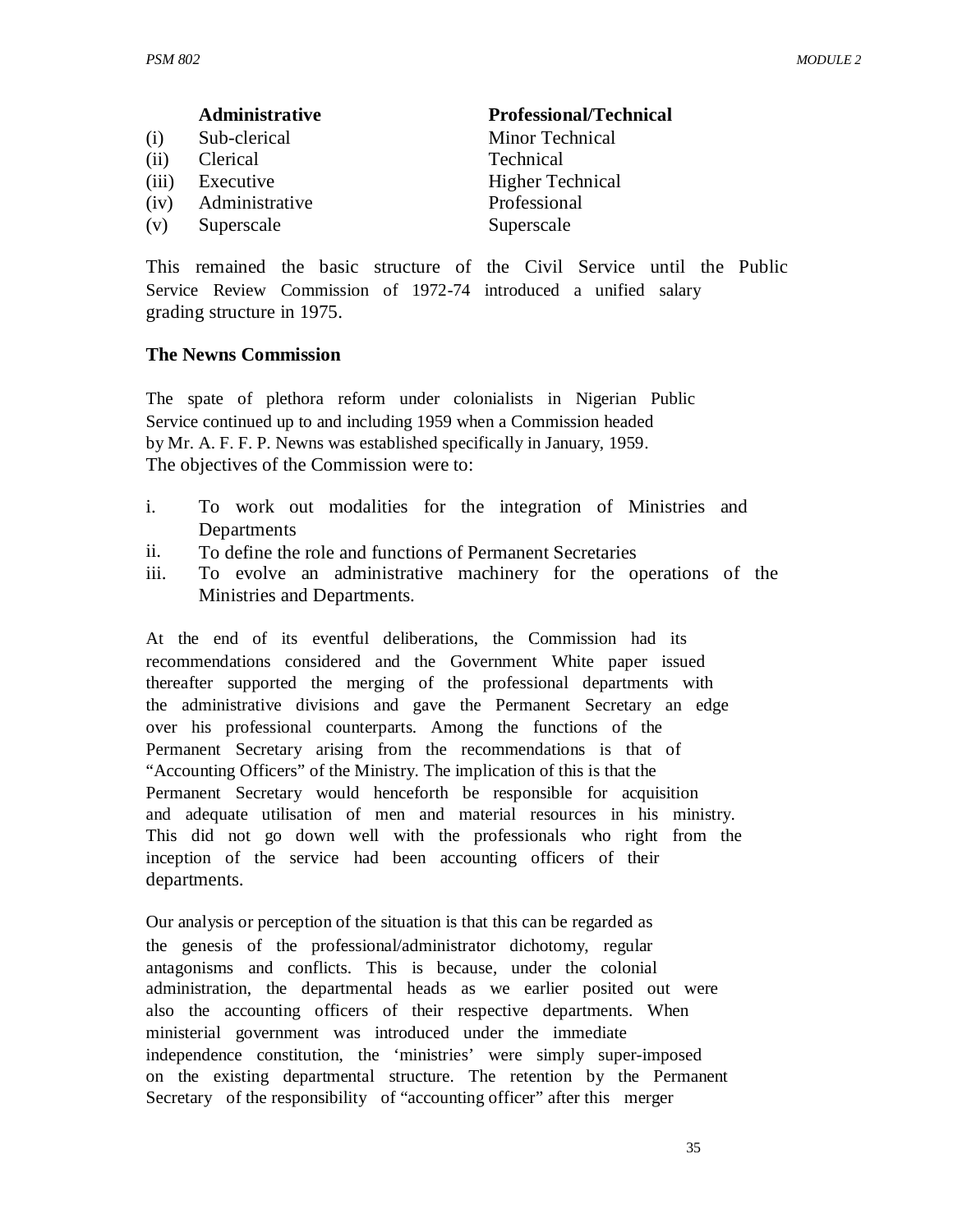| | Administrative | Professional/Technical |
|---|---|---|
| (i) | Sub-clerical | Minor Technical |
| (ii) | Clerical | Technical |
| (iii) | Executive | Higher Technical |
| (iv) | Administrative | Professional |
| (v) | Superscale | Superscale |

This remained the basic structure of the Civil Service until the Public Service Review Commission of 1972-74 introduced a unified salary grading structure in 1975.

**The Newns Commission**

The spate of plethora reform under colonialists in Nigerian Public Service continued up to and including 1959 when a Commission headed by Mr. A. F. F. P. Newns was established specifically in January, 1959. The objectives of the Commission were to:

i. To work out modalities for the integration of Ministries and Departments
ii. To define the role and functions of Permanent Secretaries
iii. To evolve an administrative machinery for the operations of the Ministries and Departments.

At the end of its eventful deliberations, the Commission had its recommendations considered and the Government White paper issued thereafter supported the merging of the professional departments with the administrative divisions and gave the Permanent Secretary an edge over his professional counterparts. Among the functions of the Permanent Secretary arising from the recommendations is that of "Accounting Officers" of the Ministry. The implication of this is that the Permanent Secretary would henceforth be responsible for acquisition and adequate utilisation of men and material resources in his ministry. This did not go down well with the professionals who right from the inception of the service had been accounting officers of their departments.

Our analysis or perception of the situation is that this can be regarded as the genesis of the professional/administrator dichotomy, regular antagonisms and conflicts. This is because, under the colonial administration, the departmental heads as we earlier posited out were also the accounting officers of their respective departments. When ministerial government was introduced under the immediate independence constitution, the 'ministries' were simply super-imposed on the existing departmental structure. The retention by the Permanent Secretary of the responsibility of "accounting officer" after this merger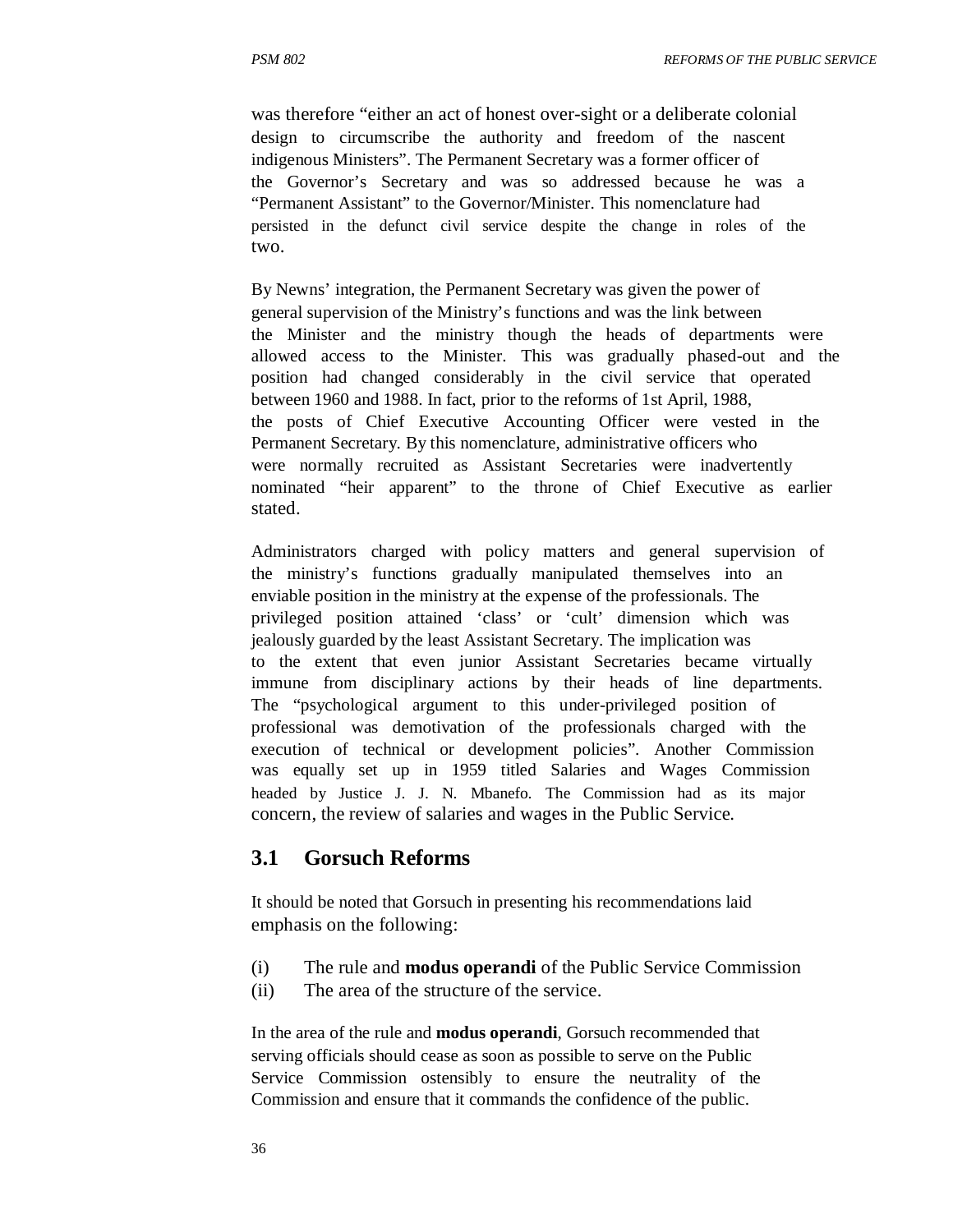was therefore "either an act of honest over-sight or a deliberate colonial design to circumscribe the authority and freedom of the nascent indigenous Ministers". The Permanent Secretary was a former officer of the Governor's Secretary and was so addressed because he was a "Permanent Assistant" to the Governor/Minister. This nomenclature had persisted in the defunct civil service despite the change in roles of the two.

By Newns' integration, the Permanent Secretary was given the power of general supervision of the Ministry's functions and was the link between the Minister and the ministry though the heads of departments were allowed access to the Minister. This was gradually phased-out and the position had changed considerably in the civil service that operated between 1960 and 1988. In fact, prior to the reforms of 1st April, 1988, the posts of Chief Executive Accounting Officer were vested in the Permanent Secretary. By this nomenclature, administrative officers who were normally recruited as Assistant Secretaries were inadvertently nominated "heir apparent" to the throne of Chief Executive as earlier stated.

Administrators charged with policy matters and general supervision of the ministry's functions gradually manipulated themselves into an enviable position in the ministry at the expense of the professionals. The privileged position attained 'class' or 'cult' dimension which was jealously guarded by the least Assistant Secretary. The implication was to the extent that even junior Assistant Secretaries became virtually immune from disciplinary actions by their heads of line departments. The "psychological argument to this under-privileged position of professional was demotivation of the professionals charged with the execution of technical or development policies". Another Commission was equally set up in 1959 titled Salaries and Wages Commission headed by Justice J. J. N. Mbanefo. The Commission had as its major concern, the review of salaries and wages in the Public Service.

## 3.1 Gorsuch Reforms

It should be noted that Gorsuch in presenting his recommendations laid emphasis on the following:

(i) The rule and **modus operandi** of the Public Service Commission
(ii) The area of the structure of the service.

In the area of the rule and **modus operandi**, Gorsuch recommended that serving officials should cease as soon as possible to serve on the Public Service Commission ostensibly to ensure the neutrality of the Commission and ensure that it commands the confidence of the public.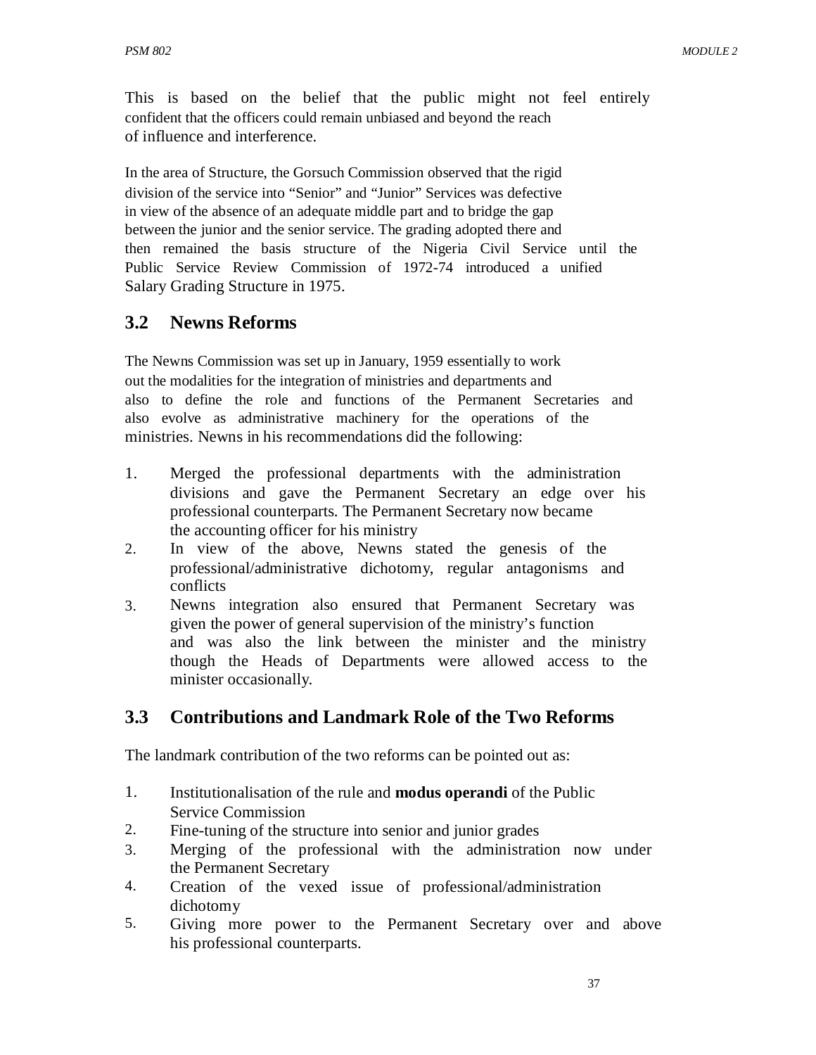This is based on the belief that the public might not feel entirely confident that the officers could remain unbiased and beyond the reach of influence and interference.

In the area of Structure, the Gorsuch Commission observed that the rigid division of the service into "Senior" and "Junior" Services was defective in view of the absence of an adequate middle part and to bridge the gap between the junior and the senior service. The grading adopted there and then remained the basis structure of the Nigeria Civil Service until the Public Service Review Commission of 1972-74 introduced a unified Salary Grading Structure in 1975.

## 3.2 Newns Reforms

The Newns Commission was set up in January, 1959 essentially to work out the modalities for the integration of ministries and departments and also to define the role and functions of the Permanent Secretaries and also evolve as administrative machinery for the operations of the ministries. Newns in his recommendations did the following:

1. Merged the professional departments with the administration divisions and gave the Permanent Secretary an edge over his professional counterparts. The Permanent Secretary now became the accounting officer for his ministry
2. In view of the above, Newns stated the genesis of the professional/administrative dichotomy, regular antagonisms and conflicts
3. Newns integration also ensured that Permanent Secretary was given the power of general supervision of the ministry's function and was also the link between the minister and the ministry though the Heads of Departments were allowed access to the minister occasionally.

## 3.3 Contributions and Landmark Role of the Two Reforms

The landmark contribution of the two reforms can be pointed out as:

1. Institutionalisation of the rule and **modus operandi** of the Public Service Commission
2. Fine-tuning of the structure into senior and junior grades
3. Merging of the professional with the administration now under the Permanent Secretary
4. Creation of the vexed issue of professional/administration dichotomy
5. Giving more power to the Permanent Secretary over and above his professional counterparts.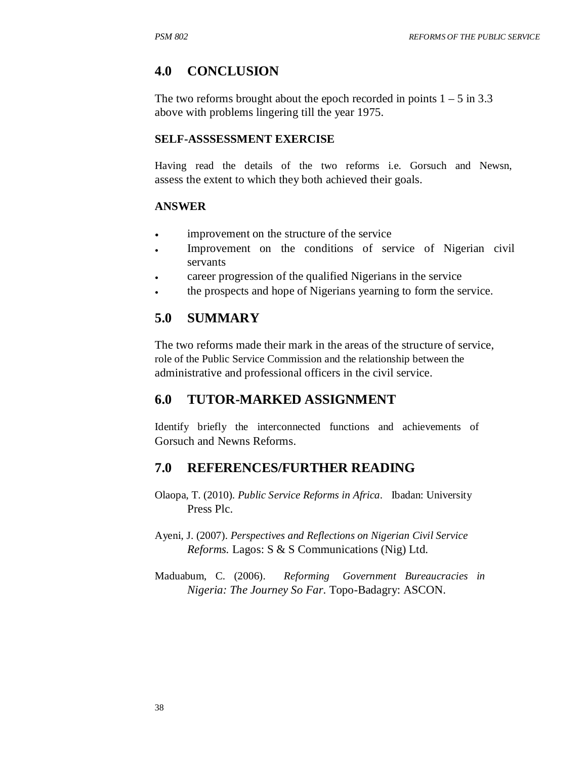## 4.0 CONCLUSION

The two reforms brought about the epoch recorded in points 1 – 5 in 3.3 above with problems lingering till the year 1975.

**SELF-ASSSESSMENT EXERCISE**

Having read the details of the two reforms i.e. Gorsuch and Newsn, assess the extent to which they both achieved their goals.

**ANSWER**

- improvement on the structure of the service
- Improvement on the conditions of service of Nigerian civil servants
- career progression of the qualified Nigerians in the service
- the prospects and hope of Nigerians yearning to form the service.

## 5.0 SUMMARY

The two reforms made their mark in the areas of the structure of service, role of the Public Service Commission and the relationship between the administrative and professional officers in the civil service.

## 6.0 TUTOR-MARKED ASSIGNMENT

Identify briefly the interconnected functions and achievements of Gorsuch and Newns Reforms.

## 7.0 REFERENCES/FURTHER READING

Olaopa, T. (2010). *Public Service Reforms in Africa*. Ibadan: University Press Plc.

Ayeni, J. (2007). *Perspectives and Reflections on Nigerian Civil Service Reforms.* Lagos: S & S Communications (Nig) Ltd.

Maduabum, C. (2006). *Reforming Government Bureaucracies in Nigeria: The Journey So Far.* Topo-Badagry: ASCON.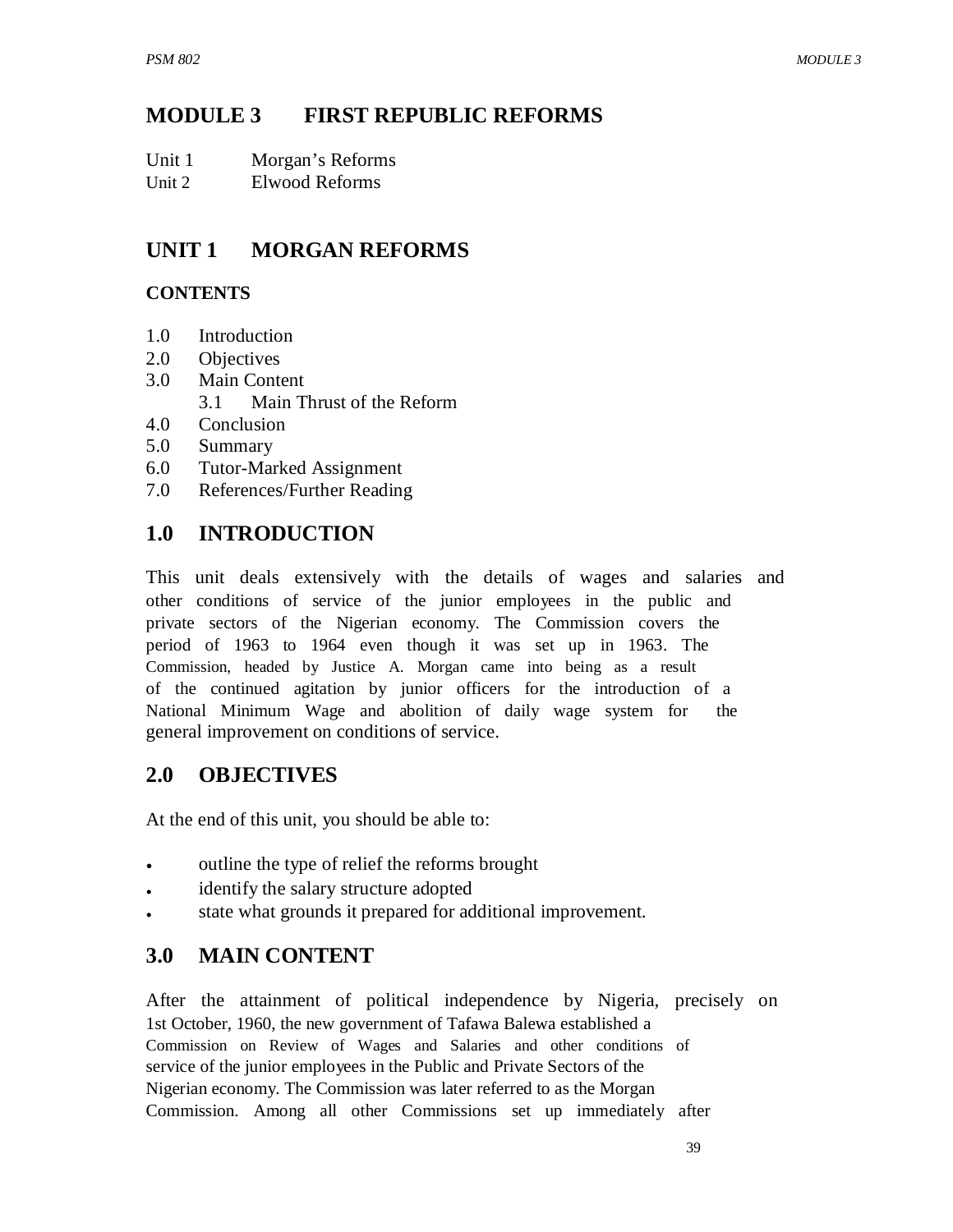# MODULE 3 FIRST REPUBLIC REFORMS

Unit 1 Morgan's Reforms
Unit 2 Elwood Reforms

# UNIT 1 MORGAN REFORMS

**CONTENTS**

1.0 Introduction
2.0 Objectives
3.0 Main Content
  3.1 Main Thrust of the Reform
4.0 Conclusion
5.0 Summary
6.0 Tutor-Marked Assignment
7.0 References/Further Reading

## 1.0 INTRODUCTION

This unit deals extensively with the details of wages and salaries and other conditions of service of the junior employees in the public and private sectors of the Nigerian economy. The Commission covers the period of 1963 to 1964 even though it was set up in 1963. The Commission, headed by Justice A. Morgan came into being as a result of the continued agitation by junior officers for the introduction of a National Minimum Wage and abolition of daily wage system for the general improvement on conditions of service.

## 2.0 OBJECTIVES

At the end of this unit, you should be able to:

- outline the type of relief the reforms brought
- identify the salary structure adopted
- state what grounds it prepared for additional improvement.

## 3.0 MAIN CONTENT

After the attainment of political independence by Nigeria, precisely on 1st October, 1960, the new government of Tafawa Balewa established a Commission on Review of Wages and Salaries and other conditions of service of the junior employees in the Public and Private Sectors of the Nigerian economy. The Commission was later referred to as the Morgan Commission. Among all other Commissions set up immediately after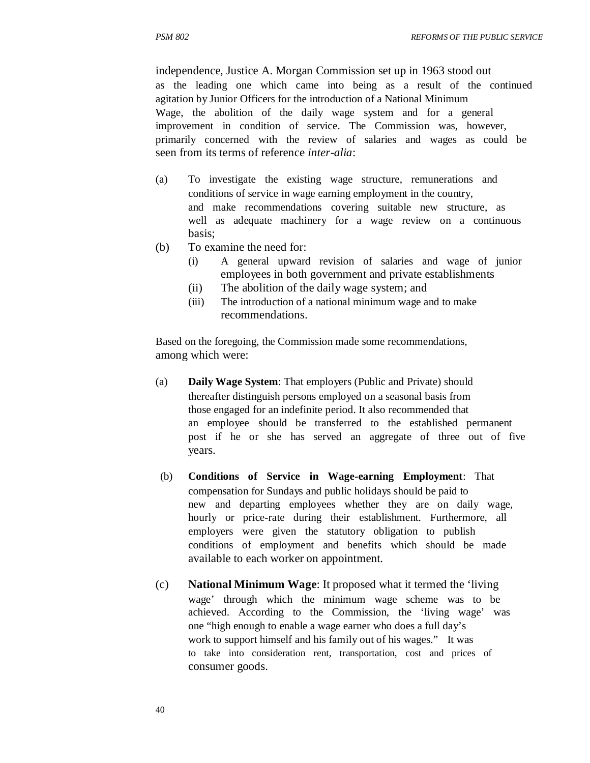independence, Justice A. Morgan Commission set up in 1963 stood out as the leading one which came into being as a result of the continued agitation by Junior Officers for the introduction of a National Minimum Wage, the abolition of the daily wage system and for a general improvement in condition of service. The Commission was, however, primarily concerned with the review of salaries and wages as could be seen from its terms of reference *inter-alia*:

(a) To investigate the existing wage structure, remunerations and conditions of service in wage earning employment in the country, and make recommendations covering suitable new structure, as well as adequate machinery for a wage review on a continuous basis;

(b) To examine the need for:
   - (i) A general upward revision of salaries and wage of junior employees in both government and private establishments
   - (ii) The abolition of the daily wage system; and
   - (iii) The introduction of a national minimum wage and to make recommendations.

Based on the foregoing, the Commission made some recommendations, among which were:

(a) **Daily Wage System**: That employers (Public and Private) should thereafter distinguish persons employed on a seasonal basis from those engaged for an indefinite period. It also recommended that an employee should be transferred to the established permanent post if he or she has served an aggregate of three out of five years.

(b) **Conditions of Service in Wage-earning Employment**: That compensation for Sundays and public holidays should be paid to new and departing employees whether they are on daily wage, hourly or price-rate during their establishment. Furthermore, all employers were given the statutory obligation to publish conditions of employment and benefits which should be made available to each worker on appointment.

(c) **National Minimum Wage**: It proposed what it termed the 'living wage' through which the minimum wage scheme was to be achieved. According to the Commission, the 'living wage' was one "high enough to enable a wage earner who does a full day's work to support himself and his family out of his wages." It was to take into consideration rent, transportation, cost and prices of consumer goods.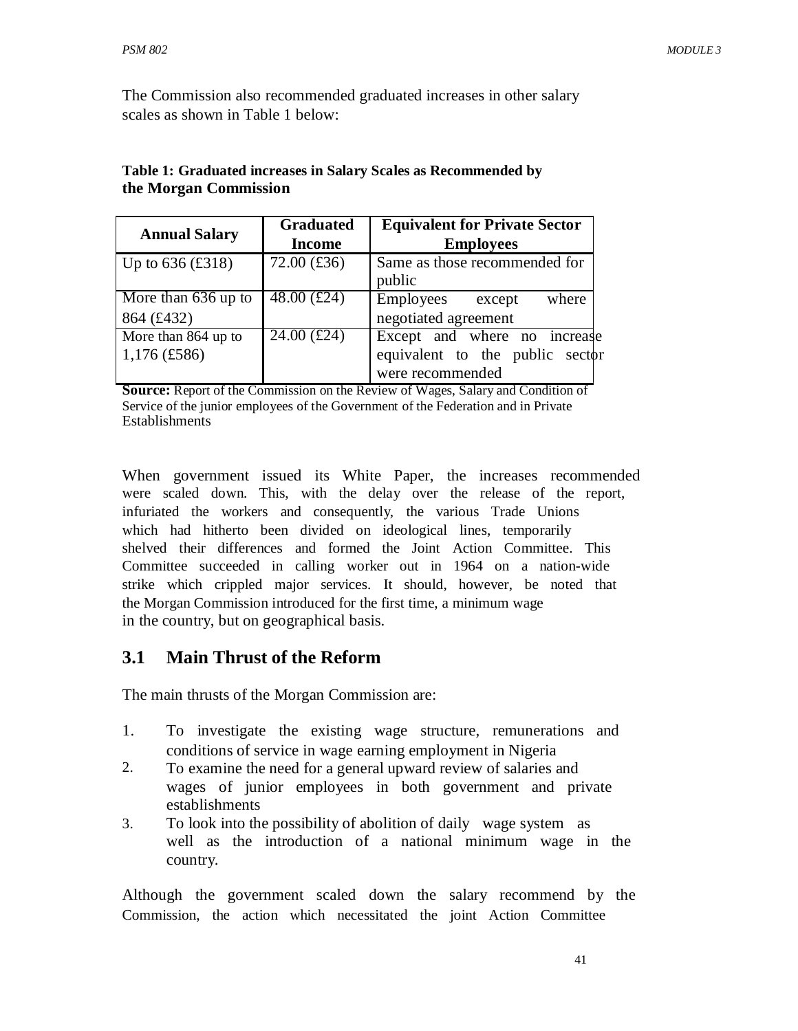The Commission also recommended graduated increases in other salary scales as shown in Table 1 below:

**Table 1: Graduated increases in Salary Scales as Recommended by the Morgan Commission**

| Annual Salary | Graduated Income | Equivalent for Private Sector Employees |
|---|---|---|
| Up to 636 (£318) | 72.00 (£36) | Same as those recommended for public |
| More than 636 up to 864 (£432) | 48.00 (£24) | Employees except where negotiated agreement |
| More than 864 up to 1,176 (£586) | 24.00 (£24) | Except and where no increase equivalent to the public sector were recommended |

**Source:** Report of the Commission on the Review of Wages, Salary and Condition of Service of the junior employees of the Government of the Federation and in Private Establishments

When government issued its White Paper, the increases recommended were scaled down. This, with the delay over the release of the report, infuriated the workers and consequently, the various Trade Unions which had hitherto been divided on ideological lines, temporarily shelved their differences and formed the Joint Action Committee. This Committee succeeded in calling worker out in 1964 on a nation-wide strike which crippled major services. It should, however, be noted that the Morgan Commission introduced for the first time, a minimum wage in the country, but on geographical basis.

## 3.1 Main Thrust of the Reform

The main thrusts of the Morgan Commission are:

1. To investigate the existing wage structure, remunerations and conditions of service in wage earning employment in Nigeria
2. To examine the need for a general upward review of salaries and wages of junior employees in both government and private establishments
3. To look into the possibility of abolition of daily wage system as well as the introduction of a national minimum wage in the country.

Although the government scaled down the salary recommend by the Commission, the action which necessitated the joint Action Committee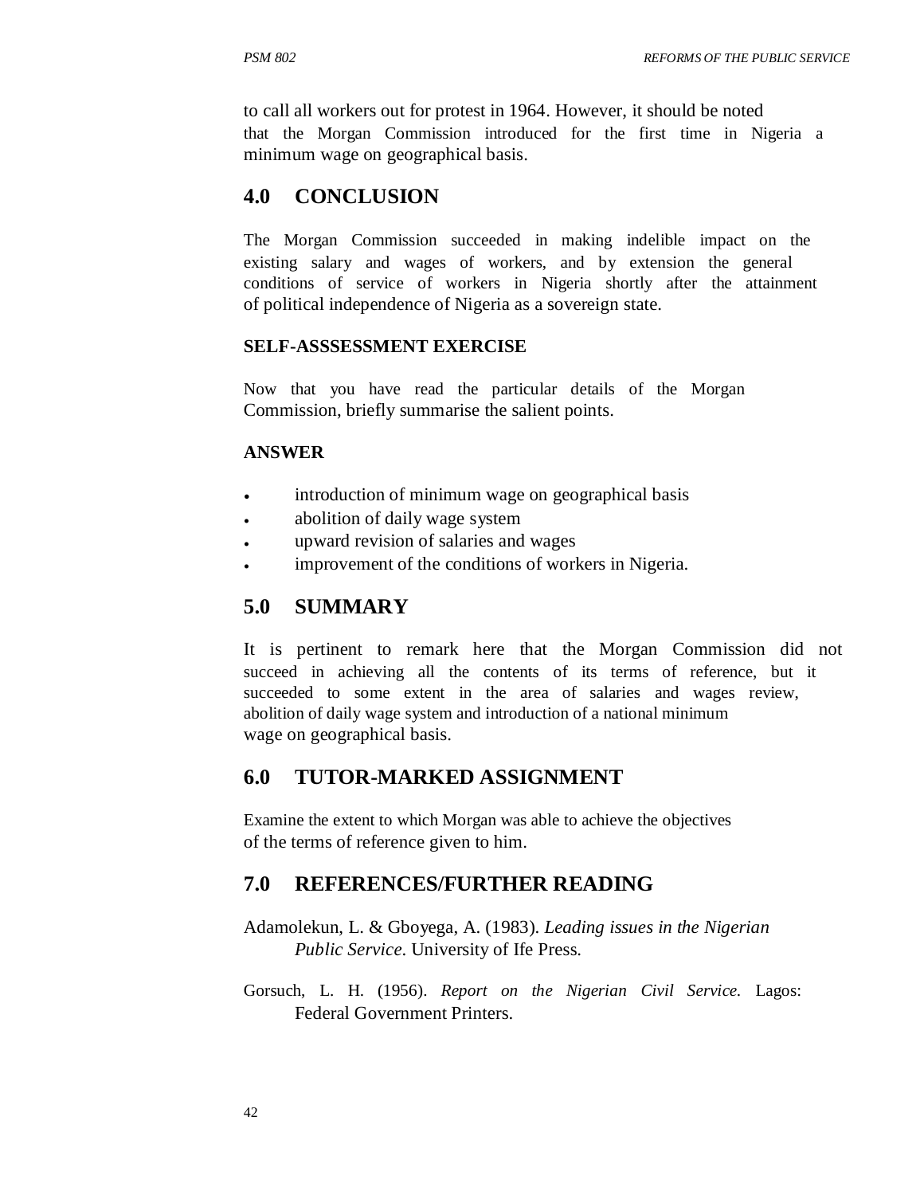to call all workers out for protest in 1964. However, it should be noted that the Morgan Commission introduced for the first time in Nigeria a minimum wage on geographical basis.

## 4.0 CONCLUSION

The Morgan Commission succeeded in making indelible impact on the existing salary and wages of workers, and by extension the general conditions of service of workers in Nigeria shortly after the attainment of political independence of Nigeria as a sovereign state.

**SELF-ASSSESSMENT EXERCISE**

Now that you have read the particular details of the Morgan Commission, briefly summarise the salient points.

**ANSWER**

- introduction of minimum wage on geographical basis
- abolition of daily wage system
- upward revision of salaries and wages
- improvement of the conditions of workers in Nigeria.

## 5.0 SUMMARY

It is pertinent to remark here that the Morgan Commission did not succeed in achieving all the contents of its terms of reference, but it succeeded to some extent in the area of salaries and wages review, abolition of daily wage system and introduction of a national minimum wage on geographical basis.

## 6.0 TUTOR-MARKED ASSIGNMENT

Examine the extent to which Morgan was able to achieve the objectives of the terms of reference given to him.

## 7.0 REFERENCES/FURTHER READING

Adamolekun, L. & Gboyega, A. (1983). *Leading issues in the Nigerian Public Service*. University of Ife Press.

Gorsuch, L. H. (1956). *Report on the Nigerian Civil Service.* Lagos: Federal Government Printers.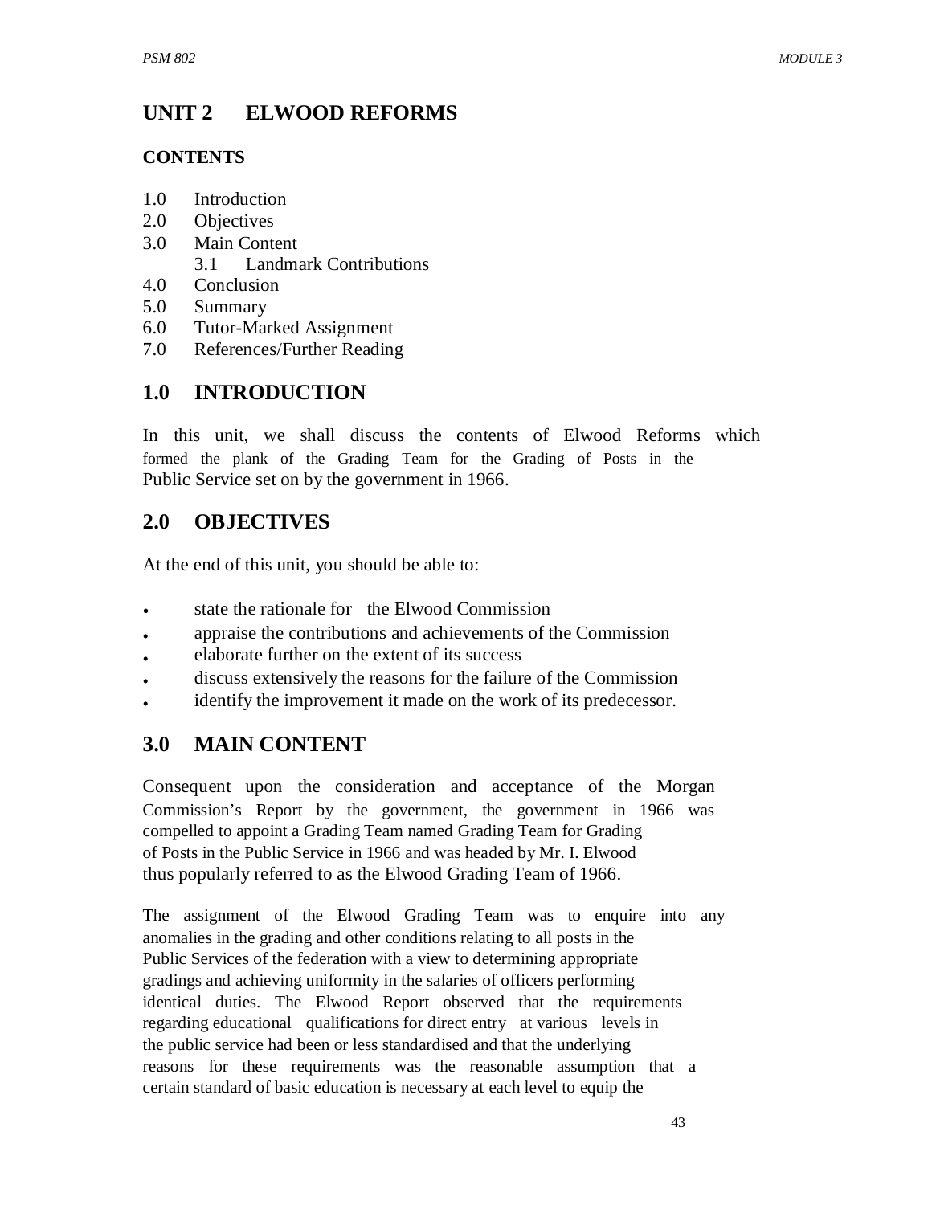# UNIT 2 ELWOOD REFORMS

## CONTENTS

1.0 Introduction
2.0 Objectives
3.0 Main Content
  3.1 Landmark Contributions
4.0 Conclusion
5.0 Summary
6.0 Tutor-Marked Assignment
7.0 References/Further Reading

## 1.0 INTRODUCTION

In this unit, we shall discuss the contents of Elwood Reforms which formed the plank of the Grading Team for the Grading of Posts in the Public Service set on by the government in 1966.

## 2.0 OBJECTIVES

At the end of this unit, you should be able to:

- state the rationale for the Elwood Commission
- appraise the contributions and achievements of the Commission
- elaborate further on the extent of its success
- discuss extensively the reasons for the failure of the Commission
- identify the improvement it made on the work of its predecessor.

## 3.0 MAIN CONTENT

Consequent upon the consideration and acceptance of the Morgan Commission's Report by the government, the government in 1966 was compelled to appoint a Grading Team named Grading Team for Grading of Posts in the Public Service in 1966 and was headed by Mr. I. Elwood thus popularly referred to as the Elwood Grading Team of 1966.

The assignment of the Elwood Grading Team was to enquire into any anomalies in the grading and other conditions relating to all posts in the Public Services of the federation with a view to determining appropriate gradings and achieving uniformity in the salaries of officers performing identical duties. The Elwood Report observed that the requirements regarding educational qualifications for direct entry at various levels in the public service had been or less standardised and that the underlying reasons for these requirements was the reasonable assumption that a certain standard of basic education is necessary at each level to equip the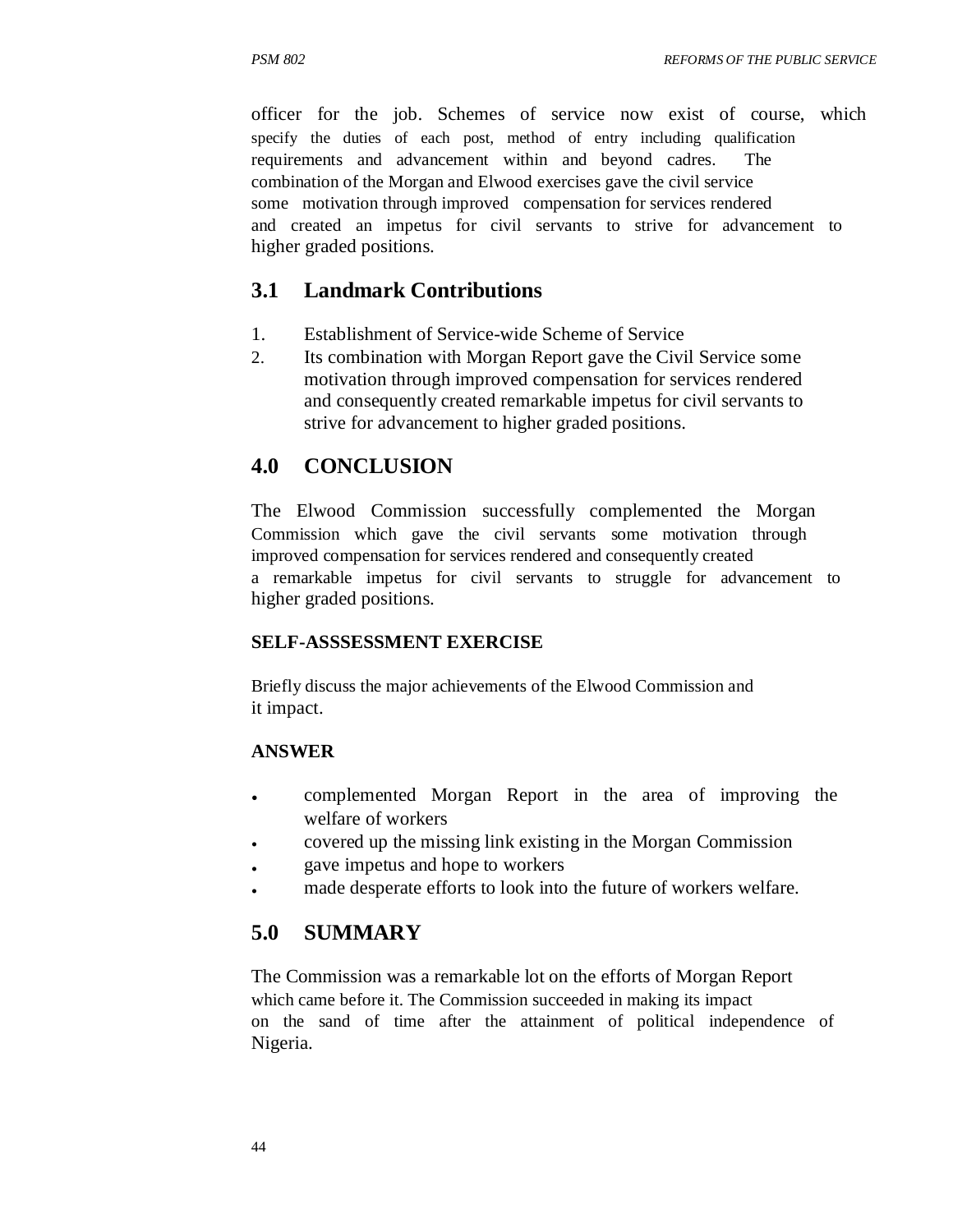officer for the job. Schemes of service now exist of course, which specify the duties of each post, method of entry including qualification requirements and advancement within and beyond cadres. The combination of the Morgan and Elwood exercises gave the civil service some motivation through improved compensation for services rendered and created an impetus for civil servants to strive for advancement to higher graded positions.

## 3.1 Landmark Contributions

1. Establishment of Service-wide Scheme of Service
2. Its combination with Morgan Report gave the Civil Service some motivation through improved compensation for services rendered and consequently created remarkable impetus for civil servants to strive for advancement to higher graded positions.

## 4.0 CONCLUSION

The Elwood Commission successfully complemented the Morgan Commission which gave the civil servants some motivation through improved compensation for services rendered and consequently created a remarkable impetus for civil servants to struggle for advancement to higher graded positions.

**SELF-ASSSESSMENT EXERCISE**

Briefly discuss the major achievements of the Elwood Commission and it impact.

**ANSWER**

- complemented Morgan Report in the area of improving the welfare of workers
- covered up the missing link existing in the Morgan Commission
- gave impetus and hope to workers
- made desperate efforts to look into the future of workers welfare.

## 5.0 SUMMARY

The Commission was a remarkable lot on the efforts of Morgan Report which came before it. The Commission succeeded in making its impact on the sand of time after the attainment of political independence of Nigeria.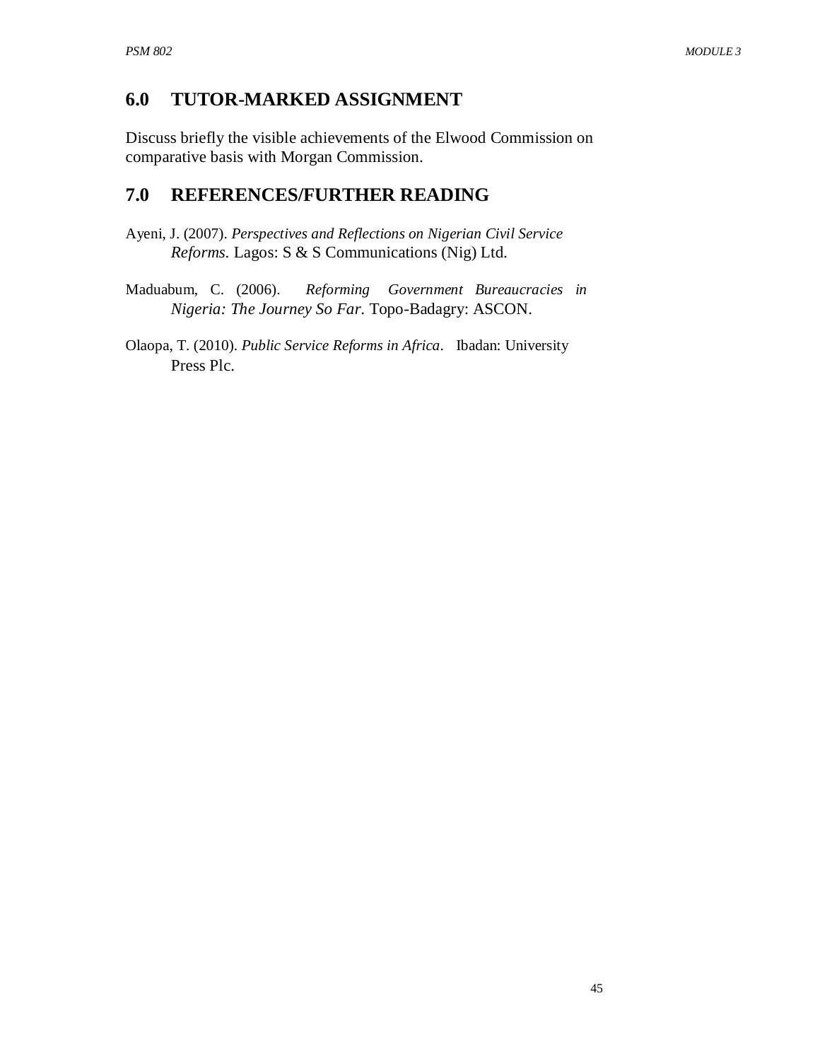## 6.0 TUTOR-MARKED ASSIGNMENT

Discuss briefly the visible achievements of the Elwood Commission on comparative basis with Morgan Commission.

## 7.0 REFERENCES/FURTHER READING

Ayeni, J. (2007). *Perspectives and Reflections on Nigerian Civil Service Reforms.* Lagos: S & S Communications (Nig) Ltd.

Maduabum, C. (2006). *Reforming Government Bureaucracies in Nigeria: The Journey So Far.* Topo-Badagry: ASCON.

Olaopa, T. (2010). *Public Service Reforms in Africa*. Ibadan: University Press Plc.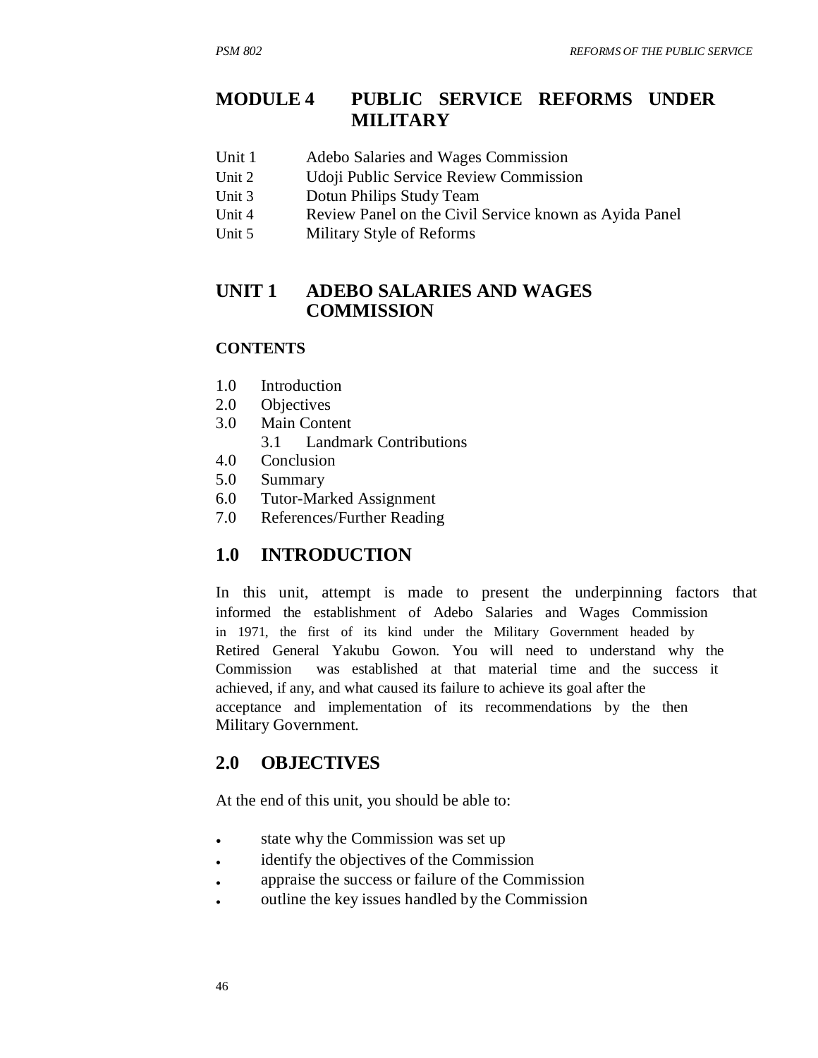# MODULE 4 PUBLIC SERVICE REFORMS UNDER MILITARY

Unit 1 Adebo Salaries and Wages Commission
Unit 2 Udoji Public Service Review Commission
Unit 3 Dotun Philips Study Team
Unit 4 Review Panel on the Civil Service known as Ayida Panel
Unit 5 Military Style of Reforms

## UNIT 1 ADEBO SALARIES AND WAGES COMMISSION

### CONTENTS

1.0 Introduction
2.0 Objectives
3.0 Main Content
  3.1 Landmark Contributions
4.0 Conclusion
5.0 Summary
6.0 Tutor-Marked Assignment
7.0 References/Further Reading

## 1.0 INTRODUCTION

In this unit, attempt is made to present the underpinning factors that informed the establishment of Adebo Salaries and Wages Commission in 1971, the first of its kind under the Military Government headed by Retired General Yakubu Gowon. You will need to understand why the Commission was established at that material time and the success it achieved, if any, and what caused its failure to achieve its goal after the acceptance and implementation of its recommendations by the then Military Government.

## 2.0 OBJECTIVES

At the end of this unit, you should be able to:

- state why the Commission was set up
- identify the objectives of the Commission
- appraise the success or failure of the Commission
- outline the key issues handled by the Commission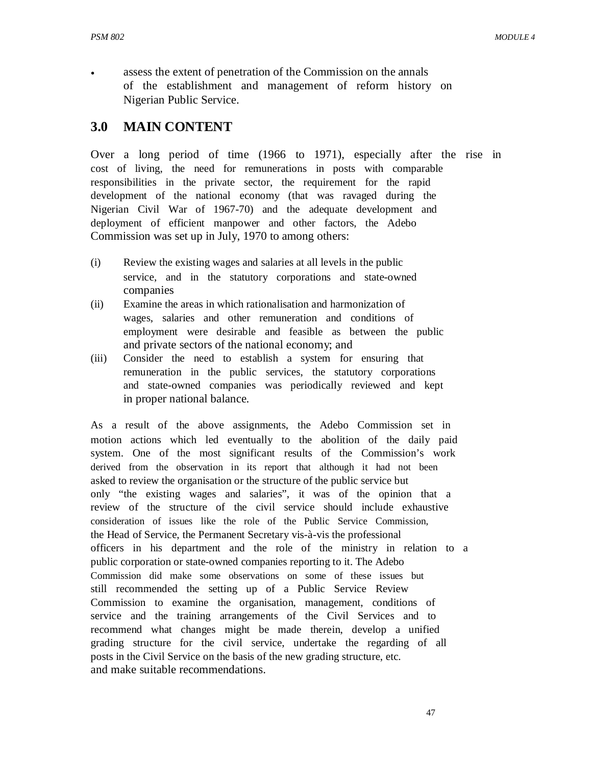- assess the extent of penetration of the Commission on the annals of the establishment and management of reform history on Nigerian Public Service.

## 3.0 MAIN CONTENT

Over a long period of time (1966 to 1971), especially after the rise in cost of living, the need for remunerations in posts with comparable responsibilities in the private sector, the requirement for the rapid development of the national economy (that was ravaged during the Nigerian Civil War of 1967-70) and the adequate development and deployment of efficient manpower and other factors, the Adebo Commission was set up in July, 1970 to among others:

(i) Review the existing wages and salaries at all levels in the public service, and in the statutory corporations and state-owned companies

(ii) Examine the areas in which rationalisation and harmonization of wages, salaries and other remuneration and conditions of employment were desirable and feasible as between the public and private sectors of the national economy; and

(iii) Consider the need to establish a system for ensuring that remuneration in the public services, the statutory corporations and state-owned companies was periodically reviewed and kept in proper national balance.

As a result of the above assignments, the Adebo Commission set in motion actions which led eventually to the abolition of the daily paid system. One of the most significant results of the Commission's work derived from the observation in its report that although it had not been asked to review the organisation or the structure of the public service but only "the existing wages and salaries", it was of the opinion that a review of the structure of the civil service should include exhaustive consideration of issues like the role of the Public Service Commission, the Head of Service, the Permanent Secretary vis-à-vis the professional officers in his department and the role of the ministry in relation to a public corporation or state-owned companies reporting to it. The Adebo Commission did make some observations on some of these issues but still recommended the setting up of a Public Service Review Commission to examine the organisation, management, conditions of service and the training arrangements of the Civil Services and to recommend what changes might be made therein, develop a unified grading structure for the civil service, undertake the regarding of all posts in the Civil Service on the basis of the new grading structure, etc. and make suitable recommendations.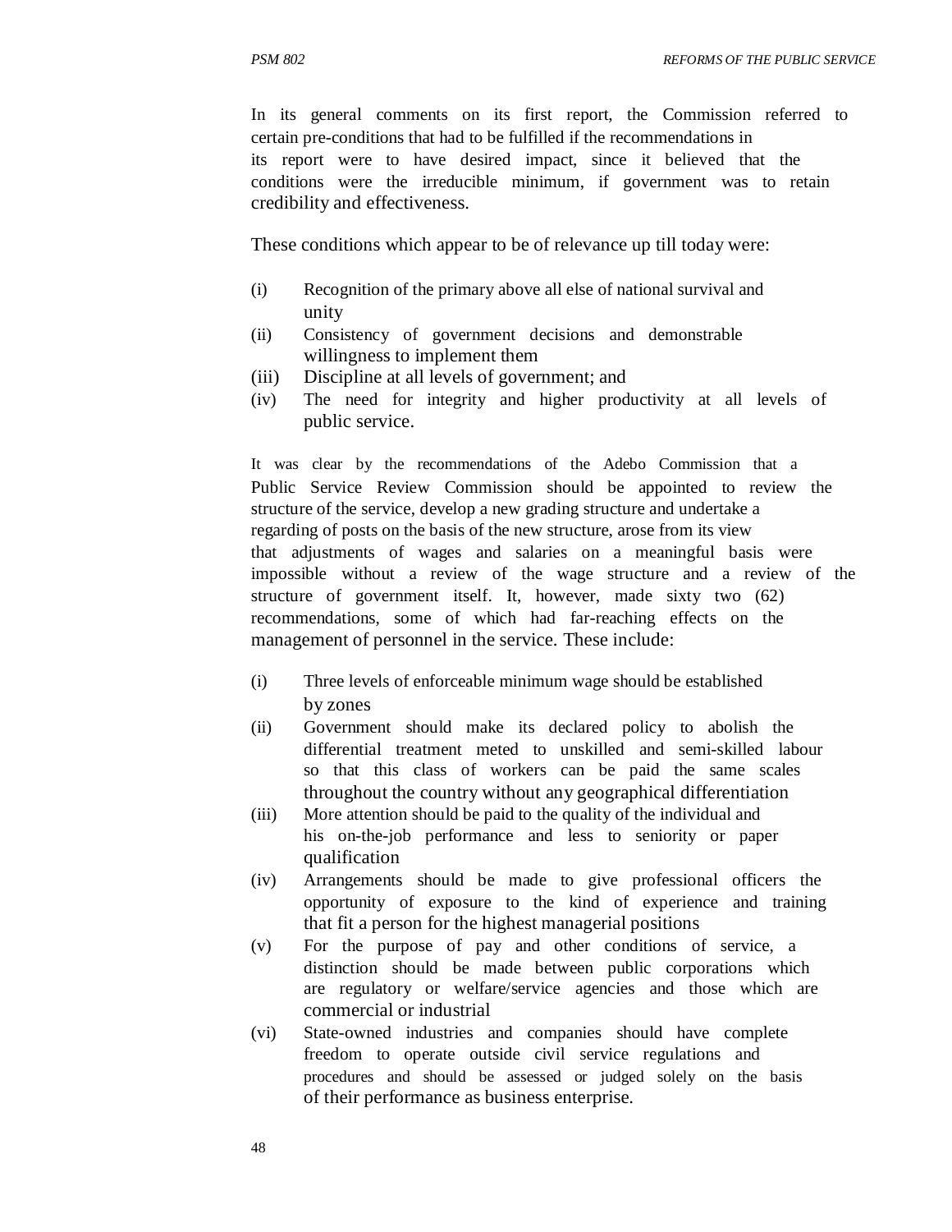In its general comments on its first report, the Commission referred to certain pre-conditions that had to be fulfilled if the recommendations in its report were to have desired impact, since it believed that the conditions were the irreducible minimum, if government was to retain credibility and effectiveness.

These conditions which appear to be of relevance up till today were:

(i) Recognition of the primary above all else of national survival and unity
(ii) Consistency of government decisions and demonstrable willingness to implement them
(iii) Discipline at all levels of government; and
(iv) The need for integrity and higher productivity at all levels of public service.

It was clear by the recommendations of the Adebo Commission that a Public Service Review Commission should be appointed to review the structure of the service, develop a new grading structure and undertake a regarding of posts on the basis of the new structure, arose from its view that adjustments of wages and salaries on a meaningful basis were impossible without a review of the wage structure and a review of the structure of government itself. It, however, made sixty two (62) recommendations, some of which had far-reaching effects on the management of personnel in the service. These include:

(i) Three levels of enforceable minimum wage should be established by zones
(ii) Government should make its declared policy to abolish the differential treatment meted to unskilled and semi-skilled labour so that this class of workers can be paid the same scales throughout the country without any geographical differentiation
(iii) More attention should be paid to the quality of the individual and his on-the-job performance and less to seniority or paper qualification
(iv) Arrangements should be made to give professional officers the opportunity of exposure to the kind of experience and training that fit a person for the highest managerial positions
(v) For the purpose of pay and other conditions of service, a distinction should be made between public corporations which are regulatory or welfare/service agencies and those which are commercial or industrial
(vi) State-owned industries and companies should have complete freedom to operate outside civil service regulations and procedures and should be assessed or judged solely on the basis of their performance as business enterprise.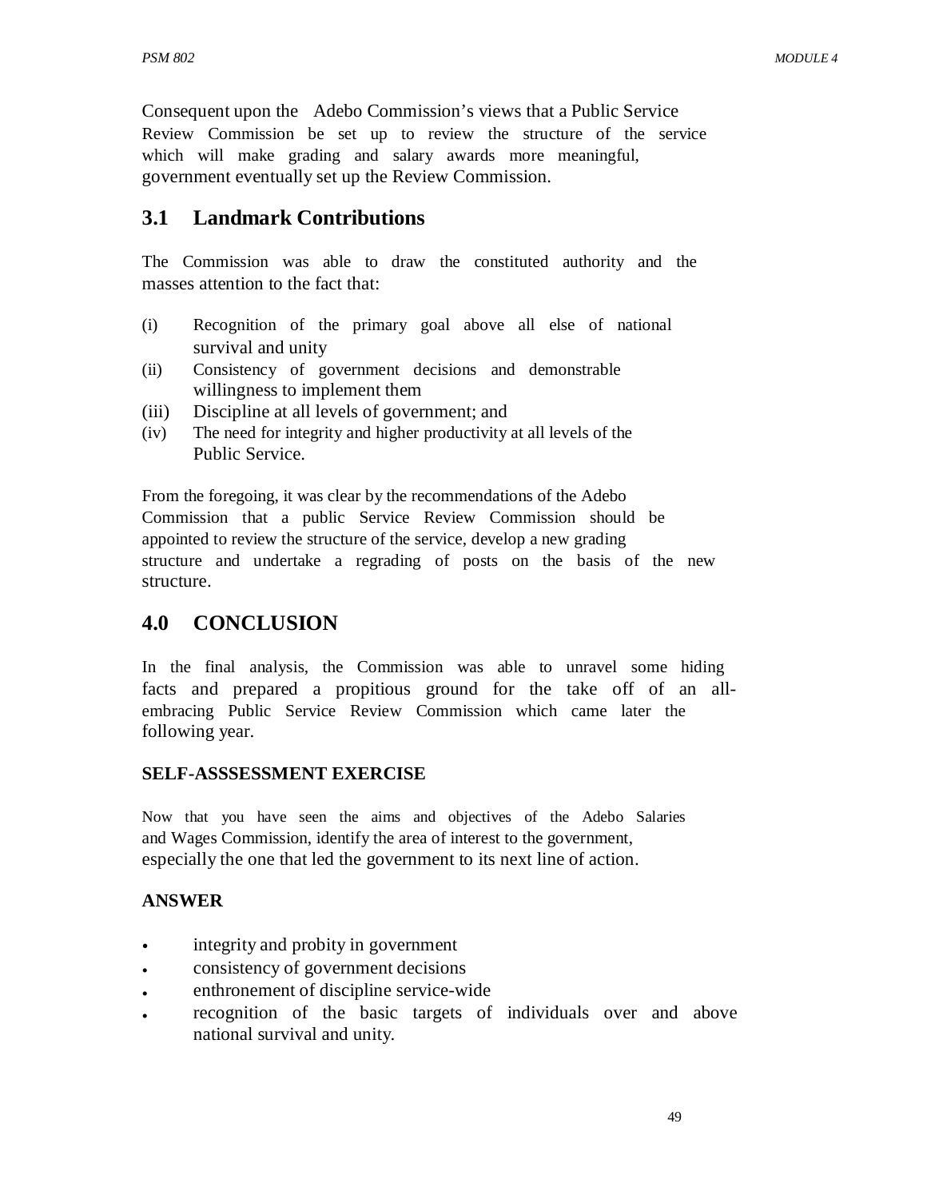Consequent upon the Adebo Commission's views that a Public Service Review Commission be set up to review the structure of the service which will make grading and salary awards more meaningful, government eventually set up the Review Commission.

## 3.1 Landmark Contributions

The Commission was able to draw the constituted authority and the masses attention to the fact that:

(i) Recognition of the primary goal above all else of national survival and unity
(ii) Consistency of government decisions and demonstrable willingness to implement them
(iii) Discipline at all levels of government; and
(iv) The need for integrity and higher productivity at all levels of the Public Service.

From the foregoing, it was clear by the recommendations of the Adebo Commission that a public Service Review Commission should be appointed to review the structure of the service, develop a new grading structure and undertake a regrading of posts on the basis of the new structure.

## 4.0 CONCLUSION

In the final analysis, the Commission was able to unravel some hiding facts and prepared a propitious ground for the take off of an all-embracing Public Service Review Commission which came later the following year.

### SELF-ASSSESSMENT EXERCISE

Now that you have seen the aims and objectives of the Adebo Salaries and Wages Commission, identify the area of interest to the government, especially the one that led the government to its next line of action.

### ANSWER

- integrity and probity in government
- consistency of government decisions
- enthronement of discipline service-wide
- recognition of the basic targets of individuals over and above national survival and unity.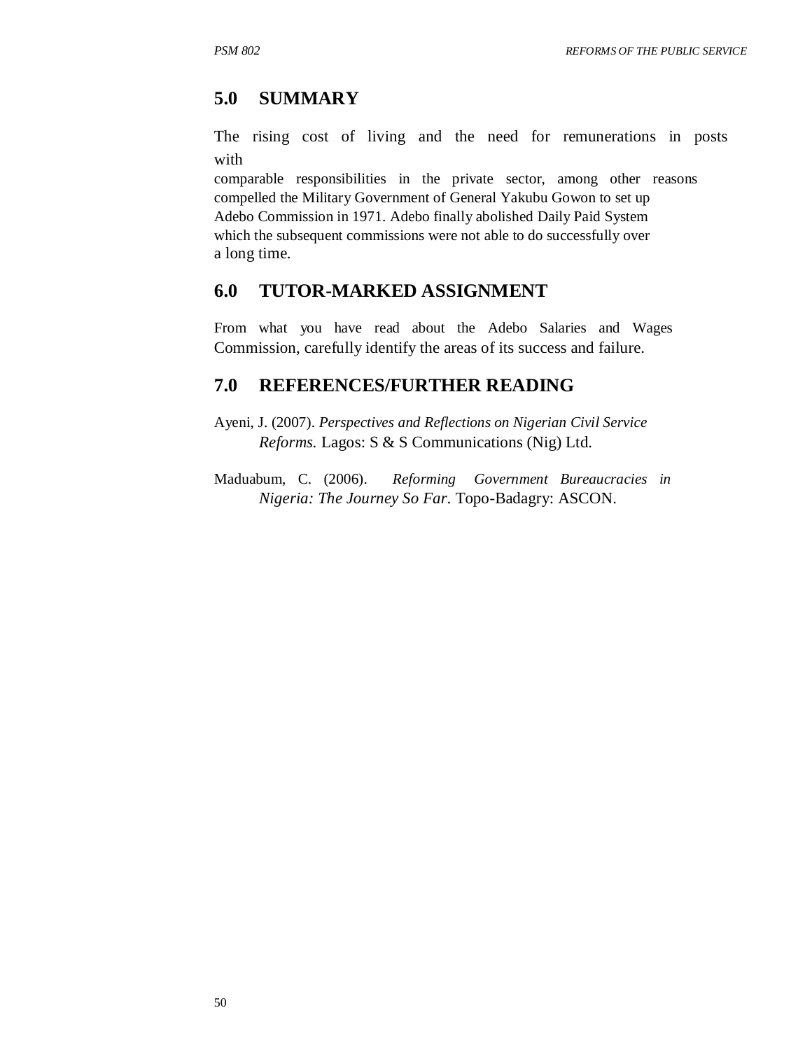## 5.0 SUMMARY

The rising cost of living and the need for remunerations in posts with comparable responsibilities in the private sector, among other reasons compelled the Military Government of General Yakubu Gowon to set up Adebo Commission in 1971. Adebo finally abolished Daily Paid System which the subsequent commissions were not able to do successfully over a long time.

## 6.0 TUTOR-MARKED ASSIGNMENT

From what you have read about the Adebo Salaries and Wages Commission, carefully identify the areas of its success and failure.

## 7.0 REFERENCES/FURTHER READING

Ayeni, J. (2007). *Perspectives and Reflections on Nigerian Civil Service Reforms.* Lagos: S & S Communications (Nig) Ltd.

Maduabum, C. (2006). *Reforming Government Bureaucracies in Nigeria: The Journey So Far.* Topo-Badagry: ASCON.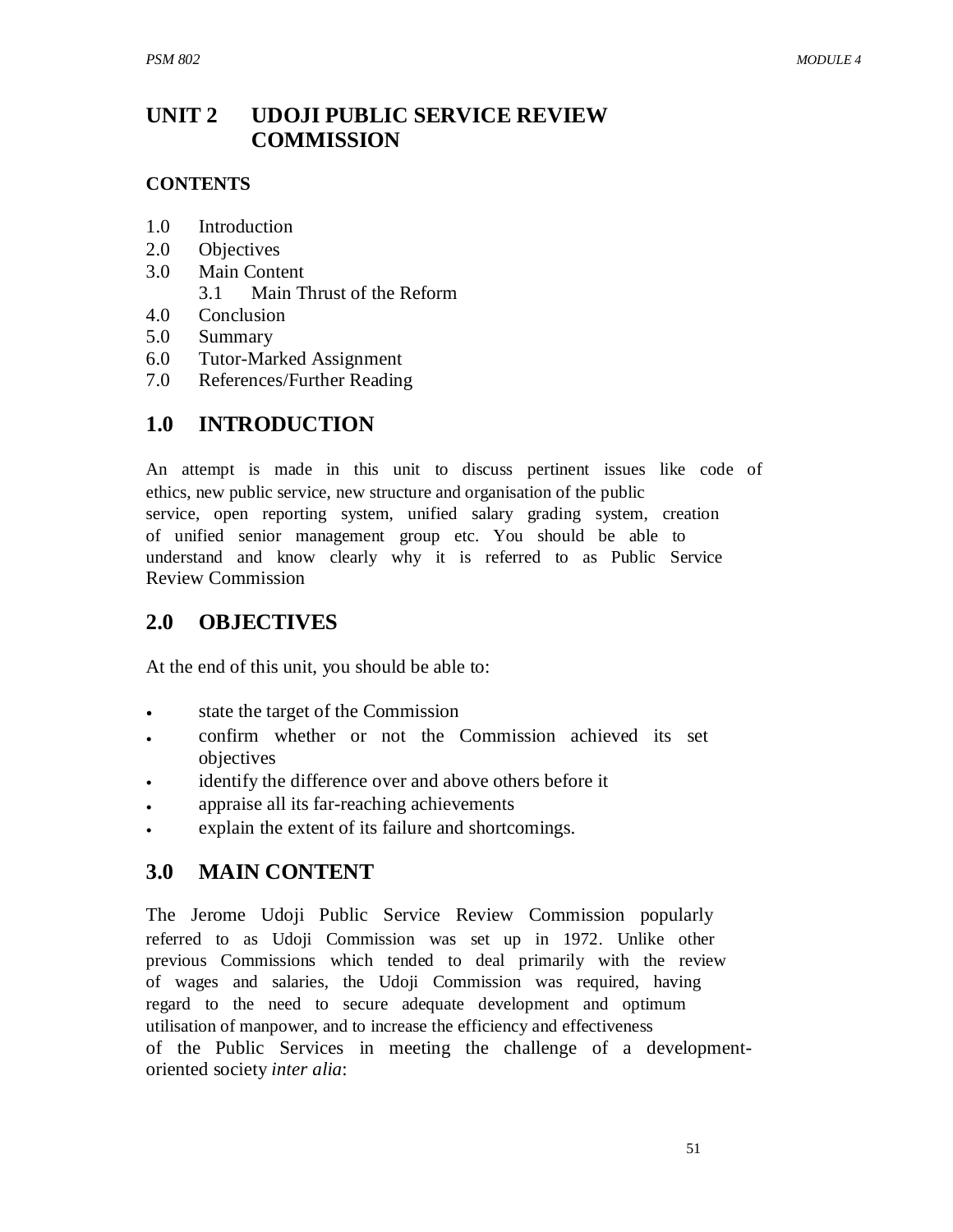# UNIT 2 UDOJI PUBLIC SERVICE REVIEW COMMISSION

**CONTENTS**

1.0 Introduction
2.0 Objectives
3.0 Main Content
    3.1 Main Thrust of the Reform
4.0 Conclusion
5.0 Summary
6.0 Tutor-Marked Assignment
7.0 References/Further Reading

## 1.0 INTRODUCTION

An attempt is made in this unit to discuss pertinent issues like code of ethics, new public service, new structure and organisation of the public service, open reporting system, unified salary grading system, creation of unified senior management group etc. You should be able to understand and know clearly why it is referred to as Public Service Review Commission

## 2.0 OBJECTIVES

At the end of this unit, you should be able to:

- state the target of the Commission
- confirm whether or not the Commission achieved its set objectives
- identify the difference over and above others before it
- appraise all its far-reaching achievements
- explain the extent of its failure and shortcomings.

## 3.0 MAIN CONTENT

The Jerome Udoji Public Service Review Commission popularly referred to as Udoji Commission was set up in 1972. Unlike other previous Commissions which tended to deal primarily with the review of wages and salaries, the Udoji Commission was required, having regard to the need to secure adequate development and optimum utilisation of manpower, and to increase the efficiency and effectiveness of the Public Services in meeting the challenge of a development-oriented society *inter alia*: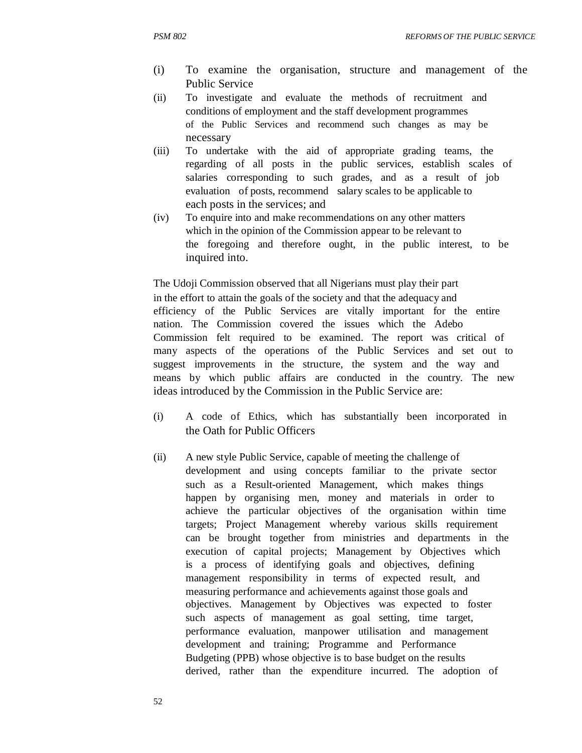(i) To examine the organisation, structure and management of the Public Service

(ii) To investigate and evaluate the methods of recruitment and conditions of employment and the staff development programmes of the Public Services and recommend such changes as may be necessary

(iii) To undertake with the aid of appropriate grading teams, the regarding of all posts in the public services, establish scales of salaries corresponding to such grades, and as a result of job evaluation of posts, recommend salary scales to be applicable to each posts in the services; and

(iv) To enquire into and make recommendations on any other matters which in the opinion of the Commission appear to be relevant to the foregoing and therefore ought, in the public interest, to be inquired into.

The Udoji Commission observed that all Nigerians must play their part in the effort to attain the goals of the society and that the adequacy and efficiency of the Public Services are vitally important for the entire nation. The Commission covered the issues which the Adebo Commission felt required to be examined. The report was critical of many aspects of the operations of the Public Services and set out to suggest improvements in the structure, the system and the way and means by which public affairs are conducted in the country. The new ideas introduced by the Commission in the Public Service are:

(i) A code of Ethics, which has substantially been incorporated in the Oath for Public Officers

(ii) A new style Public Service, capable of meeting the challenge of development and using concepts familiar to the private sector such as a Result-oriented Management, which makes things happen by organising men, money and materials in order to achieve the particular objectives of the organisation within time targets; Project Management whereby various skills requirement can be brought together from ministries and departments in the execution of capital projects; Management by Objectives which is a process of identifying goals and objectives, defining management responsibility in terms of expected result, and measuring performance and achievements against those goals and objectives. Management by Objectives was expected to foster such aspects of management as goal setting, time target, performance evaluation, manpower utilisation and management development and training; Programme and Performance Budgeting (PPB) whose objective is to base budget on the results derived, rather than the expenditure incurred. The adoption of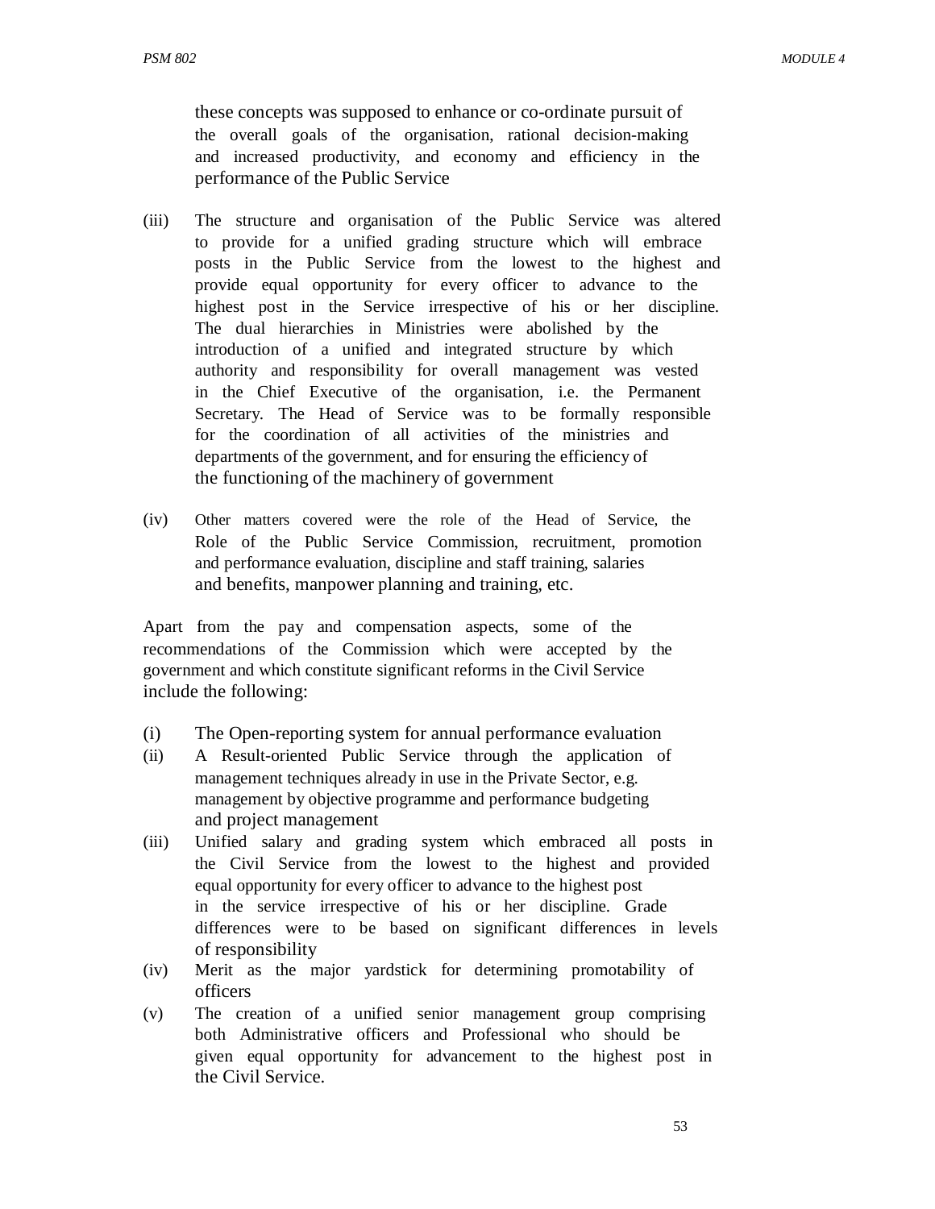these concepts was supposed to enhance or co-ordinate pursuit of the overall goals of the organisation, rational decision-making and increased productivity, and economy and efficiency in the performance of the Public Service

(iii) The structure and organisation of the Public Service was altered to provide for a unified grading structure which will embrace posts in the Public Service from the lowest to the highest and provide equal opportunity for every officer to advance to the highest post in the Service irrespective of his or her discipline. The dual hierarchies in Ministries were abolished by the introduction of a unified and integrated structure by which authority and responsibility for overall management was vested in the Chief Executive of the organisation, i.e. the Permanent Secretary. The Head of Service was to be formally responsible for the coordination of all activities of the ministries and departments of the government, and for ensuring the efficiency of the functioning of the machinery of government

(iv) Other matters covered were the role of the Head of Service, the Role of the Public Service Commission, recruitment, promotion and performance evaluation, discipline and staff training, salaries and benefits, manpower planning and training, etc.

Apart from the pay and compensation aspects, some of the recommendations of the Commission which were accepted by the government and which constitute significant reforms in the Civil Service include the following:

(i) The Open-reporting system for annual performance evaluation
(ii) A Result-oriented Public Service through the application of management techniques already in use in the Private Sector, e.g. management by objective programme and performance budgeting and project management
(iii) Unified salary and grading system which embraced all posts in the Civil Service from the lowest to the highest and provided equal opportunity for every officer to advance to the highest post in the service irrespective of his or her discipline. Grade differences were to be based on significant differences in levels of responsibility
(iv) Merit as the major yardstick for determining promotability of officers
(v) The creation of a unified senior management group comprising both Administrative officers and Professional who should be given equal opportunity for advancement to the highest post in the Civil Service.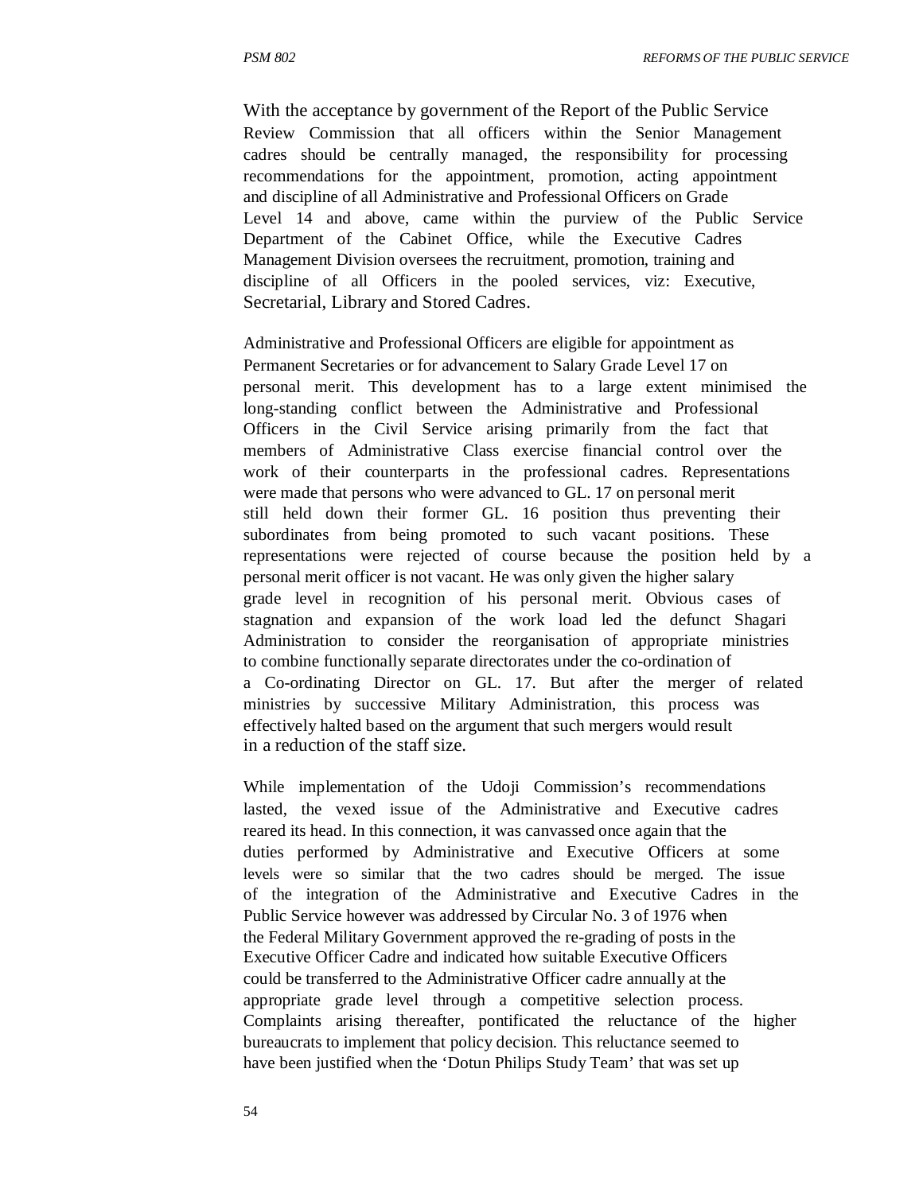With the acceptance by government of the Report of the Public Service Review Commission that all officers within the Senior Management cadres should be centrally managed, the responsibility for processing recommendations for the appointment, promotion, acting appointment and discipline of all Administrative and Professional Officers on Grade Level 14 and above, came within the purview of the Public Service Department of the Cabinet Office, while the Executive Cadres Management Division oversees the recruitment, promotion, training and discipline of all Officers in the pooled services, viz: Executive, Secretarial, Library and Stored Cadres.

Administrative and Professional Officers are eligible for appointment as Permanent Secretaries or for advancement to Salary Grade Level 17 on personal merit. This development has to a large extent minimised the long-standing conflict between the Administrative and Professional Officers in the Civil Service arising primarily from the fact that members of Administrative Class exercise financial control over the work of their counterparts in the professional cadres. Representations were made that persons who were advanced to GL. 17 on personal merit still held down their former GL. 16 position thus preventing their subordinates from being promoted to such vacant positions. These representations were rejected of course because the position held by a personal merit officer is not vacant. He was only given the higher salary grade level in recognition of his personal merit. Obvious cases of stagnation and expansion of the work load led the defunct Shagari Administration to consider the reorganisation of appropriate ministries to combine functionally separate directorates under the co-ordination of a Co-ordinating Director on GL. 17. But after the merger of related ministries by successive Military Administration, this process was effectively halted based on the argument that such mergers would result in a reduction of the staff size.

While implementation of the Udoji Commission's recommendations lasted, the vexed issue of the Administrative and Executive cadres reared its head. In this connection, it was canvassed once again that the duties performed by Administrative and Executive Officers at some levels were so similar that the two cadres should be merged. The issue of the integration of the Administrative and Executive Cadres in the Public Service however was addressed by Circular No. 3 of 1976 when the Federal Military Government approved the re-grading of posts in the Executive Officer Cadre and indicated how suitable Executive Officers could be transferred to the Administrative Officer cadre annually at the appropriate grade level through a competitive selection process. Complaints arising thereafter, pontificated the reluctance of the higher bureaucrats to implement that policy decision. This reluctance seemed to have been justified when the 'Dotun Philips Study Team' that was set up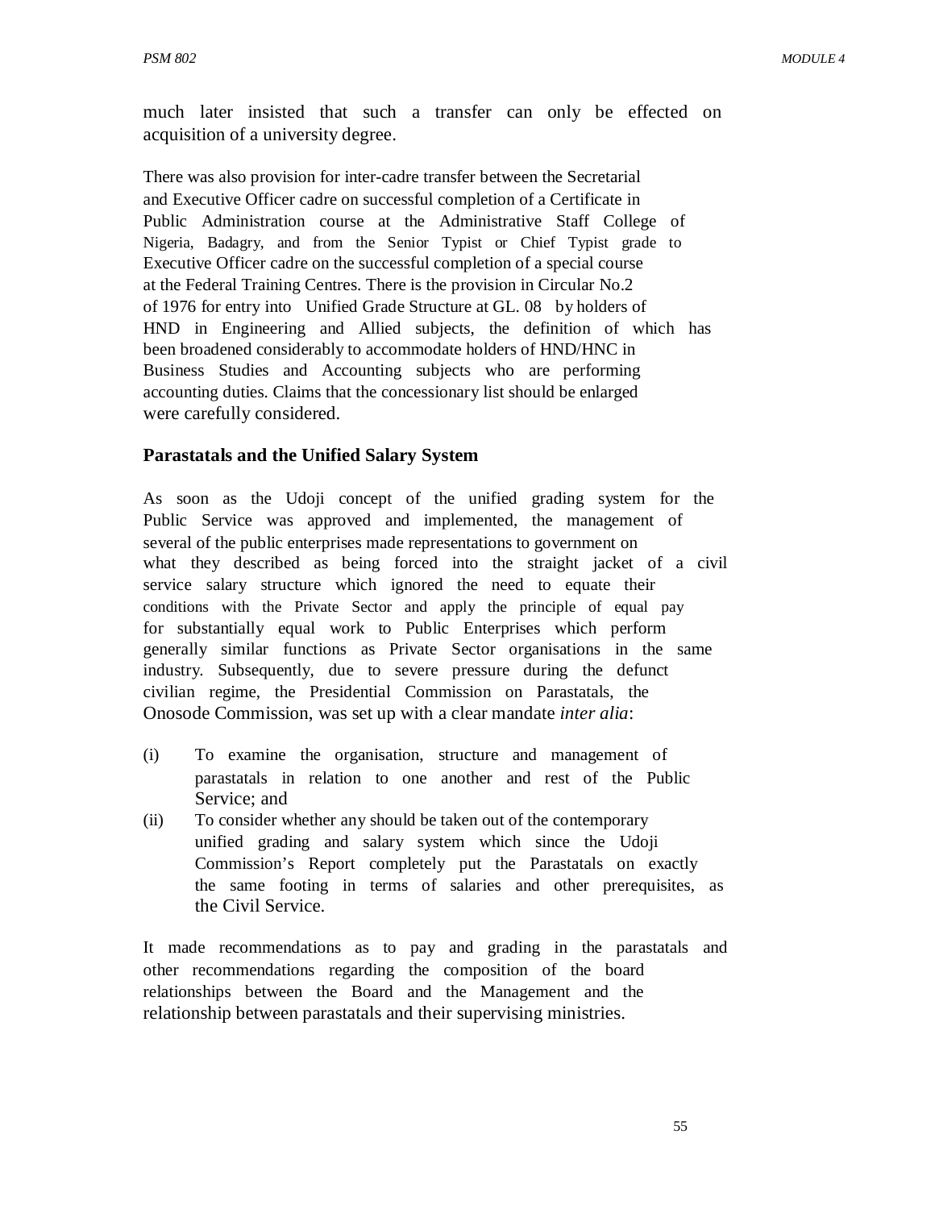much later insisted that such a transfer can only be effected on acquisition of a university degree.

There was also provision for inter-cadre transfer between the Secretarial and Executive Officer cadre on successful completion of a Certificate in Public Administration course at the Administrative Staff College of Nigeria, Badagry, and from the Senior Typist or Chief Typist grade to Executive Officer cadre on the successful completion of a special course at the Federal Training Centres. There is the provision in Circular No.2 of 1976 for entry into Unified Grade Structure at GL. 08 by holders of HND in Engineering and Allied subjects, the definition of which has been broadened considerably to accommodate holders of HND/HNC in Business Studies and Accounting subjects who are performing accounting duties. Claims that the concessionary list should be enlarged were carefully considered.

**Parastatals and the Unified Salary System**

As soon as the Udoji concept of the unified grading system for the Public Service was approved and implemented, the management of several of the public enterprises made representations to government on what they described as being forced into the straight jacket of a civil service salary structure which ignored the need to equate their conditions with the Private Sector and apply the principle of equal pay for substantially equal work to Public Enterprises which perform generally similar functions as Private Sector organisations in the same industry. Subsequently, due to severe pressure during the defunct civilian regime, the Presidential Commission on Parastatals, the Onosode Commission, was set up with a clear mandate *inter alia*:

(i) To examine the organisation, structure and management of parastatals in relation to one another and rest of the Public Service; and
(ii) To consider whether any should be taken out of the contemporary unified grading and salary system which since the Udoji Commission's Report completely put the Parastatals on exactly the same footing in terms of salaries and other prerequisites, as the Civil Service.

It made recommendations as to pay and grading in the parastatals and other recommendations regarding the composition of the board relationships between the Board and the Management and the relationship between parastatals and their supervising ministries.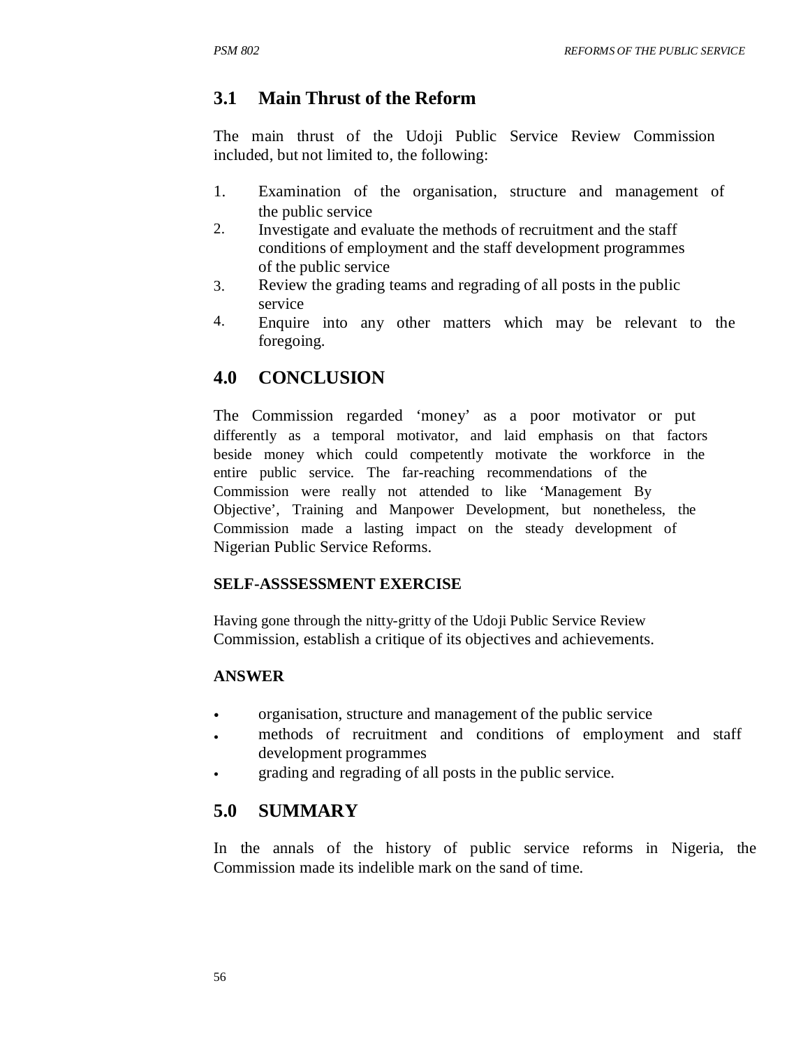## 3.1 Main Thrust of the Reform

The main thrust of the Udoji Public Service Review Commission included, but not limited to, the following:

1. Examination of the organisation, structure and management of the public service
2. Investigate and evaluate the methods of recruitment and the staff conditions of employment and the staff development programmes of the public service
3. Review the grading teams and regrading of all posts in the public service
4. Enquire into any other matters which may be relevant to the foregoing.

## 4.0 CONCLUSION

The Commission regarded 'money' as a poor motivator or put differently as a temporal motivator, and laid emphasis on that factors beside money which could competently motivate the workforce in the entire public service. The far-reaching recommendations of the Commission were really not attended to like 'Management By Objective', Training and Manpower Development, but nonetheless, the Commission made a lasting impact on the steady development of Nigerian Public Service Reforms.

**SELF-ASSSESSMENT EXERCISE**

Having gone through the nitty-gritty of the Udoji Public Service Review Commission, establish a critique of its objectives and achievements.

**ANSWER**

- organisation, structure and management of the public service
- methods of recruitment and conditions of employment and staff development programmes
- grading and regrading of all posts in the public service.

## 5.0 SUMMARY

In the annals of the history of public service reforms in Nigeria, the Commission made its indelible mark on the sand of time.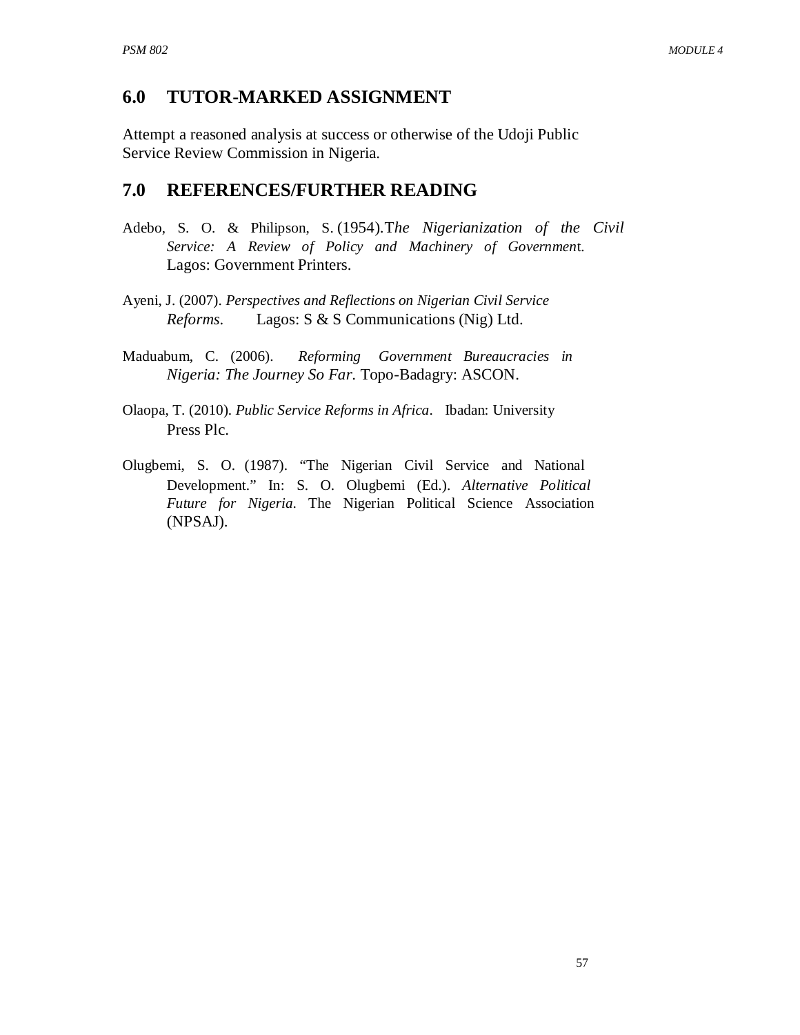## 6.0 TUTOR-MARKED ASSIGNMENT

Attempt a reasoned analysis at success or otherwise of the Udoji Public Service Review Commission in Nigeria.

## 7.0 REFERENCES/FURTHER READING

Adebo, S. O. & Philipson, S. (1954).*The Nigerianization of the Civil Service: A Review of Policy and Machinery of Government*. Lagos: Government Printers.

Ayeni, J. (2007). *Perspectives and Reflections on Nigerian Civil Service Reforms*. Lagos: S & S Communications (Nig) Ltd.

Maduabum, C. (2006). *Reforming Government Bureaucracies in Nigeria: The Journey So Far*. Topo-Badagry: ASCON.

Olaopa, T. (2010). *Public Service Reforms in Africa*. Ibadan: University Press Plc.

Olugbemi, S. O. (1987). "The Nigerian Civil Service and National Development." In: S. O. Olugbemi (Ed.). *Alternative Political Future for Nigeria*. The Nigerian Political Science Association (NPSAJ).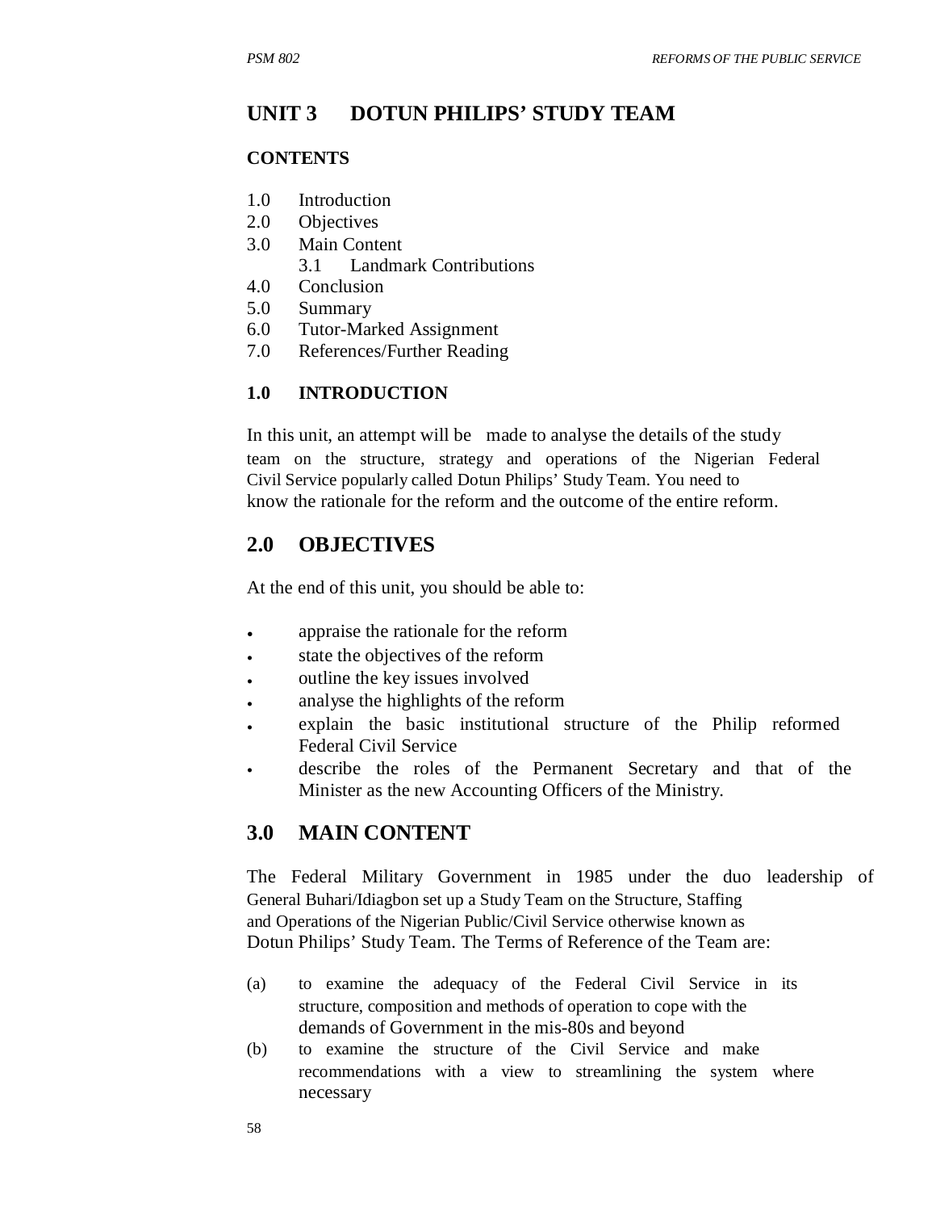# UNIT 3 DOTUN PHILIPS' STUDY TEAM

**CONTENTS**

1.0 Introduction
2.0 Objectives
3.0 Main Content
  3.1 Landmark Contributions
4.0 Conclusion
5.0 Summary
6.0 Tutor-Marked Assignment
7.0 References/Further Reading

### 1.0 INTRODUCTION

In this unit, an attempt will be made to analyse the details of the study team on the structure, strategy and operations of the Nigerian Federal Civil Service popularly called Dotun Philips' Study Team. You need to know the rationale for the reform and the outcome of the entire reform.

## 2.0 OBJECTIVES

At the end of this unit, you should be able to:

- appraise the rationale for the reform
- state the objectives of the reform
- outline the key issues involved
- analyse the highlights of the reform
- explain the basic institutional structure of the Philip reformed Federal Civil Service
- describe the roles of the Permanent Secretary and that of the Minister as the new Accounting Officers of the Ministry.

## 3.0 MAIN CONTENT

The Federal Military Government in 1985 under the duo leadership of General Buhari/Idiagbon set up a Study Team on the Structure, Staffing and Operations of the Nigerian Public/Civil Service otherwise known as Dotun Philips' Study Team. The Terms of Reference of the Team are:

(a) to examine the adequacy of the Federal Civil Service in its structure, composition and methods of operation to cope with the demands of Government in the mis-80s and beyond
(b) to examine the structure of the Civil Service and make recommendations with a view to streamlining the system where necessary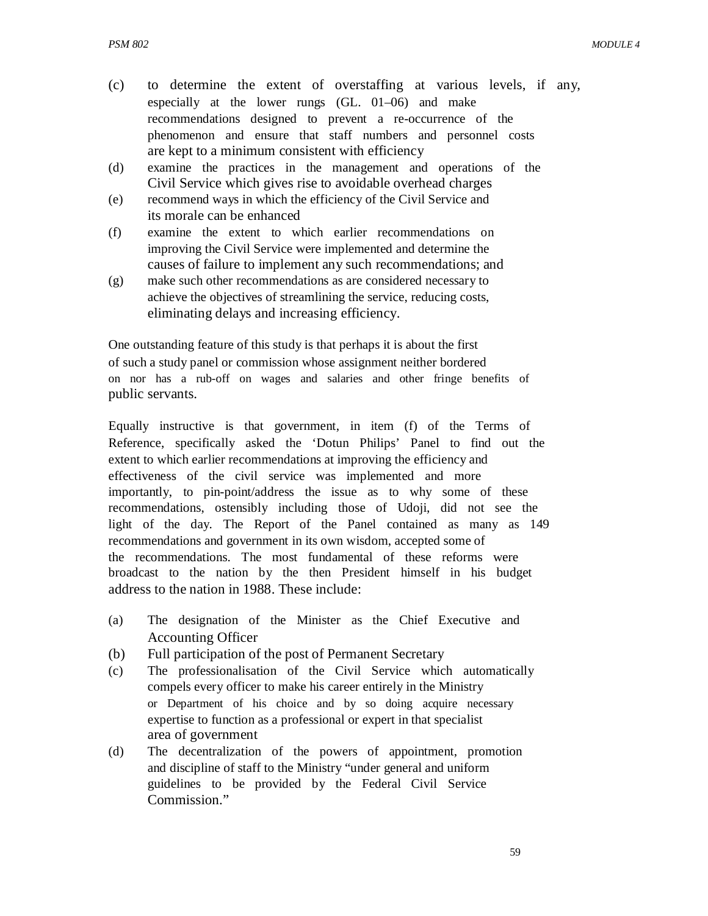(c) to determine the extent of overstaffing at various levels, if any, especially at the lower rungs (GL. 01–06) and make recommendations designed to prevent a re-occurrence of the phenomenon and ensure that staff numbers and personnel costs are kept to a minimum consistent with efficiency
(d) examine the practices in the management and operations of the Civil Service which gives rise to avoidable overhead charges
(e) recommend ways in which the efficiency of the Civil Service and its morale can be enhanced
(f) examine the extent to which earlier recommendations on improving the Civil Service were implemented and determine the causes of failure to implement any such recommendations; and
(g) make such other recommendations as are considered necessary to achieve the objectives of streamlining the service, reducing costs, eliminating delays and increasing efficiency.

One outstanding feature of this study is that perhaps it is about the first of such a study panel or commission whose assignment neither bordered on nor has a rub-off on wages and salaries and other fringe benefits of public servants.

Equally instructive is that government, in item (f) of the Terms of Reference, specifically asked the 'Dotun Philips' Panel to find out the extent to which earlier recommendations at improving the efficiency and effectiveness of the civil service was implemented and more importantly, to pin-point/address the issue as to why some of these recommendations, ostensibly including those of Udoji, did not see the light of the day. The Report of the Panel contained as many as 149 recommendations and government in its own wisdom, accepted some of the recommendations. The most fundamental of these reforms were broadcast to the nation by the then President himself in his budget address to the nation in 1988. These include:

(a) The designation of the Minister as the Chief Executive and Accounting Officer
(b) Full participation of the post of Permanent Secretary
(c) The professionalisation of the Civil Service which automatically compels every officer to make his career entirely in the Ministry or Department of his choice and by so doing acquire necessary expertise to function as a professional or expert in that specialist area of government
(d) The decentralization of the powers of appointment, promotion and discipline of staff to the Ministry "under general and uniform guidelines to be provided by the Federal Civil Service Commission."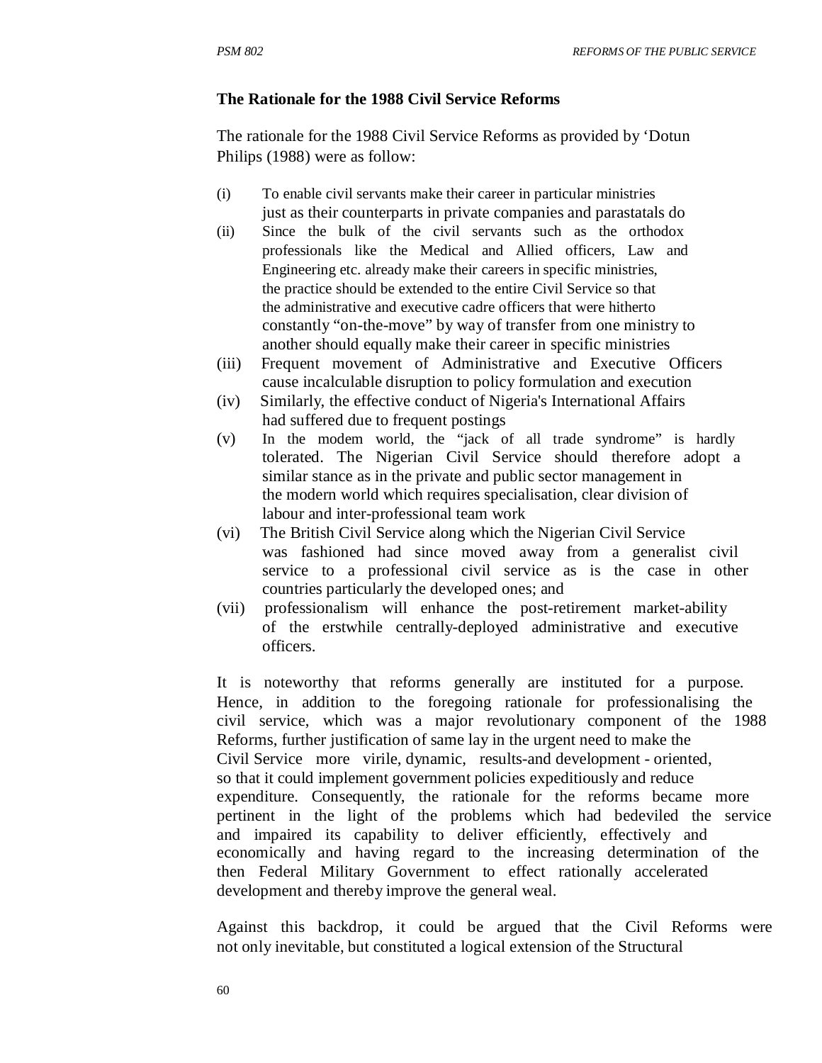### The Rationale for the 1988 Civil Service Reforms

The rationale for the 1988 Civil Service Reforms as provided by 'Dotun Philips (1988) were as follow:

(i) To enable civil servants make their career in particular ministries just as their counterparts in private companies and parastatals do

(ii) Since the bulk of the civil servants such as the orthodox professionals like the Medical and Allied officers, Law and Engineering etc. already make their careers in specific ministries, the practice should be extended to the entire Civil Service so that the administrative and executive cadre officers that were hitherto constantly "on-the-move" by way of transfer from one ministry to another should equally make their career in specific ministries

(iii) Frequent movement of Administrative and Executive Officers cause incalculable disruption to policy formulation and execution

(iv) Similarly, the effective conduct of Nigeria's International Affairs had suffered due to frequent postings

(v) In the modem world, the "jack of all trade syndrome" is hardly tolerated. The Nigerian Civil Service should therefore adopt a similar stance as in the private and public sector management in the modern world which requires specialisation, clear division of labour and inter-professional team work

(vi) The British Civil Service along which the Nigerian Civil Service was fashioned had since moved away from a generalist civil service to a professional civil service as is the case in other countries particularly the developed ones; and

(vii) professionalism will enhance the post-retirement market-ability of the erstwhile centrally-deployed administrative and executive officers.

It is noteworthy that reforms generally are instituted for a purpose. Hence, in addition to the foregoing rationale for professionalising the civil service, which was a major revolutionary component of the 1988 Reforms, further justification of same lay in the urgent need to make the Civil Service more virile, dynamic, results-and development - oriented, so that it could implement government policies expeditiously and reduce expenditure. Consequently, the rationale for the reforms became more pertinent in the light of the problems which had bedeviled the service and impaired its capability to deliver efficiently, effectively and economically and having regard to the increasing determination of the then Federal Military Government to effect rationally accelerated development and thereby improve the general weal.

Against this backdrop, it could be argued that the Civil Reforms were not only inevitable, but constituted a logical extension of the Structural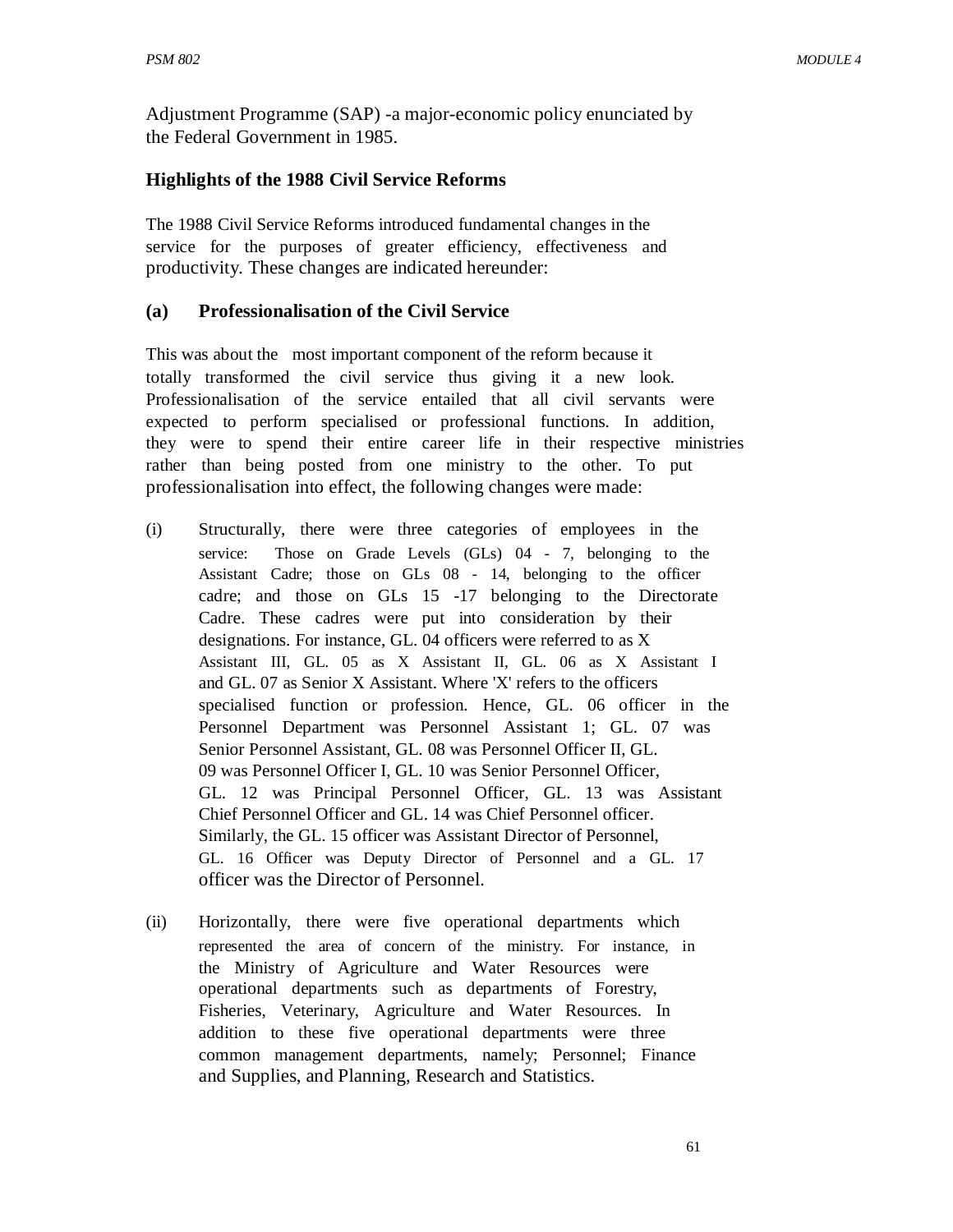Adjustment Programme (SAP) -a major-economic policy enunciated by the Federal Government in 1985.

### Highlights of the 1988 Civil Service Reforms

The 1988 Civil Service Reforms introduced fundamental changes in the service for the purposes of greater efficiency, effectiveness and productivity. These changes are indicated hereunder:

#### (a) Professionalisation of the Civil Service

This was about the most important component of the reform because it totally transformed the civil service thus giving it a new look. Professionalisation of the service entailed that all civil servants were expected to perform specialised or professional functions. In addition, they were to spend their entire career life in their respective ministries rather than being posted from one ministry to the other. To put professionalisation into effect, the following changes were made:

(i) Structurally, there were three categories of employees in the service: Those on Grade Levels (GLs) 04 - 7, belonging to the Assistant Cadre; those on GLs 08 - 14, belonging to the officer cadre; and those on GLs 15 -17 belonging to the Directorate Cadre. These cadres were put into consideration by their designations. For instance, GL. 04 officers were referred to as X Assistant III, GL. 05 as X Assistant II, GL. 06 as X Assistant I and GL. 07 as Senior X Assistant. Where 'X' refers to the officers specialised function or profession. Hence, GL. 06 officer in the Personnel Department was Personnel Assistant 1; GL. 07 was Senior Personnel Assistant, GL. 08 was Personnel Officer II, GL. 09 was Personnel Officer I, GL. 10 was Senior Personnel Officer, GL. 12 was Principal Personnel Officer, GL. 13 was Assistant Chief Personnel Officer and GL. 14 was Chief Personnel officer. Similarly, the GL. 15 officer was Assistant Director of Personnel, GL. 16 Officer was Deputy Director of Personnel and a GL. 17 officer was the Director of Personnel.

(ii) Horizontally, there were five operational departments which represented the area of concern of the ministry. For instance, in the Ministry of Agriculture and Water Resources were operational departments such as departments of Forestry, Fisheries, Veterinary, Agriculture and Water Resources. In addition to these five operational departments were three common management departments, namely; Personnel; Finance and Supplies, and Planning, Research and Statistics.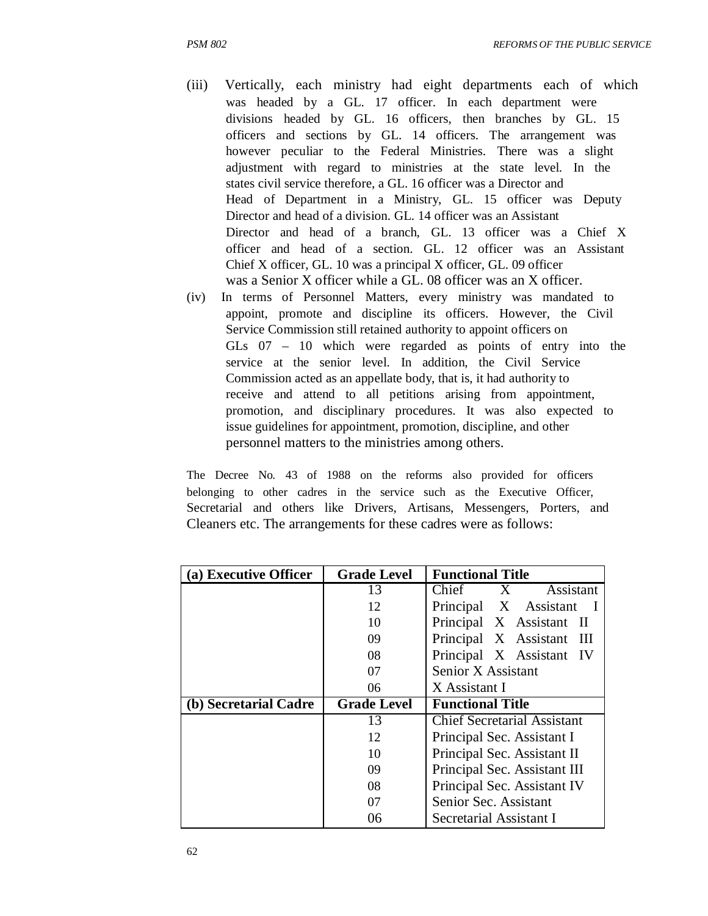(iii) Vertically, each ministry had eight departments each of which was headed by a GL. 17 officer. In each department were divisions headed by GL. 16 officers, then branches by GL. 15 officers and sections by GL. 14 officers. The arrangement was however peculiar to the Federal Ministries. There was a slight adjustment with regard to ministries at the state level. In the states civil service therefore, a GL. 16 officer was a Director and Head of Department in a Ministry, GL. 15 officer was Deputy Director and head of a division. GL. 14 officer was an Assistant Director and head of a branch, GL. 13 officer was a Chief X officer and head of a section. GL. 12 officer was an Assistant Chief X officer, GL. 10 was a principal X officer, GL. 09 officer was a Senior X officer while a GL. 08 officer was an X officer.

(iv) In terms of Personnel Matters, every ministry was mandated to appoint, promote and discipline its officers. However, the Civil Service Commission still retained authority to appoint officers on GLs 07 – 10 which were regarded as points of entry into the service at the senior level. In addition, the Civil Service Commission acted as an appellate body, that is, it had authority to receive and attend to all petitions arising from appointment, promotion, and disciplinary procedures. It was also expected to issue guidelines for appointment, promotion, discipline, and other personnel matters to the ministries among others.

The Decree No. 43 of 1988 on the reforms also provided for officers belonging to other cadres in the service such as the Executive Officer, Secretarial and others like Drivers, Artisans, Messengers, Porters, and Cleaners etc. The arrangements for these cadres were as follows:

| **(a) Executive Officer** | **Grade Level** | **Functional Title** |
|---|---|---|
| | 13 | Chief X Assistant |
| | 12 | Principal X Assistant I |
| | 10 | Principal X Assistant II |
| | 09 | Principal X Assistant III |
| | 08 | Principal X Assistant IV |
| | 07 | Senior X Assistant |
| | 06 | X Assistant I |
| **(b) Secretarial Cadre** | **Grade Level** | **Functional Title** |
| | 13 | Chief Secretarial Assistant |
| | 12 | Principal Sec. Assistant I |
| | 10 | Principal Sec. Assistant II |
| | 09 | Principal Sec. Assistant III |
| | 08 | Principal Sec. Assistant IV |
| | 07 | Senior Sec. Assistant |
| | 06 | Secretarial Assistant I |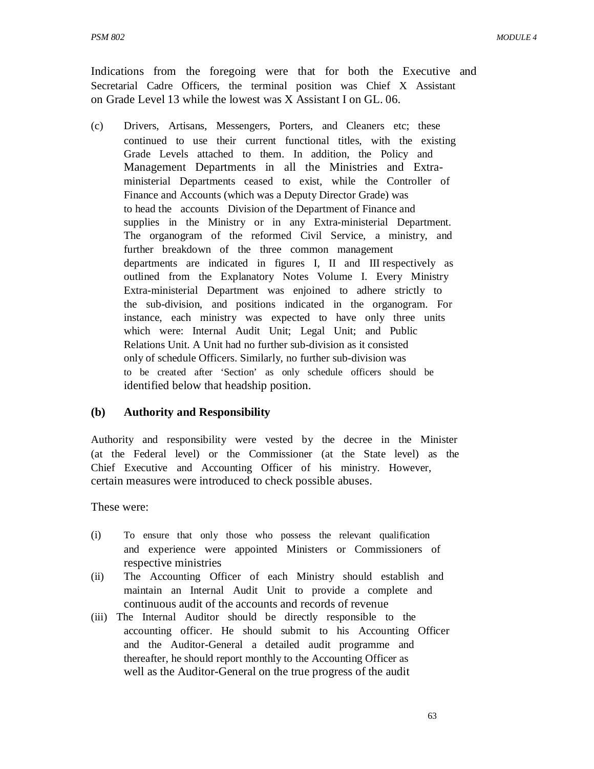Indications from the foregoing were that for both the Executive and Secretarial Cadre Officers, the terminal position was Chief X Assistant on Grade Level 13 while the lowest was X Assistant I on GL. 06.

(c) Drivers, Artisans, Messengers, Porters, and Cleaners etc; these continued to use their current functional titles, with the existing Grade Levels attached to them. In addition, the Policy and Management Departments in all the Ministries and Extra-ministerial Departments ceased to exist, while the Controller of Finance and Accounts (which was a Deputy Director Grade) was to head the accounts Division of the Department of Finance and supplies in the Ministry or in any Extra-ministerial Department. The organogram of the reformed Civil Service, a ministry, and further breakdown of the three common management departments are indicated in figures I, II and III respectively as outlined from the Explanatory Notes Volume I. Every Ministry Extra-ministerial Department was enjoined to adhere strictly to the sub-division, and positions indicated in the organogram. For instance, each ministry was expected to have only three units which were: Internal Audit Unit; Legal Unit; and Public Relations Unit. A Unit had no further sub-division as it consisted only of schedule Officers. Similarly, no further sub-division was to be created after 'Section' as only schedule officers should be identified below that headship position.

### (b) Authority and Responsibility

Authority and responsibility were vested by the decree in the Minister (at the Federal level) or the Commissioner (at the State level) as the Chief Executive and Accounting Officer of his ministry. However, certain measures were introduced to check possible abuses.

These were:

(i) To ensure that only those who possess the relevant qualification and experience were appointed Ministers or Commissioners of respective ministries

(ii) The Accounting Officer of each Ministry should establish and maintain an Internal Audit Unit to provide a complete and continuous audit of the accounts and records of revenue

(iii) The Internal Auditor should be directly responsible to the accounting officer. He should submit to his Accounting Officer and the Auditor-General a detailed audit programme and thereafter, he should report monthly to the Accounting Officer as well as the Auditor-General on the true progress of the audit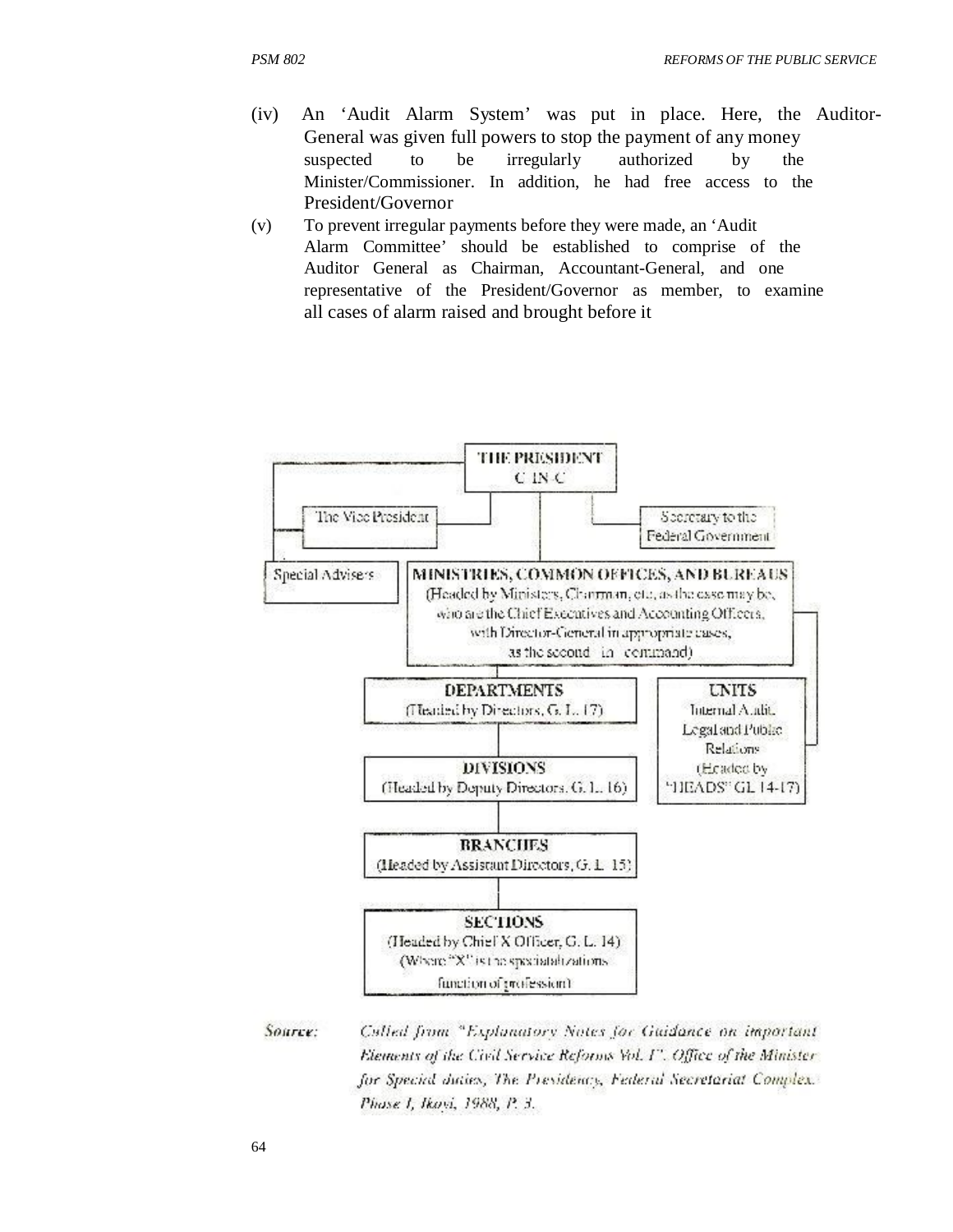(iv) An 'Audit Alarm System' was put in place. Here, the Auditor-General was given full powers to stop the payment of any money suspected to be irregularly authorized by the Minister/Commissioner. In addition, he had free access to the President/Governor

(v) To prevent irregular payments before they were made, an 'Audit Alarm Committee' should be established to comprise of the Auditor General as Chairman, Accountant-General, and one representative of the President/Governor as member, to examine all cases of alarm raised and brought before it

THE PRESIDENT
C IN C

The Vice President

Secretary to the Federal Government

Special Advisers

MINISTRIES, COMMON OFFICES, AND BUREAUS
(Headed by Ministers, Chairman, etc, as the case may be, who are the Chief Executives and Accounting Officers, with Director-General in appropriate cases, as the second in command)

DEPARTMENTS
(Headed by Directors, G. L. 17)

UNITS
Internal Audit, Legal and Public Relations
(Headed by "HEADS" GL 14-17)

DIVISIONS
(Headed by Deputy Directors, G. L. 16)

BRANCHES
(Headed by Assistant Directors, G. L. 15)

SECTIONS
(Headed by Chief X Officer, G. L. 14)
(Where "X" is the specialization function of profession)

*Source: Culled from "Explanatory Notes for Guidance on important Elements of the Civil Service Reforms Vol. I". Office of the Minister for Special duties, The Presidency, Federal Secretariat Complex. Phase I, Ikoyi, 1988, P. 3.*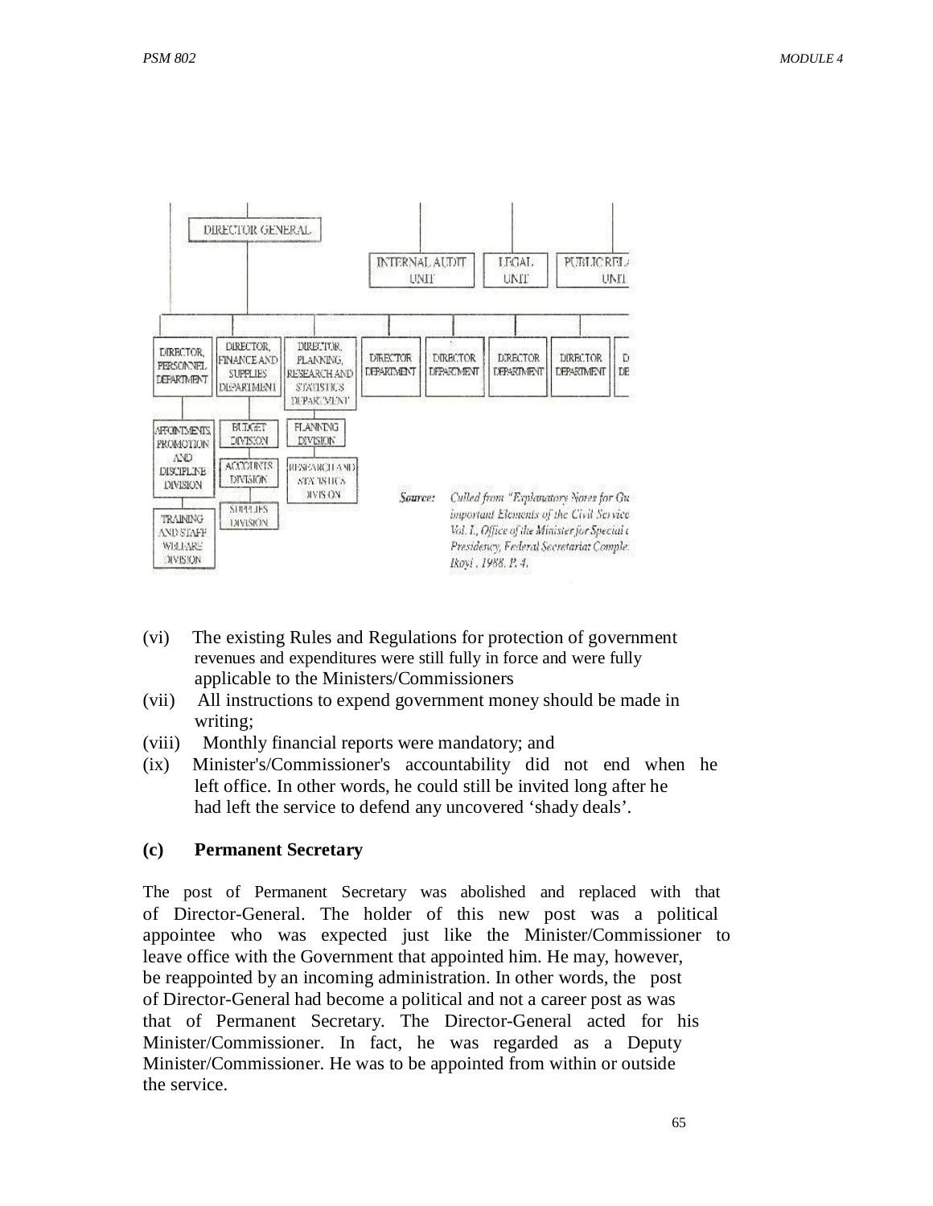DIRECTOR GENERAL

INTERNAL AUDIT UNIT | LEGAL UNIT | PUBLIC REL... UNIT

DIRECTOR, PERSONNEL DEPARTMENT | DIRECTOR, FINANCE AND SUPPLIES DEPARTMENT | DIRECTOR, PLANNING, RESEARCH AND STATISTICS DEPARTMENT | DIRECTOR DEPARTMENT | DIRECTOR DEPARTMENT | DIRECTOR DEPARTMENT | DIRECTOR DEPARTMENT | D... DE...

APPOINTMENTS, PROMOTION AND DISCIPLINE DIVISION; TRAINING AND STAFF WELFARE DIVISION

BUDGET DIVISION; ACCOUNTS DIVISION; SUPPLIES DIVISION

PLANNING DIVISION; RESEARCH AND STATISTICS DIVISION

*Source:* *Culled from "Explanatory Notes for Gu... important Elements of the Civil Service... Vol. I., Office of the Minister for Special ... Presidency, Federal Secretariat Comple... Ikoyi, 1988. P. 4.*

(vi) The existing Rules and Regulations for protection of government revenues and expenditures were still fully in force and were fully applicable to the Ministers/Commissioners

(vii) All instructions to expend government money should be made in writing;

(viii) Monthly financial reports were mandatory; and

(ix) Minister's/Commissioner's accountability did not end when he left office. In other words, he could still be invited long after he had left the service to defend any uncovered 'shady deals'.

**(c) Permanent Secretary**

The post of Permanent Secretary was abolished and replaced with that of Director-General. The holder of this new post was a political appointee who was expected just like the Minister/Commissioner to leave office with the Government that appointed him. He may, however, be reappointed by an incoming administration. In other words, the post of Director-General had become a political and not a career post as was that of Permanent Secretary. The Director-General acted for his Minister/Commissioner. In fact, he was regarded as a Deputy Minister/Commissioner. He was to be appointed from within or outside the service.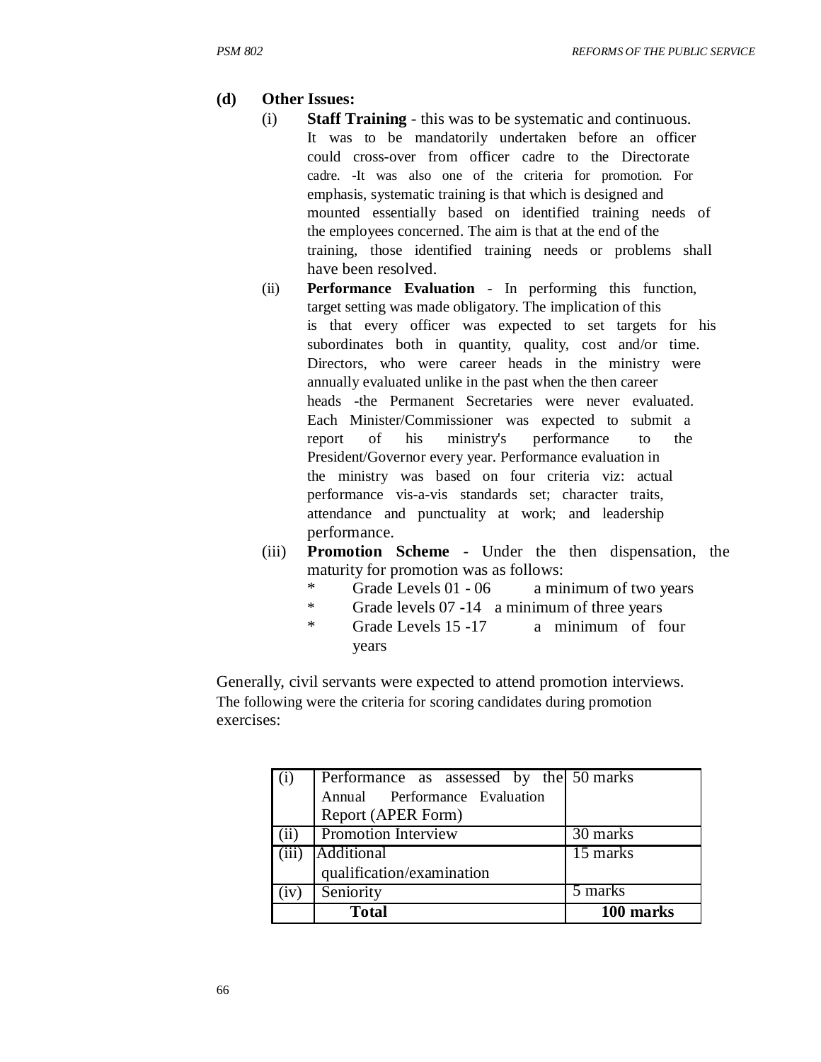**(d) Other Issues:**

(i) **Staff Training** - this was to be systematic and continuous. It was to be mandatorily undertaken before an officer could cross-over from officer cadre to the Directorate cadre. -It was also one of the criteria for promotion. For emphasis, systematic training is that which is designed and mounted essentially based on identified training needs of the employees concerned. The aim is that at the end of the training, those identified training needs or problems shall have been resolved.

(ii) **Performance Evaluation** - In performing this function, target setting was made obligatory. The implication of this is that every officer was expected to set targets for his subordinates both in quantity, quality, cost and/or time. Directors, who were career heads in the ministry were annually evaluated unlike in the past when the then career heads -the Permanent Secretaries were never evaluated. Each Minister/Commissioner was expected to submit a report of his ministry's performance to the President/Governor every year. Performance evaluation in the ministry was based on four criteria viz: actual performance vis-a-vis standards set; character traits, attendance and punctuality at work; and leadership performance.

(iii) **Promotion Scheme** - Under the then dispensation, the maturity for promotion was as follows:

- Grade Levels 01 - 06 a minimum of two years
- Grade levels 07 -14 a minimum of three years
- Grade Levels 15 -17 a minimum of four years

Generally, civil servants were expected to attend promotion interviews. The following were the criteria for scoring candidates during promotion exercises:

| | | |
|---|---|---|
| (i) | Performance as assessed by the Annual Performance Evaluation Report (APER Form) | 50 marks |
| (ii) | Promotion Interview | 30 marks |
| (iii) | Additional qualification/examination | 15 marks |
| (iv) | Seniority | 5 marks |
| | **Total** | **100 marks** |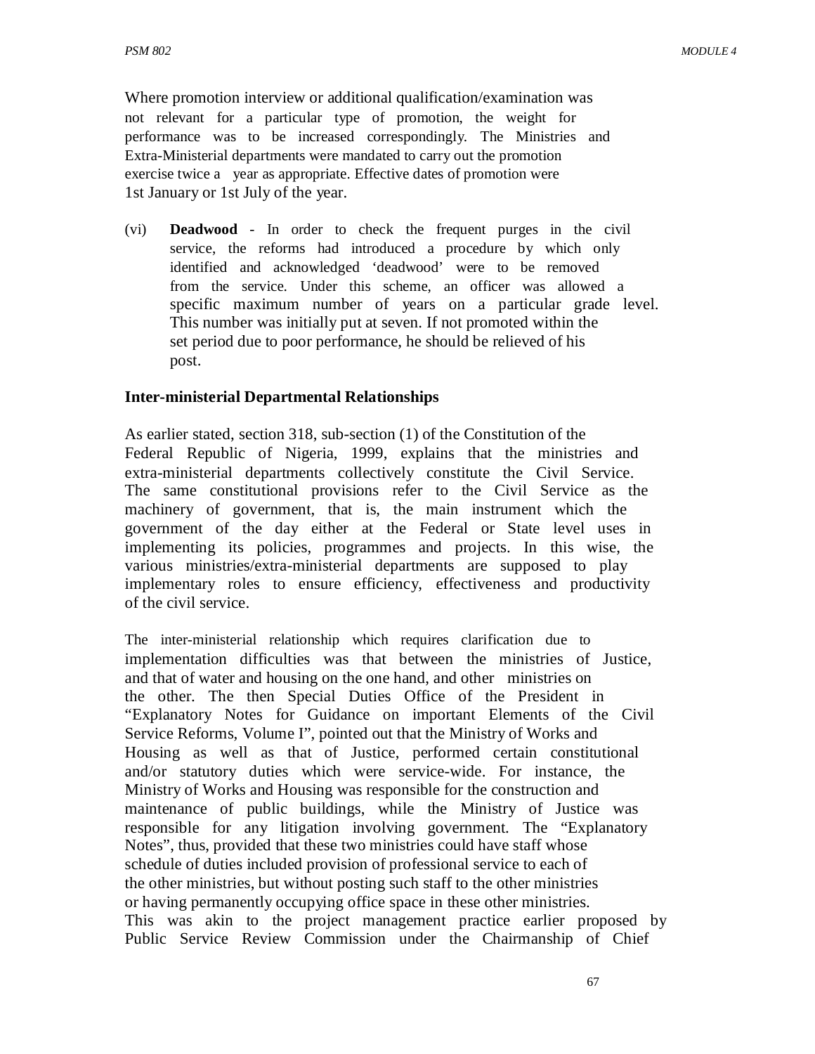Where promotion interview or additional qualification/examination was not relevant for a particular type of promotion, the weight for performance was to be increased correspondingly. The Ministries and Extra-Ministerial departments were mandated to carry out the promotion exercise twice a year as appropriate. Effective dates of promotion were 1st January or 1st July of the year.

(vi) **Deadwood** - In order to check the frequent purges in the civil service, the reforms had introduced a procedure by which only identified and acknowledged 'deadwood' were to be removed from the service. Under this scheme, an officer was allowed a specific maximum number of years on a particular grade level. This number was initially put at seven. If not promoted within the set period due to poor performance, he should be relieved of his post.

**Inter-ministerial Departmental Relationships**

As earlier stated, section 318, sub-section (1) of the Constitution of the Federal Republic of Nigeria, 1999, explains that the ministries and extra-ministerial departments collectively constitute the Civil Service. The same constitutional provisions refer to the Civil Service as the machinery of government, that is, the main instrument which the government of the day either at the Federal or State level uses in implementing its policies, programmes and projects. In this wise, the various ministries/extra-ministerial departments are supposed to play implementary roles to ensure efficiency, effectiveness and productivity of the civil service.

The inter-ministerial relationship which requires clarification due to implementation difficulties was that between the ministries of Justice, and that of water and housing on the one hand, and other ministries on the other. The then Special Duties Office of the President in "Explanatory Notes for Guidance on important Elements of the Civil Service Reforms, Volume I", pointed out that the Ministry of Works and Housing as well as that of Justice, performed certain constitutional and/or statutory duties which were service-wide. For instance, the Ministry of Works and Housing was responsible for the construction and maintenance of public buildings, while the Ministry of Justice was responsible for any litigation involving government. The "Explanatory Notes", thus, provided that these two ministries could have staff whose schedule of duties included provision of professional service to each of the other ministries, but without posting such staff to the other ministries or having permanently occupying office space in these other ministries. This was akin to the project management practice earlier proposed by Public Service Review Commission under the Chairmanship of Chief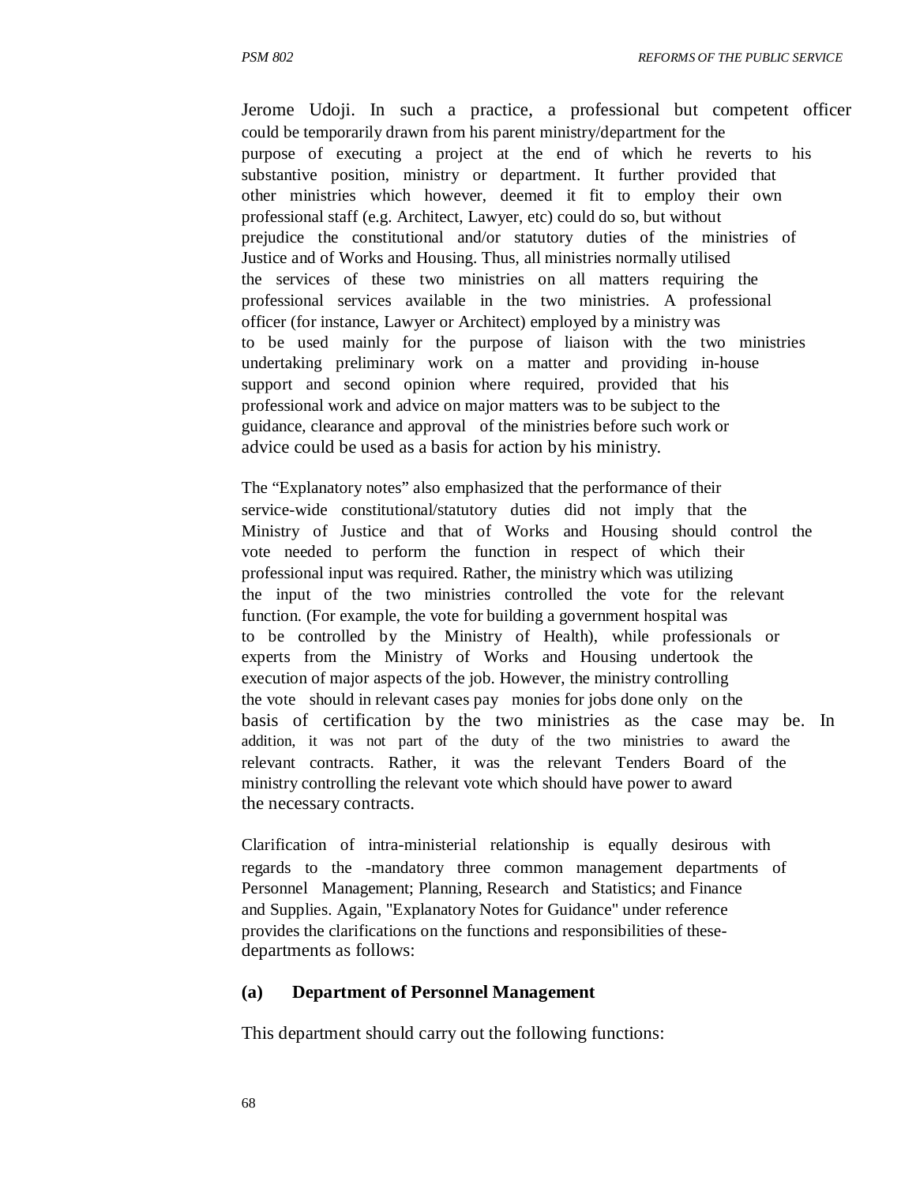Jerome Udoji. In such a practice, a professional but competent officer could be temporarily drawn from his parent ministry/department for the purpose of executing a project at the end of which he reverts to his substantive position, ministry or department. It further provided that other ministries which however, deemed it fit to employ their own professional staff (e.g. Architect, Lawyer, etc) could do so, but without prejudice the constitutional and/or statutory duties of the ministries of Justice and of Works and Housing. Thus, all ministries normally utilised the services of these two ministries on all matters requiring the professional services available in the two ministries. A professional officer (for instance, Lawyer or Architect) employed by a ministry was to be used mainly for the purpose of liaison with the two ministries undertaking preliminary work on a matter and providing in-house support and second opinion where required, provided that his professional work and advice on major matters was to be subject to the guidance, clearance and approval of the ministries before such work or advice could be used as a basis for action by his ministry.

The "Explanatory notes" also emphasized that the performance of their service-wide constitutional/statutory duties did not imply that the Ministry of Justice and that of Works and Housing should control the vote needed to perform the function in respect of which their professional input was required. Rather, the ministry which was utilizing the input of the two ministries controlled the vote for the relevant function. (For example, the vote for building a government hospital was to be controlled by the Ministry of Health), while professionals or experts from the Ministry of Works and Housing undertook the execution of major aspects of the job. However, the ministry controlling the vote should in relevant cases pay monies for jobs done only on the basis of certification by the two ministries as the case may be. In addition, it was not part of the duty of the two ministries to award the relevant contracts. Rather, it was the relevant Tenders Board of the ministry controlling the relevant vote which should have power to award the necessary contracts.

Clarification of intra-ministerial relationship is equally desirous with regards to the -mandatory three common management departments of Personnel Management; Planning, Research and Statistics; and Finance and Supplies. Again, "Explanatory Notes for Guidance" under reference provides the clarifications on the functions and responsibilities of these-departments as follows:

**(a) Department of Personnel Management**

This department should carry out the following functions: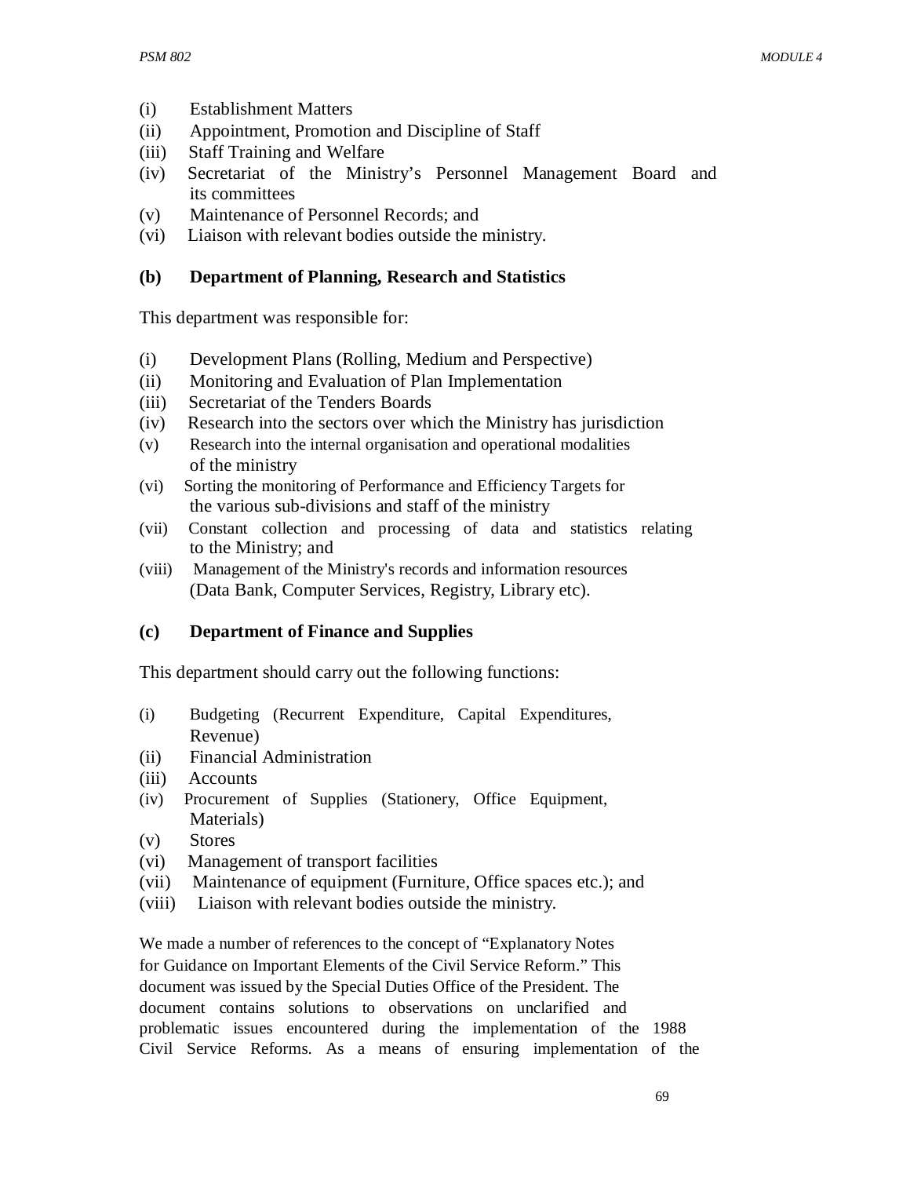(i) Establishment Matters
(ii) Appointment, Promotion and Discipline of Staff
(iii) Staff Training and Welfare
(iv) Secretariat of the Ministry's Personnel Management Board and its committees
(v) Maintenance of Personnel Records; and
(vi) Liaison with relevant bodies outside the ministry.

**(b) Department of Planning, Research and Statistics**

This department was responsible for:

(i) Development Plans (Rolling, Medium and Perspective)
(ii) Monitoring and Evaluation of Plan Implementation
(iii) Secretariat of the Tenders Boards
(iv) Research into the sectors over which the Ministry has jurisdiction
(v) Research into the internal organisation and operational modalities of the ministry
(vi) Sorting the monitoring of Performance and Efficiency Targets for the various sub-divisions and staff of the ministry
(vii) Constant collection and processing of data and statistics relating to the Ministry; and
(viii) Management of the Ministry's records and information resources (Data Bank, Computer Services, Registry, Library etc).

**(c) Department of Finance and Supplies**

This department should carry out the following functions:

(i) Budgeting (Recurrent Expenditure, Capital Expenditures, Revenue)
(ii) Financial Administration
(iii) Accounts
(iv) Procurement of Supplies (Stationery, Office Equipment, Materials)
(v) Stores
(vi) Management of transport facilities
(vii) Maintenance of equipment (Furniture, Office spaces etc.); and
(viii) Liaison with relevant bodies outside the ministry.

We made a number of references to the concept of "Explanatory Notes for Guidance on Important Elements of the Civil Service Reform." This document was issued by the Special Duties Office of the President. The document contains solutions to observations on unclarified and problematic issues encountered during the implementation of the 1988 Civil Service Reforms. As a means of ensuring implementation of the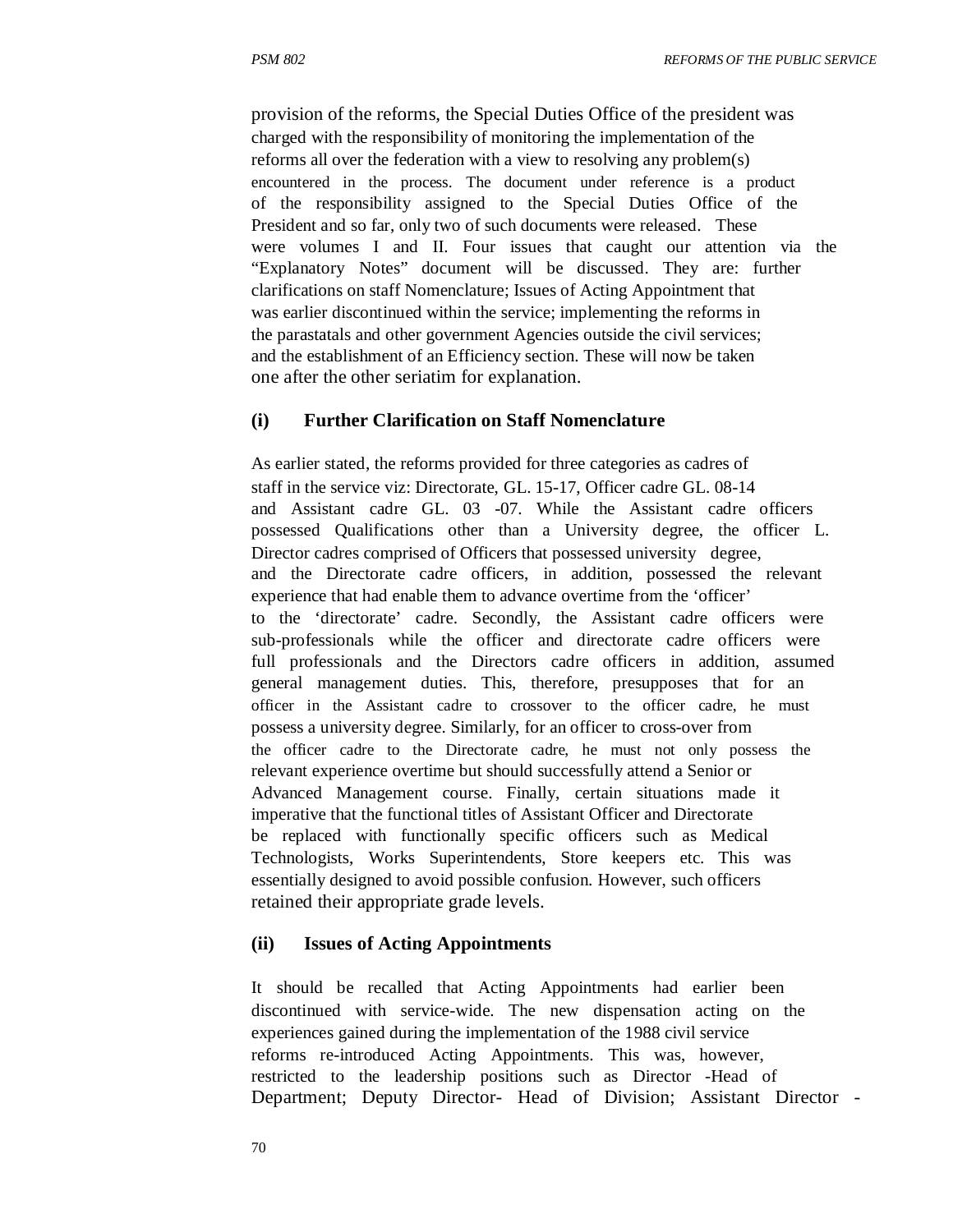provision of the reforms, the Special Duties Office of the president was charged with the responsibility of monitoring the implementation of the reforms all over the federation with a view to resolving any problem(s) encountered in the process. The document under reference is a product of the responsibility assigned to the Special Duties Office of the President and so far, only two of such documents were released. These were volumes I and II. Four issues that caught our attention via the "Explanatory Notes" document will be discussed. They are: further clarifications on staff Nomenclature; Issues of Acting Appointment that was earlier discontinued within the service; implementing the reforms in the parastatals and other government Agencies outside the civil services; and the establishment of an Efficiency section. These will now be taken one after the other seriatim for explanation.

**(i) Further Clarification on Staff Nomenclature**

As earlier stated, the reforms provided for three categories as cadres of staff in the service viz: Directorate, GL. 15-17, Officer cadre GL. 08-14 and Assistant cadre GL. 03 -07. While the Assistant cadre officers possessed Qualifications other than a University degree, the officer L. Director cadres comprised of Officers that possessed university degree, and the Directorate cadre officers, in addition, possessed the relevant experience that had enable them to advance overtime from the 'officer' to the 'directorate' cadre. Secondly, the Assistant cadre officers were sub-professionals while the officer and directorate cadre officers were full professionals and the Directors cadre officers in addition, assumed general management duties. This, therefore, presupposes that for an officer in the Assistant cadre to crossover to the officer cadre, he must possess a university degree. Similarly, for an officer to cross-over from the officer cadre to the Directorate cadre, he must not only possess the relevant experience overtime but should successfully attend a Senior or Advanced Management course. Finally, certain situations made it imperative that the functional titles of Assistant Officer and Directorate be replaced with functionally specific officers such as Medical Technologists, Works Superintendents, Store keepers etc. This was essentially designed to avoid possible confusion. However, such officers retained their appropriate grade levels.

**(ii) Issues of Acting Appointments**

It should be recalled that Acting Appointments had earlier been discontinued with service-wide. The new dispensation acting on the experiences gained during the implementation of the 1988 civil service reforms re-introduced Acting Appointments. This was, however, restricted to the leadership positions such as Director -Head of Department; Deputy Director- Head of Division; Assistant Director -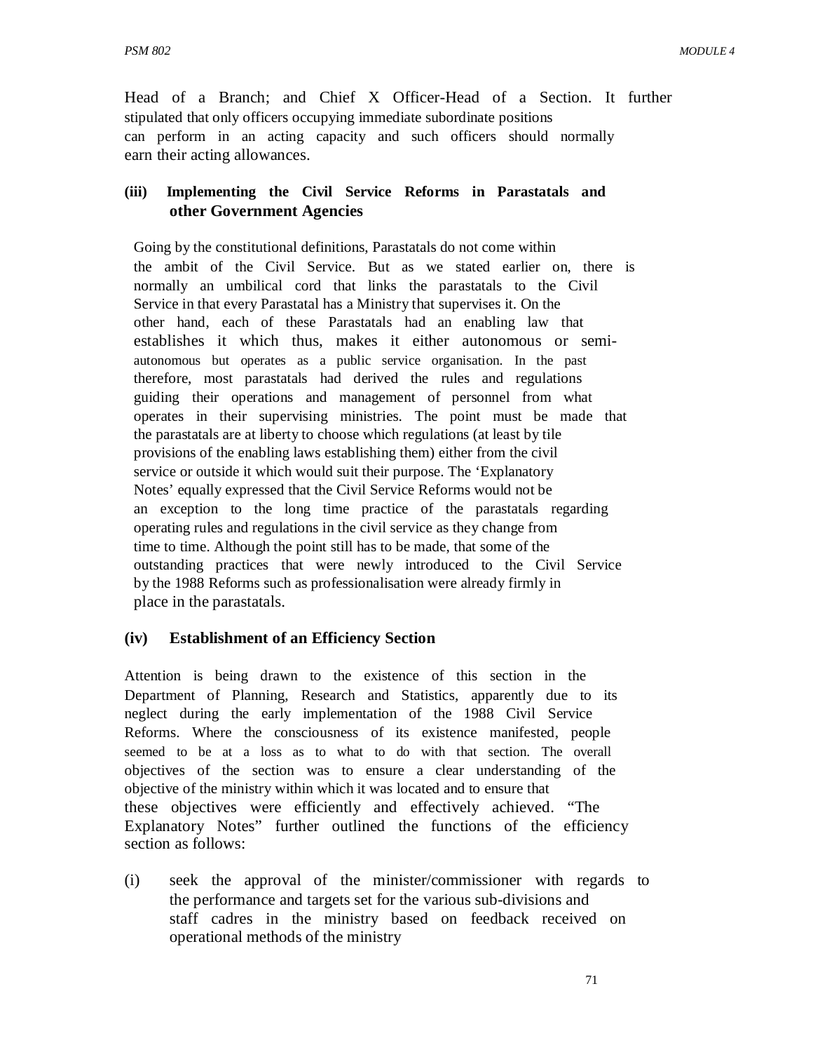Head of a Branch; and Chief X Officer-Head of a Section. It further stipulated that only officers occupying immediate subordinate positions can perform in an acting capacity and such officers should normally earn their acting allowances.

**(iii) Implementing the Civil Service Reforms in Parastatals and other Government Agencies**

Going by the constitutional definitions, Parastatals do not come within the ambit of the Civil Service. But as we stated earlier on, there is normally an umbilical cord that links the parastatals to the Civil Service in that every Parastatal has a Ministry that supervises it. On the other hand, each of these Parastatals had an enabling law that establishes it which thus, makes it either autonomous or semi-autonomous but operates as a public service organisation. In the past therefore, most parastatals had derived the rules and regulations guiding their operations and management of personnel from what operates in their supervising ministries. The point must be made that the parastatals are at liberty to choose which regulations (at least by tile provisions of the enabling laws establishing them) either from the civil service or outside it which would suit their purpose. The 'Explanatory Notes' equally expressed that the Civil Service Reforms would not be an exception to the long time practice of the parastatals regarding operating rules and regulations in the civil service as they change from time to time. Although the point still has to be made, that some of the outstanding practices that were newly introduced to the Civil Service by the 1988 Reforms such as professionalisation were already firmly in place in the parastatals.

**(iv) Establishment of an Efficiency Section**

Attention is being drawn to the existence of this section in the Department of Planning, Research and Statistics, apparently due to its neglect during the early implementation of the 1988 Civil Service Reforms. Where the consciousness of its existence manifested, people seemed to be at a loss as to what to do with that section. The overall objectives of the section was to ensure a clear understanding of the objective of the ministry within which it was located and to ensure that these objectives were efficiently and effectively achieved. "The Explanatory Notes" further outlined the functions of the efficiency section as follows:

(i) seek the approval of the minister/commissioner with regards to the performance and targets set for the various sub-divisions and staff cadres in the ministry based on feedback received on operational methods of the ministry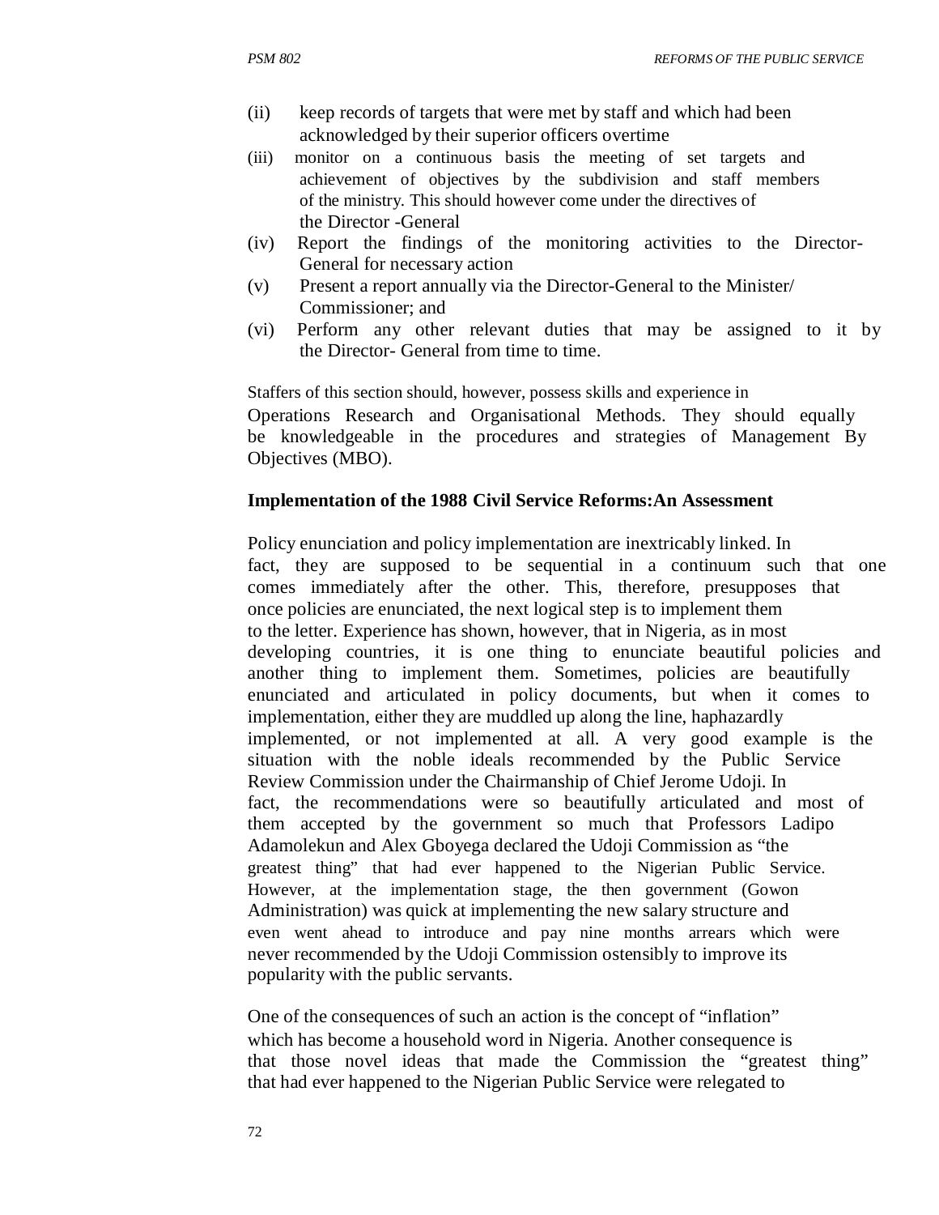(ii) keep records of targets that were met by staff and which had been acknowledged by their superior officers overtime

(iii) monitor on a continuous basis the meeting of set targets and achievement of objectives by the subdivision and staff members of the ministry. This should however come under the directives of the Director -General

(iv) Report the findings of the monitoring activities to the Director-General for necessary action

(v) Present a report annually via the Director-General to the Minister/ Commissioner; and

(vi) Perform any other relevant duties that may be assigned to it by the Director- General from time to time.

Staffers of this section should, however, possess skills and experience in Operations Research and Organisational Methods. They should equally be knowledgeable in the procedures and strategies of Management By Objectives (MBO).

**Implementation of the 1988 Civil Service Reforms:An Assessment**

Policy enunciation and policy implementation are inextricably linked. In fact, they are supposed to be sequential in a continuum such that one comes immediately after the other. This, therefore, presupposes that once policies are enunciated, the next logical step is to implement them to the letter. Experience has shown, however, that in Nigeria, as in most developing countries, it is one thing to enunciate beautiful policies and another thing to implement them. Sometimes, policies are beautifully enunciated and articulated in policy documents, but when it comes to implementation, either they are muddled up along the line, haphazardly implemented, or not implemented at all. A very good example is the situation with the noble ideals recommended by the Public Service Review Commission under the Chairmanship of Chief Jerome Udoji. In fact, the recommendations were so beautifully articulated and most of them accepted by the government so much that Professors Ladipo Adamolekun and Alex Gboyega declared the Udoji Commission as "the greatest thing" that had ever happened to the Nigerian Public Service. However, at the implementation stage, the then government (Gowon Administration) was quick at implementing the new salary structure and even went ahead to introduce and pay nine months arrears which were never recommended by the Udoji Commission ostensibly to improve its popularity with the public servants.

One of the consequences of such an action is the concept of "inflation" which has become a household word in Nigeria. Another consequence is that those novel ideas that made the Commission the "greatest thing" that had ever happened to the Nigerian Public Service were relegated to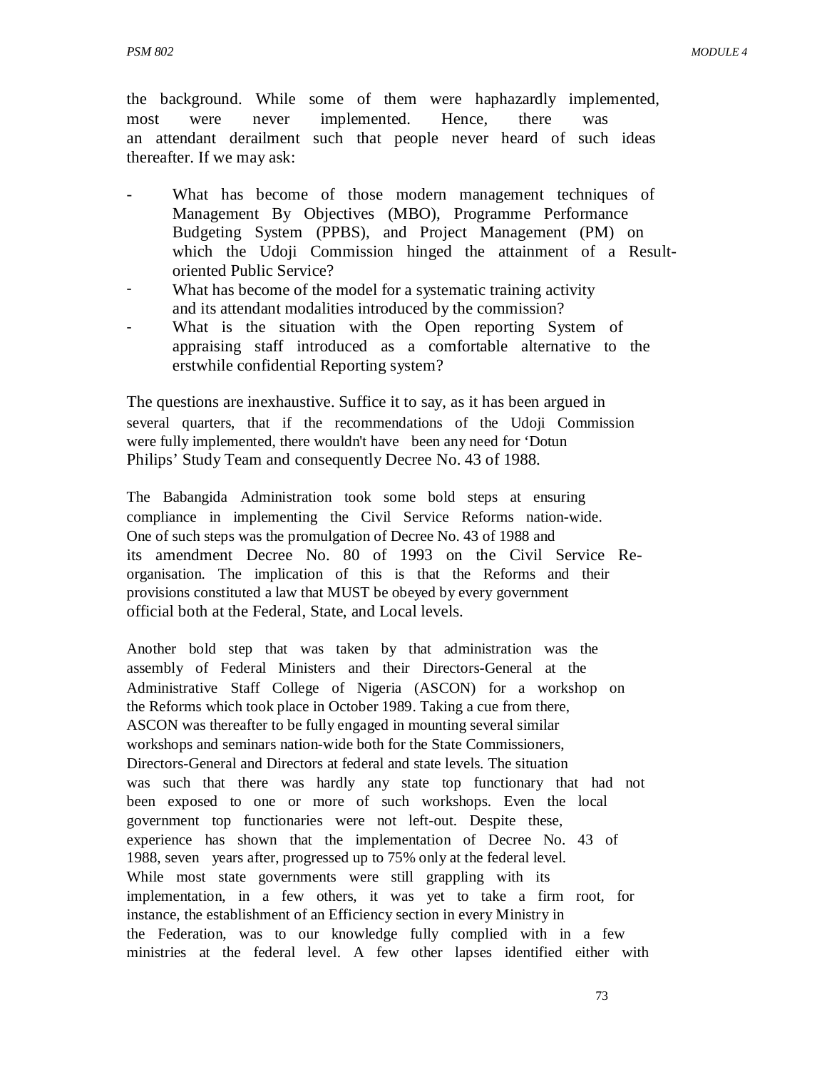the background. While some of them were haphazardly implemented, most were never implemented. Hence, there was an attendant derailment such that people never heard of such ideas thereafter. If we may ask:

- What has become of those modern management techniques of Management By Objectives (MBO), Programme Performance Budgeting System (PPBS), and Project Management (PM) on which the Udoji Commission hinged the attainment of a Result-oriented Public Service?
- What has become of the model for a systematic training activity and its attendant modalities introduced by the commission?
- What is the situation with the Open reporting System of appraising staff introduced as a comfortable alternative to the erstwhile confidential Reporting system?

The questions are inexhaustive. Suffice it to say, as it has been argued in several quarters, that if the recommendations of the Udoji Commission were fully implemented, there wouldn't have been any need for 'Dotun Philips' Study Team and consequently Decree No. 43 of 1988.

The Babangida Administration took some bold steps at ensuring compliance in implementing the Civil Service Reforms nation-wide. One of such steps was the promulgation of Decree No. 43 of 1988 and its amendment Decree No. 80 of 1993 on the Civil Service Re-organisation. The implication of this is that the Reforms and their provisions constituted a law that MUST be obeyed by every government official both at the Federal, State, and Local levels.

Another bold step that was taken by that administration was the assembly of Federal Ministers and their Directors-General at the Administrative Staff College of Nigeria (ASCON) for a workshop on the Reforms which took place in October 1989. Taking a cue from there, ASCON was thereafter to be fully engaged in mounting several similar workshops and seminars nation-wide both for the State Commissioners, Directors-General and Directors at federal and state levels. The situation was such that there was hardly any state top functionary that had not been exposed to one or more of such workshops. Even the local government top functionaries were not left-out. Despite these, experience has shown that the implementation of Decree No. 43 of 1988, seven years after, progressed up to 75% only at the federal level. While most state governments were still grappling with its implementation, in a few others, it was yet to take a firm root, for instance, the establishment of an Efficiency section in every Ministry in the Federation, was to our knowledge fully complied with in a few ministries at the federal level. A few other lapses identified either with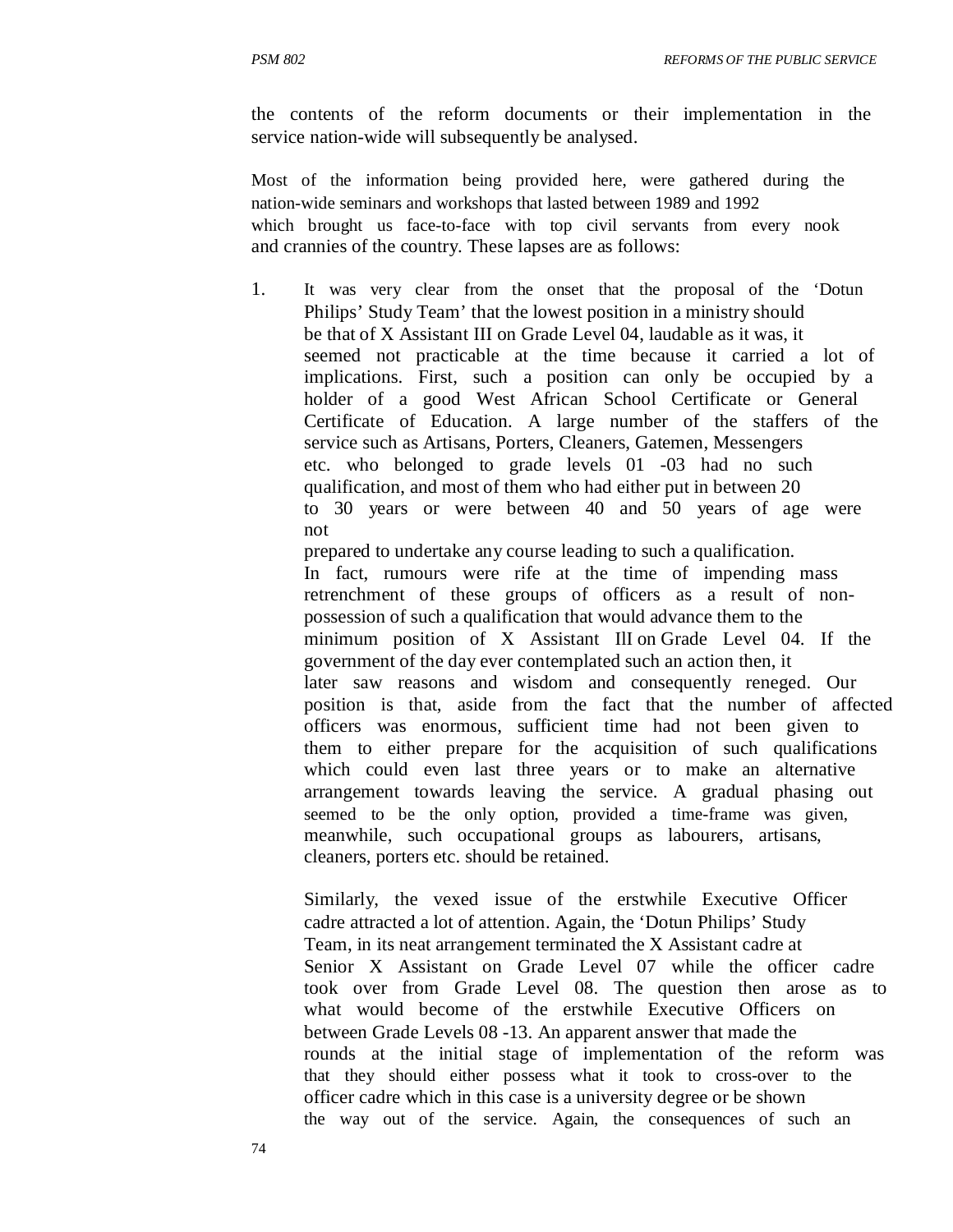the contents of the reform documents or their implementation in the service nation-wide will subsequently be analysed.

Most of the information being provided here, were gathered during the nation-wide seminars and workshops that lasted between 1989 and 1992 which brought us face-to-face with top civil servants from every nook and crannies of the country. These lapses are as follows:

1. It was very clear from the onset that the proposal of the 'Dotun Philips' Study Team' that the lowest position in a ministry should be that of X Assistant III on Grade Level 04, laudable as it was, it seemed not practicable at the time because it carried a lot of implications. First, such a position can only be occupied by a holder of a good West African School Certificate or General Certificate of Education. A large number of the staffers of the service such as Artisans, Porters, Cleaners, Gatemen, Messengers etc. who belonged to grade levels 01 -03 had no such qualification, and most of them who had either put in between 20 to 30 years or were between 40 and 50 years of age were not prepared to undertake any course leading to such a qualification. In fact, rumours were rife at the time of impending mass retrenchment of these groups of officers as a result of non-possession of such a qualification that would advance them to the minimum position of X Assistant III on Grade Level 04. If the government of the day ever contemplated such an action then, it later saw reasons and wisdom and consequently reneged. Our position is that, aside from the fact that the number of affected officers was enormous, sufficient time had not been given to them to either prepare for the acquisition of such qualifications which could even last three years or to make an alternative arrangement towards leaving the service. A gradual phasing out seemed to be the only option, provided a time-frame was given, meanwhile, such occupational groups as labourers, artisans, cleaners, porters etc. should be retained.

   Similarly, the vexed issue of the erstwhile Executive Officer cadre attracted a lot of attention. Again, the 'Dotun Philips' Study Team, in its neat arrangement terminated the X Assistant cadre at Senior X Assistant on Grade Level 07 while the officer cadre took over from Grade Level 08. The question then arose as to what would become of the erstwhile Executive Officers on between Grade Levels 08 -13. An apparent answer that made the rounds at the initial stage of implementation of the reform was that they should either possess what it took to cross-over to the officer cadre which in this case is a university degree or be shown the way out of the service. Again, the consequences of such an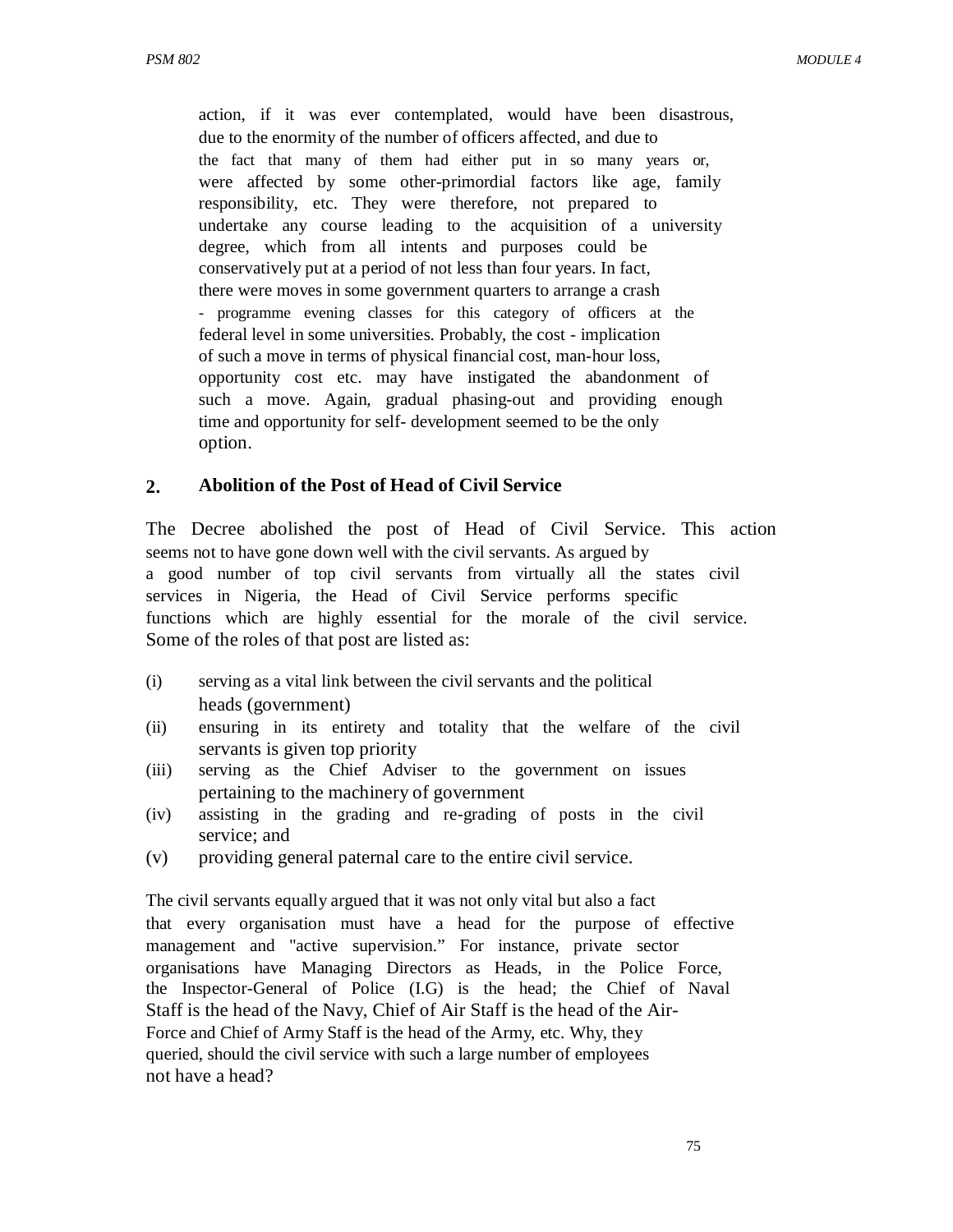action, if it was ever contemplated, would have been disastrous, due to the enormity of the number of officers affected, and due to the fact that many of them had either put in so many years or, were affected by some other-primordial factors like age, family responsibility, etc. They were therefore, not prepared to undertake any course leading to the acquisition of a university degree, which from all intents and purposes could be conservatively put at a period of not less than four years. In fact, there were moves in some government quarters to arrange a crash - programme evening classes for this category of officers at the federal level in some universities. Probably, the cost - implication of such a move in terms of physical financial cost, man-hour loss, opportunity cost etc. may have instigated the abandonment of such a move. Again, gradual phasing-out and providing enough time and opportunity for self- development seemed to be the only option.

## 2. Abolition of the Post of Head of Civil Service

The Decree abolished the post of Head of Civil Service. This action seems not to have gone down well with the civil servants. As argued by a good number of top civil servants from virtually all the states civil services in Nigeria, the Head of Civil Service performs specific functions which are highly essential for the morale of the civil service. Some of the roles of that post are listed as:

(i) serving as a vital link between the civil servants and the political heads (government)
(ii) ensuring in its entirety and totality that the welfare of the civil servants is given top priority
(iii) serving as the Chief Adviser to the government on issues pertaining to the machinery of government
(iv) assisting in the grading and re-grading of posts in the civil service; and
(v) providing general paternal care to the entire civil service.

The civil servants equally argued that it was not only vital but also a fact that every organisation must have a head for the purpose of effective management and "active supervision." For instance, private sector organisations have Managing Directors as Heads, in the Police Force, the Inspector-General of Police (I.G) is the head; the Chief of Naval Staff is the head of the Navy, Chief of Air Staff is the head of the Air-Force and Chief of Army Staff is the head of the Army, etc. Why, they queried, should the civil service with such a large number of employees not have a head?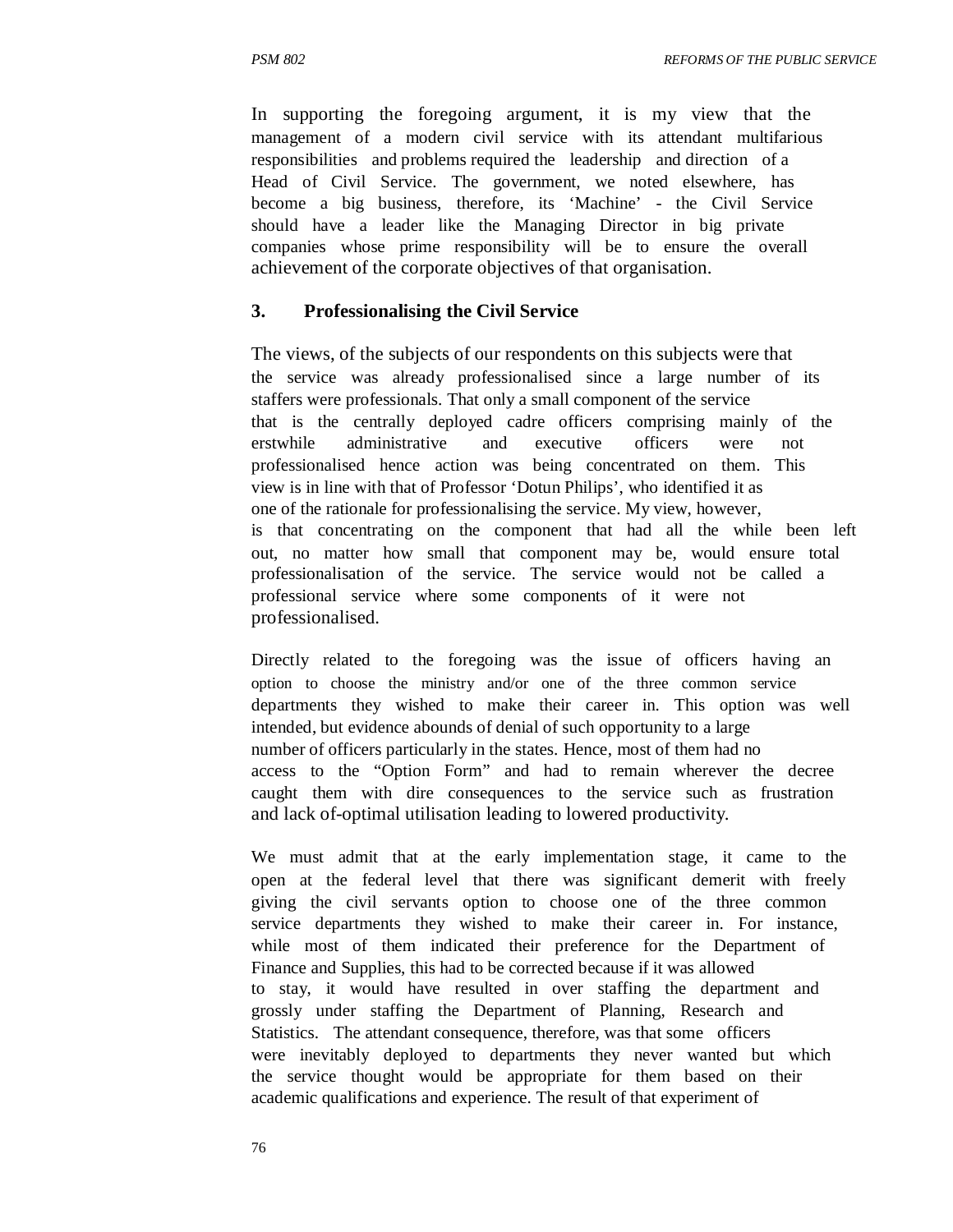In supporting the foregoing argument, it is my view that the management of a modern civil service with its attendant multifarious responsibilities and problems required the leadership and direction of a Head of Civil Service. The government, we noted elsewhere, has become a big business, therefore, its 'Machine' - the Civil Service should have a leader like the Managing Director in big private companies whose prime responsibility will be to ensure the overall achievement of the corporate objectives of that organisation.

### 3. Professionalising the Civil Service

The views, of the subjects of our respondents on this subjects were that the service was already professionalised since a large number of its staffers were professionals. That only a small component of the service that is the centrally deployed cadre officers comprising mainly of the erstwhile administrative and executive officers were not professionalised hence action was being concentrated on them. This view is in line with that of Professor 'Dotun Philips', who identified it as one of the rationale for professionalising the service. My view, however, is that concentrating on the component that had all the while been left out, no matter how small that component may be, would ensure total professionalisation of the service. The service would not be called a professional service where some components of it were not professionalised.

Directly related to the foregoing was the issue of officers having an option to choose the ministry and/or one of the three common service departments they wished to make their career in. This option was well intended, but evidence abounds of denial of such opportunity to a large number of officers particularly in the states. Hence, most of them had no access to the "Option Form" and had to remain wherever the decree caught them with dire consequences to the service such as frustration and lack of-optimal utilisation leading to lowered productivity.

We must admit that at the early implementation stage, it came to the open at the federal level that there was significant demerit with freely giving the civil servants option to choose one of the three common service departments they wished to make their career in. For instance, while most of them indicated their preference for the Department of Finance and Supplies, this had to be corrected because if it was allowed to stay, it would have resulted in over staffing the department and grossly under staffing the Department of Planning, Research and Statistics. The attendant consequence, therefore, was that some officers were inevitably deployed to departments they never wanted but which the service thought would be appropriate for them based on their academic qualifications and experience. The result of that experiment of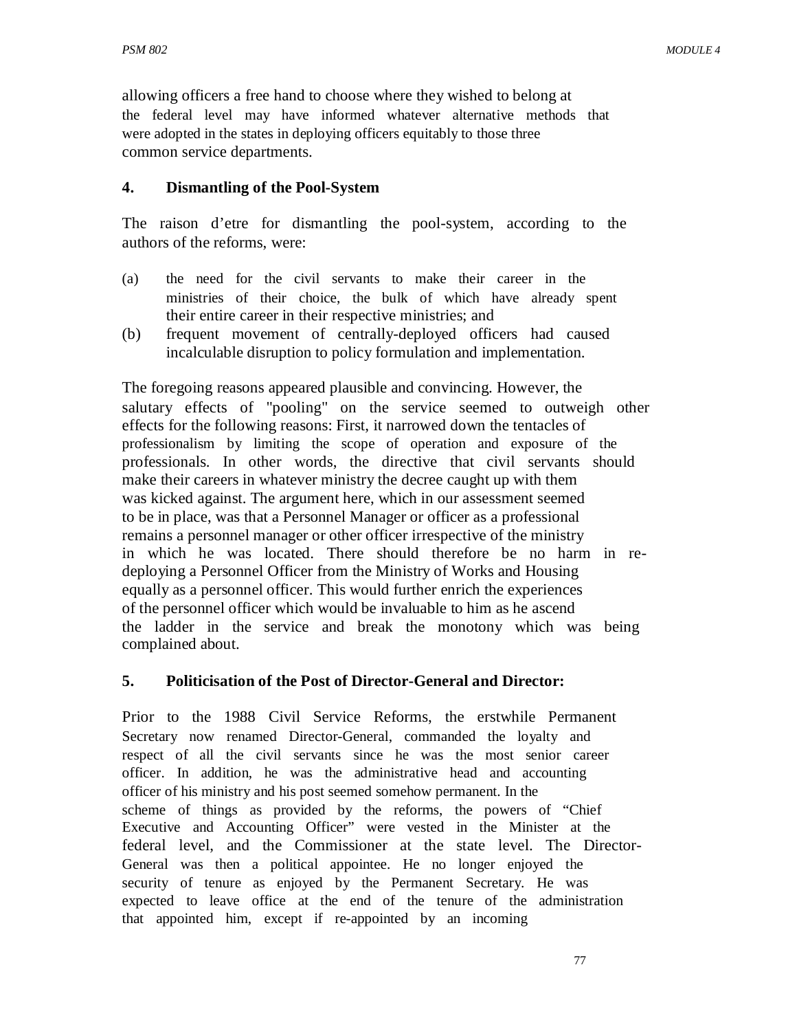allowing officers a free hand to choose where they wished to belong at the federal level may have informed whatever alternative methods that were adopted in the states in deploying officers equitably to those three common service departments.

**4. Dismantling of the Pool-System**

The raison d'etre for dismantling the pool-system, according to the authors of the reforms, were:

(a) the need for the civil servants to make their career in the ministries of their choice, the bulk of which have already spent their entire career in their respective ministries; and
(b) frequent movement of centrally-deployed officers had caused incalculable disruption to policy formulation and implementation.

The foregoing reasons appeared plausible and convincing. However, the salutary effects of "pooling" on the service seemed to outweigh other effects for the following reasons: First, it narrowed down the tentacles of professionalism by limiting the scope of operation and exposure of the professionals. In other words, the directive that civil servants should make their careers in whatever ministry the decree caught up with them was kicked against. The argument here, which in our assessment seemed to be in place, was that a Personnel Manager or officer as a professional remains a personnel manager or other officer irrespective of the ministry in which he was located. There should therefore be no harm in re-deploying a Personnel Officer from the Ministry of Works and Housing equally as a personnel officer. This would further enrich the experiences of the personnel officer which would be invaluable to him as he ascend the ladder in the service and break the monotony which was being complained about.

**5. Politicisation of the Post of Director-General and Director:**

Prior to the 1988 Civil Service Reforms, the erstwhile Permanent Secretary now renamed Director-General, commanded the loyalty and respect of all the civil servants since he was the most senior career officer. In addition, he was the administrative head and accounting officer of his ministry and his post seemed somehow permanent. In the scheme of things as provided by the reforms, the powers of "Chief Executive and Accounting Officer" were vested in the Minister at the federal level, and the Commissioner at the state level. The Director-General was then a political appointee. He no longer enjoyed the security of tenure as enjoyed by the Permanent Secretary. He was expected to leave office at the end of the tenure of the administration that appointed him, except if re-appointed by an incoming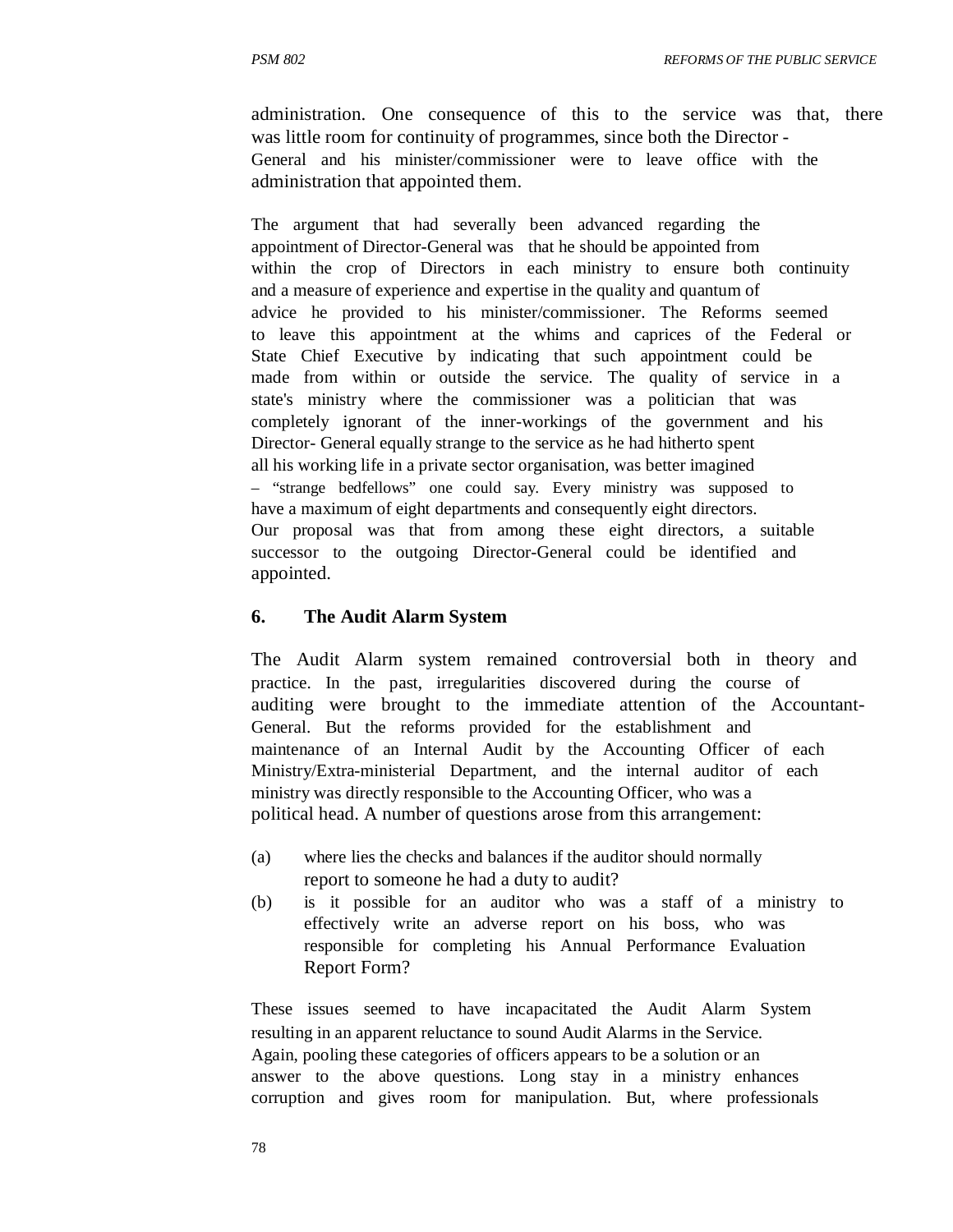administration. One consequence of this to the service was that, there was little room for continuity of programmes, since both the Director - General and his minister/commissioner were to leave office with the administration that appointed them.

The argument that had severally been advanced regarding the appointment of Director-General was that he should be appointed from within the crop of Directors in each ministry to ensure both continuity and a measure of experience and expertise in the quality and quantum of advice he provided to his minister/commissioner. The Reforms seemed to leave this appointment at the whims and caprices of the Federal or State Chief Executive by indicating that such appointment could be made from within or outside the service. The quality of service in a state's ministry where the commissioner was a politician that was completely ignorant of the inner-workings of the government and his Director- General equally strange to the service as he had hitherto spent all his working life in a private sector organisation, was better imagined – "strange bedfellows" one could say. Every ministry was supposed to have a maximum of eight departments and consequently eight directors. Our proposal was that from among these eight directors, a suitable successor to the outgoing Director-General could be identified and appointed.

## 6. The Audit Alarm System

The Audit Alarm system remained controversial both in theory and practice. In the past, irregularities discovered during the course of auditing were brought to the immediate attention of the Accountant-General. But the reforms provided for the establishment and maintenance of an Internal Audit by the Accounting Officer of each Ministry/Extra-ministerial Department, and the internal auditor of each ministry was directly responsible to the Accounting Officer, who was a political head. A number of questions arose from this arrangement:

(a) where lies the checks and balances if the auditor should normally report to someone he had a duty to audit?

(b) is it possible for an auditor who was a staff of a ministry to effectively write an adverse report on his boss, who was responsible for completing his Annual Performance Evaluation Report Form?

These issues seemed to have incapacitated the Audit Alarm System resulting in an apparent reluctance to sound Audit Alarms in the Service. Again, pooling these categories of officers appears to be a solution or an answer to the above questions. Long stay in a ministry enhances corruption and gives room for manipulation. But, where professionals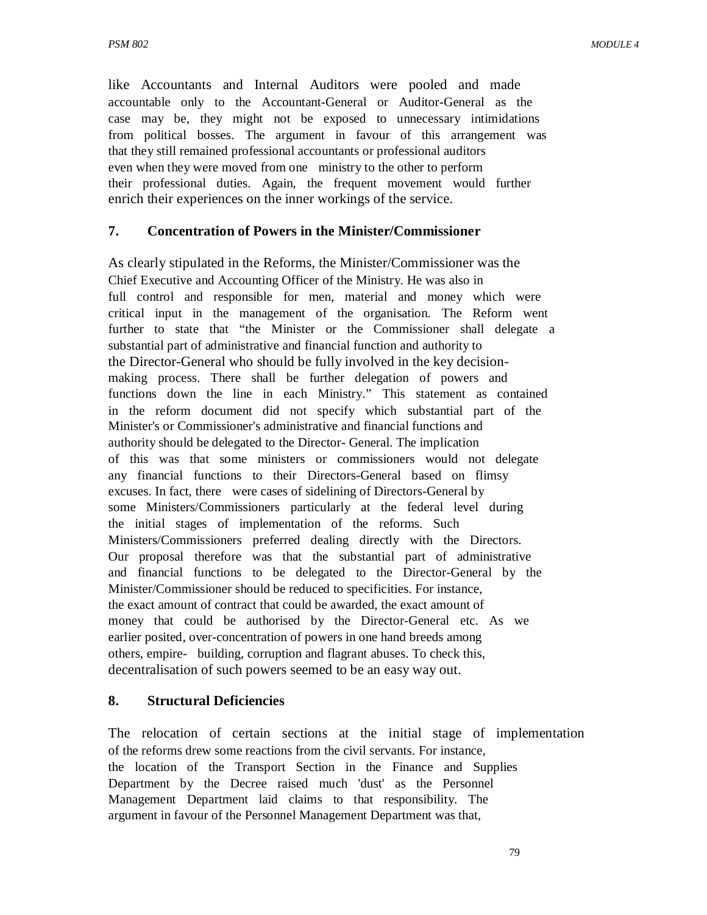like Accountants and Internal Auditors were pooled and made accountable only to the Accountant-General or Auditor-General as the case may be, they might not be exposed to unnecessary intimidations from political bosses. The argument in favour of this arrangement was that they still remained professional accountants or professional auditors even when they were moved from one ministry to the other to perform their professional duties. Again, the frequent movement would further enrich their experiences on the inner workings of the service.

### 7. Concentration of Powers in the Minister/Commissioner

As clearly stipulated in the Reforms, the Minister/Commissioner was the Chief Executive and Accounting Officer of the Ministry. He was also in full control and responsible for men, material and money which were critical input in the management of the organisation. The Reform went further to state that "the Minister or the Commissioner shall delegate a substantial part of administrative and financial function and authority to the Director-General who should be fully involved in the key decision-making process. There shall be further delegation of powers and functions down the line in each Ministry." This statement as contained in the reform document did not specify which substantial part of the Minister's or Commissioner's administrative and financial functions and authority should be delegated to the Director- General. The implication of this was that some ministers or commissioners would not delegate any financial functions to their Directors-General based on flimsy excuses. In fact, there were cases of sidelining of Directors-General by some Ministers/Commissioners particularly at the federal level during the initial stages of implementation of the reforms. Such Ministers/Commissioners preferred dealing directly with the Directors. Our proposal therefore was that the substantial part of administrative and financial functions to be delegated to the Director-General by the Minister/Commissioner should be reduced to specificities. For instance, the exact amount of contract that could be awarded, the exact amount of money that could be authorised by the Director-General etc. As we earlier posited, over-concentration of powers in one hand breeds among others, empire- building, corruption and flagrant abuses. To check this, decentralisation of such powers seemed to be an easy way out.

### 8. Structural Deficiencies

The relocation of certain sections at the initial stage of implementation of the reforms drew some reactions from the civil servants. For instance, the location of the Transport Section in the Finance and Supplies Department by the Decree raised much 'dust' as the Personnel Management Department laid claims to that responsibility. The argument in favour of the Personnel Management Department was that,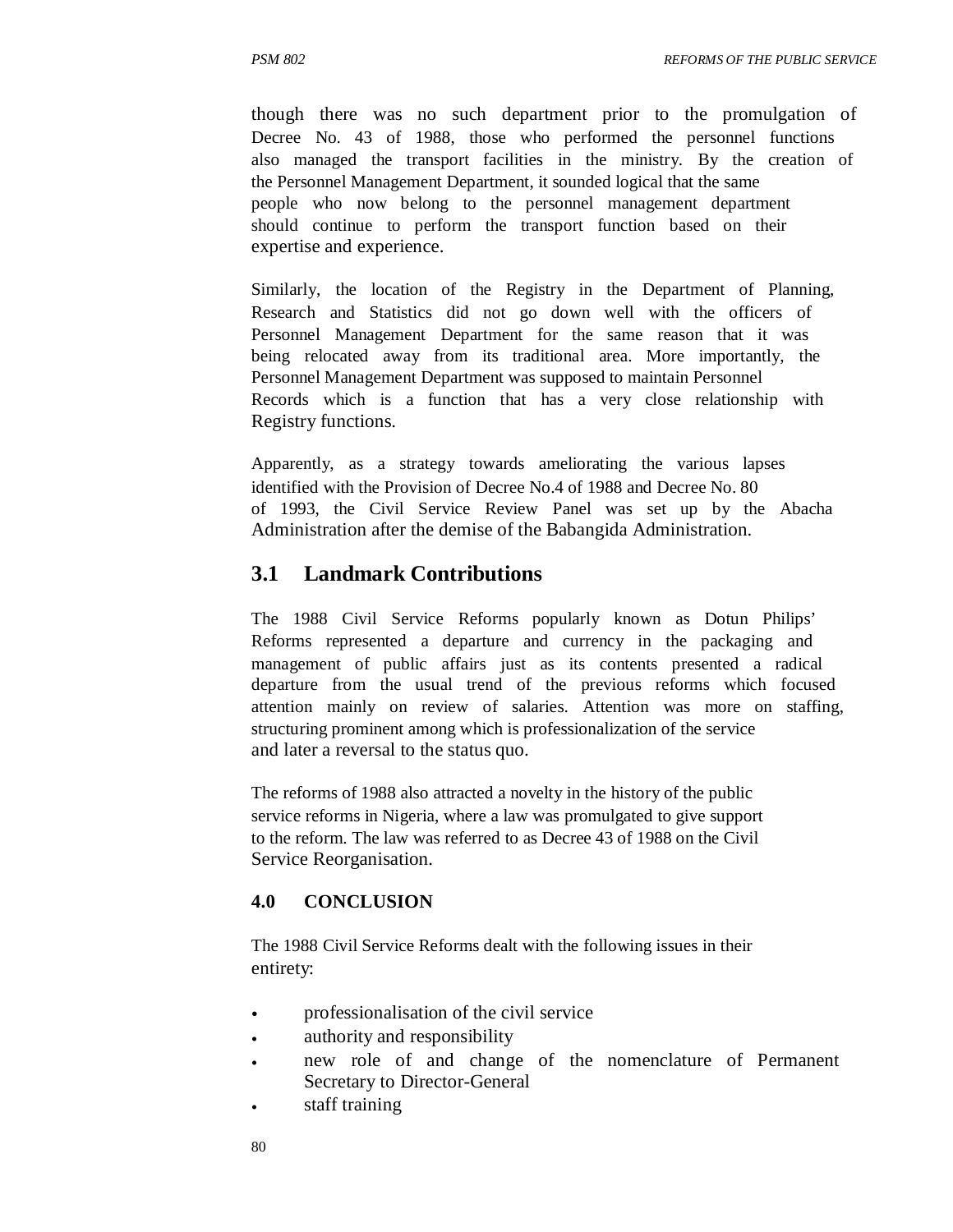though there was no such department prior to the promulgation of Decree No. 43 of 1988, those who performed the personnel functions also managed the transport facilities in the ministry. By the creation of the Personnel Management Department, it sounded logical that the same people who now belong to the personnel management department should continue to perform the transport function based on their expertise and experience.

Similarly, the location of the Registry in the Department of Planning, Research and Statistics did not go down well with the officers of Personnel Management Department for the same reason that it was being relocated away from its traditional area. More importantly, the Personnel Management Department was supposed to maintain Personnel Records which is a function that has a very close relationship with Registry functions.

Apparently, as a strategy towards ameliorating the various lapses identified with the Provision of Decree No.4 of 1988 and Decree No. 80 of 1993, the Civil Service Review Panel was set up by the Abacha Administration after the demise of the Babangida Administration.

## 3.1 Landmark Contributions

The 1988 Civil Service Reforms popularly known as Dotun Philips' Reforms represented a departure and currency in the packaging and management of public affairs just as its contents presented a radical departure from the usual trend of the previous reforms which focused attention mainly on review of salaries. Attention was more on staffing, structuring prominent among which is professionalization of the service and later a reversal to the status quo.

The reforms of 1988 also attracted a novelty in the history of the public service reforms in Nigeria, where a law was promulgated to give support to the reform. The law was referred to as Decree 43 of 1988 on the Civil Service Reorganisation.

## 4.0 CONCLUSION

The 1988 Civil Service Reforms dealt with the following issues in their entirety:

- professionalisation of the civil service
- authority and responsibility
- new role of and change of the nomenclature of Permanent Secretary to Director-General
- staff training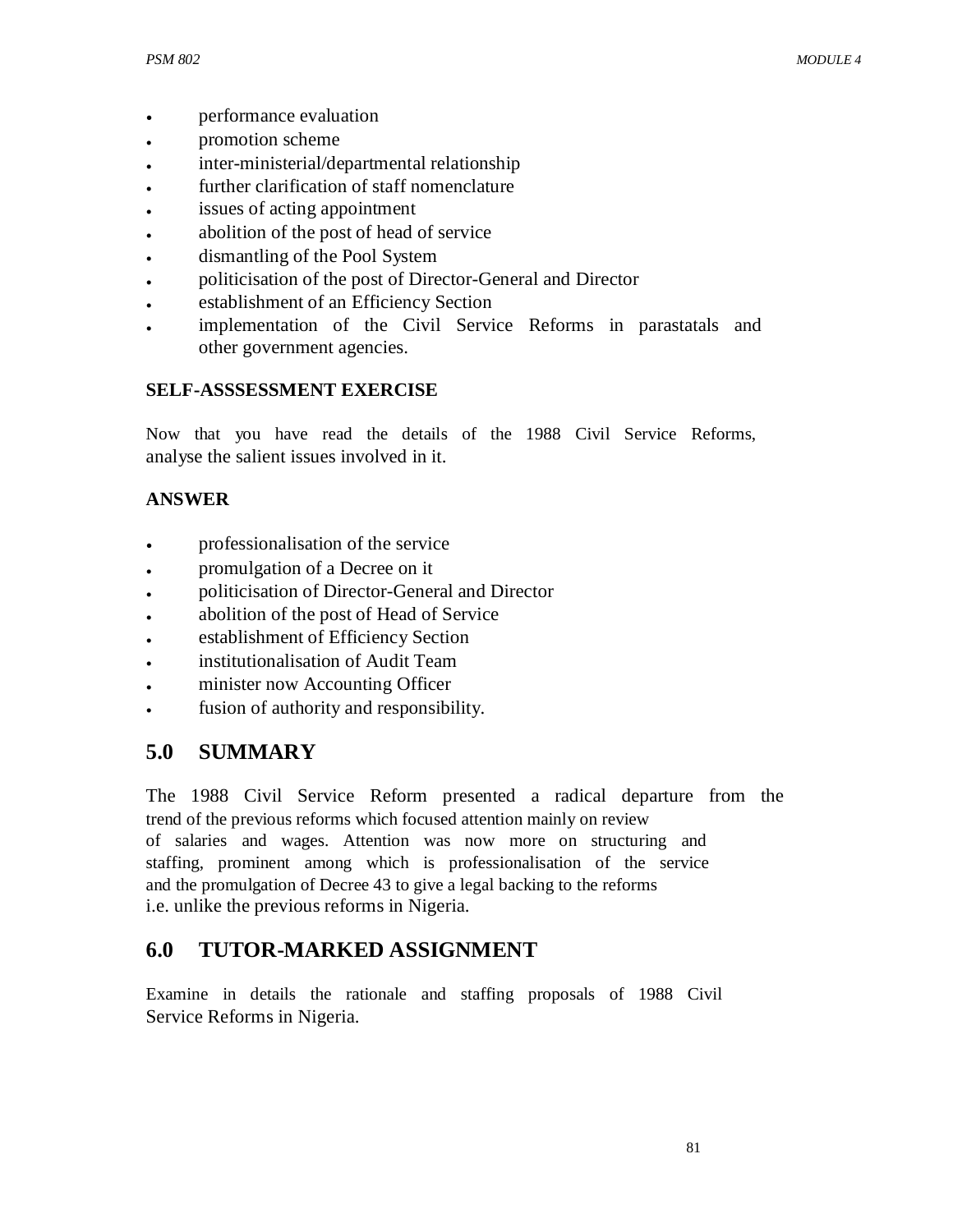- performance evaluation
- promotion scheme
- inter-ministerial/departmental relationship
- further clarification of staff nomenclature
- issues of acting appointment
- abolition of the post of head of service
- dismantling of the Pool System
- politicisation of the post of Director-General and Director
- establishment of an Efficiency Section
- implementation of the Civil Service Reforms in parastatals and other government agencies.

**SELF-ASSSESSMENT EXERCISE**

Now that you have read the details of the 1988 Civil Service Reforms, analyse the salient issues involved in it.

**ANSWER**

- professionalisation of the service
- promulgation of a Decree on it
- politicisation of Director-General and Director
- abolition of the post of Head of Service
- establishment of Efficiency Section
- institutionalisation of Audit Team
- minister now Accounting Officer
- fusion of authority and responsibility.

## 5.0 SUMMARY

The 1988 Civil Service Reform presented a radical departure from the trend of the previous reforms which focused attention mainly on review of salaries and wages. Attention was now more on structuring and staffing, prominent among which is professionalisation of the service and the promulgation of Decree 43 to give a legal backing to the reforms i.e. unlike the previous reforms in Nigeria.

## 6.0 TUTOR-MARKED ASSIGNMENT

Examine in details the rationale and staffing proposals of 1988 Civil Service Reforms in Nigeria.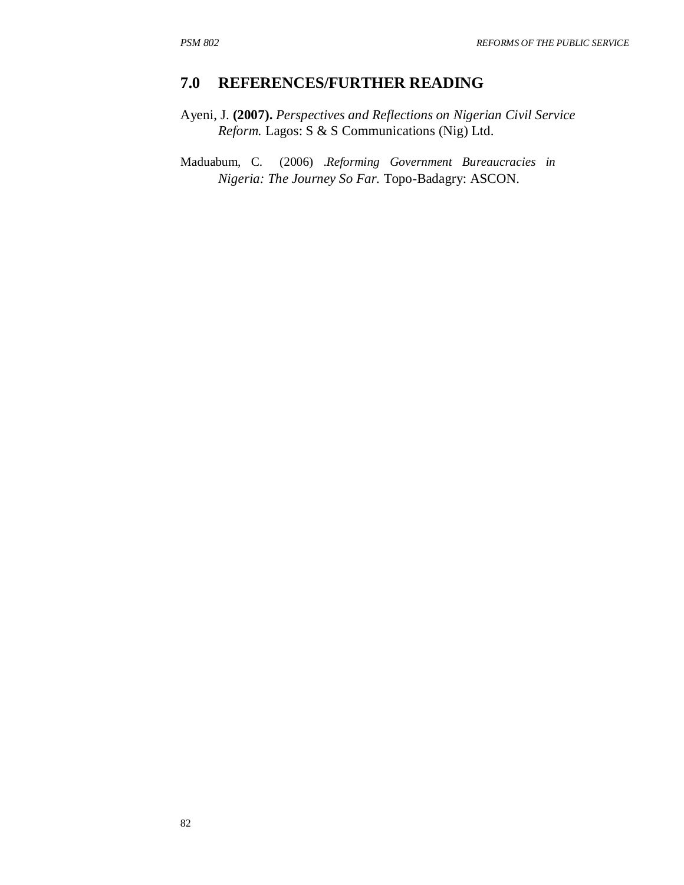## 7.0 REFERENCES/FURTHER READING

Ayeni, J. **(2007).** *Perspectives and Reflections on Nigerian Civil Service Reform.* Lagos: S & S Communications (Nig) Ltd.

Maduabum, C. (2006) .*Reforming Government Bureaucracies in Nigeria: The Journey So Far.* Topo-Badagry: ASCON.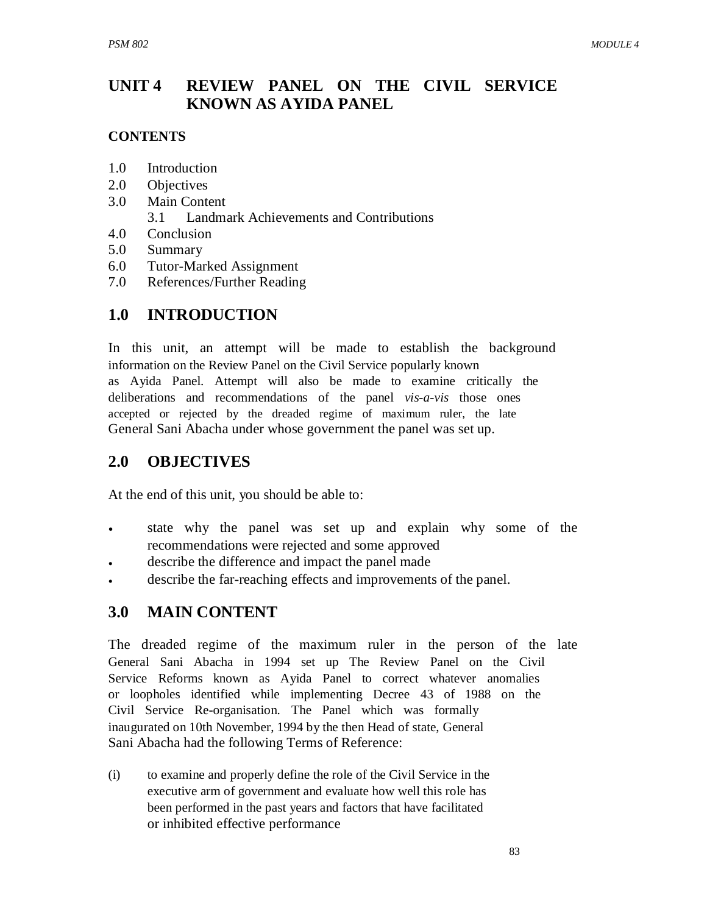# UNIT 4 REVIEW PANEL ON THE CIVIL SERVICE KNOWN AS AYIDA PANEL

**CONTENTS**

1.0 Introduction
2.0 Objectives
3.0 Main Content
  3.1 Landmark Achievements and Contributions
4.0 Conclusion
5.0 Summary
6.0 Tutor-Marked Assignment
7.0 References/Further Reading

## 1.0 INTRODUCTION

In this unit, an attempt will be made to establish the background information on the Review Panel on the Civil Service popularly known as Ayida Panel. Attempt will also be made to examine critically the deliberations and recommendations of the panel *vis-a-vis* those ones accepted or rejected by the dreaded regime of maximum ruler, the late General Sani Abacha under whose government the panel was set up.

## 2.0 OBJECTIVES

At the end of this unit, you should be able to:

- state why the panel was set up and explain why some of the recommendations were rejected and some approved
- describe the difference and impact the panel made
- describe the far-reaching effects and improvements of the panel.

## 3.0 MAIN CONTENT

The dreaded regime of the maximum ruler in the person of the late General Sani Abacha in 1994 set up The Review Panel on the Civil Service Reforms known as Ayida Panel to correct whatever anomalies or loopholes identified while implementing Decree 43 of 1988 on the Civil Service Re-organisation. The Panel which was formally inaugurated on 10th November, 1994 by the then Head of state, General Sani Abacha had the following Terms of Reference:

(i) to examine and properly define the role of the Civil Service in the executive arm of government and evaluate how well this role has been performed in the past years and factors that have facilitated or inhibited effective performance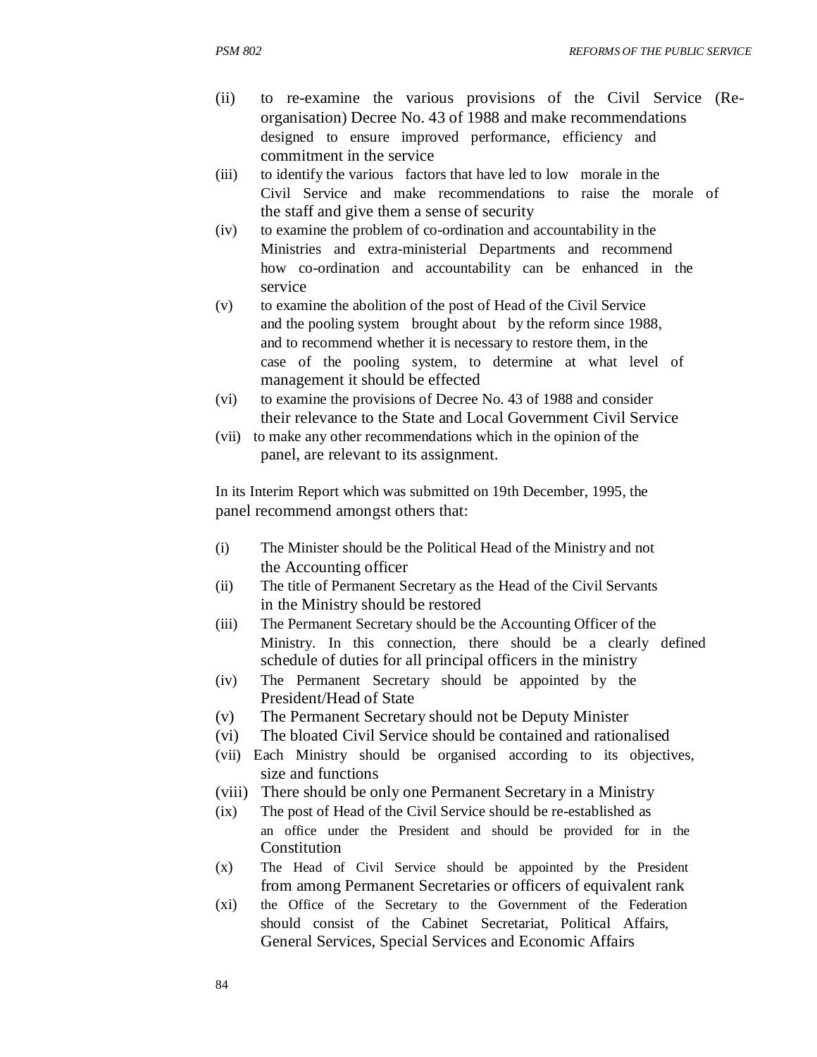(ii) to re-examine the various provisions of the Civil Service (Re-organisation) Decree No. 43 of 1988 and make recommendations designed to ensure improved performance, efficiency and commitment in the service

(iii) to identify the various factors that have led to low morale in the Civil Service and make recommendations to raise the morale of the staff and give them a sense of security

(iv) to examine the problem of co-ordination and accountability in the Ministries and extra-ministerial Departments and recommend how co-ordination and accountability can be enhanced in the service

(v) to examine the abolition of the post of Head of the Civil Service and the pooling system brought about by the reform since 1988, and to recommend whether it is necessary to restore them, in the case of the pooling system, to determine at what level of management it should be effected

(vi) to examine the provisions of Decree No. 43 of 1988 and consider their relevance to the State and Local Government Civil Service

(vii) to make any other recommendations which in the opinion of the panel, are relevant to its assignment.

In its Interim Report which was submitted on 19th December, 1995, the panel recommend amongst others that:

(i) The Minister should be the Political Head of the Ministry and not the Accounting officer

(ii) The title of Permanent Secretary as the Head of the Civil Servants in the Ministry should be restored

(iii) The Permanent Secretary should be the Accounting Officer of the Ministry. In this connection, there should be a clearly defined schedule of duties for all principal officers in the ministry

(iv) The Permanent Secretary should be appointed by the President/Head of State

(v) The Permanent Secretary should not be Deputy Minister

(vi) The bloated Civil Service should be contained and rationalised

(vii) Each Ministry should be organised according to its objectives, size and functions

(viii) There should be only one Permanent Secretary in a Ministry

(ix) The post of Head of the Civil Service should be re-established as an office under the President and should be provided for in the Constitution

(x) The Head of Civil Service should be appointed by the President from among Permanent Secretaries or officers of equivalent rank

(xi) the Office of the Secretary to the Government of the Federation should consist of the Cabinet Secretariat, Political Affairs, General Services, Special Services and Economic Affairs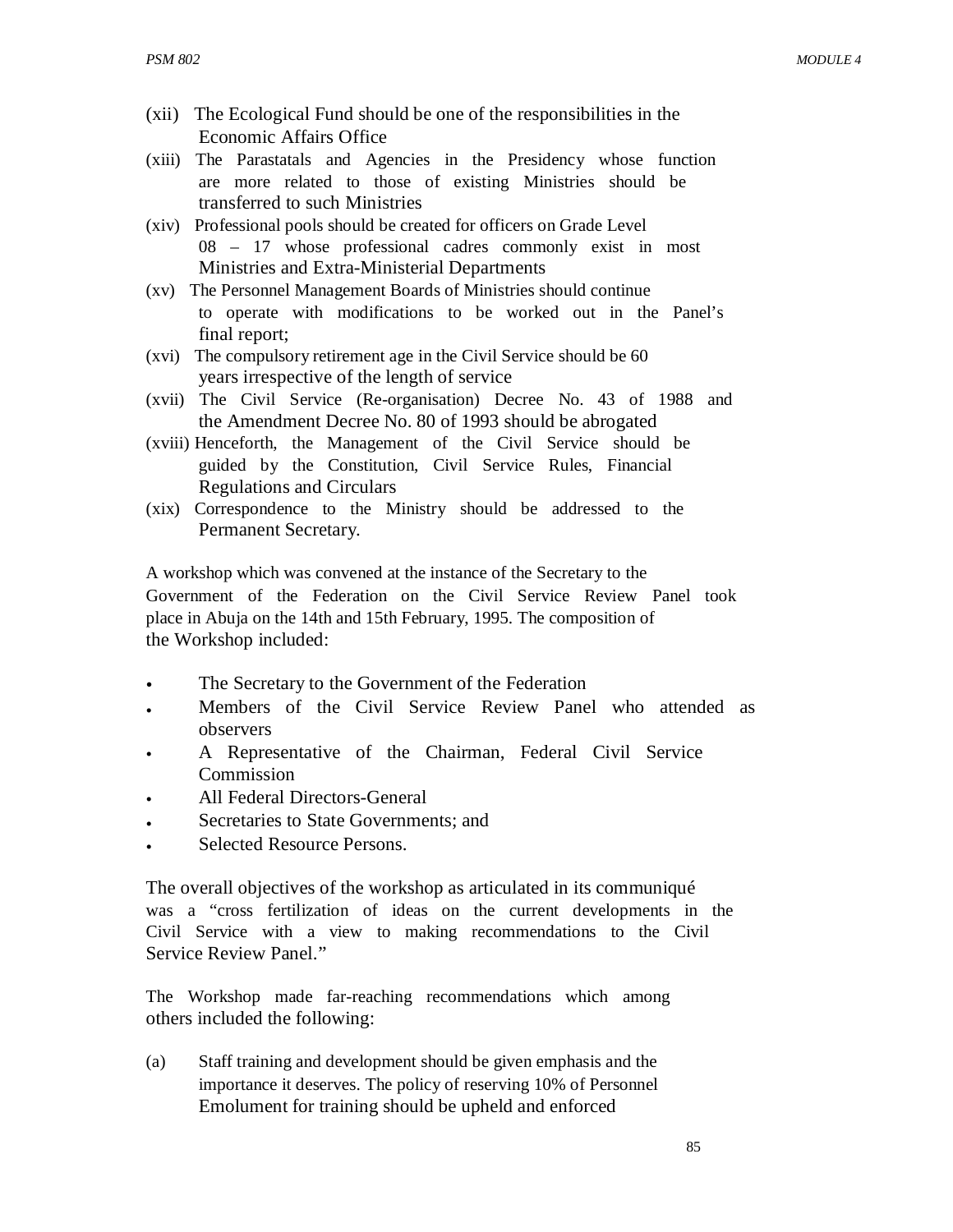(xii) The Ecological Fund should be one of the responsibilities in the Economic Affairs Office

(xiii) The Parastatals and Agencies in the Presidency whose function are more related to those of existing Ministries should be transferred to such Ministries

(xiv) Professional pools should be created for officers on Grade Level 08 – 17 whose professional cadres commonly exist in most Ministries and Extra-Ministerial Departments

(xv) The Personnel Management Boards of Ministries should continue to operate with modifications to be worked out in the Panel's final report;

(xvi) The compulsory retirement age in the Civil Service should be 60 years irrespective of the length of service

(xvii) The Civil Service (Re-organisation) Decree No. 43 of 1988 and the Amendment Decree No. 80 of 1993 should be abrogated

(xviii) Henceforth, the Management of the Civil Service should be guided by the Constitution, Civil Service Rules, Financial Regulations and Circulars

(xix) Correspondence to the Ministry should be addressed to the Permanent Secretary.

A workshop which was convened at the instance of the Secretary to the Government of the Federation on the Civil Service Review Panel took place in Abuja on the 14th and 15th February, 1995. The composition of the Workshop included:

- The Secretary to the Government of the Federation
- Members of the Civil Service Review Panel who attended as observers
- A Representative of the Chairman, Federal Civil Service Commission
- All Federal Directors-General
- Secretaries to State Governments; and
- Selected Resource Persons.

The overall objectives of the workshop as articulated in its communiqué was a "cross fertilization of ideas on the current developments in the Civil Service with a view to making recommendations to the Civil Service Review Panel."

The Workshop made far-reaching recommendations which among others included the following:

(a) Staff training and development should be given emphasis and the importance it deserves. The policy of reserving 10% of Personnel Emolument for training should be upheld and enforced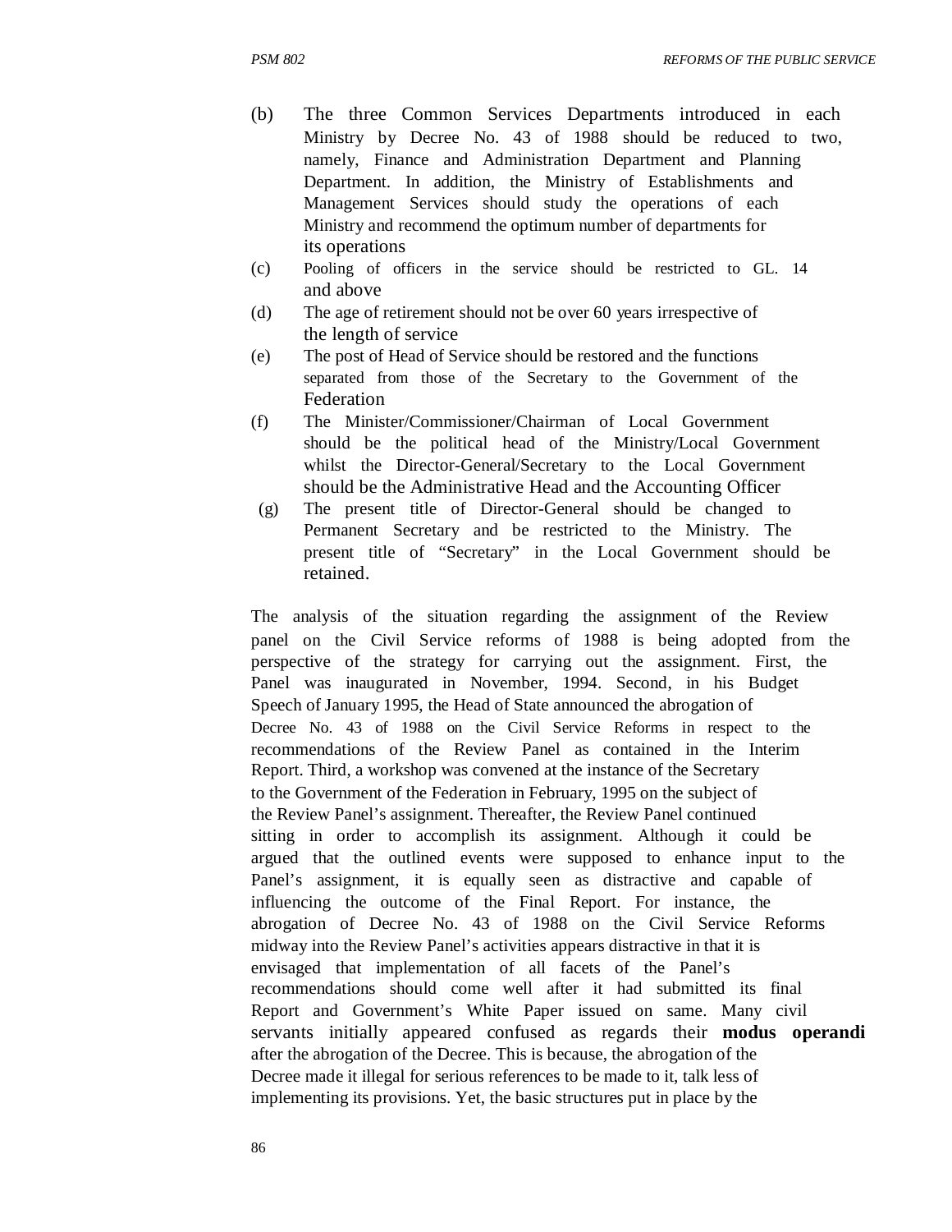(b) The three Common Services Departments introduced in each Ministry by Decree No. 43 of 1988 should be reduced to two, namely, Finance and Administration Department and Planning Department. In addition, the Ministry of Establishments and Management Services should study the operations of each Ministry and recommend the optimum number of departments for its operations

(c) Pooling of officers in the service should be restricted to GL. 14 and above

(d) The age of retirement should not be over 60 years irrespective of the length of service

(e) The post of Head of Service should be restored and the functions separated from those of the Secretary to the Government of the Federation

(f) The Minister/Commissioner/Chairman of Local Government should be the political head of the Ministry/Local Government whilst the Director-General/Secretary to the Local Government should be the Administrative Head and the Accounting Officer

(g) The present title of Director-General should be changed to Permanent Secretary and be restricted to the Ministry. The present title of "Secretary" in the Local Government should be retained.

The analysis of the situation regarding the assignment of the Review panel on the Civil Service reforms of 1988 is being adopted from the perspective of the strategy for carrying out the assignment. First, the Panel was inaugurated in November, 1994. Second, in his Budget Speech of January 1995, the Head of State announced the abrogation of Decree No. 43 of 1988 on the Civil Service Reforms in respect to the recommendations of the Review Panel as contained in the Interim Report. Third, a workshop was convened at the instance of the Secretary to the Government of the Federation in February, 1995 on the subject of the Review Panel's assignment. Thereafter, the Review Panel continued sitting in order to accomplish its assignment. Although it could be argued that the outlined events were supposed to enhance input to the Panel's assignment, it is equally seen as distractive and capable of influencing the outcome of the Final Report. For instance, the abrogation of Decree No. 43 of 1988 on the Civil Service Reforms midway into the Review Panel's activities appears distractive in that it is envisaged that implementation of all facets of the Panel's recommendations should come well after it had submitted its final Report and Government's White Paper issued on same. Many civil servants initially appeared confused as regards their **modus operandi** after the abrogation of the Decree. This is because, the abrogation of the Decree made it illegal for serious references to be made to it, talk less of implementing its provisions. Yet, the basic structures put in place by the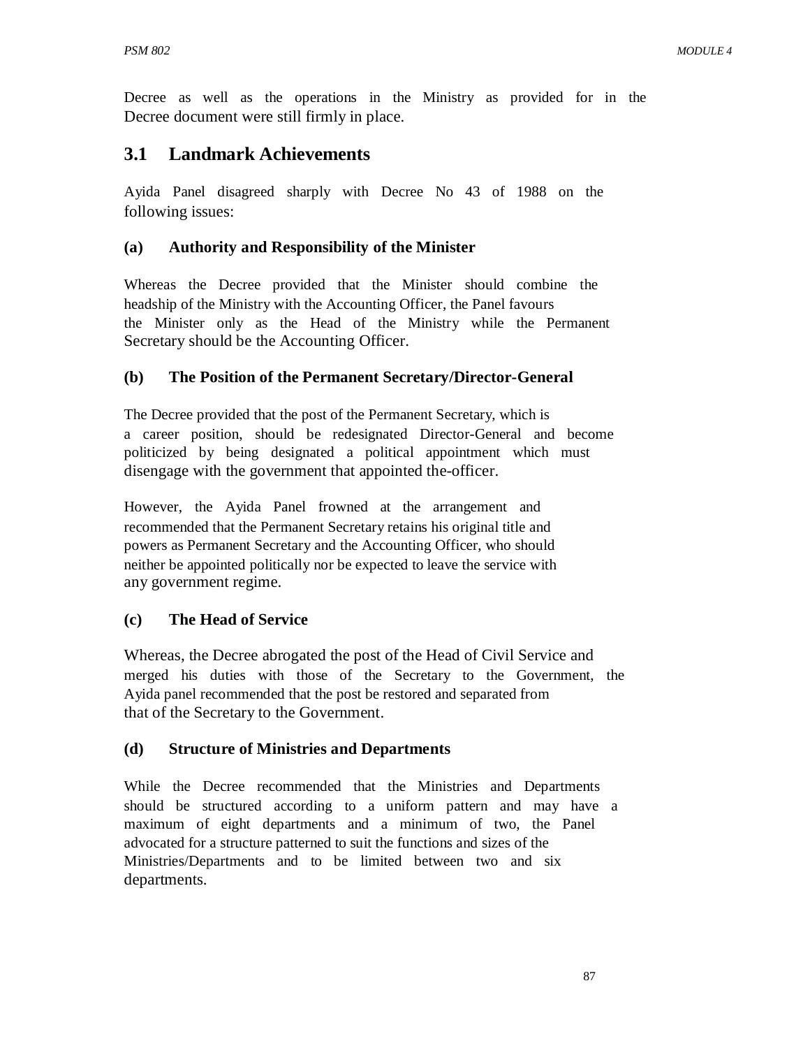Decree as well as the operations in the Ministry as provided for in the Decree document were still firmly in place.

## 3.1 Landmark Achievements

Ayida Panel disagreed sharply with Decree No 43 of 1988 on the following issues:

### (a) Authority and Responsibility of the Minister

Whereas the Decree provided that the Minister should combine the headship of the Ministry with the Accounting Officer, the Panel favours the Minister only as the Head of the Ministry while the Permanent Secretary should be the Accounting Officer.

### (b) The Position of the Permanent Secretary/Director-General

The Decree provided that the post of the Permanent Secretary, which is a career position, should be redesignated Director-General and become politicized by being designated a political appointment which must disengage with the government that appointed the-officer.

However, the Ayida Panel frowned at the arrangement and recommended that the Permanent Secretary retains his original title and powers as Permanent Secretary and the Accounting Officer, who should neither be appointed politically nor be expected to leave the service with any government regime.

### (c) The Head of Service

Whereas, the Decree abrogated the post of the Head of Civil Service and merged his duties with those of the Secretary to the Government, the Ayida panel recommended that the post be restored and separated from that of the Secretary to the Government.

### (d) Structure of Ministries and Departments

While the Decree recommended that the Ministries and Departments should be structured according to a uniform pattern and may have a maximum of eight departments and a minimum of two, the Panel advocated for a structure patterned to suit the functions and sizes of the Ministries/Departments and to be limited between two and six departments.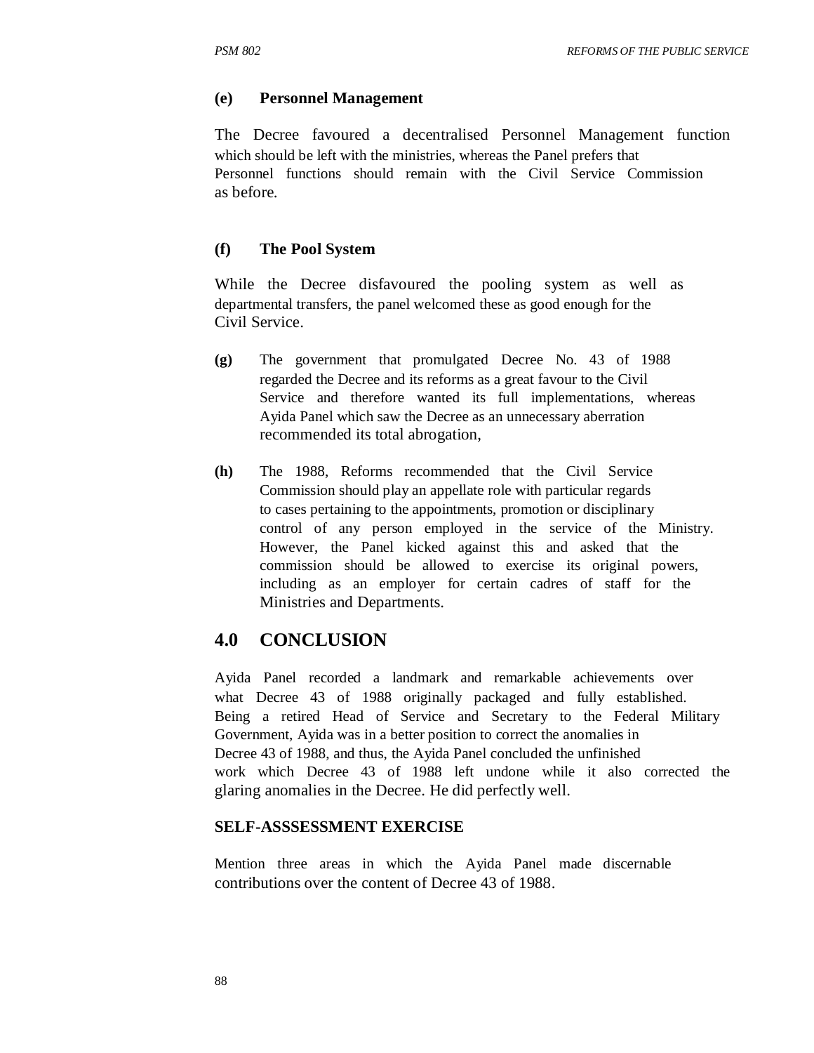**(e) Personnel Management**

The Decree favoured a decentralised Personnel Management function which should be left with the ministries, whereas the Panel prefers that Personnel functions should remain with the Civil Service Commission as before.

**(f) The Pool System**

While the Decree disfavoured the pooling system as well as departmental transfers, the panel welcomed these as good enough for the Civil Service.

**(g)** The government that promulgated Decree No. 43 of 1988 regarded the Decree and its reforms as a great favour to the Civil Service and therefore wanted its full implementations, whereas Ayida Panel which saw the Decree as an unnecessary aberration recommended its total abrogation,

**(h)** The 1988, Reforms recommended that the Civil Service Commission should play an appellate role with particular regards to cases pertaining to the appointments, promotion or disciplinary control of any person employed in the service of the Ministry. However, the Panel kicked against this and asked that the commission should be allowed to exercise its original powers, including as an employer for certain cadres of staff for the Ministries and Departments.

## 4.0 CONCLUSION

Ayida Panel recorded a landmark and remarkable achievements over what Decree 43 of 1988 originally packaged and fully established. Being a retired Head of Service and Secretary to the Federal Military Government, Ayida was in a better position to correct the anomalies in Decree 43 of 1988, and thus, the Ayida Panel concluded the unfinished work which Decree 43 of 1988 left undone while it also corrected the glaring anomalies in the Decree. He did perfectly well.

**SELF-ASSSESSMENT EXERCISE**

Mention three areas in which the Ayida Panel made discernable contributions over the content of Decree 43 of 1988.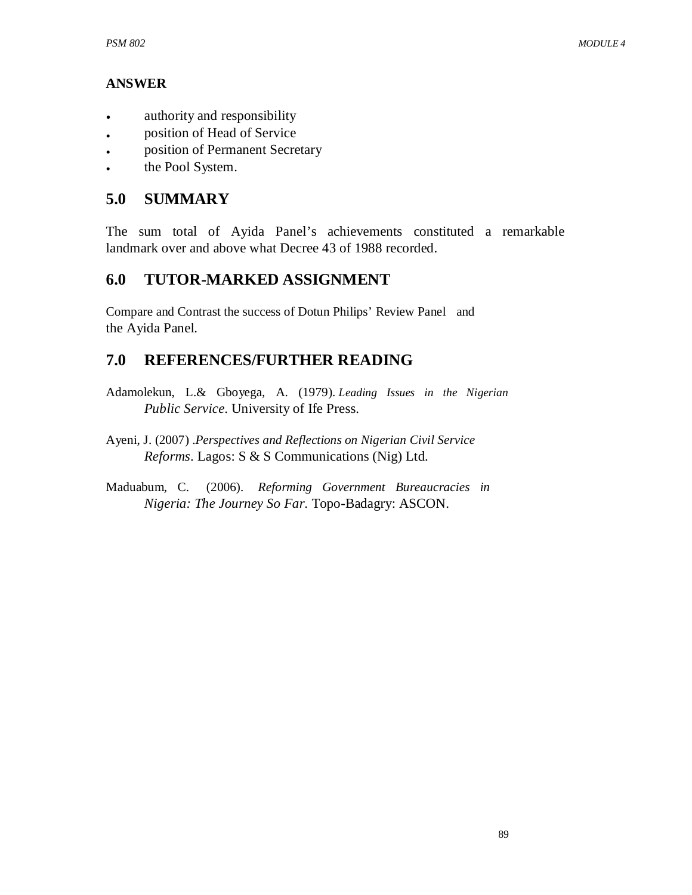**ANSWER**

- authority and responsibility
- position of Head of Service
- position of Permanent Secretary
- the Pool System.

## 5.0 SUMMARY

The sum total of Ayida Panel's achievements constituted a remarkable landmark over and above what Decree 43 of 1988 recorded.

## 6.0 TUTOR-MARKED ASSIGNMENT

Compare and Contrast the success of Dotun Philips' Review Panel and the Ayida Panel.

## 7.0 REFERENCES/FURTHER READING

Adamolekun, L.& Gboyega, A. (1979). *Leading Issues in the Nigerian Public Service*. University of Ife Press.

Ayeni, J. (2007) .*Perspectives and Reflections on Nigerian Civil Service Reforms*. Lagos: S & S Communications (Nig) Ltd.

Maduabum, C. (2006). *Reforming Government Bureaucracies in Nigeria: The Journey So Far.* Topo-Badagry: ASCON.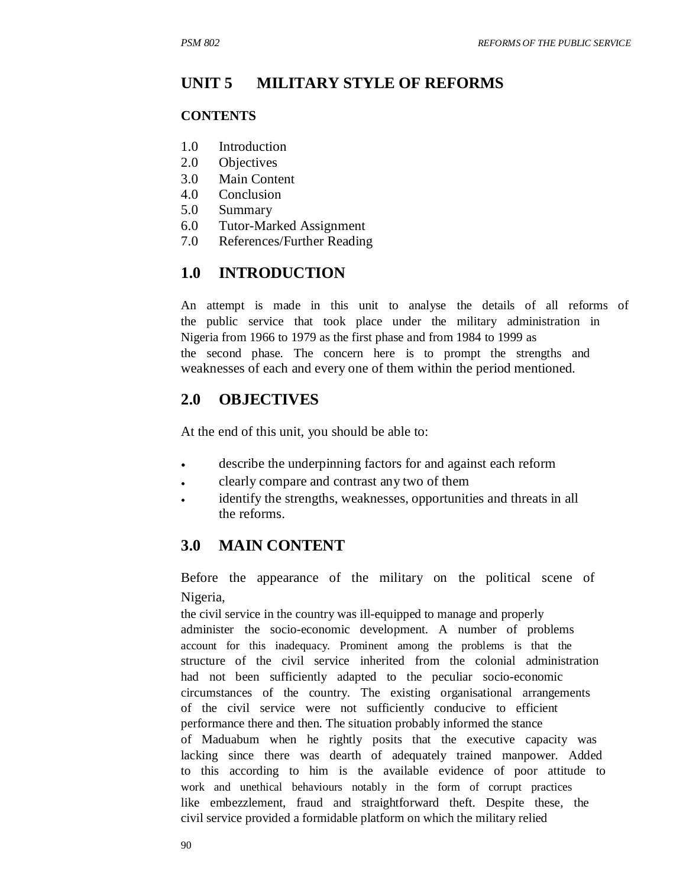# UNIT 5 MILITARY STYLE OF REFORMS

**CONTENTS**

1.0 Introduction
2.0 Objectives
3.0 Main Content
4.0 Conclusion
5.0 Summary
6.0 Tutor-Marked Assignment
7.0 References/Further Reading

## 1.0 INTRODUCTION

An attempt is made in this unit to analyse the details of all reforms of the public service that took place under the military administration in Nigeria from 1966 to 1979 as the first phase and from 1984 to 1999 as the second phase. The concern here is to prompt the strengths and weaknesses of each and every one of them within the period mentioned.

## 2.0 OBJECTIVES

At the end of this unit, you should be able to:

- describe the underpinning factors for and against each reform
- clearly compare and contrast any two of them
- identify the strengths, weaknesses, opportunities and threats in all the reforms.

## 3.0 MAIN CONTENT

Before the appearance of the military on the political scene of Nigeria,
the civil service in the country was ill-equipped to manage and properly administer the socio-economic development. A number of problems account for this inadequacy. Prominent among the problems is that the structure of the civil service inherited from the colonial administration had not been sufficiently adapted to the peculiar socio-economic circumstances of the country. The existing organisational arrangements of the civil service were not sufficiently conducive to efficient performance there and then. The situation probably informed the stance of Maduabum when he rightly posits that the executive capacity was lacking since there was dearth of adequately trained manpower. Added to this according to him is the available evidence of poor attitude to work and unethical behaviours notably in the form of corrupt practices like embezzlement, fraud and straightforward theft. Despite these, the civil service provided a formidable platform on which the military relied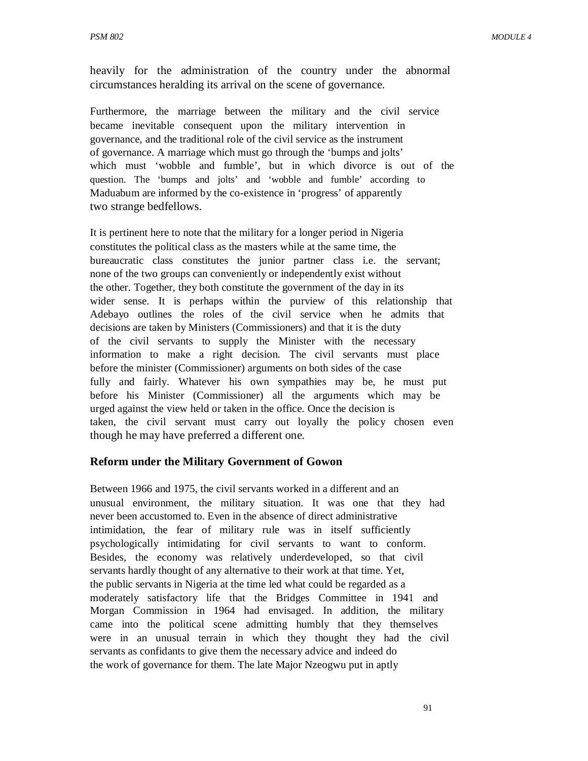heavily for the administration of the country under the abnormal circumstances heralding its arrival on the scene of governance.

Furthermore, the marriage between the military and the civil service became inevitable consequent upon the military intervention in governance, and the traditional role of the civil service as the instrument of governance. A marriage which must go through the 'bumps and jolts' which must 'wobble and fumble', but in which divorce is out of the question. The 'bumps and jolts' and 'wobble and fumble' according to Maduabum are informed by the co-existence in 'progress' of apparently two strange bedfellows.

It is pertinent here to note that the military for a longer period in Nigeria constitutes the political class as the masters while at the same time, the bureaucratic class constitutes the junior partner class i.e. the servant; none of the two groups can conveniently or independently exist without the other. Together, they both constitute the government of the day in its wider sense. It is perhaps within the purview of this relationship that Adebayo outlines the roles of the civil service when he admits that decisions are taken by Ministers (Commissioners) and that it is the duty of the civil servants to supply the Minister with the necessary information to make a right decision. The civil servants must place before the minister (Commissioner) arguments on both sides of the case fully and fairly. Whatever his own sympathies may be, he must put before his Minister (Commissioner) all the arguments which may be urged against the view held or taken in the office. Once the decision is taken, the civil servant must carry out loyally the policy chosen even though he may have preferred a different one.

### Reform under the Military Government of Gowon

Between 1966 and 1975, the civil servants worked in a different and an unusual environment, the military situation. It was one that they had never been accustomed to. Even in the absence of direct administrative intimidation, the fear of military rule was in itself sufficiently psychologically intimidating for civil servants to want to conform. Besides, the economy was relatively underdeveloped, so that civil servants hardly thought of any alternative to their work at that time. Yet, the public servants in Nigeria at the time led what could be regarded as a moderately satisfactory life that the Bridges Committee in 1941 and Morgan Commission in 1964 had envisaged. In addition, the military came into the political scene admitting humbly that they themselves were in an unusual terrain in which they thought they had the civil servants as confidants to give them the necessary advice and indeed do the work of governance for them. The late Major Nzeogwu put in aptly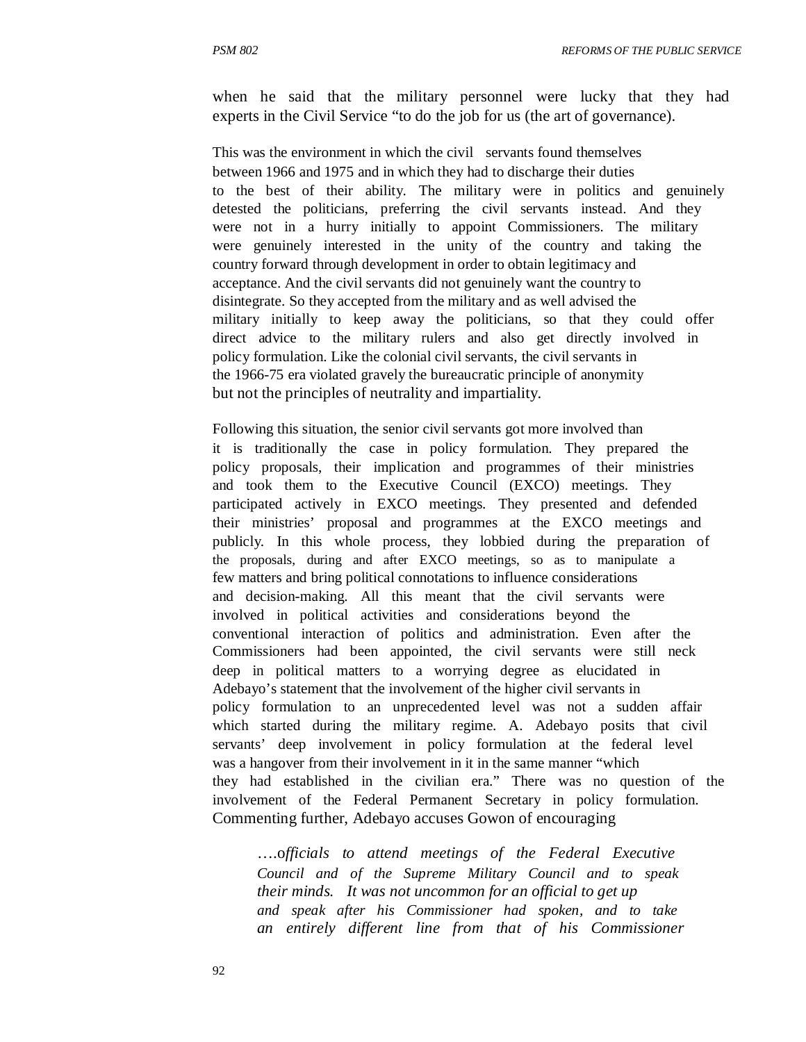when he said that the military personnel were lucky that they had experts in the Civil Service "to do the job for us (the art of governance).

This was the environment in which the civil servants found themselves between 1966 and 1975 and in which they had to discharge their duties to the best of their ability. The military were in politics and genuinely detested the politicians, preferring the civil servants instead. And they were not in a hurry initially to appoint Commissioners. The military were genuinely interested in the unity of the country and taking the country forward through development in order to obtain legitimacy and acceptance. And the civil servants did not genuinely want the country to disintegrate. So they accepted from the military and as well advised the military initially to keep away the politicians, so that they could offer direct advice to the military rulers and also get directly involved in policy formulation. Like the colonial civil servants, the civil servants in the 1966-75 era violated gravely the bureaucratic principle of anonymity but not the principles of neutrality and impartiality.

Following this situation, the senior civil servants got more involved than it is traditionally the case in policy formulation. They prepared the policy proposals, their implication and programmes of their ministries and took them to the Executive Council (EXCO) meetings. They participated actively in EXCO meetings. They presented and defended their ministries' proposal and programmes at the EXCO meetings and publicly. In this whole process, they lobbied during the preparation of the proposals, during and after EXCO meetings, so as to manipulate a few matters and bring political connotations to influence considerations and decision-making. All this meant that the civil servants were involved in political activities and considerations beyond the conventional interaction of politics and administration. Even after the Commissioners had been appointed, the civil servants were still neck deep in political matters to a worrying degree as elucidated in Adebayo's statement that the involvement of the higher civil servants in policy formulation to an unprecedented level was not a sudden affair which started during the military regime. A. Adebayo posits that civil servants' deep involvement in policy formulation at the federal level was a hangover from their involvement in it in the same manner "which they had established in the civilian era." There was no question of the involvement of the Federal Permanent Secretary in policy formulation. Commenting further, Adebayo accuses Gowon of encouraging

> *….officials to attend meetings of the Federal Executive Council and of the Supreme Military Council and to speak their minds. It was not uncommon for an official to get up and speak after his Commissioner had spoken, and to take an entirely different line from that of his Commissioner*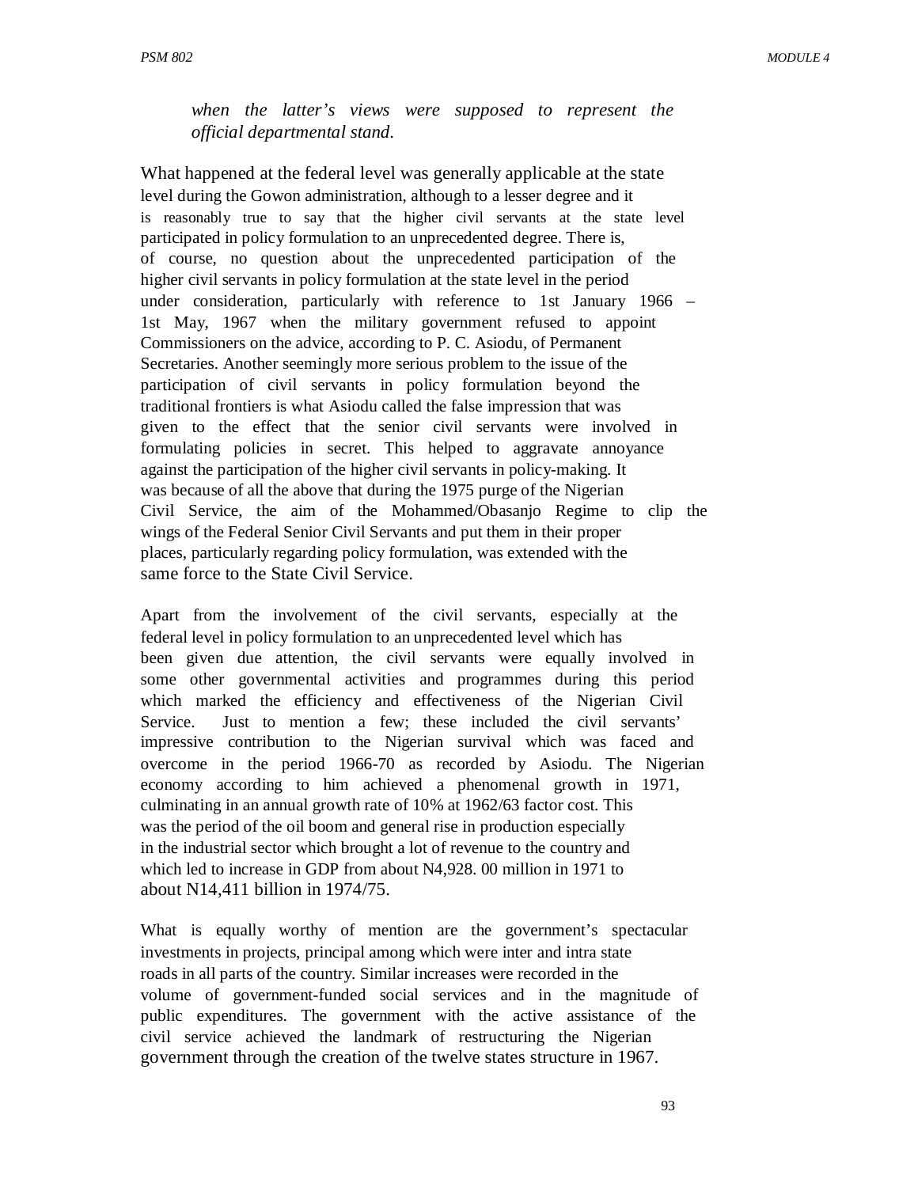*when the latter's views were supposed to represent the official departmental stand.*

What happened at the federal level was generally applicable at the state level during the Gowon administration, although to a lesser degree and it is reasonably true to say that the higher civil servants at the state level participated in policy formulation to an unprecedented degree. There is, of course, no question about the unprecedented participation of the higher civil servants in policy formulation at the state level in the period under consideration, particularly with reference to 1st January 1966 – 1st May, 1967 when the military government refused to appoint Commissioners on the advice, according to P. C. Asiodu, of Permanent Secretaries. Another seemingly more serious problem to the issue of the participation of civil servants in policy formulation beyond the traditional frontiers is what Asiodu called the false impression that was given to the effect that the senior civil servants were involved in formulating policies in secret. This helped to aggravate annoyance against the participation of the higher civil servants in policy-making. It was because of all the above that during the 1975 purge of the Nigerian Civil Service, the aim of the Mohammed/Obasanjo Regime to clip the wings of the Federal Senior Civil Servants and put them in their proper places, particularly regarding policy formulation, was extended with the same force to the State Civil Service.

Apart from the involvement of the civil servants, especially at the federal level in policy formulation to an unprecedented level which has been given due attention, the civil servants were equally involved in some other governmental activities and programmes during this period which marked the efficiency and effectiveness of the Nigerian Civil Service. Just to mention a few; these included the civil servants' impressive contribution to the Nigerian survival which was faced and overcome in the period 1966-70 as recorded by Asiodu. The Nigerian economy according to him achieved a phenomenal growth in 1971, culminating in an annual growth rate of 10% at 1962/63 factor cost. This was the period of the oil boom and general rise in production especially in the industrial sector which brought a lot of revenue to the country and which led to increase in GDP from about N4,928. 00 million in 1971 to about N14,411 billion in 1974/75.

What is equally worthy of mention are the government's spectacular investments in projects, principal among which were inter and intra state roads in all parts of the country. Similar increases were recorded in the volume of government-funded social services and in the magnitude of public expenditures. The government with the active assistance of the civil service achieved the landmark of restructuring the Nigerian government through the creation of the twelve states structure in 1967.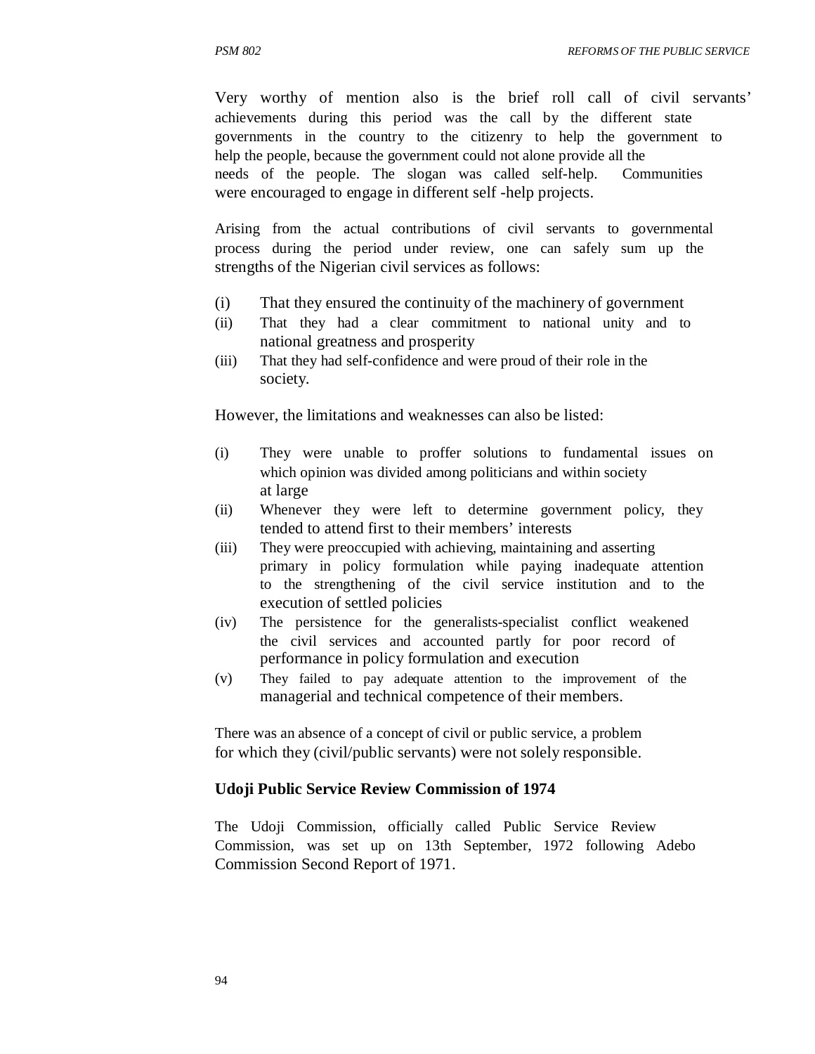Very worthy of mention also is the brief roll call of civil servants' achievements during this period was the call by the different state governments in the country to the citizenry to help the government to help the people, because the government could not alone provide all the needs of the people. The slogan was called self-help. Communities were encouraged to engage in different self -help projects.

Arising from the actual contributions of civil servants to governmental process during the period under review, one can safely sum up the strengths of the Nigerian civil services as follows:

(i) That they ensured the continuity of the machinery of government
(ii) That they had a clear commitment to national unity and to national greatness and prosperity
(iii) That they had self-confidence and were proud of their role in the society.

However, the limitations and weaknesses can also be listed:

(i) They were unable to proffer solutions to fundamental issues on which opinion was divided among politicians and within society at large
(ii) Whenever they were left to determine government policy, they tended to attend first to their members' interests
(iii) They were preoccupied with achieving, maintaining and asserting primary in policy formulation while paying inadequate attention to the strengthening of the civil service institution and to the execution of settled policies
(iv) The persistence for the generalists-specialist conflict weakened the civil services and accounted partly for poor record of performance in policy formulation and execution
(v) They failed to pay adequate attention to the improvement of the managerial and technical competence of their members.

There was an absence of a concept of civil or public service, a problem for which they (civil/public servants) were not solely responsible.

**Udoji Public Service Review Commission of 1974**

The Udoji Commission, officially called Public Service Review Commission, was set up on 13th September, 1972 following Adebo Commission Second Report of 1971.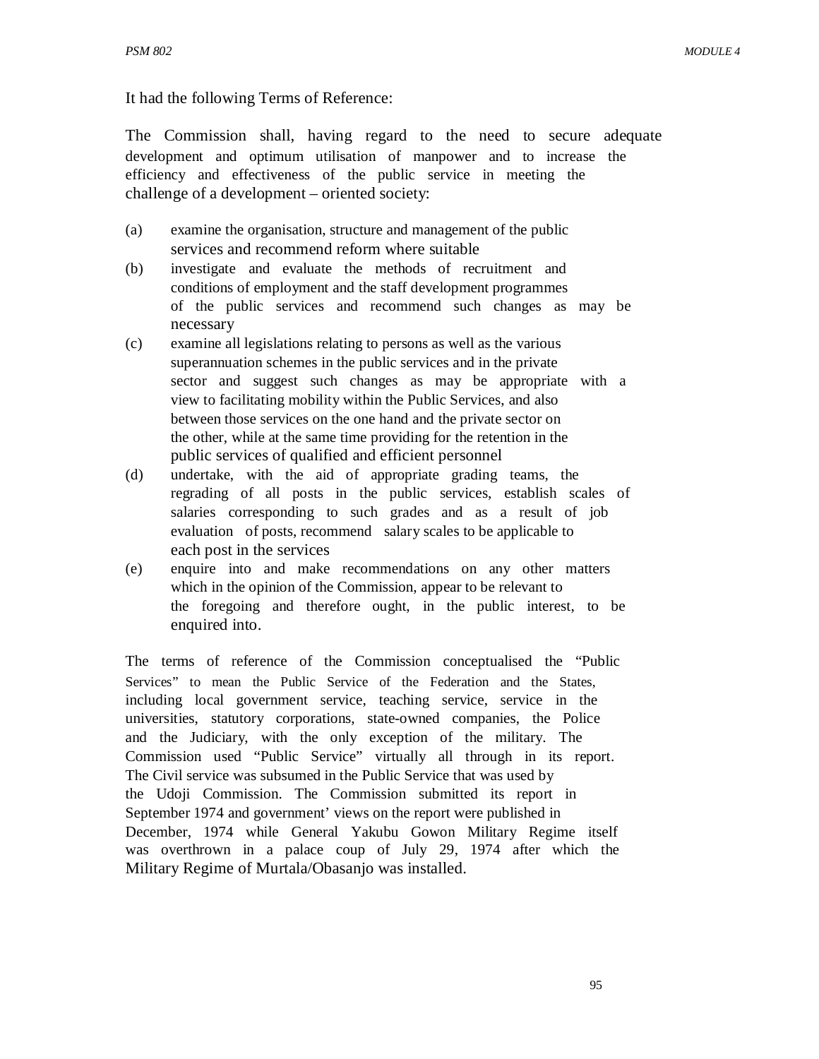It had the following Terms of Reference:

The Commission shall, having regard to the need to secure adequate development and optimum utilisation of manpower and to increase the efficiency and effectiveness of the public service in meeting the challenge of a development – oriented society:

(a) examine the organisation, structure and management of the public services and recommend reform where suitable
(b) investigate and evaluate the methods of recruitment and conditions of employment and the staff development programmes of the public services and recommend such changes as may be necessary
(c) examine all legislations relating to persons as well as the various superannuation schemes in the public services and in the private sector and suggest such changes as may be appropriate with a view to facilitating mobility within the Public Services, and also between those services on the one hand and the private sector on the other, while at the same time providing for the retention in the public services of qualified and efficient personnel
(d) undertake, with the aid of appropriate grading teams, the regrading of all posts in the public services, establish scales of salaries corresponding to such grades and as a result of job evaluation of posts, recommend salary scales to be applicable to each post in the services
(e) enquire into and make recommendations on any other matters which in the opinion of the Commission, appear to be relevant to the foregoing and therefore ought, in the public interest, to be enquired into.

The terms of reference of the Commission conceptualised the "Public Services" to mean the Public Service of the Federation and the States, including local government service, teaching service, service in the universities, statutory corporations, state-owned companies, the Police and the Judiciary, with the only exception of the military. The Commission used "Public Service" virtually all through in its report. The Civil service was subsumed in the Public Service that was used by the Udoji Commission. The Commission submitted its report in September 1974 and government' views on the report were published in December, 1974 while General Yakubu Gowon Military Regime itself was overthrown in a palace coup of July 29, 1974 after which the Military Regime of Murtala/Obasanjo was installed.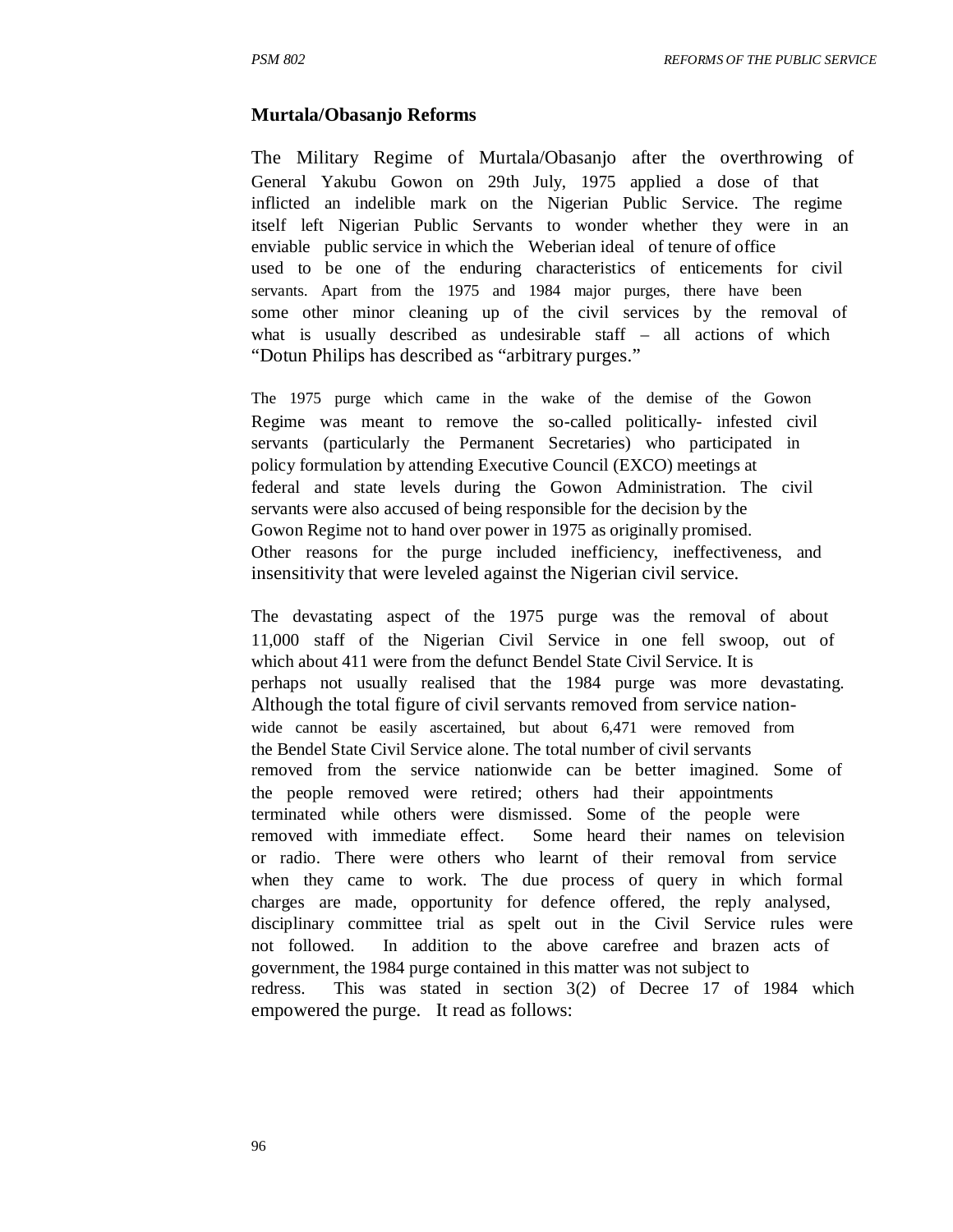### Murtala/Obasanjo Reforms

The Military Regime of Murtala/Obasanjo after the overthrowing of General Yakubu Gowon on 29th July, 1975 applied a dose of that inflicted an indelible mark on the Nigerian Public Service. The regime itself left Nigerian Public Servants to wonder whether they were in an enviable public service in which the Weberian ideal of tenure of office used to be one of the enduring characteristics of enticements for civil servants. Apart from the 1975 and 1984 major purges, there have been some other minor cleaning up of the civil services by the removal of what is usually described as undesirable staff – all actions of which "Dotun Philips has described as "arbitrary purges."

The 1975 purge which came in the wake of the demise of the Gowon Regime was meant to remove the so-called politically- infested civil servants (particularly the Permanent Secretaries) who participated in policy formulation by attending Executive Council (EXCO) meetings at federal and state levels during the Gowon Administration. The civil servants were also accused of being responsible for the decision by the Gowon Regime not to hand over power in 1975 as originally promised. Other reasons for the purge included inefficiency, ineffectiveness, and insensitivity that were leveled against the Nigerian civil service.

The devastating aspect of the 1975 purge was the removal of about 11,000 staff of the Nigerian Civil Service in one fell swoop, out of which about 411 were from the defunct Bendel State Civil Service. It is perhaps not usually realised that the 1984 purge was more devastating. Although the total figure of civil servants removed from service nation-wide cannot be easily ascertained, but about 6,471 were removed from the Bendel State Civil Service alone. The total number of civil servants removed from the service nationwide can be better imagined. Some of the people removed were retired; others had their appointments terminated while others were dismissed. Some of the people were removed with immediate effect. Some heard their names on television or radio. There were others who learnt of their removal from service when they came to work. The due process of query in which formal charges are made, opportunity for defence offered, the reply analysed, disciplinary committee trial as spelt out in the Civil Service rules were not followed. In addition to the above carefree and brazen acts of government, the 1984 purge contained in this matter was not subject to redress. This was stated in section 3(2) of Decree 17 of 1984 which empowered the purge. It read as follows: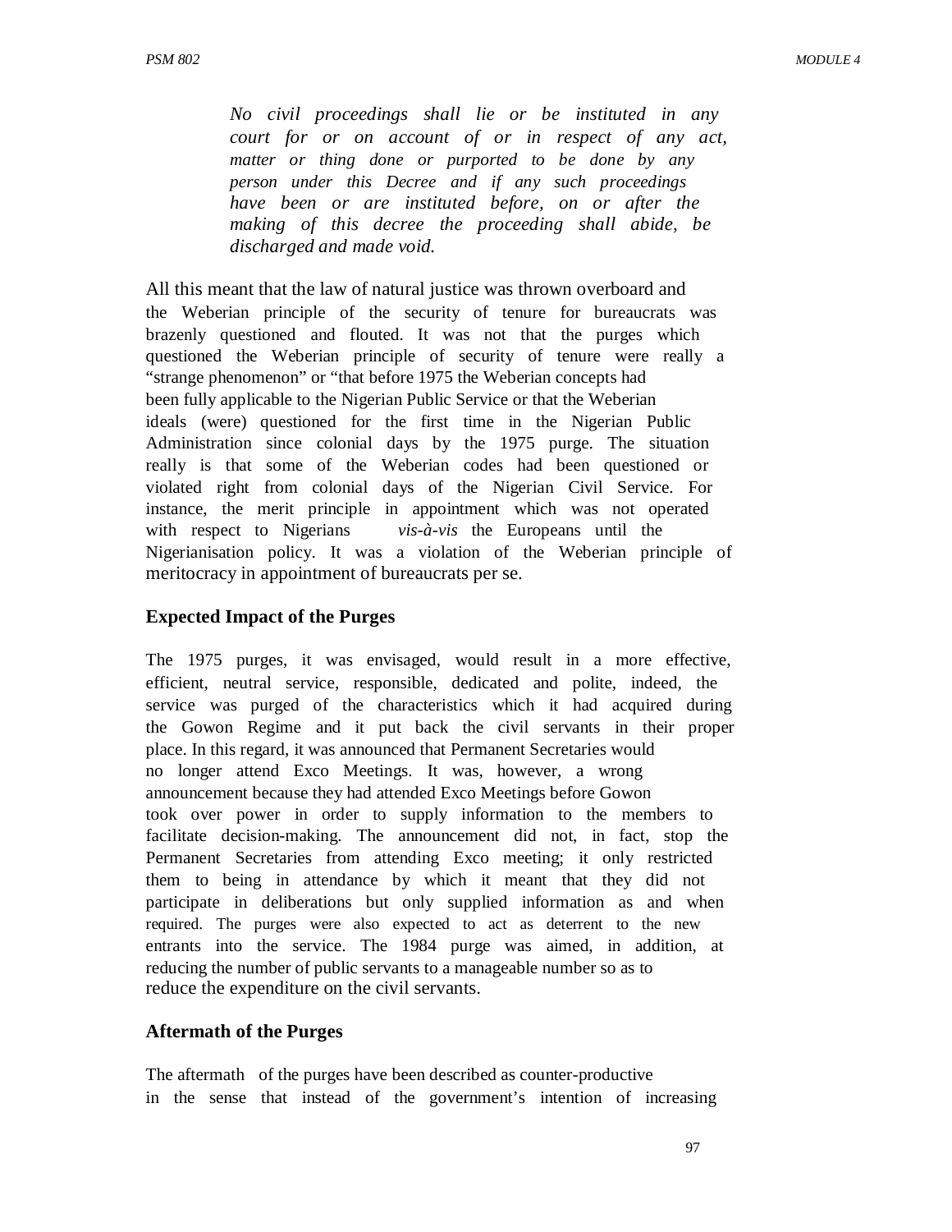> *No civil proceedings shall lie or be instituted in any court for or on account of or in respect of any act, matter or thing done or purported to be done by any person under this Decree and if any such proceedings have been or are instituted before, on or after the making of this decree the proceeding shall abide, be discharged and made void.*

All this meant that the law of natural justice was thrown overboard and the Weberian principle of the security of tenure for bureaucrats was brazenly questioned and flouted. It was not that the purges which questioned the Weberian principle of security of tenure were really a "strange phenomenon" or "that before 1975 the Weberian concepts had been fully applicable to the Nigerian Public Service or that the Weberian ideals (were) questioned for the first time in the Nigerian Public Administration since colonial days by the 1975 purge. The situation really is that some of the Weberian codes had been questioned or violated right from colonial days of the Nigerian Civil Service. For instance, the merit principle in appointment which was not operated with respect to Nigerians *vis-à-vis* the Europeans until the Nigerianisation policy. It was a violation of the Weberian principle of meritocracy in appointment of bureaucrats per se.

### Expected Impact of the Purges

The 1975 purges, it was envisaged, would result in a more effective, efficient, neutral service, responsible, dedicated and polite, indeed, the service was purged of the characteristics which it had acquired during the Gowon Regime and it put back the civil servants in their proper place. In this regard, it was announced that Permanent Secretaries would no longer attend Exco Meetings. It was, however, a wrong announcement because they had attended Exco Meetings before Gowon took over power in order to supply information to the members to facilitate decision-making. The announcement did not, in fact, stop the Permanent Secretaries from attending Exco meeting; it only restricted them to being in attendance by which it meant that they did not participate in deliberations but only supplied information as and when required. The purges were also expected to act as deterrent to the new entrants into the service. The 1984 purge was aimed, in addition, at reducing the number of public servants to a manageable number so as to reduce the expenditure on the civil servants.

### Aftermath of the Purges

The aftermath of the purges have been described as counter-productive in the sense that instead of the government's intention of increasing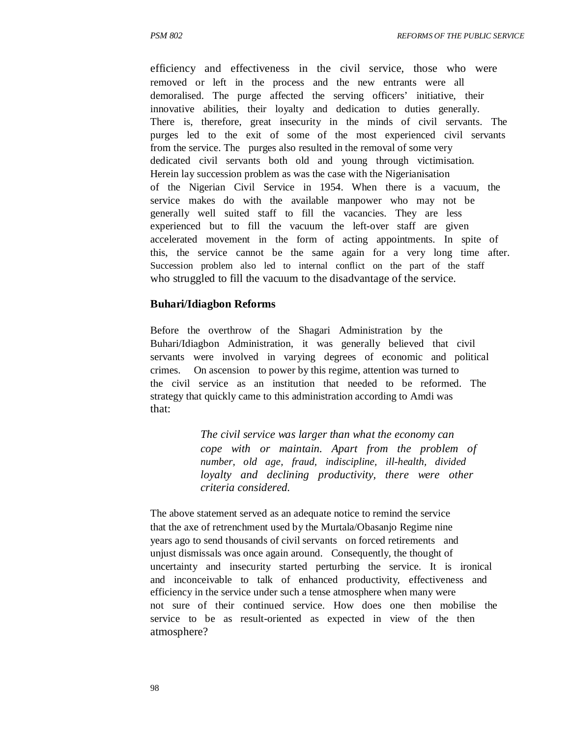efficiency and effectiveness in the civil service, those who were removed or left in the process and the new entrants were all demoralised. The purge affected the serving officers' initiative, their innovative abilities, their loyalty and dedication to duties generally. There is, therefore, great insecurity in the minds of civil servants. The purges led to the exit of some of the most experienced civil servants from the service. The purges also resulted in the removal of some very dedicated civil servants both old and young through victimisation. Herein lay succession problem as was the case with the Nigerianisation of the Nigerian Civil Service in 1954. When there is a vacuum, the service makes do with the available manpower who may not be generally well suited staff to fill the vacancies. They are less experienced but to fill the vacuum the left-over staff are given accelerated movement in the form of acting appointments. In spite of this, the service cannot be the same again for a very long time after. Succession problem also led to internal conflict on the part of the staff who struggled to fill the vacuum to the disadvantage of the service.

**Buhari/Idiagbon Reforms**

Before the overthrow of the Shagari Administration by the Buhari/Idiagbon Administration, it was generally believed that civil servants were involved in varying degrees of economic and political crimes. On ascension to power by this regime, attention was turned to the civil service as an institution that needed to be reformed. The strategy that quickly came to this administration according to Amdi was that:

> *The civil service was larger than what the economy can cope with or maintain. Apart from the problem of number, old age, fraud, indiscipline, ill-health, divided loyalty and declining productivity, there were other criteria considered.*

The above statement served as an adequate notice to remind the service that the axe of retrenchment used by the Murtala/Obasanjo Regime nine years ago to send thousands of civil servants on forced retirements and unjust dismissals was once again around. Consequently, the thought of uncertainty and insecurity started perturbing the service. It is ironical and inconceivable to talk of enhanced productivity, effectiveness and efficiency in the service under such a tense atmosphere when many were not sure of their continued service. How does one then mobilise the service to be as result-oriented as expected in view of the then atmosphere?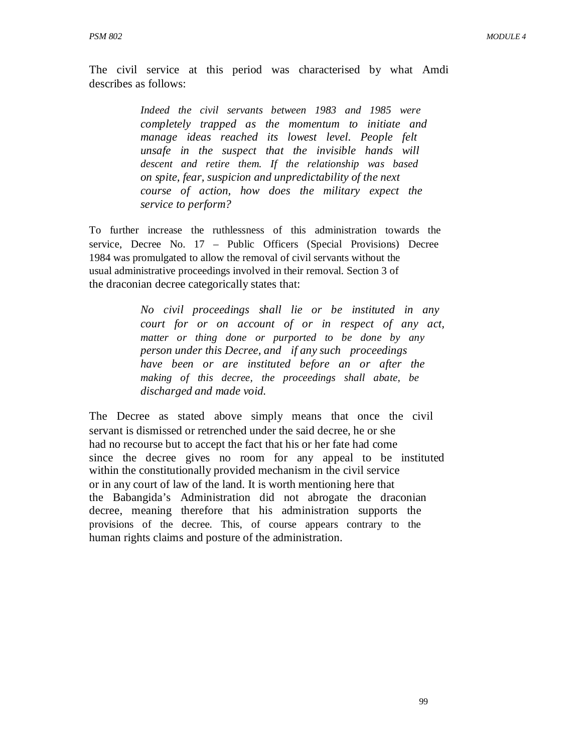The civil service at this period was characterised by what Amdi describes as follows:

> *Indeed the civil servants between 1983 and 1985 were completely trapped as the momentum to initiate and manage ideas reached its lowest level. People felt unsafe in the suspect that the invisible hands will descent and retire them. If the relationship was based on spite, fear, suspicion and unpredictability of the next course of action, how does the military expect the service to perform?*

To further increase the ruthlessness of this administration towards the service, Decree No. 17 – Public Officers (Special Provisions) Decree 1984 was promulgated to allow the removal of civil servants without the usual administrative proceedings involved in their removal. Section 3 of the draconian decree categorically states that:

> *No civil proceedings shall lie or be instituted in any court for or on account of or in respect of any act, matter or thing done or purported to be done by any person under this Decree, and if any such proceedings have been or are instituted before an or after the making of this decree, the proceedings shall abate, be discharged and made void.*

The Decree as stated above simply means that once the civil servant is dismissed or retrenched under the said decree, he or she had no recourse but to accept the fact that his or her fate had come since the decree gives no room for any appeal to be instituted within the constitutionally provided mechanism in the civil service or in any court of law of the land. It is worth mentioning here that the Babangida's Administration did not abrogate the draconian decree, meaning therefore that his administration supports the provisions of the decree. This, of course appears contrary to the human rights claims and posture of the administration.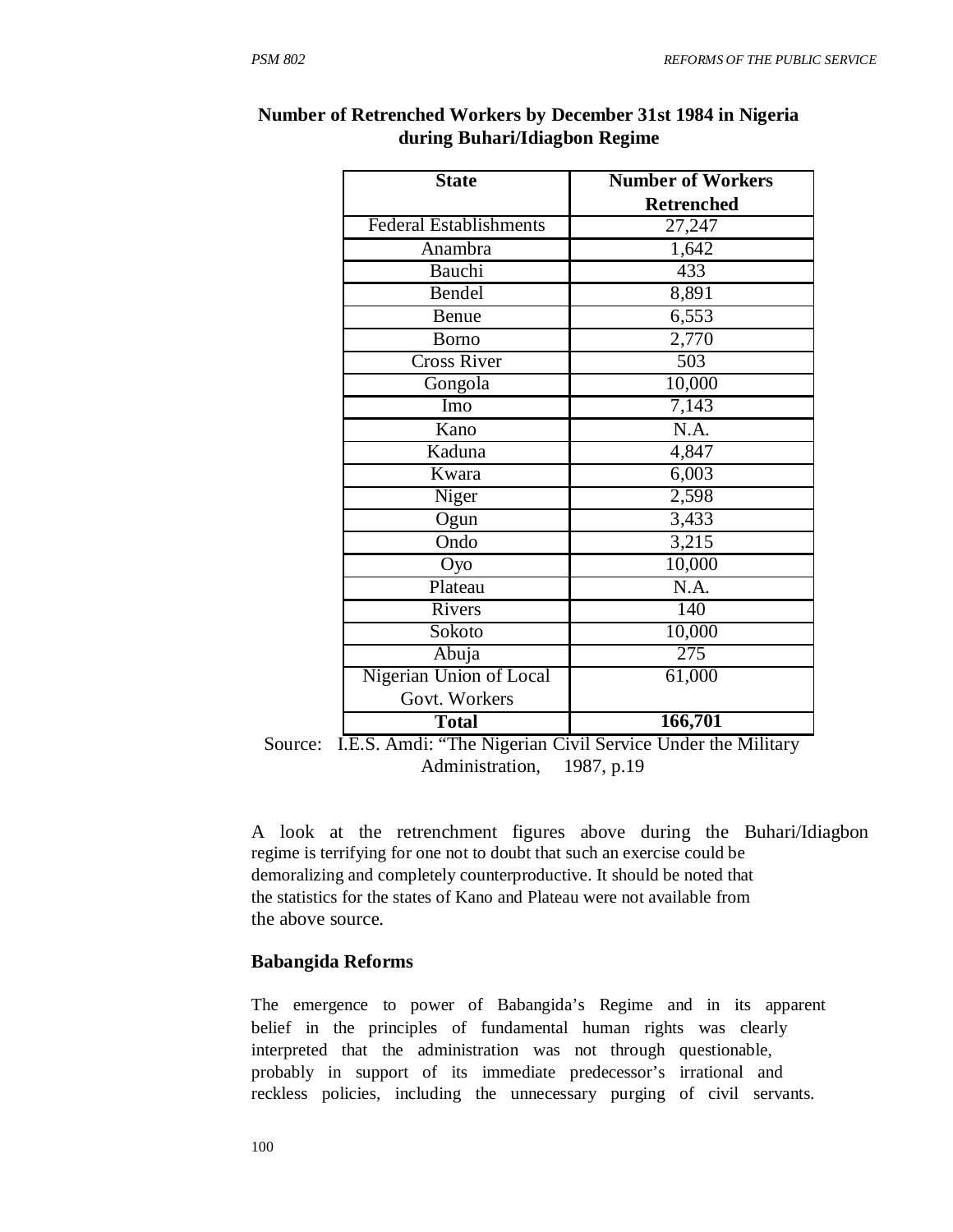**Number of Retrenched Workers by December 31st 1984 in Nigeria during Buhari/Idiagbon Regime**

| State | Number of Workers Retrenched |
|---|---|
| Federal Establishments | 27,247 |
| Anambra | 1,642 |
| Bauchi | 433 |
| Bendel | 8,891 |
| Benue | 6,553 |
| Borno | 2,770 |
| Cross River | 503 |
| Gongola | 10,000 |
| Imo | 7,143 |
| Kano | N.A. |
| Kaduna | 4,847 |
| Kwara | 6,003 |
| Niger | 2,598 |
| Ogun | 3,433 |
| Ondo | 3,215 |
| Oyo | 10,000 |
| Plateau | N.A. |
| Rivers | 140 |
| Sokoto | 10,000 |
| Abuja | 275 |
| Nigerian Union of Local Govt. Workers | 61,000 |
| **Total** | **166,701** |

Source: I.E.S. Amdi: "The Nigerian Civil Service Under the Military Administration, 1987, p.19

A look at the retrenchment figures above during the Buhari/Idiagbon regime is terrifying for one not to doubt that such an exercise could be demoralizing and completely counterproductive. It should be noted that the statistics for the states of Kano and Plateau were not available from the above source.

### Babangida Reforms

The emergence to power of Babangida's Regime and in its apparent belief in the principles of fundamental human rights was clearly interpreted that the administration was not through questionable, probably in support of its immediate predecessor's irrational and reckless policies, including the unnecessary purging of civil servants.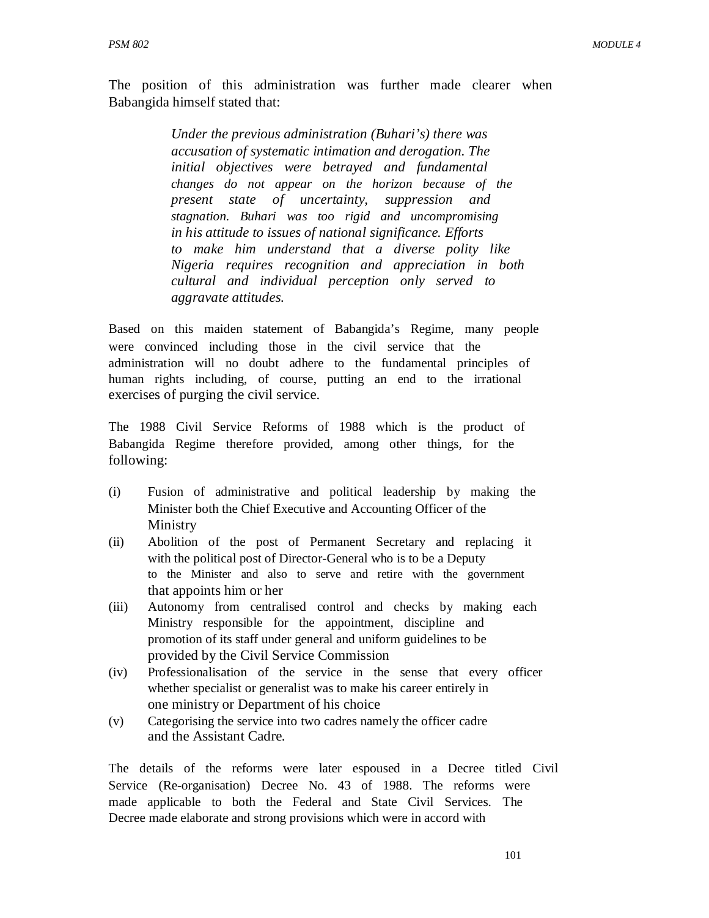The position of this administration was further made clearer when Babangida himself stated that:

> *Under the previous administration (Buhari's) there was accusation of systematic intimation and derogation. The initial objectives were betrayed and fundamental changes do not appear on the horizon because of the present state of uncertainty, suppression and stagnation. Buhari was too rigid and uncompromising in his attitude to issues of national significance. Efforts to make him understand that a diverse polity like Nigeria requires recognition and appreciation in both cultural and individual perception only served to aggravate attitudes.*

Based on this maiden statement of Babangida's Regime, many people were convinced including those in the civil service that the administration will no doubt adhere to the fundamental principles of human rights including, of course, putting an end to the irrational exercises of purging the civil service.

The 1988 Civil Service Reforms of 1988 which is the product of Babangida Regime therefore provided, among other things, for the following:

(i) Fusion of administrative and political leadership by making the Minister both the Chief Executive and Accounting Officer of the Ministry

(ii) Abolition of the post of Permanent Secretary and replacing it with the political post of Director-General who is to be a Deputy to the Minister and also to serve and retire with the government that appoints him or her

(iii) Autonomy from centralised control and checks by making each Ministry responsible for the appointment, discipline and promotion of its staff under general and uniform guidelines to be provided by the Civil Service Commission

(iv) Professionalisation of the service in the sense that every officer whether specialist or generalist was to make his career entirely in one ministry or Department of his choice

(v) Categorising the service into two cadres namely the officer cadre and the Assistant Cadre.

The details of the reforms were later espoused in a Decree titled Civil Service (Re-organisation) Decree No. 43 of 1988. The reforms were made applicable to both the Federal and State Civil Services. The Decree made elaborate and strong provisions which were in accord with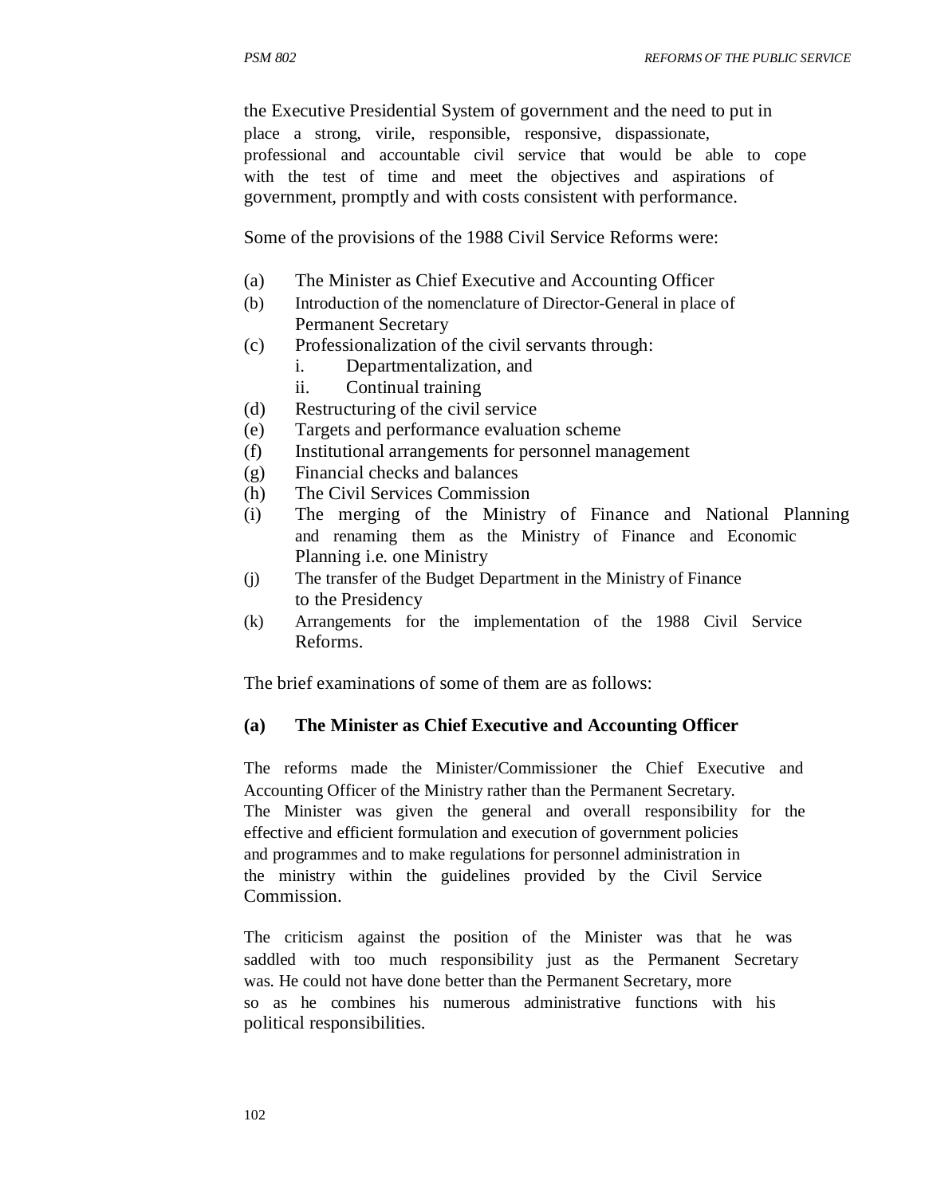the Executive Presidential System of government and the need to put in place a strong, virile, responsible, responsive, dispassionate, professional and accountable civil service that would be able to cope with the test of time and meet the objectives and aspirations of government, promptly and with costs consistent with performance.

Some of the provisions of the 1988 Civil Service Reforms were:

(a) The Minister as Chief Executive and Accounting Officer
(b) Introduction of the nomenclature of Director-General in place of Permanent Secretary
(c) Professionalization of the civil servants through:
    i. Departmentalization, and
    ii. Continual training
(d) Restructuring of the civil service
(e) Targets and performance evaluation scheme
(f) Institutional arrangements for personnel management
(g) Financial checks and balances
(h) The Civil Services Commission
(i) The merging of the Ministry of Finance and National Planning and renaming them as the Ministry of Finance and Economic Planning i.e. one Ministry
(j) The transfer of the Budget Department in the Ministry of Finance to the Presidency
(k) Arrangements for the implementation of the 1988 Civil Service Reforms.

The brief examinations of some of them are as follows:

**(a) The Minister as Chief Executive and Accounting Officer**

The reforms made the Minister/Commissioner the Chief Executive and Accounting Officer of the Ministry rather than the Permanent Secretary. The Minister was given the general and overall responsibility for the effective and efficient formulation and execution of government policies and programmes and to make regulations for personnel administration in the ministry within the guidelines provided by the Civil Service Commission.

The criticism against the position of the Minister was that he was saddled with too much responsibility just as the Permanent Secretary was. He could not have done better than the Permanent Secretary, more so as he combines his numerous administrative functions with his political responsibilities.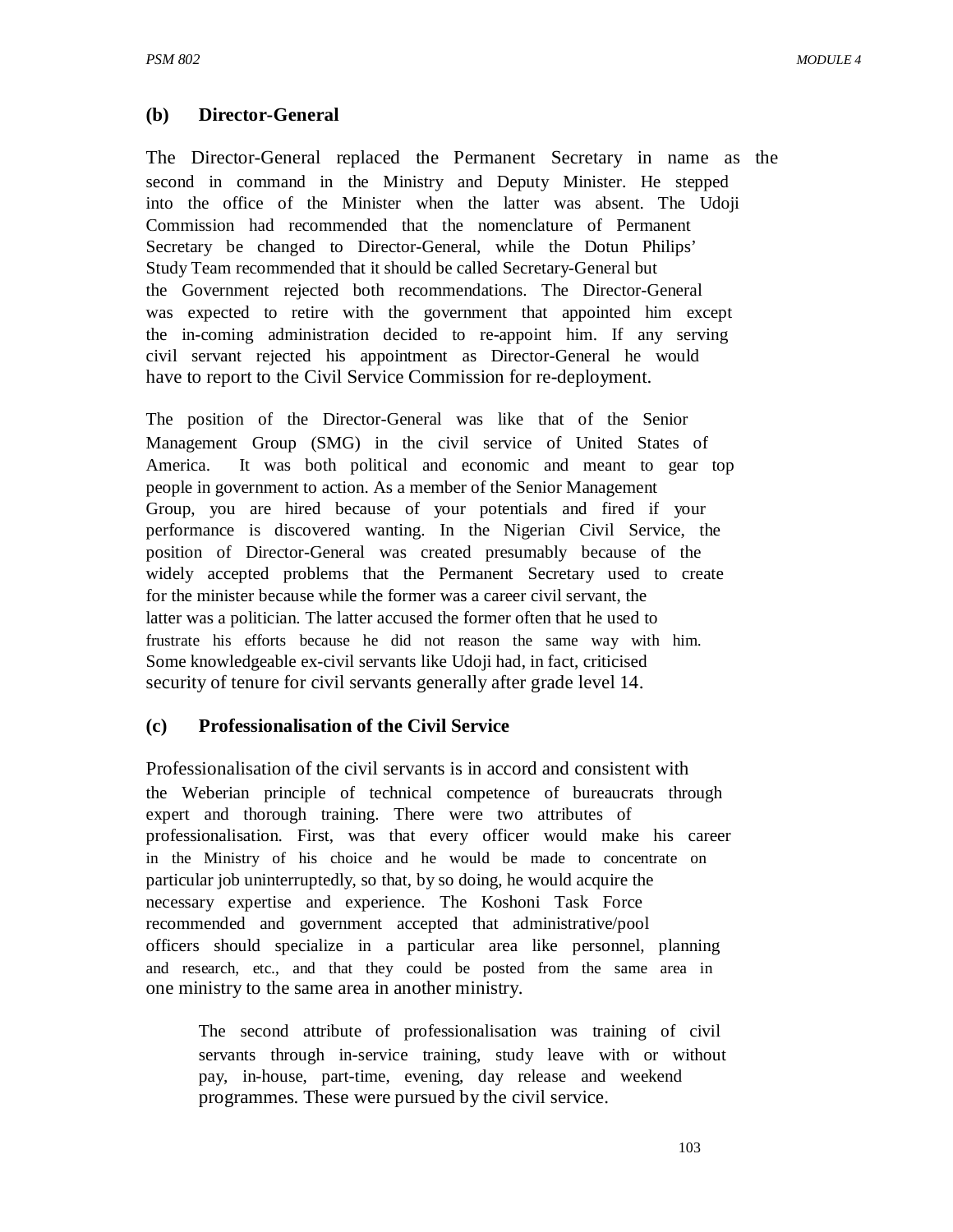**(b) Director-General**

The Director-General replaced the Permanent Secretary in name as the second in command in the Ministry and Deputy Minister. He stepped into the office of the Minister when the latter was absent. The Udoji Commission had recommended that the nomenclature of Permanent Secretary be changed to Director-General, while the Dotun Philips' Study Team recommended that it should be called Secretary-General but the Government rejected both recommendations. The Director-General was expected to retire with the government that appointed him except the in-coming administration decided to re-appoint him. If any serving civil servant rejected his appointment as Director-General he would have to report to the Civil Service Commission for re-deployment.

The position of the Director-General was like that of the Senior Management Group (SMG) in the civil service of United States of America. It was both political and economic and meant to gear top people in government to action. As a member of the Senior Management Group, you are hired because of your potentials and fired if your performance is discovered wanting. In the Nigerian Civil Service, the position of Director-General was created presumably because of the widely accepted problems that the Permanent Secretary used to create for the minister because while the former was a career civil servant, the latter was a politician. The latter accused the former often that he used to frustrate his efforts because he did not reason the same way with him. Some knowledgeable ex-civil servants like Udoji had, in fact, criticised security of tenure for civil servants generally after grade level 14.

**(c) Professionalisation of the Civil Service**

Professionalisation of the civil servants is in accord and consistent with the Weberian principle of technical competence of bureaucrats through expert and thorough training. There were two attributes of professionalisation. First, was that every officer would make his career in the Ministry of his choice and he would be made to concentrate on particular job uninterruptedly, so that, by so doing, he would acquire the necessary expertise and experience. The Koshoni Task Force recommended and government accepted that administrative/pool officers should specialize in a particular area like personnel, planning and research, etc., and that they could be posted from the same area in one ministry to the same area in another ministry.

The second attribute of professionalisation was training of civil servants through in-service training, study leave with or without pay, in-house, part-time, evening, day release and weekend programmes. These were pursued by the civil service.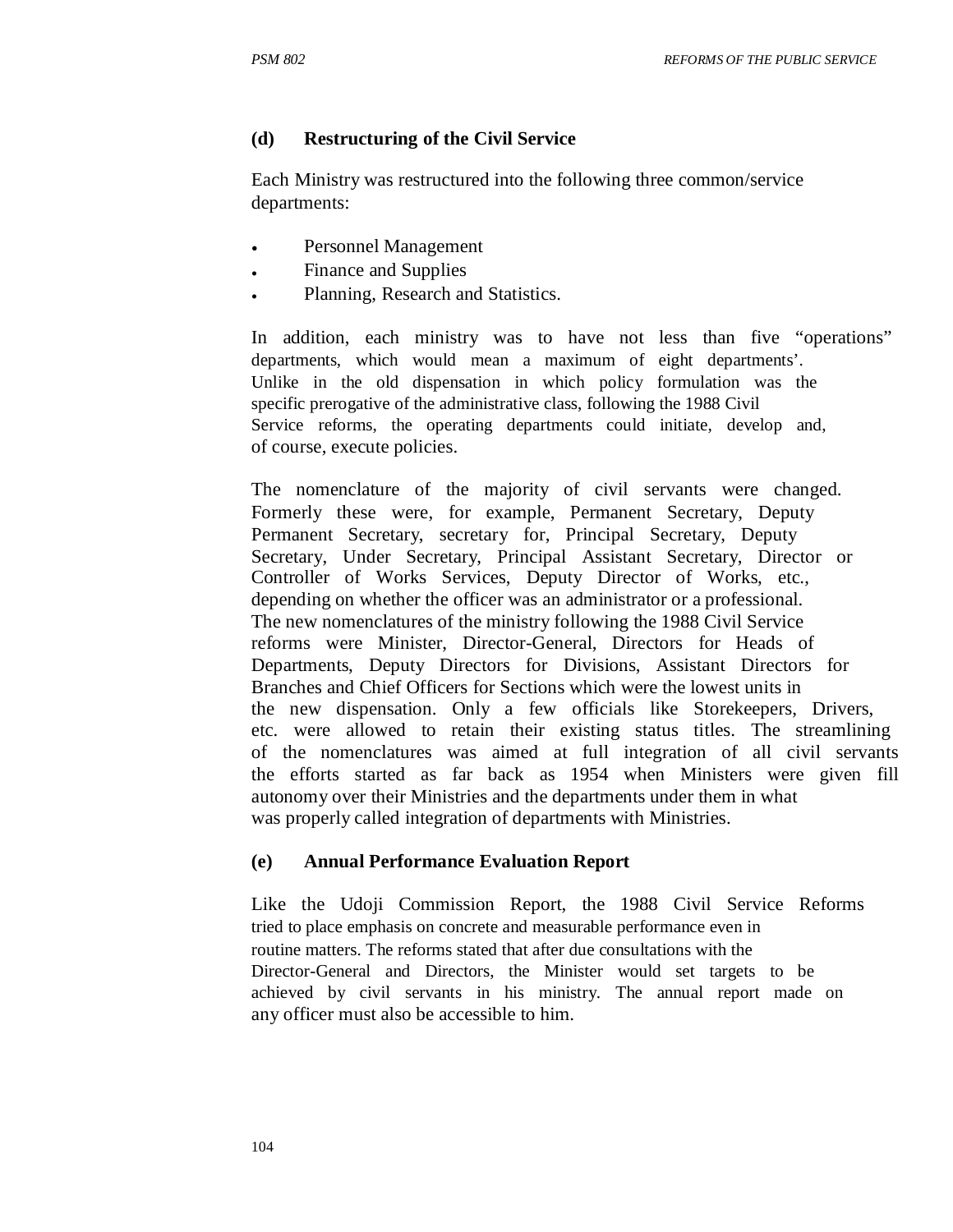### (d) Restructuring of the Civil Service

Each Ministry was restructured into the following three common/service departments:

- Personnel Management
- Finance and Supplies
- Planning, Research and Statistics.

In addition, each ministry was to have not less than five "operations" departments, which would mean a maximum of eight departments'. Unlike in the old dispensation in which policy formulation was the specific prerogative of the administrative class, following the 1988 Civil Service reforms, the operating departments could initiate, develop and, of course, execute policies.

The nomenclature of the majority of civil servants were changed. Formerly these were, for example, Permanent Secretary, Deputy Permanent Secretary, secretary for, Principal Secretary, Deputy Secretary, Under Secretary, Principal Assistant Secretary, Director or Controller of Works Services, Deputy Director of Works, etc., depending on whether the officer was an administrator or a professional. The new nomenclatures of the ministry following the 1988 Civil Service reforms were Minister, Director-General, Directors for Heads of Departments, Deputy Directors for Divisions, Assistant Directors for Branches and Chief Officers for Sections which were the lowest units in the new dispensation. Only a few officials like Storekeepers, Drivers, etc. were allowed to retain their existing status titles. The streamlining of the nomenclatures was aimed at full integration of all civil servants the efforts started as far back as 1954 when Ministers were given fill autonomy over their Ministries and the departments under them in what was properly called integration of departments with Ministries.

### (e) Annual Performance Evaluation Report

Like the Udoji Commission Report, the 1988 Civil Service Reforms tried to place emphasis on concrete and measurable performance even in routine matters. The reforms stated that after due consultations with the Director-General and Directors, the Minister would set targets to be achieved by civil servants in his ministry. The annual report made on any officer must also be accessible to him.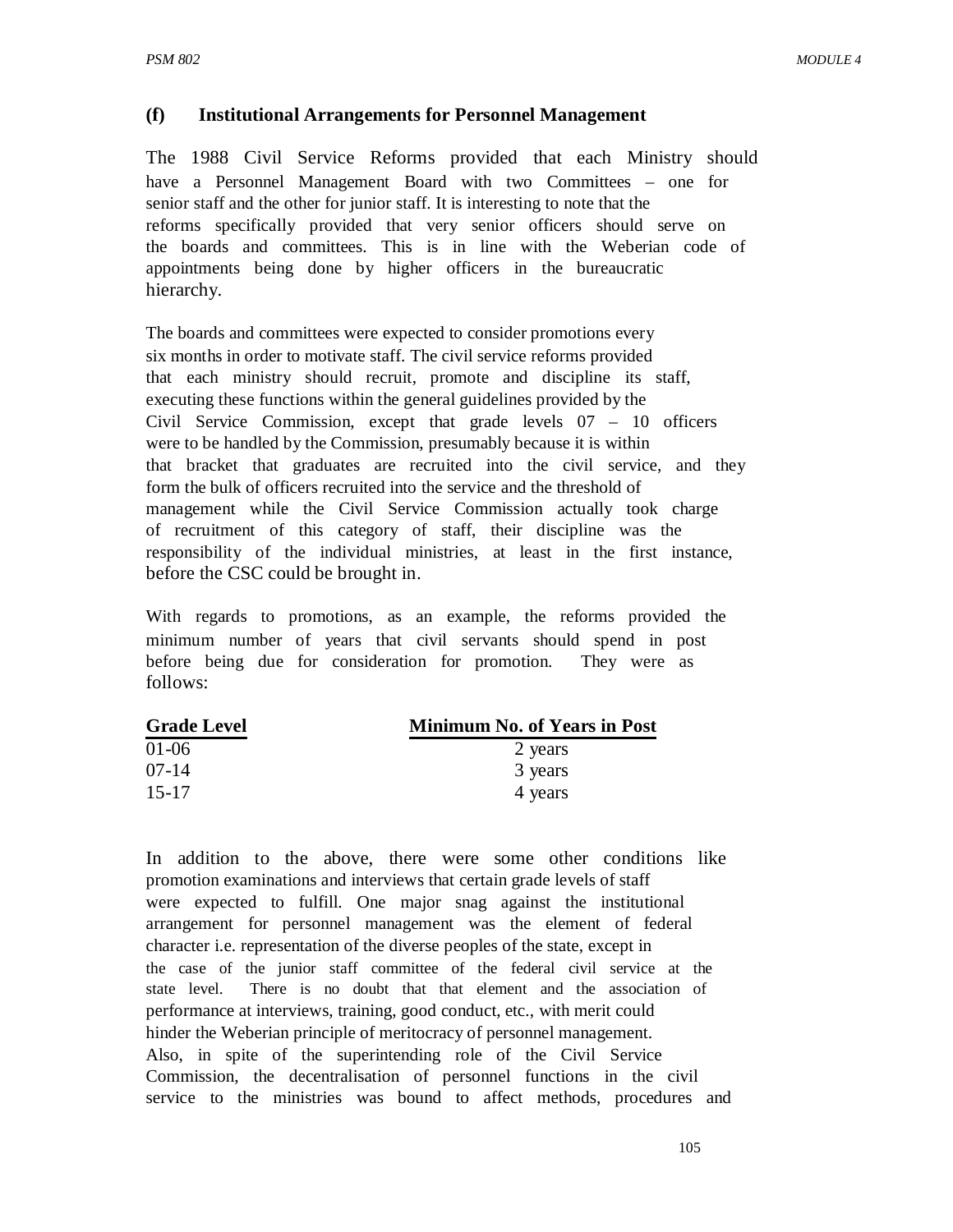### (f) Institutional Arrangements for Personnel Management

The 1988 Civil Service Reforms provided that each Ministry should have a Personnel Management Board with two Committees – one for senior staff and the other for junior staff. It is interesting to note that the reforms specifically provided that very senior officers should serve on the boards and committees. This is in line with the Weberian code of appointments being done by higher officers in the bureaucratic hierarchy.

The boards and committees were expected to consider promotions every six months in order to motivate staff. The civil service reforms provided that each ministry should recruit, promote and discipline its staff, executing these functions within the general guidelines provided by the Civil Service Commission, except that grade levels 07 – 10 officers were to be handled by the Commission, presumably because it is within that bracket that graduates are recruited into the civil service, and they form the bulk of officers recruited into the service and the threshold of management while the Civil Service Commission actually took charge of recruitment of this category of staff, their discipline was the responsibility of the individual ministries, at least in the first instance, before the CSC could be brought in.

With regards to promotions, as an example, the reforms provided the minimum number of years that civil servants should spend in post before being due for consideration for promotion. They were as follows:

| Grade Level | Minimum No. of Years in Post |
|---|---|
| 01-06 | 2 years |
| 07-14 | 3 years |
| 15-17 | 4 years |

In addition to the above, there were some other conditions like promotion examinations and interviews that certain grade levels of staff were expected to fulfill. One major snag against the institutional arrangement for personnel management was the element of federal character i.e. representation of the diverse peoples of the state, except in the case of the junior staff committee of the federal civil service at the state level. There is no doubt that that element and the association of performance at interviews, training, good conduct, etc., with merit could hinder the Weberian principle of meritocracy of personnel management. Also, in spite of the superintending role of the Civil Service Commission, the decentralisation of personnel functions in the civil service to the ministries was bound to affect methods, procedures and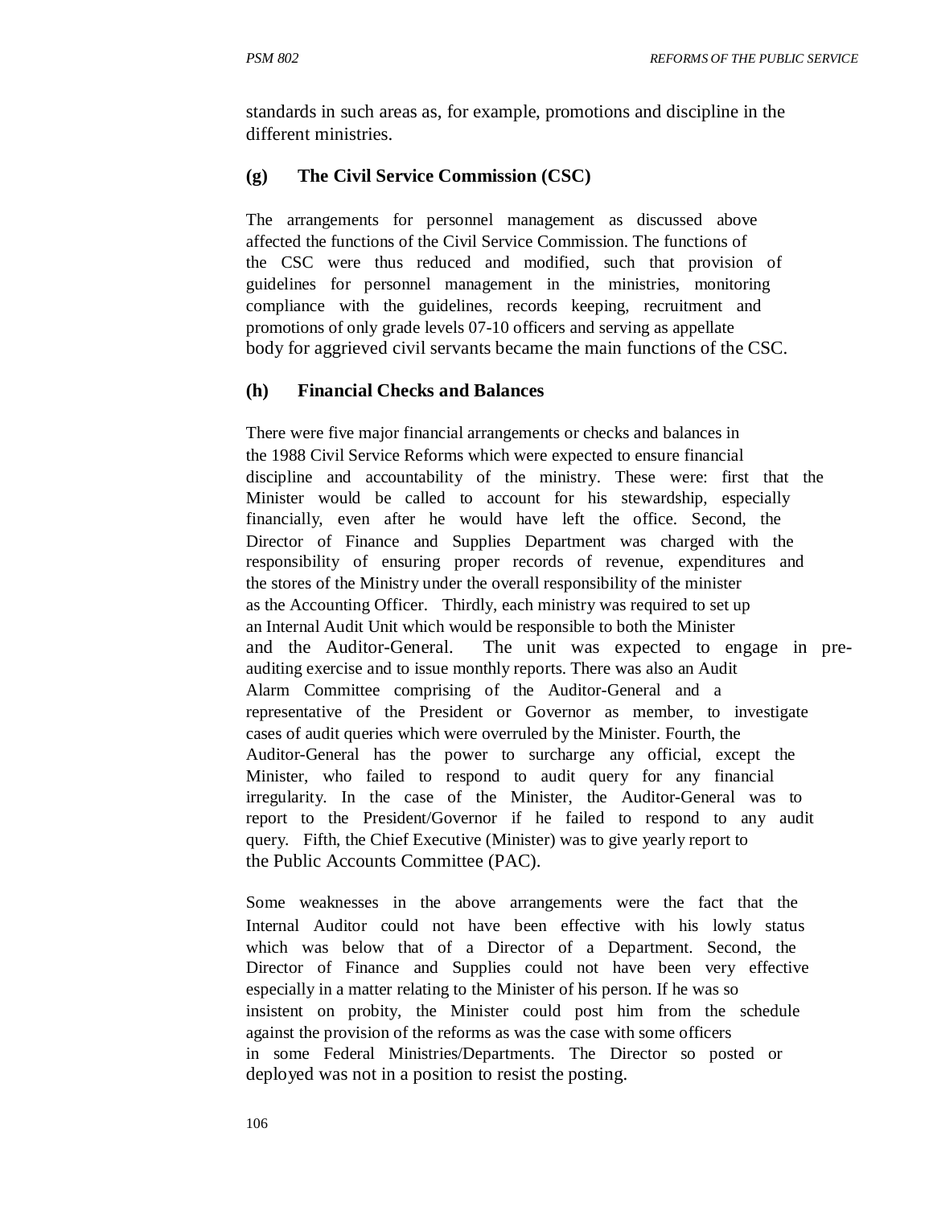standards in such areas as, for example, promotions and discipline in the different ministries.

### (g) The Civil Service Commission (CSC)

The arrangements for personnel management as discussed above affected the functions of the Civil Service Commission. The functions of the CSC were thus reduced and modified, such that provision of guidelines for personnel management in the ministries, monitoring compliance with the guidelines, records keeping, recruitment and promotions of only grade levels 07-10 officers and serving as appellate body for aggrieved civil servants became the main functions of the CSC.

### (h) Financial Checks and Balances

There were five major financial arrangements or checks and balances in the 1988 Civil Service Reforms which were expected to ensure financial discipline and accountability of the ministry. These were: first that the Minister would be called to account for his stewardship, especially financially, even after he would have left the office. Second, the Director of Finance and Supplies Department was charged with the responsibility of ensuring proper records of revenue, expenditures and the stores of the Ministry under the overall responsibility of the minister as the Accounting Officer. Thirdly, each ministry was required to set up an Internal Audit Unit which would be responsible to both the Minister and the Auditor-General. The unit was expected to engage in pre-auditing exercise and to issue monthly reports. There was also an Audit Alarm Committee comprising of the Auditor-General and a representative of the President or Governor as member, to investigate cases of audit queries which were overruled by the Minister. Fourth, the Auditor-General has the power to surcharge any official, except the Minister, who failed to respond to audit query for any financial irregularity. In the case of the Minister, the Auditor-General was to report to the President/Governor if he failed to respond to any audit query. Fifth, the Chief Executive (Minister) was to give yearly report to the Public Accounts Committee (PAC).

Some weaknesses in the above arrangements were the fact that the Internal Auditor could not have been effective with his lowly status which was below that of a Director of a Department. Second, the Director of Finance and Supplies could not have been very effective especially in a matter relating to the Minister of his person. If he was so insistent on probity, the Minister could post him from the schedule against the provision of the reforms as was the case with some officers in some Federal Ministries/Departments. The Director so posted or deployed was not in a position to resist the posting.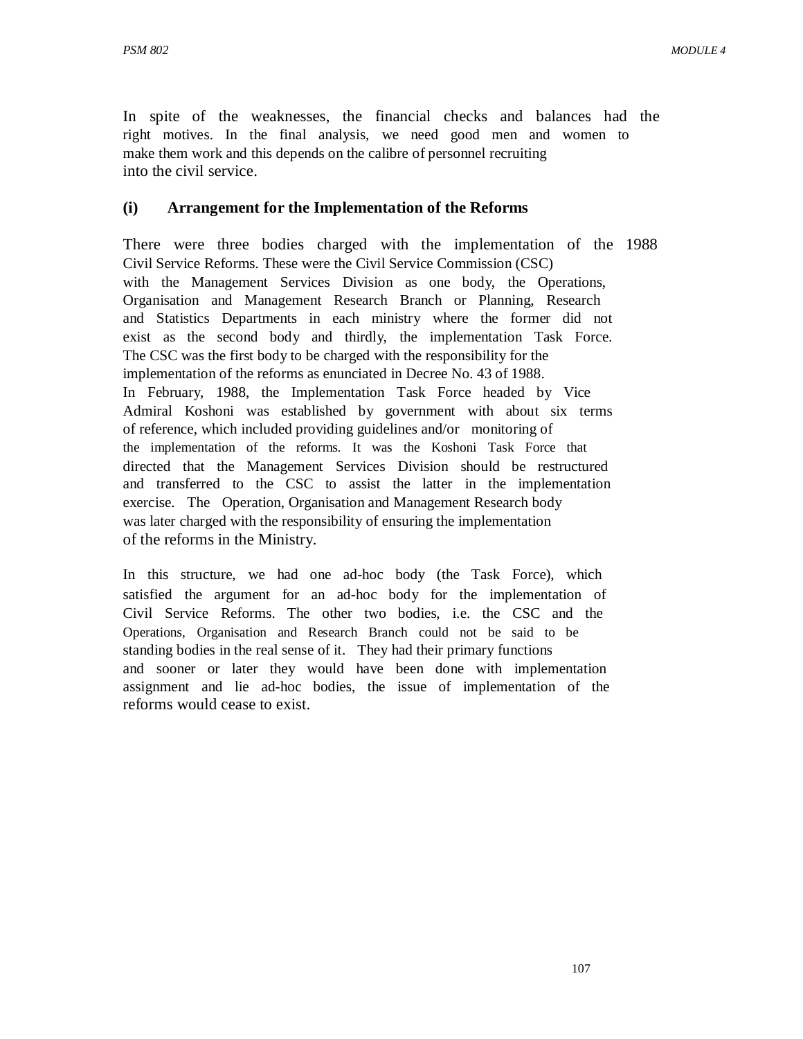In spite of the weaknesses, the financial checks and balances had the right motives. In the final analysis, we need good men and women to make them work and this depends on the calibre of personnel recruiting into the civil service.

**(i) Arrangement for the Implementation of the Reforms**

There were three bodies charged with the implementation of the 1988 Civil Service Reforms. These were the Civil Service Commission (CSC) with the Management Services Division as one body, the Operations, Organisation and Management Research Branch or Planning, Research and Statistics Departments in each ministry where the former did not exist as the second body and thirdly, the implementation Task Force. The CSC was the first body to be charged with the responsibility for the implementation of the reforms as enunciated in Decree No. 43 of 1988. In February, 1988, the Implementation Task Force headed by Vice Admiral Koshoni was established by government with about six terms of reference, which included providing guidelines and/or monitoring of the implementation of the reforms. It was the Koshoni Task Force that directed that the Management Services Division should be restructured and transferred to the CSC to assist the latter in the implementation exercise. The Operation, Organisation and Management Research body was later charged with the responsibility of ensuring the implementation of the reforms in the Ministry.

In this structure, we had one ad-hoc body (the Task Force), which satisfied the argument for an ad-hoc body for the implementation of Civil Service Reforms. The other two bodies, i.e. the CSC and the Operations, Organisation and Research Branch could not be said to be standing bodies in the real sense of it. They had their primary functions and sooner or later they would have been done with implementation assignment and lie ad-hoc bodies, the issue of implementation of the reforms would cease to exist.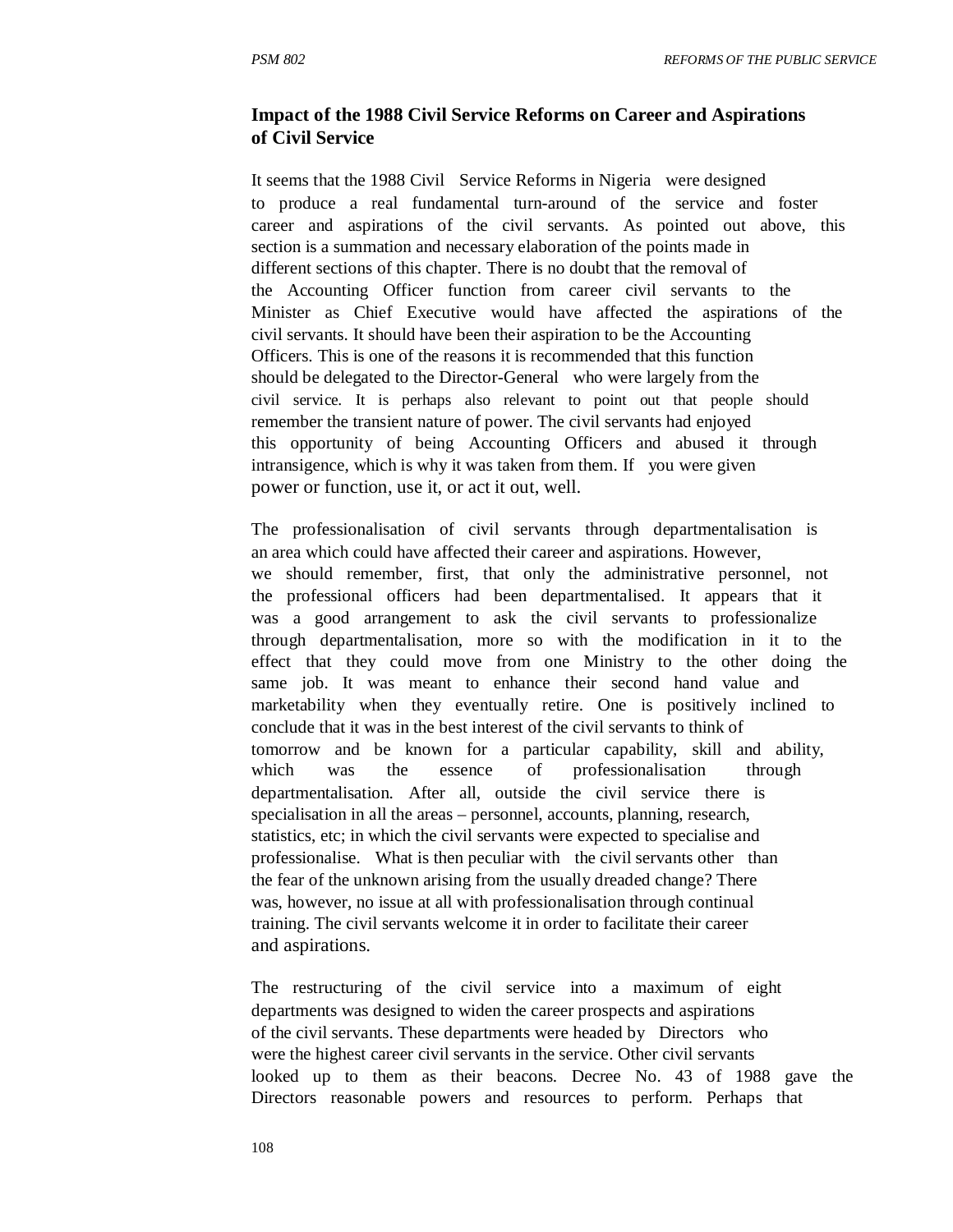### Impact of the 1988 Civil Service Reforms on Career and Aspirations of Civil Service

It seems that the 1988 Civil Service Reforms in Nigeria were designed to produce a real fundamental turn-around of the service and foster career and aspirations of the civil servants. As pointed out above, this section is a summation and necessary elaboration of the points made in different sections of this chapter. There is no doubt that the removal of the Accounting Officer function from career civil servants to the Minister as Chief Executive would have affected the aspirations of the civil servants. It should have been their aspiration to be the Accounting Officers. This is one of the reasons it is recommended that this function should be delegated to the Director-General who were largely from the civil service. It is perhaps also relevant to point out that people should remember the transient nature of power. The civil servants had enjoyed this opportunity of being Accounting Officers and abused it through intransigence, which is why it was taken from them. If you were given power or function, use it, or act it out, well.

The professionalisation of civil servants through departmentalisation is an area which could have affected their career and aspirations. However, we should remember, first, that only the administrative personnel, not the professional officers had been departmentalised. It appears that it was a good arrangement to ask the civil servants to professionalize through departmentalisation, more so with the modification in it to the effect that they could move from one Ministry to the other doing the same job. It was meant to enhance their second hand value and marketability when they eventually retire. One is positively inclined to conclude that it was in the best interest of the civil servants to think of tomorrow and be known for a particular capability, skill and ability, which was the essence of professionalisation through departmentalisation. After all, outside the civil service there is specialisation in all the areas – personnel, accounts, planning, research, statistics, etc; in which the civil servants were expected to specialise and professionalise. What is then peculiar with the civil servants other than the fear of the unknown arising from the usually dreaded change? There was, however, no issue at all with professionalisation through continual training. The civil servants welcome it in order to facilitate their career and aspirations.

The restructuring of the civil service into a maximum of eight departments was designed to widen the career prospects and aspirations of the civil servants. These departments were headed by Directors who were the highest career civil servants in the service. Other civil servants looked up to them as their beacons. Decree No. 43 of 1988 gave the Directors reasonable powers and resources to perform. Perhaps that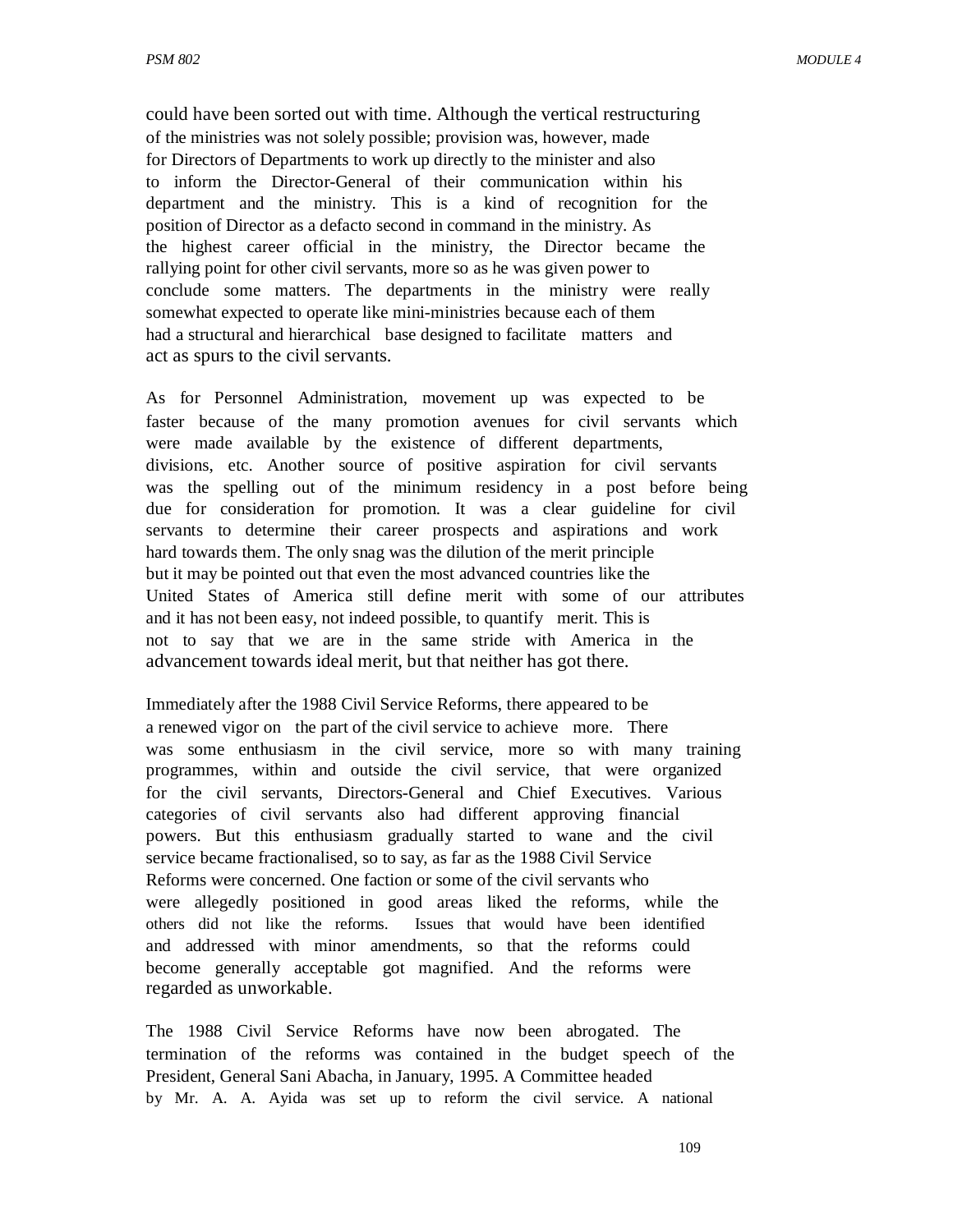could have been sorted out with time. Although the vertical restructuring of the ministries was not solely possible; provision was, however, made for Directors of Departments to work up directly to the minister and also to inform the Director-General of their communication within his department and the ministry. This is a kind of recognition for the position of Director as a defacto second in command in the ministry. As the highest career official in the ministry, the Director became the rallying point for other civil servants, more so as he was given power to conclude some matters. The departments in the ministry were really somewhat expected to operate like mini-ministries because each of them had a structural and hierarchical base designed to facilitate matters and act as spurs to the civil servants.

As for Personnel Administration, movement up was expected to be faster because of the many promotion avenues for civil servants which were made available by the existence of different departments, divisions, etc. Another source of positive aspiration for civil servants was the spelling out of the minimum residency in a post before being due for consideration for promotion. It was a clear guideline for civil servants to determine their career prospects and aspirations and work hard towards them. The only snag was the dilution of the merit principle but it may be pointed out that even the most advanced countries like the United States of America still define merit with some of our attributes and it has not been easy, not indeed possible, to quantify merit. This is not to say that we are in the same stride with America in the advancement towards ideal merit, but that neither has got there.

Immediately after the 1988 Civil Service Reforms, there appeared to be a renewed vigor on the part of the civil service to achieve more. There was some enthusiasm in the civil service, more so with many training programmes, within and outside the civil service, that were organized for the civil servants, Directors-General and Chief Executives. Various categories of civil servants also had different approving financial powers. But this enthusiasm gradually started to wane and the civil service became fractionalised, so to say, as far as the 1988 Civil Service Reforms were concerned. One faction or some of the civil servants who were allegedly positioned in good areas liked the reforms, while the others did not like the reforms. Issues that would have been identified and addressed with minor amendments, so that the reforms could become generally acceptable got magnified. And the reforms were regarded as unworkable.

The 1988 Civil Service Reforms have now been abrogated. The termination of the reforms was contained in the budget speech of the President, General Sani Abacha, in January, 1995. A Committee headed by Mr. A. A. Ayida was set up to reform the civil service. A national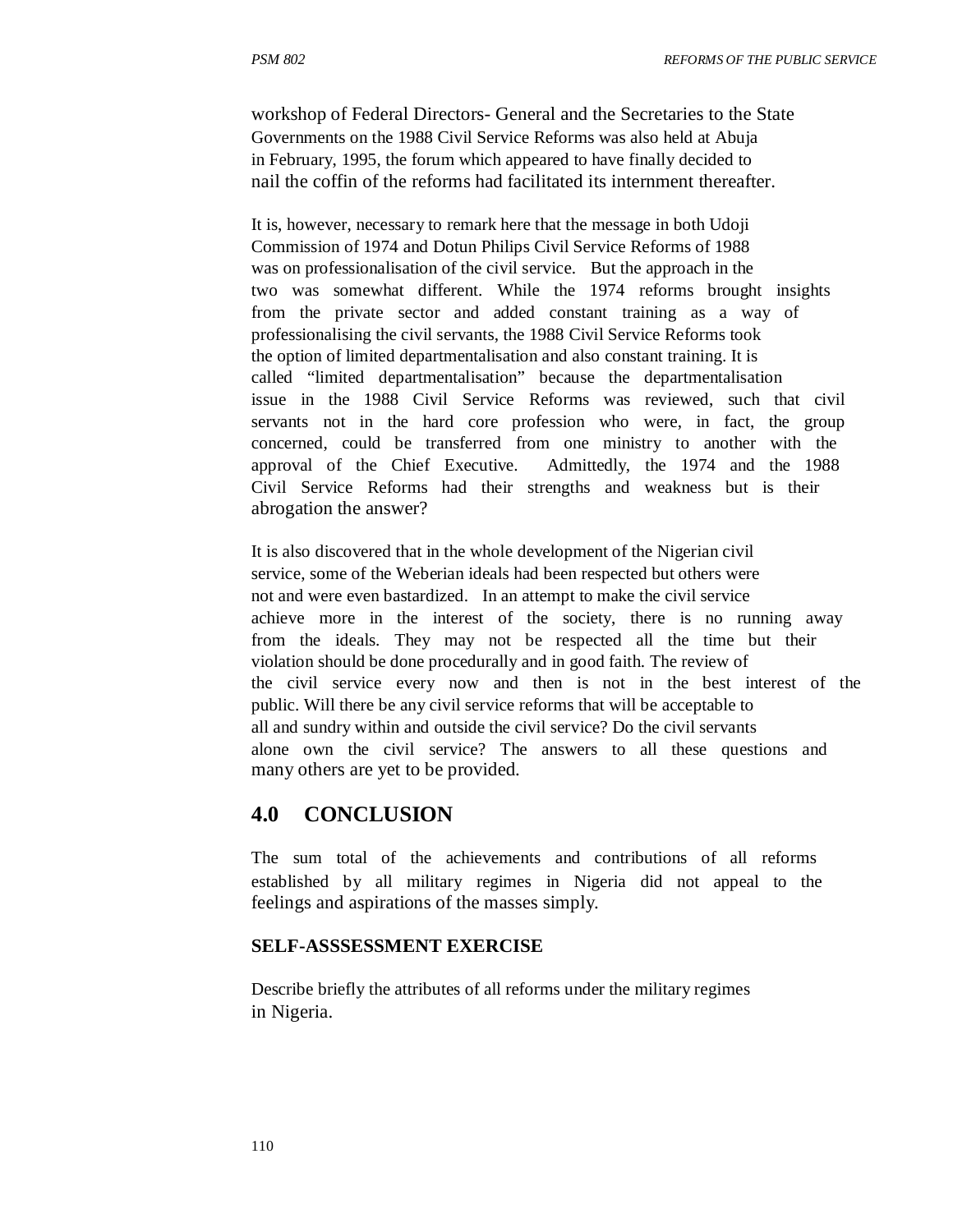workshop of Federal Directors- General and the Secretaries to the State Governments on the 1988 Civil Service Reforms was also held at Abuja in February, 1995, the forum which appeared to have finally decided to nail the coffin of the reforms had facilitated its internment thereafter.

It is, however, necessary to remark here that the message in both Udoji Commission of 1974 and Dotun Philips Civil Service Reforms of 1988 was on professionalisation of the civil service. But the approach in the two was somewhat different. While the 1974 reforms brought insights from the private sector and added constant training as a way of professionalising the civil servants, the 1988 Civil Service Reforms took the option of limited departmentalisation and also constant training. It is called "limited departmentalisation" because the departmentalisation issue in the 1988 Civil Service Reforms was reviewed, such that civil servants not in the hard core profession who were, in fact, the group concerned, could be transferred from one ministry to another with the approval of the Chief Executive. Admittedly, the 1974 and the 1988 Civil Service Reforms had their strengths and weakness but is their abrogation the answer?

It is also discovered that in the whole development of the Nigerian civil service, some of the Weberian ideals had been respected but others were not and were even bastardized. In an attempt to make the civil service achieve more in the interest of the society, there is no running away from the ideals. They may not be respected all the time but their violation should be done procedurally and in good faith. The review of the civil service every now and then is not in the best interest of the public. Will there be any civil service reforms that will be acceptable to all and sundry within and outside the civil service? Do the civil servants alone own the civil service? The answers to all these questions and many others are yet to be provided.

## 4.0 CONCLUSION

The sum total of the achievements and contributions of all reforms established by all military regimes in Nigeria did not appeal to the feelings and aspirations of the masses simply.

**SELF-ASSSESSMENT EXERCISE**

Describe briefly the attributes of all reforms under the military regimes in Nigeria.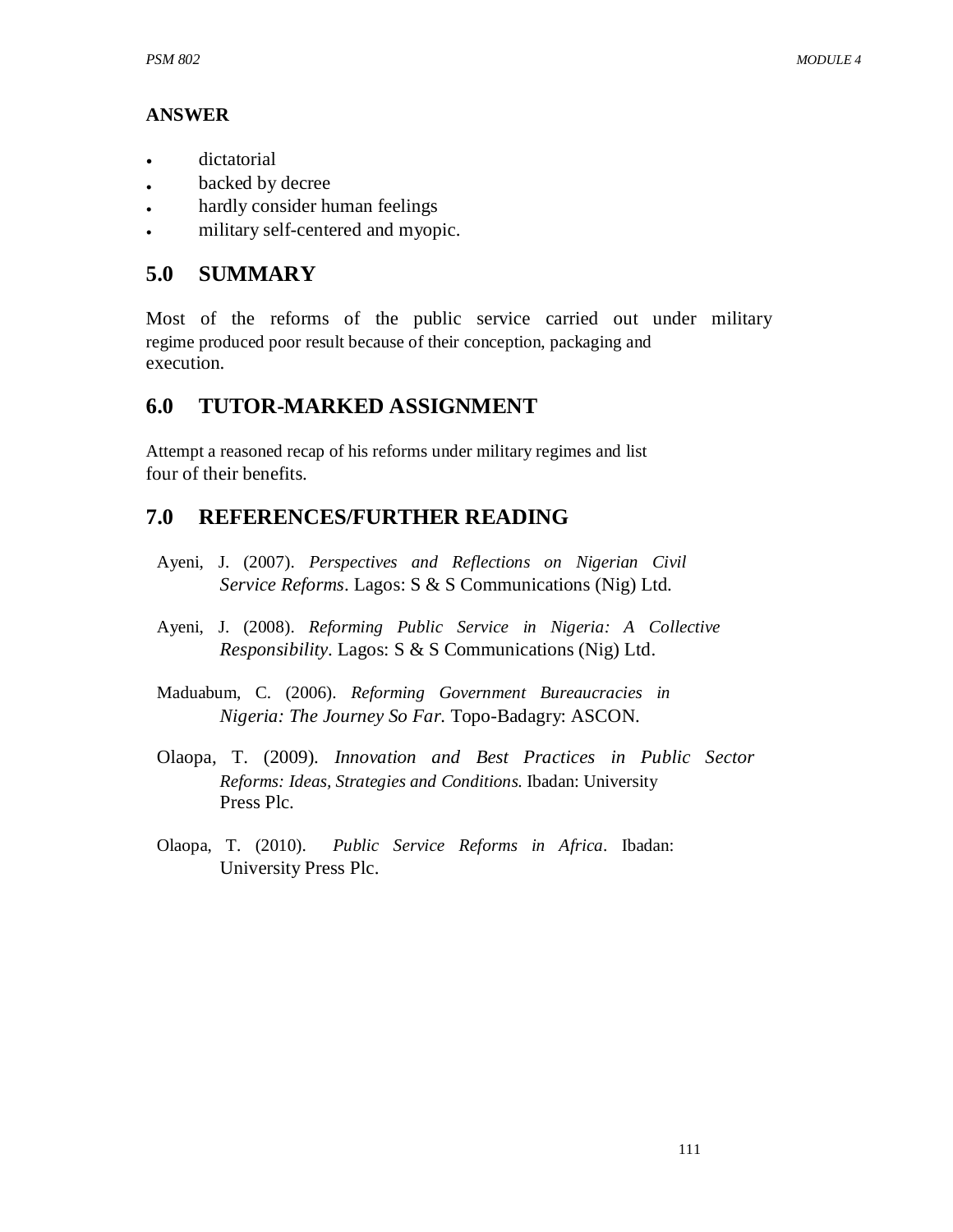**ANSWER**

- dictatorial
- backed by decree
- hardly consider human feelings
- military self-centered and myopic.

## 5.0 SUMMARY

Most of the reforms of the public service carried out under military regime produced poor result because of their conception, packaging and execution.

## 6.0 TUTOR-MARKED ASSIGNMENT

Attempt a reasoned recap of his reforms under military regimes and list four of their benefits.

## 7.0 REFERENCES/FURTHER READING

Ayeni, J. (2007). *Perspectives and Reflections on Nigerian Civil Service Reforms*. Lagos: S & S Communications (Nig) Ltd.

Ayeni, J. (2008). *Reforming Public Service in Nigeria: A Collective Responsibility*. Lagos: S & S Communications (Nig) Ltd.

Maduabum, C. (2006). *Reforming Government Bureaucracies in Nigeria: The Journey So Far.* Topo-Badagry: ASCON.

Olaopa, T. (2009). *Innovation and Best Practices in Public Sector Reforms: Ideas, Strategies and Conditions.* Ibadan: University Press Plc.

Olaopa, T. (2010). *Public Service Reforms in Africa*. Ibadan: University Press Plc.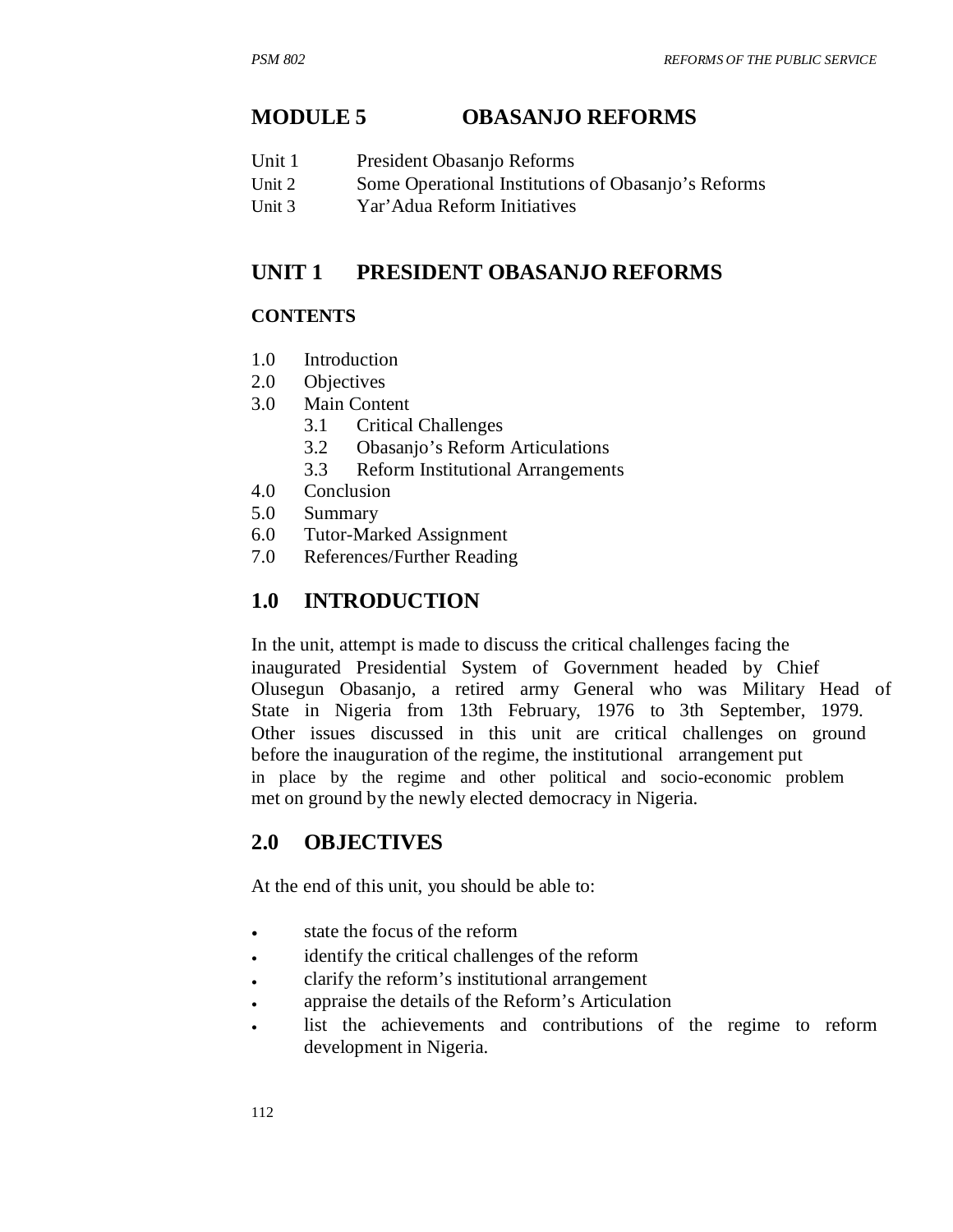# MODULE 5 OBASANJO REFORMS

| | |
|---|---|
| Unit 1 | President Obasanjo Reforms |
| Unit 2 | Some Operational Institutions of Obasanjo's Reforms |
| Unit 3 | Yar'Adua Reform Initiatives |

## UNIT 1 PRESIDENT OBASANJO REFORMS

### CONTENTS

- 1.0 Introduction
- 2.0 Objectives
- 3.0 Main Content
  - 3.1 Critical Challenges
  - 3.2 Obasanjo's Reform Articulations
  - 3.3 Reform Institutional Arrangements
- 4.0 Conclusion
- 5.0 Summary
- 6.0 Tutor-Marked Assignment
- 7.0 References/Further Reading

## 1.0 INTRODUCTION

In the unit, attempt is made to discuss the critical challenges facing the inaugurated Presidential System of Government headed by Chief Olusegun Obasanjo, a retired army General who was Military Head of State in Nigeria from 13th February, 1976 to 3th September, 1979. Other issues discussed in this unit are critical challenges on ground before the inauguration of the regime, the institutional arrangement put in place by the regime and other political and socio-economic problem met on ground by the newly elected democracy in Nigeria.

## 2.0 OBJECTIVES

At the end of this unit, you should be able to:

- state the focus of the reform
- identify the critical challenges of the reform
- clarify the reform's institutional arrangement
- appraise the details of the Reform's Articulation
- list the achievements and contributions of the regime to reform development in Nigeria.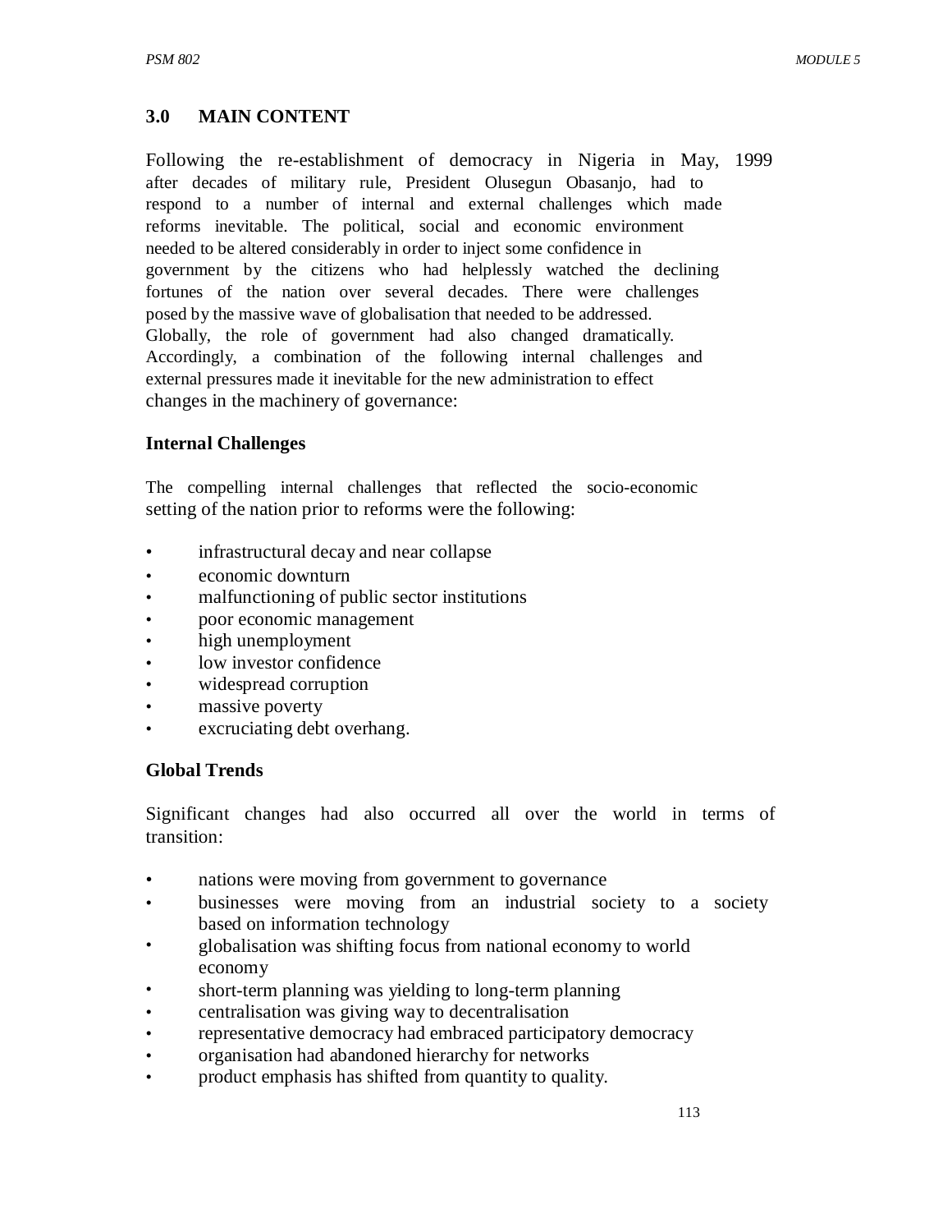## 3.0 MAIN CONTENT

Following the re-establishment of democracy in Nigeria in May, 1999 after decades of military rule, President Olusegun Obasanjo, had to respond to a number of internal and external challenges which made reforms inevitable. The political, social and economic environment needed to be altered considerably in order to inject some confidence in government by the citizens who had helplessly watched the declining fortunes of the nation over several decades. There were challenges posed by the massive wave of globalisation that needed to be addressed. Globally, the role of government had also changed dramatically. Accordingly, a combination of the following internal challenges and external pressures made it inevitable for the new administration to effect changes in the machinery of governance:

### Internal Challenges

The compelling internal challenges that reflected the socio-economic setting of the nation prior to reforms were the following:

- infrastructural decay and near collapse
- economic downturn
- malfunctioning of public sector institutions
- poor economic management
- high unemployment
- low investor confidence
- widespread corruption
- massive poverty
- excruciating debt overhang.

### Global Trends

Significant changes had also occurred all over the world in terms of transition:

- nations were moving from government to governance
- businesses were moving from an industrial society to a society based on information technology
- globalisation was shifting focus from national economy to world economy
- short-term planning was yielding to long-term planning
- centralisation was giving way to decentralisation
- representative democracy had embraced participatory democracy
- organisation had abandoned hierarchy for networks
- product emphasis has shifted from quantity to quality.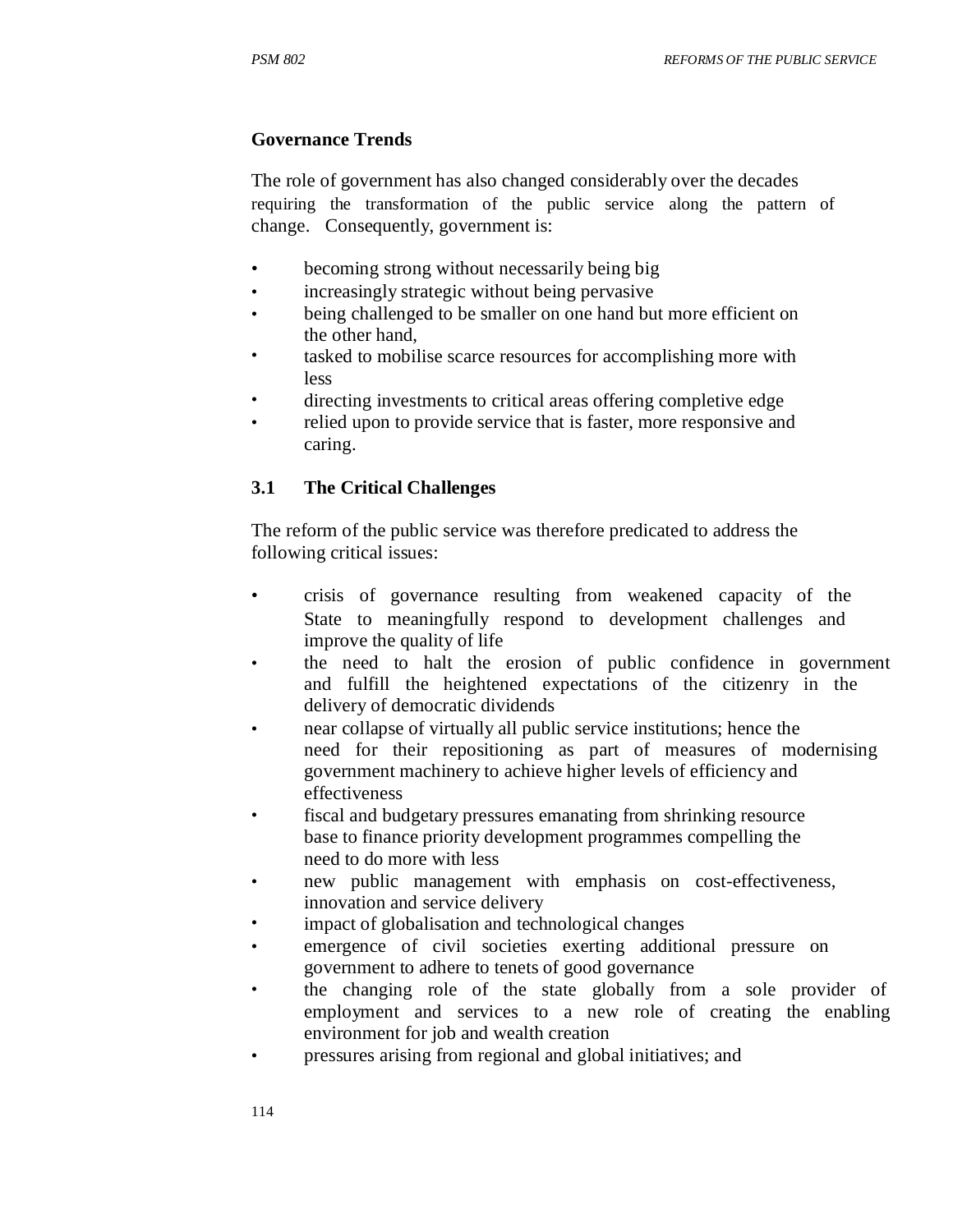**Governance Trends**

The role of government has also changed considerably over the decades requiring the transformation of the public service along the pattern of change. Consequently, government is:

- becoming strong without necessarily being big
- increasingly strategic without being pervasive
- being challenged to be smaller on one hand but more efficient on the other hand,
- tasked to mobilise scarce resources for accomplishing more with less
- directing investments to critical areas offering completive edge
- relied upon to provide service that is faster, more responsive and caring.

### 3.1 The Critical Challenges

The reform of the public service was therefore predicated to address the following critical issues:

- crisis of governance resulting from weakened capacity of the State to meaningfully respond to development challenges and improve the quality of life
- the need to halt the erosion of public confidence in government and fulfill the heightened expectations of the citizenry in the delivery of democratic dividends
- near collapse of virtually all public service institutions; hence the need for their repositioning as part of measures of modernising government machinery to achieve higher levels of efficiency and effectiveness
- fiscal and budgetary pressures emanating from shrinking resource base to finance priority development programmes compelling the need to do more with less
- new public management with emphasis on cost-effectiveness, innovation and service delivery
- impact of globalisation and technological changes
- emergence of civil societies exerting additional pressure on government to adhere to tenets of good governance
- the changing role of the state globally from a sole provider of employment and services to a new role of creating the enabling environment for job and wealth creation
- pressures arising from regional and global initiatives; and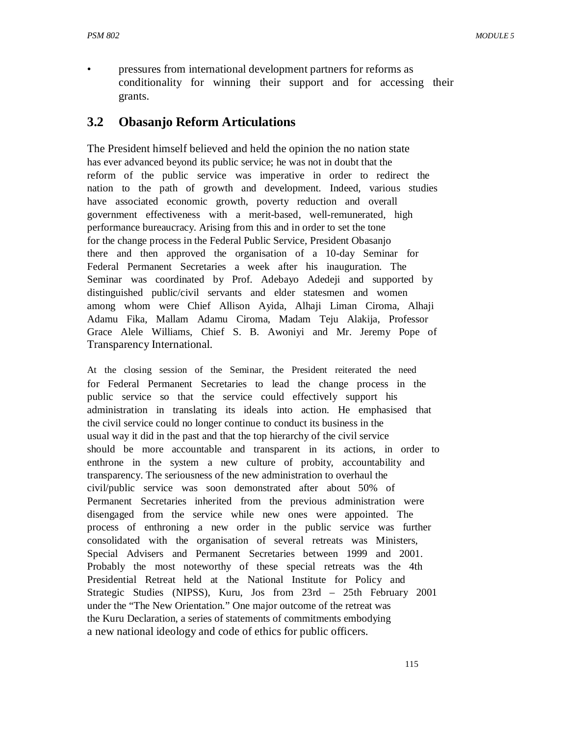- pressures from international development partners for reforms as conditionality for winning their support and for accessing their grants.

## 3.2 Obasanjo Reform Articulations

The President himself believed and held the opinion the no nation state has ever advanced beyond its public service; he was not in doubt that the reform of the public service was imperative in order to redirect the nation to the path of growth and development. Indeed, various studies have associated economic growth, poverty reduction and overall government effectiveness with a merit-based, well-remunerated, high performance bureaucracy. Arising from this and in order to set the tone for the change process in the Federal Public Service, President Obasanjo there and then approved the organisation of a 10-day Seminar for Federal Permanent Secretaries a week after his inauguration. The Seminar was coordinated by Prof. Adebayo Adedeji and supported by distinguished public/civil servants and elder statesmen and women among whom were Chief Allison Ayida, Alhaji Liman Ciroma, Alhaji Adamu Fika, Mallam Adamu Ciroma, Madam Teju Alakija, Professor Grace Alele Williams, Chief S. B. Awoniyi and Mr. Jeremy Pope of Transparency International.

At the closing session of the Seminar, the President reiterated the need for Federal Permanent Secretaries to lead the change process in the public service so that the service could effectively support his administration in translating its ideals into action. He emphasised that the civil service could no longer continue to conduct its business in the usual way it did in the past and that the top hierarchy of the civil service should be more accountable and transparent in its actions, in order to enthrone in the system a new culture of probity, accountability and transparency. The seriousness of the new administration to overhaul the civil/public service was soon demonstrated after about 50% of Permanent Secretaries inherited from the previous administration were disengaged from the service while new ones were appointed. The process of enthroning a new order in the public service was further consolidated with the organisation of several retreats was Ministers, Special Advisers and Permanent Secretaries between 1999 and 2001. Probably the most noteworthy of these special retreats was the 4th Presidential Retreat held at the National Institute for Policy and Strategic Studies (NIPSS), Kuru, Jos from 23rd – 25th February 2001 under the "The New Orientation." One major outcome of the retreat was the Kuru Declaration, a series of statements of commitments embodying a new national ideology and code of ethics for public officers.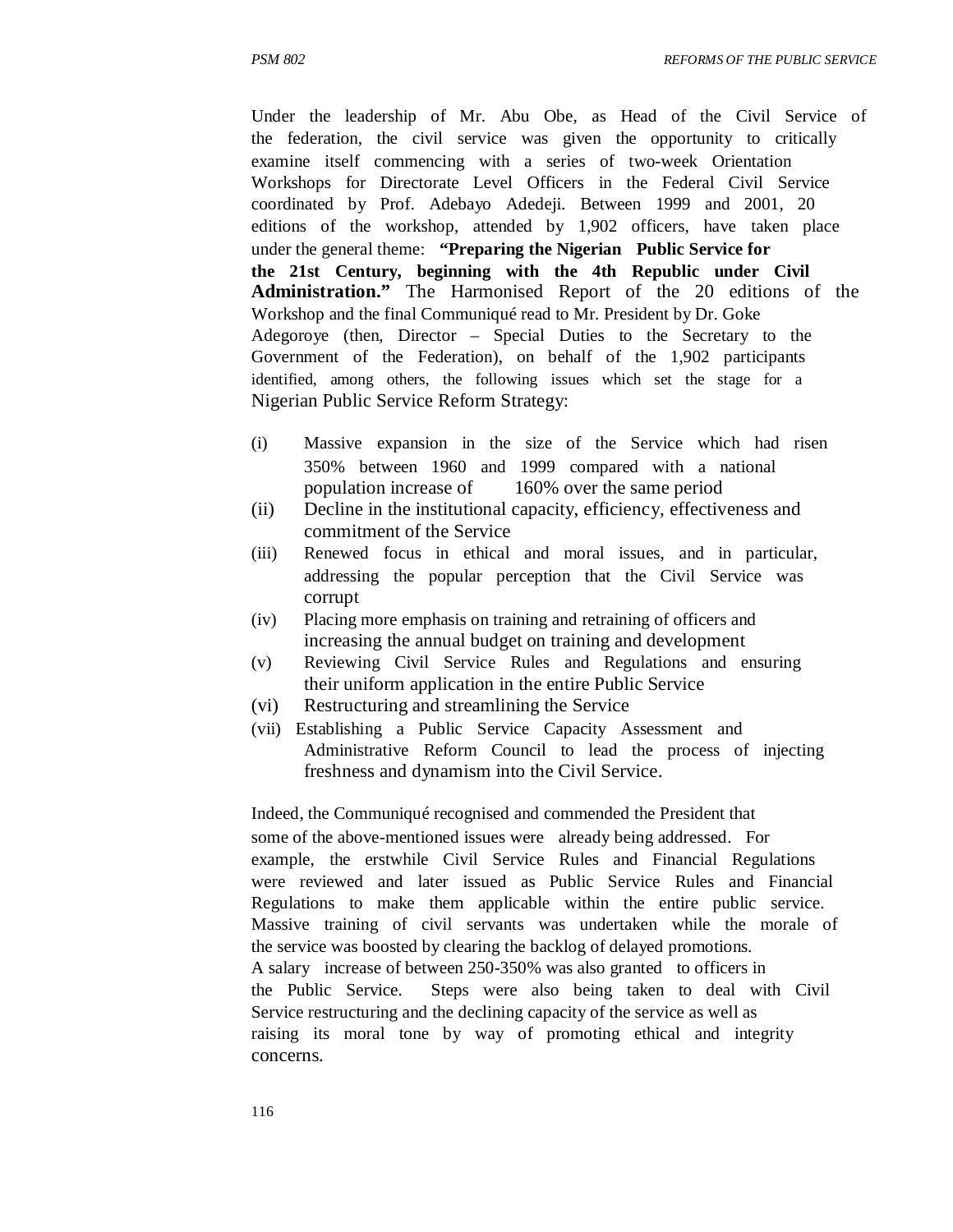Under the leadership of Mr. Abu Obe, as Head of the Civil Service of the federation, the civil service was given the opportunity to critically examine itself commencing with a series of two-week Orientation Workshops for Directorate Level Officers in the Federal Civil Service coordinated by Prof. Adebayo Adedeji. Between 1999 and 2001, 20 editions of the workshop, attended by 1,902 officers, have taken place under the general theme: **"Preparing the Nigerian Public Service for the 21st Century, beginning with the 4th Republic under Civil Administration."** The Harmonised Report of the 20 editions of the Workshop and the final Communiqué read to Mr. President by Dr. Goke Adegoroye (then, Director – Special Duties to the Secretary to the Government of the Federation), on behalf of the 1,902 participants identified, among others, the following issues which set the stage for a Nigerian Public Service Reform Strategy:

(i) Massive expansion in the size of the Service which had risen 350% between 1960 and 1999 compared with a national population increase of 160% over the same period

(ii) Decline in the institutional capacity, efficiency, effectiveness and commitment of the Service

(iii) Renewed focus in ethical and moral issues, and in particular, addressing the popular perception that the Civil Service was corrupt

(iv) Placing more emphasis on training and retraining of officers and increasing the annual budget on training and development

(v) Reviewing Civil Service Rules and Regulations and ensuring their uniform application in the entire Public Service

(vi) Restructuring and streamlining the Service

(vii) Establishing a Public Service Capacity Assessment and Administrative Reform Council to lead the process of injecting freshness and dynamism into the Civil Service.

Indeed, the Communiqué recognised and commended the President that some of the above-mentioned issues were already being addressed. For example, the erstwhile Civil Service Rules and Financial Regulations were reviewed and later issued as Public Service Rules and Financial Regulations to make them applicable within the entire public service. Massive training of civil servants was undertaken while the morale of the service was boosted by clearing the backlog of delayed promotions. A salary increase of between 250-350% was also granted to officers in the Public Service. Steps were also being taken to deal with Civil Service restructuring and the declining capacity of the service as well as raising its moral tone by way of promoting ethical and integrity concerns.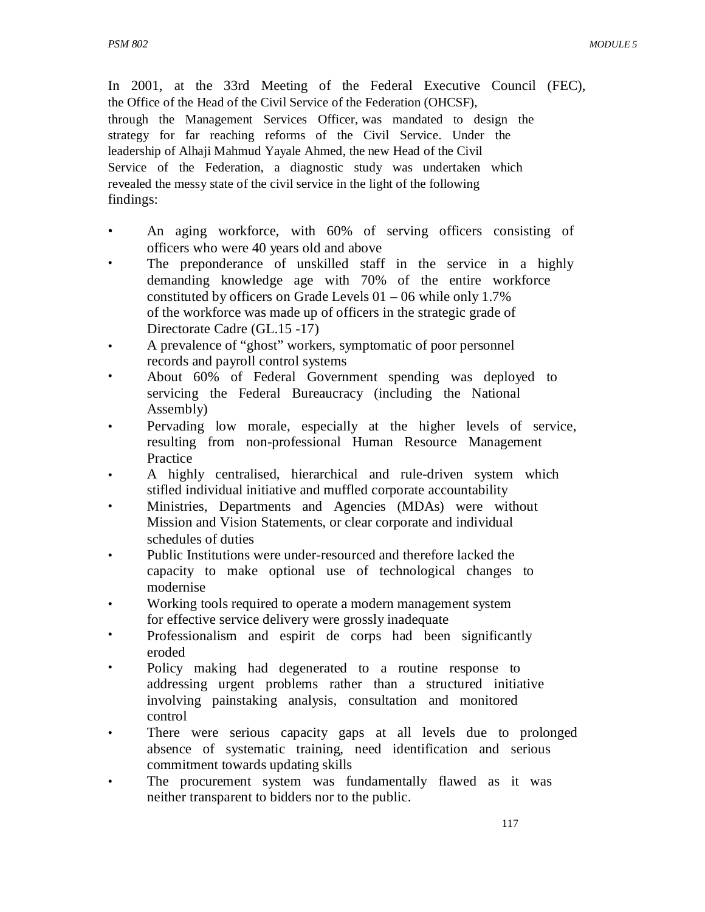In 2001, at the 33rd Meeting of the Federal Executive Council (FEC), the Office of the Head of the Civil Service of the Federation (OHCSF), through the Management Services Officer, was mandated to design the strategy for far reaching reforms of the Civil Service. Under the leadership of Alhaji Mahmud Yayale Ahmed, the new Head of the Civil Service of the Federation, a diagnostic study was undertaken which revealed the messy state of the civil service in the light of the following findings:

- An aging workforce, with 60% of serving officers consisting of officers who were 40 years old and above
- The preponderance of unskilled staff in the service in a highly demanding knowledge age with 70% of the entire workforce constituted by officers on Grade Levels 01 – 06 while only 1.7% of the workforce was made up of officers in the strategic grade of Directorate Cadre (GL.15 -17)
- A prevalence of "ghost" workers, symptomatic of poor personnel records and payroll control systems
- About 60% of Federal Government spending was deployed to servicing the Federal Bureaucracy (including the National Assembly)
- Pervading low morale, especially at the higher levels of service, resulting from non-professional Human Resource Management Practice
- A highly centralised, hierarchical and rule-driven system which stifled individual initiative and muffled corporate accountability
- Ministries, Departments and Agencies (MDAs) were without Mission and Vision Statements, or clear corporate and individual schedules of duties
- Public Institutions were under-resourced and therefore lacked the capacity to make optional use of technological changes to modernise
- Working tools required to operate a modern management system for effective service delivery were grossly inadequate
- Professionalism and espirit de corps had been significantly eroded
- Policy making had degenerated to a routine response to addressing urgent problems rather than a structured initiative involving painstaking analysis, consultation and monitored control
- There were serious capacity gaps at all levels due to prolonged absence of systematic training, need identification and serious commitment towards updating skills
- The procurement system was fundamentally flawed as it was neither transparent to bidders nor to the public.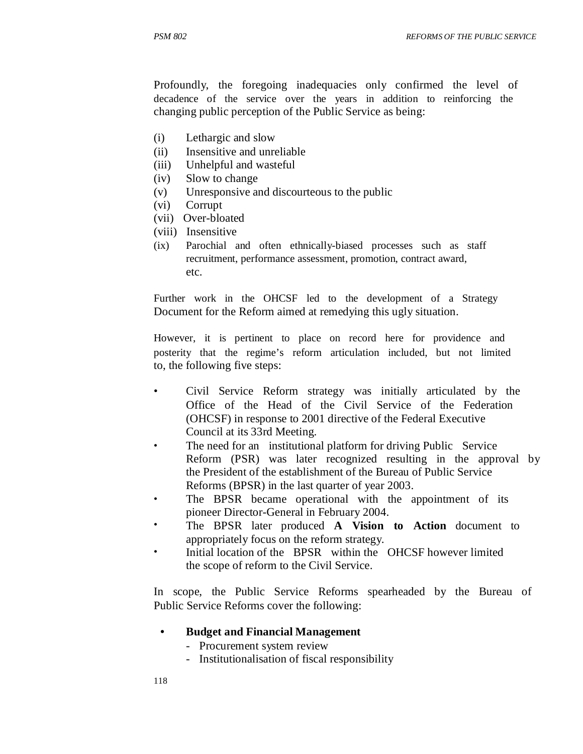Profoundly, the foregoing inadequacies only confirmed the level of decadence of the service over the years in addition to reinforcing the changing public perception of the Public Service as being:

(i) Lethargic and slow
(ii) Insensitive and unreliable
(iii) Unhelpful and wasteful
(iv) Slow to change
(v) Unresponsive and discourteous to the public
(vi) Corrupt
(vii) Over-bloated
(viii) Insensitive
(ix) Parochial and often ethnically-biased processes such as staff recruitment, performance assessment, promotion, contract award, etc.

Further work in the OHCSF led to the development of a Strategy Document for the Reform aimed at remedying this ugly situation.

However, it is pertinent to place on record here for providence and posterity that the regime's reform articulation included, but not limited to, the following five steps:

- Civil Service Reform strategy was initially articulated by the Office of the Head of the Civil Service of the Federation (OHCSF) in response to 2001 directive of the Federal Executive Council at its 33rd Meeting.
- The need for an institutional platform for driving Public Service Reform (PSR) was later recognized resulting in the approval by the President of the establishment of the Bureau of Public Service Reforms (BPSR) in the last quarter of year 2003.
- The BPSR became operational with the appointment of its pioneer Director-General in February 2004.
- The BPSR later produced **A Vision to Action** document to appropriately focus on the reform strategy.
- Initial location of the BPSR within the OHCSF however limited the scope of reform to the Civil Service.

In scope, the Public Service Reforms spearheaded by the Bureau of Public Service Reforms cover the following:

- **Budget and Financial Management**
  - Procurement system review
  - Institutionalisation of fiscal responsibility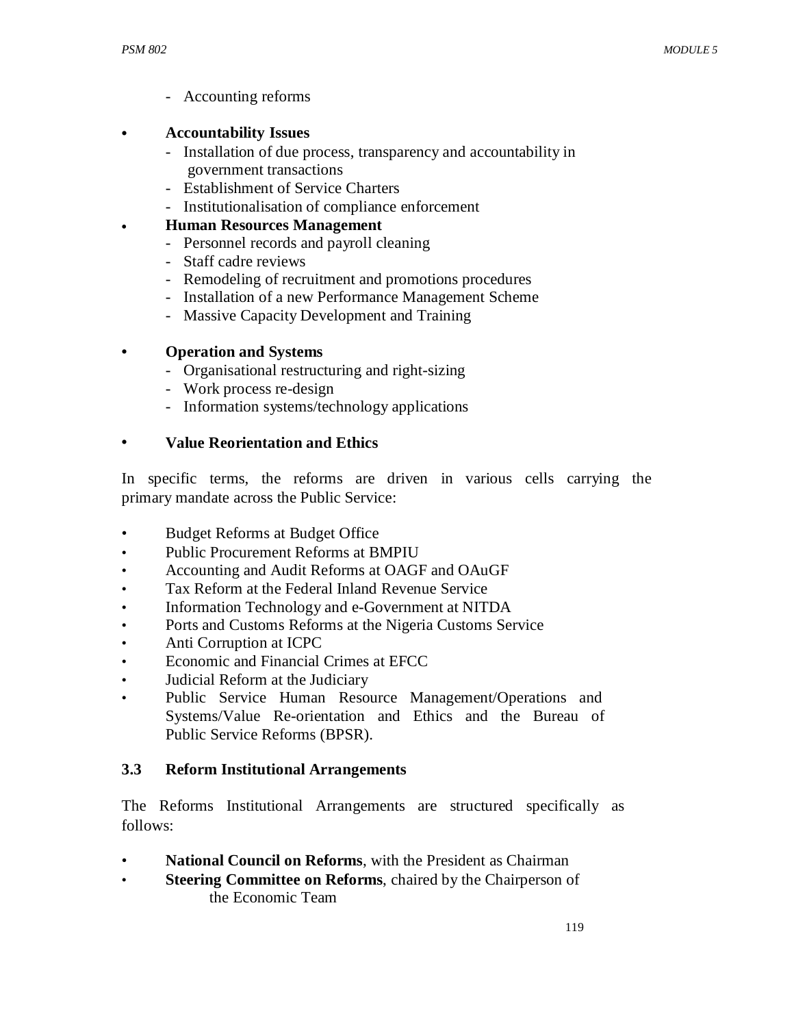- Accounting reforms

- **Accountability Issues**
  - Installation of due process, transparency and accountability in government transactions
  - Establishment of Service Charters
  - Institutionalisation of compliance enforcement
- **Human Resources Management**
  - Personnel records and payroll cleaning
  - Staff cadre reviews
  - Remodeling of recruitment and promotions procedures
  - Installation of a new Performance Management Scheme
  - Massive Capacity Development and Training

- **Operation and Systems**
  - Organisational restructuring and right-sizing
  - Work process re-design
  - Information systems/technology applications

- **Value Reorientation and Ethics**

In specific terms, the reforms are driven in various cells carrying the primary mandate across the Public Service:

- Budget Reforms at Budget Office
- Public Procurement Reforms at BMPIU
- Accounting and Audit Reforms at OAGF and OAuGF
- Tax Reform at the Federal Inland Revenue Service
- Information Technology and e-Government at NITDA
- Ports and Customs Reforms at the Nigeria Customs Service
- Anti Corruption at ICPC
- Economic and Financial Crimes at EFCC
- Judicial Reform at the Judiciary
- Public Service Human Resource Management/Operations and Systems/Value Re-orientation and Ethics and the Bureau of Public Service Reforms (BPSR).

### 3.3 Reform Institutional Arrangements

The Reforms Institutional Arrangements are structured specifically as follows:

- **National Council on Reforms**, with the President as Chairman
- **Steering Committee on Reforms**, chaired by the Chairperson of the Economic Team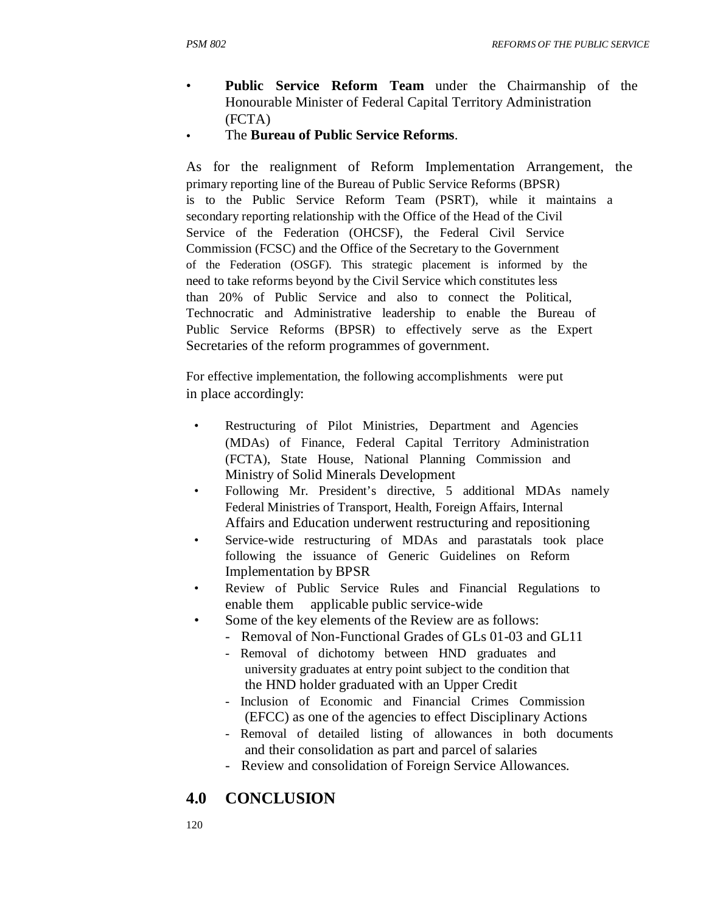- **Public Service Reform Team** under the Chairmanship of the Honourable Minister of Federal Capital Territory Administration (FCTA)
- The **Bureau of Public Service Reforms**.

As for the realignment of Reform Implementation Arrangement, the primary reporting line of the Bureau of Public Service Reforms (BPSR) is to the Public Service Reform Team (PSRT), while it maintains a secondary reporting relationship with the Office of the Head of the Civil Service of the Federation (OHCSF), the Federal Civil Service Commission (FCSC) and the Office of the Secretary to the Government of the Federation (OSGF). This strategic placement is informed by the need to take reforms beyond by the Civil Service which constitutes less than 20% of Public Service and also to connect the Political, Technocratic and Administrative leadership to enable the Bureau of Public Service Reforms (BPSR) to effectively serve as the Expert Secretaries of the reform programmes of government.

For effective implementation, the following accomplishments were put in place accordingly:

- Restructuring of Pilot Ministries, Department and Agencies (MDAs) of Finance, Federal Capital Territory Administration (FCTA), State House, National Planning Commission and Ministry of Solid Minerals Development
- Following Mr. President's directive, 5 additional MDAs namely Federal Ministries of Transport, Health, Foreign Affairs, Internal Affairs and Education underwent restructuring and repositioning
- Service-wide restructuring of MDAs and parastatals took place following the issuance of Generic Guidelines on Reform Implementation by BPSR
- Review of Public Service Rules and Financial Regulations to enable them applicable public service-wide
- Some of the key elements of the Review are as follows:
  - Removal of Non-Functional Grades of GLs 01-03 and GL11
  - Removal of dichotomy between HND graduates and university graduates at entry point subject to the condition that the HND holder graduated with an Upper Credit
  - Inclusion of Economic and Financial Crimes Commission (EFCC) as one of the agencies to effect Disciplinary Actions
  - Removal of detailed listing of allowances in both documents and their consolidation as part and parcel of salaries
  - Review and consolidation of Foreign Service Allowances.

## 4.0 CONCLUSION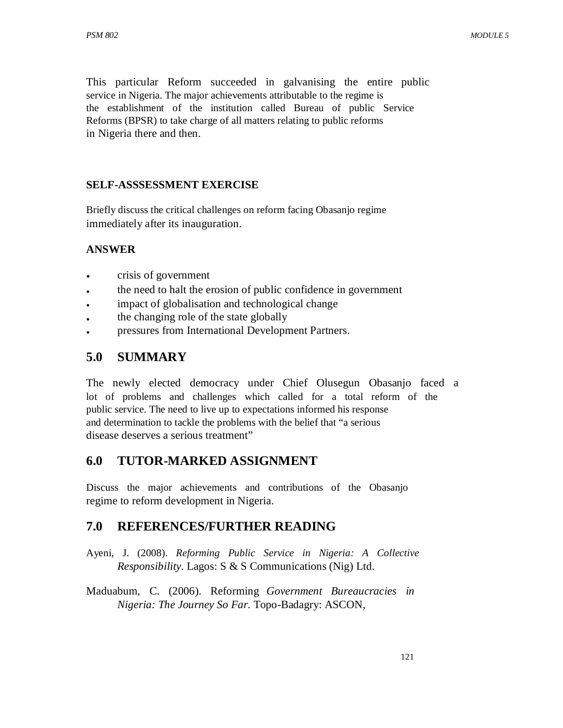This particular Reform succeeded in galvanising the entire public service in Nigeria. The major achievements attributable to the regime is the establishment of the institution called Bureau of public Service Reforms (BPSR) to take charge of all matters relating to public reforms in Nigeria there and then.

**SELF-ASSSESSMENT EXERCISE**

Briefly discuss the critical challenges on reform facing Obasanjo regime immediately after its inauguration.

**ANSWER**

- crisis of government
- the need to halt the erosion of public confidence in government
- impact of globalisation and technological change
- the changing role of the state globally
- pressures from International Development Partners.

## 5.0 SUMMARY

The newly elected democracy under Chief Olusegun Obasanjo faced a lot of problems and challenges which called for a total reform of the public service. The need to live up to expectations informed his response and determination to tackle the problems with the belief that "a serious disease deserves a serious treatment"

## 6.0 TUTOR-MARKED ASSIGNMENT

Discuss the major achievements and contributions of the Obasanjo regime to reform development in Nigeria.

## 7.0 REFERENCES/FURTHER READING

Ayeni, J. (2008). *Reforming Public Service in Nigeria: A Collective Responsibility*. Lagos: S & S Communications (Nig) Ltd.

Maduabum, C. (2006). Reforming *Government Bureaucracies in Nigeria: The Journey So Far.* Topo-Badagry: ASCON,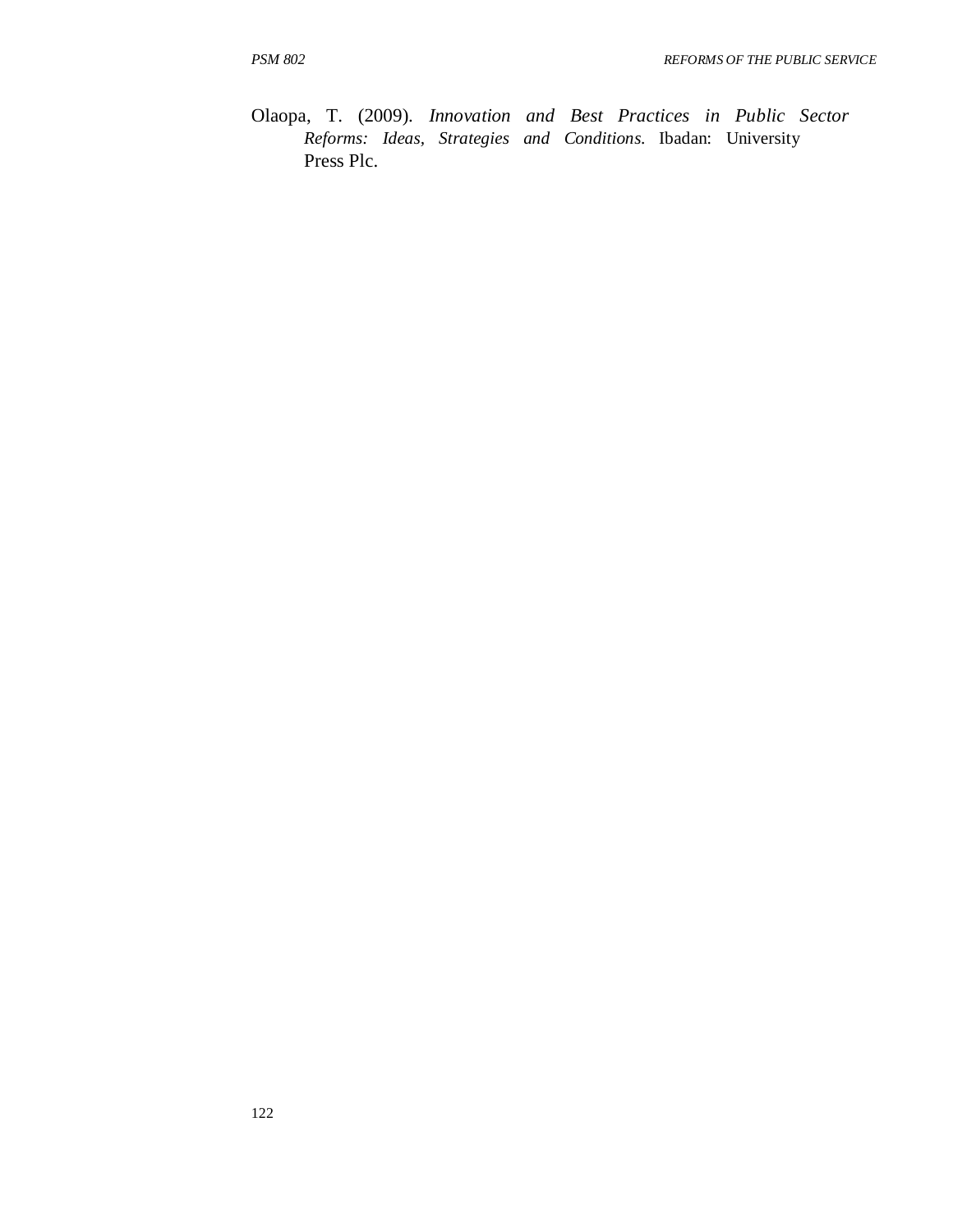Olaopa, T. (2009). *Innovation and Best Practices in Public Sector Reforms: Ideas, Strategies and Conditions.* Ibadan: University Press Plc.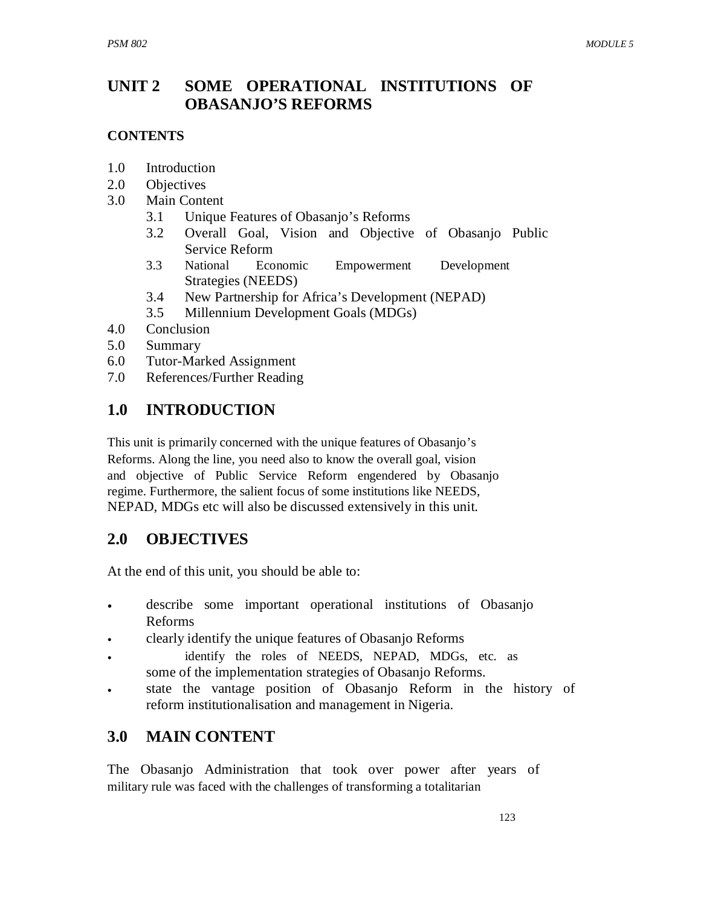# UNIT 2 SOME OPERATIONAL INSTITUTIONS OF OBASANJO'S REFORMS

## CONTENTS

- 1.0 Introduction
- 2.0 Objectives
- 3.0 Main Content
  - 3.1 Unique Features of Obasanjo's Reforms
  - 3.2 Overall Goal, Vision and Objective of Obasanjo Public Service Reform
  - 3.3 National Economic Empowerment Development Strategies (NEEDS)
  - 3.4 New Partnership for Africa's Development (NEPAD)
  - 3.5 Millennium Development Goals (MDGs)
- 4.0 Conclusion
- 5.0 Summary
- 6.0 Tutor-Marked Assignment
- 7.0 References/Further Reading

## 1.0 INTRODUCTION

This unit is primarily concerned with the unique features of Obasanjo's Reforms. Along the line, you need also to know the overall goal, vision and objective of Public Service Reform engendered by Obasanjo regime. Furthermore, the salient focus of some institutions like NEEDS, NEPAD, MDGs etc will also be discussed extensively in this unit.

## 2.0 OBJECTIVES

At the end of this unit, you should be able to:

- describe some important operational institutions of Obasanjo Reforms
- clearly identify the unique features of Obasanjo Reforms
- identify the roles of NEEDS, NEPAD, MDGs, etc. as some of the implementation strategies of Obasanjo Reforms.
- state the vantage position of Obasanjo Reform in the history of reform institutionalisation and management in Nigeria.

## 3.0 MAIN CONTENT

The Obasanjo Administration that took over power after years of military rule was faced with the challenges of transforming a totalitarian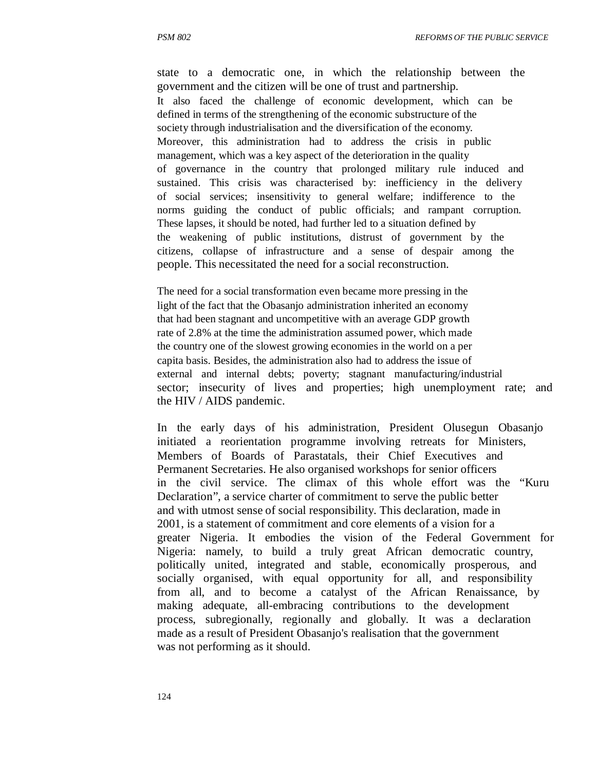state to a democratic one, in which the relationship between the government and the citizen will be one of trust and partnership. It also faced the challenge of economic development, which can be defined in terms of the strengthening of the economic substructure of the society through industrialisation and the diversification of the economy. Moreover, this administration had to address the crisis in public management, which was a key aspect of the deterioration in the quality of governance in the country that prolonged military rule induced and sustained. This crisis was characterised by: inefficiency in the delivery of social services; insensitivity to general welfare; indifference to the norms guiding the conduct of public officials; and rampant corruption. These lapses, it should be noted, had further led to a situation defined by the weakening of public institutions, distrust of government by the citizens, collapse of infrastructure and a sense of despair among the people. This necessitated the need for a social reconstruction.

The need for a social transformation even became more pressing in the light of the fact that the Obasanjo administration inherited an economy that had been stagnant and uncompetitive with an average GDP growth rate of 2.8% at the time the administration assumed power, which made the country one of the slowest growing economies in the world on a per capita basis. Besides, the administration also had to address the issue of external and internal debts; poverty; stagnant manufacturing/industrial sector; insecurity of lives and properties; high unemployment rate; and the HIV / AIDS pandemic.

In the early days of his administration, President Olusegun Obasanjo initiated a reorientation programme involving retreats for Ministers, Members of Boards of Parastatals, their Chief Executives and Permanent Secretaries. He also organised workshops for senior officers in the civil service. The climax of this whole effort was the "Kuru Declaration", a service charter of commitment to serve the public better and with utmost sense of social responsibility. This declaration, made in 2001, is a statement of commitment and core elements of a vision for a greater Nigeria. It embodies the vision of the Federal Government for Nigeria: namely, to build a truly great African democratic country, politically united, integrated and stable, economically prosperous, and socially organised, with equal opportunity for all, and responsibility from all, and to become a catalyst of the African Renaissance, by making adequate, all-embracing contributions to the development process, subregionally, regionally and globally. It was a declaration made as a result of President Obasanjo's realisation that the government was not performing as it should.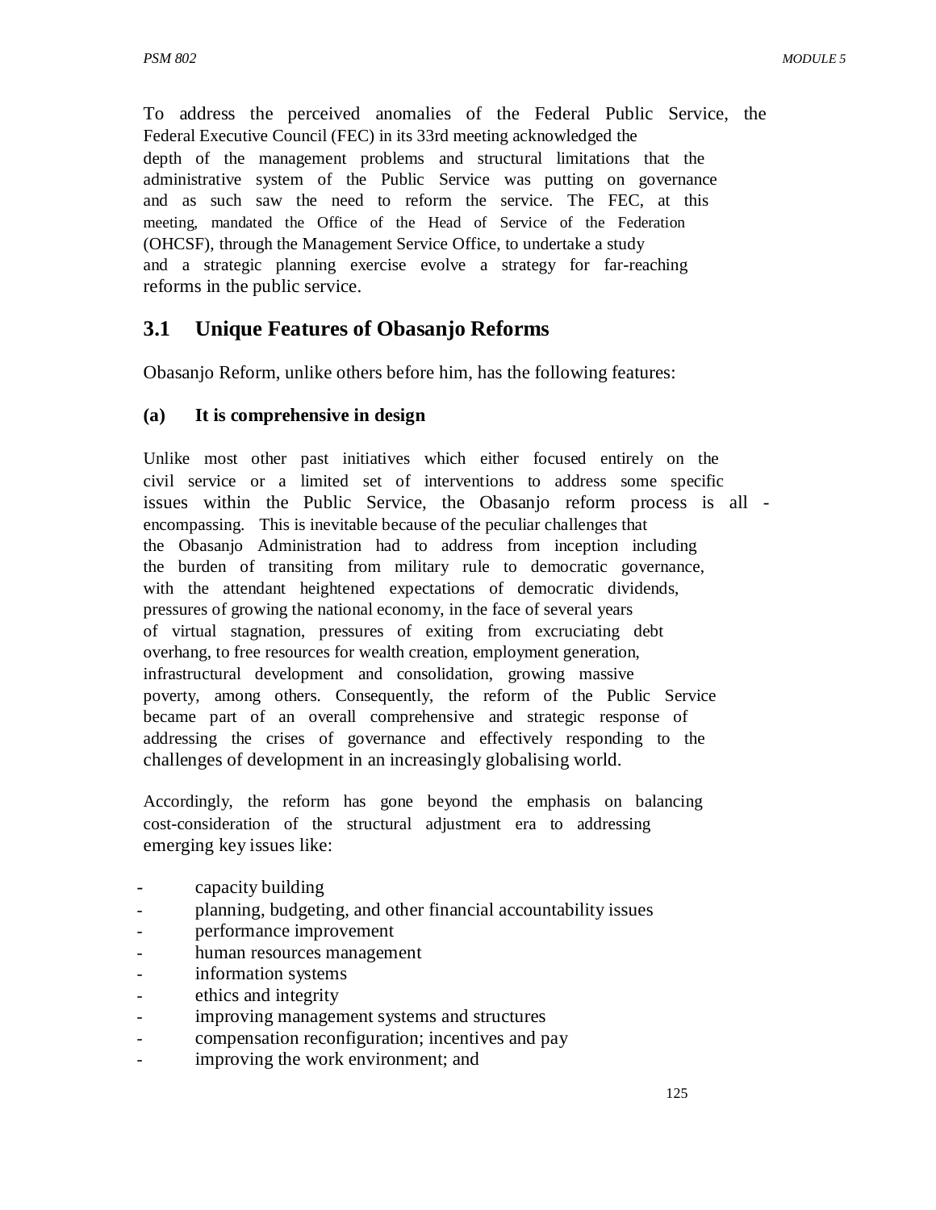To address the perceived anomalies of the Federal Public Service, the Federal Executive Council (FEC) in its 33rd meeting acknowledged the depth of the management problems and structural limitations that the administrative system of the Public Service was putting on governance and as such saw the need to reform the service. The FEC, at this meeting, mandated the Office of the Head of Service of the Federation (OHCSF), through the Management Service Office, to undertake a study and a strategic planning exercise evolve a strategy for far-reaching reforms in the public service.

## 3.1 Unique Features of Obasanjo Reforms

Obasanjo Reform, unlike others before him, has the following features:

### (a) It is comprehensive in design

Unlike most other past initiatives which either focused entirely on the civil service or a limited set of interventions to address some specific issues within the Public Service, the Obasanjo reform process is all - encompassing. This is inevitable because of the peculiar challenges that the Obasanjo Administration had to address from inception including the burden of transiting from military rule to democratic governance, with the attendant heightened expectations of democratic dividends, pressures of growing the national economy, in the face of several years of virtual stagnation, pressures of exiting from excruciating debt overhang, to free resources for wealth creation, employment generation, infrastructural development and consolidation, growing massive poverty, among others. Consequently, the reform of the Public Service became part of an overall comprehensive and strategic response of addressing the crises of governance and effectively responding to the challenges of development in an increasingly globalising world.

Accordingly, the reform has gone beyond the emphasis on balancing cost-consideration of the structural adjustment era to addressing emerging key issues like:

- capacity building
- planning, budgeting, and other financial accountability issues
- performance improvement
- human resources management
- information systems
- ethics and integrity
- improving management systems and structures
- compensation reconfiguration; incentives and pay
- improving the work environment; and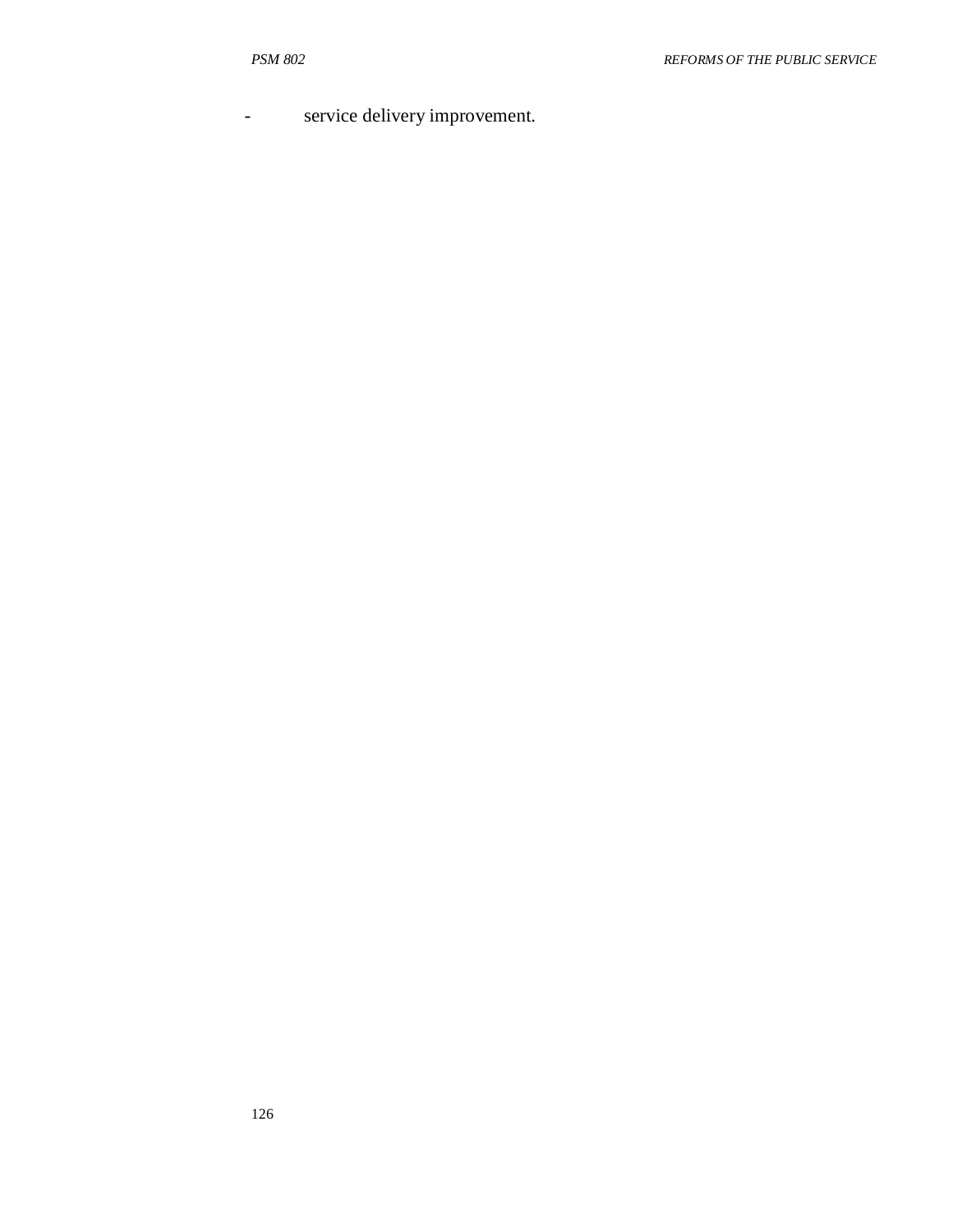- service delivery improvement.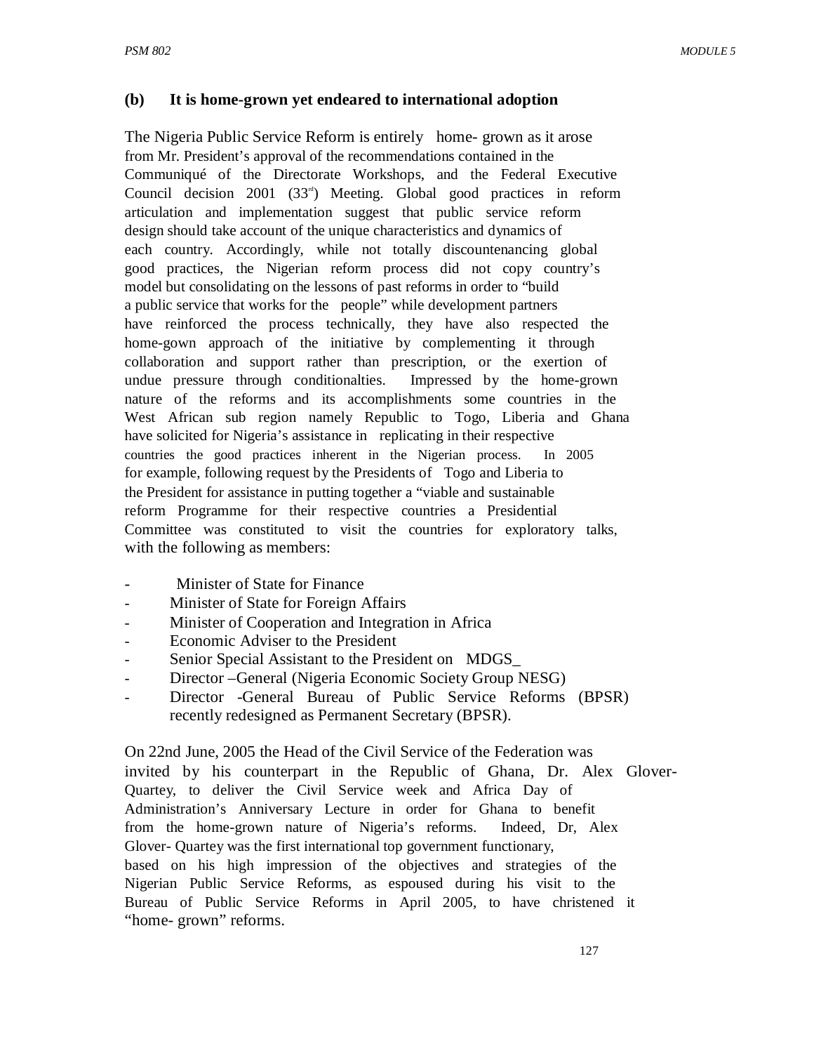**(b) It is home-grown yet endeared to international adoption**

The Nigeria Public Service Reform is entirely home- grown as it arose from Mr. President's approval of the recommendations contained in the Communiqué of the Directorate Workshops, and the Federal Executive Council decision 2001 (33rd) Meeting. Global good practices in reform articulation and implementation suggest that public service reform design should take account of the unique characteristics and dynamics of each country. Accordingly, while not totally discountenancing global good practices, the Nigerian reform process did not copy country's model but consolidating on the lessons of past reforms in order to "build a public service that works for the people" while development partners have reinforced the process technically, they have also respected the home-gown approach of the initiative by complementing it through collaboration and support rather than prescription, or the exertion of undue pressure through conditionalties. Impressed by the home-grown nature of the reforms and its accomplishments some countries in the West African sub region namely Republic to Togo, Liberia and Ghana have solicited for Nigeria's assistance in replicating in their respective countries the good practices inherent in the Nigerian process. In 2005 for example, following request by the Presidents of Togo and Liberia to the President for assistance in putting together a "viable and sustainable reform Programme for their respective countries a Presidential Committee was constituted to visit the countries for exploratory talks, with the following as members:

- Minister of State for Finance
- Minister of State for Foreign Affairs
- Minister of Cooperation and Integration in Africa
- Economic Adviser to the President
- Senior Special Assistant to the President on MDGS_
- Director –General (Nigeria Economic Society Group NESG)
- Director -General Bureau of Public Service Reforms (BPSR) recently redesigned as Permanent Secretary (BPSR).

On 22nd June, 2005 the Head of the Civil Service of the Federation was invited by his counterpart in the Republic of Ghana, Dr. Alex Glover-Quartey, to deliver the Civil Service week and Africa Day of Administration's Anniversary Lecture in order for Ghana to benefit from the home-grown nature of Nigeria's reforms. Indeed, Dr, Alex Glover- Quartey was the first international top government functionary, based on his high impression of the objectives and strategies of the Nigerian Public Service Reforms, as espoused during his visit to the Bureau of Public Service Reforms in April 2005, to have christened it "home- grown" reforms.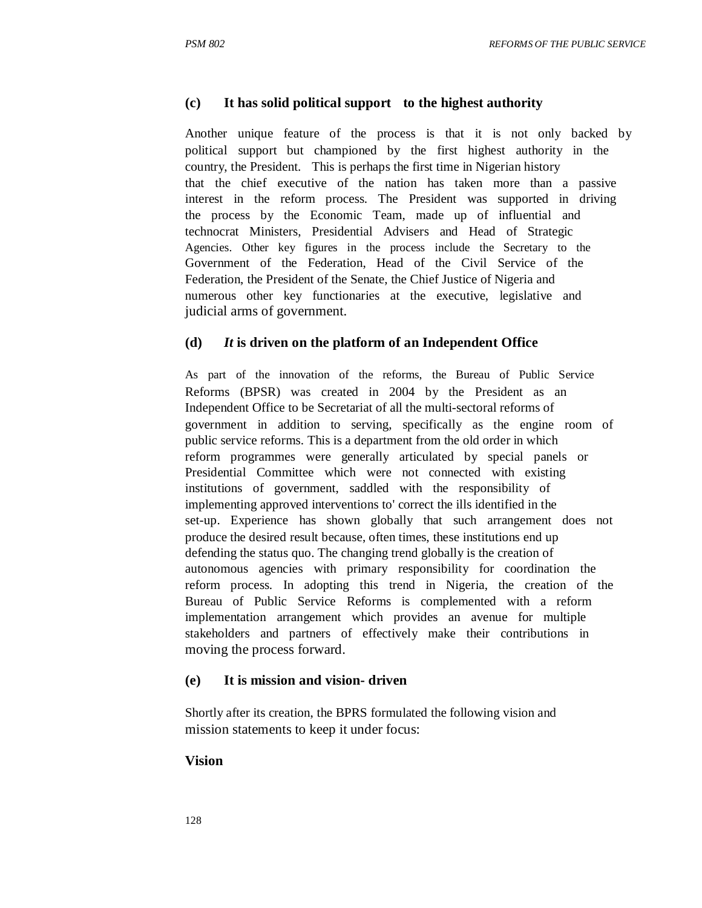**(c) It has solid political support to the highest authority**

Another unique feature of the process is that it is not only backed by political support but championed by the first highest authority in the country, the President. This is perhaps the first time in Nigerian history that the chief executive of the nation has taken more than a passive interest in the reform process. The President was supported in driving the process by the Economic Team, made up of influential and technocrat Ministers, Presidential Advisers and Head of Strategic Agencies. Other key figures in the process include the Secretary to the Government of the Federation, Head of the Civil Service of the Federation, the President of the Senate, the Chief Justice of Nigeria and numerous other key functionaries at the executive, legislative and judicial arms of government.

**(d) *It* is driven on the platform of an Independent Office**

As part of the innovation of the reforms, the Bureau of Public Service Reforms (BPSR) was created in 2004 by the President as an Independent Office to be Secretariat of all the multi-sectoral reforms of government in addition to serving, specifically as the engine room of public service reforms. This is a department from the old order in which reform programmes were generally articulated by special panels or Presidential Committee which were not connected with existing institutions of government, saddled with the responsibility of implementing approved interventions to' correct the ills identified in the set-up. Experience has shown globally that such arrangement does not produce the desired result because, often times, these institutions end up defending the status quo. The changing trend globally is the creation of autonomous agencies with primary responsibility for coordination the reform process. In adopting this trend in Nigeria, the creation of the Bureau of Public Service Reforms is complemented with a reform implementation arrangement which provides an avenue for multiple stakeholders and partners of effectively make their contributions in moving the process forward.

**(e) It is mission and vision- driven**

Shortly after its creation, the BPRS formulated the following vision and mission statements to keep it under focus:

**Vision**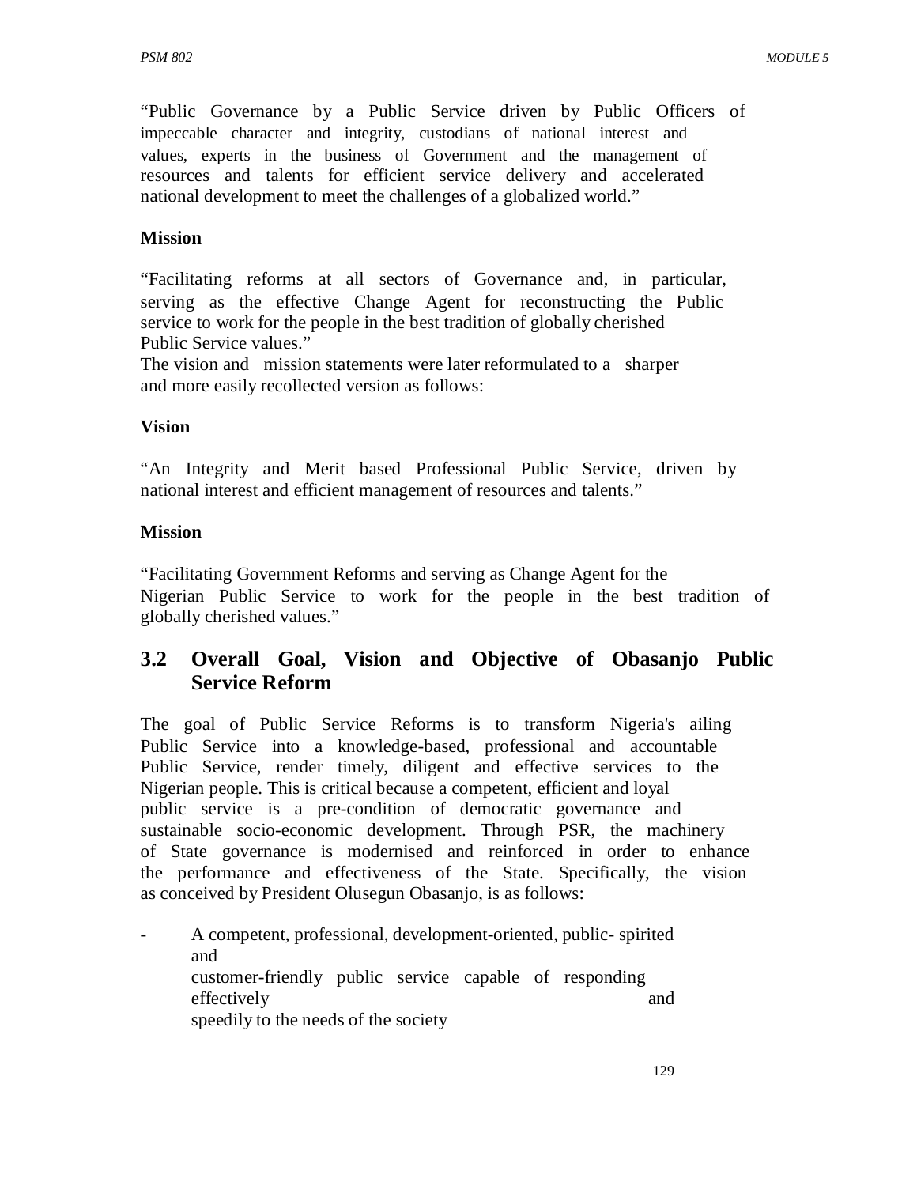"Public Governance by a Public Service driven by Public Officers of impeccable character and integrity, custodians of national interest and values, experts in the business of Government and the management of resources and talents for efficient service delivery and accelerated national development to meet the challenges of a globalized world."

**Mission**

"Facilitating reforms at all sectors of Governance and, in particular, serving as the effective Change Agent for reconstructing the Public service to work for the people in the best tradition of globally cherished Public Service values."

The vision and mission statements were later reformulated to a sharper and more easily recollected version as follows:

**Vision**

"An Integrity and Merit based Professional Public Service, driven by national interest and efficient management of resources and talents."

**Mission**

"Facilitating Government Reforms and serving as Change Agent for the Nigerian Public Service to work for the people in the best tradition of globally cherished values."

## 3.2 Overall Goal, Vision and Objective of Obasanjo Public Service Reform

The goal of Public Service Reforms is to transform Nigeria's ailing Public Service into a knowledge-based, professional and accountable Public Service, render timely, diligent and effective services to the Nigerian people. This is critical because a competent, efficient and loyal public service is a pre-condition of democratic governance and sustainable socio-economic development. Through PSR, the machinery of State governance is modernised and reinforced in order to enhance the performance and effectiveness of the State. Specifically, the vision as conceived by President Olusegun Obasanjo, is as follows:

- A competent, professional, development-oriented, public- spirited and customer-friendly public service capable of responding effectively and speedily to the needs of the society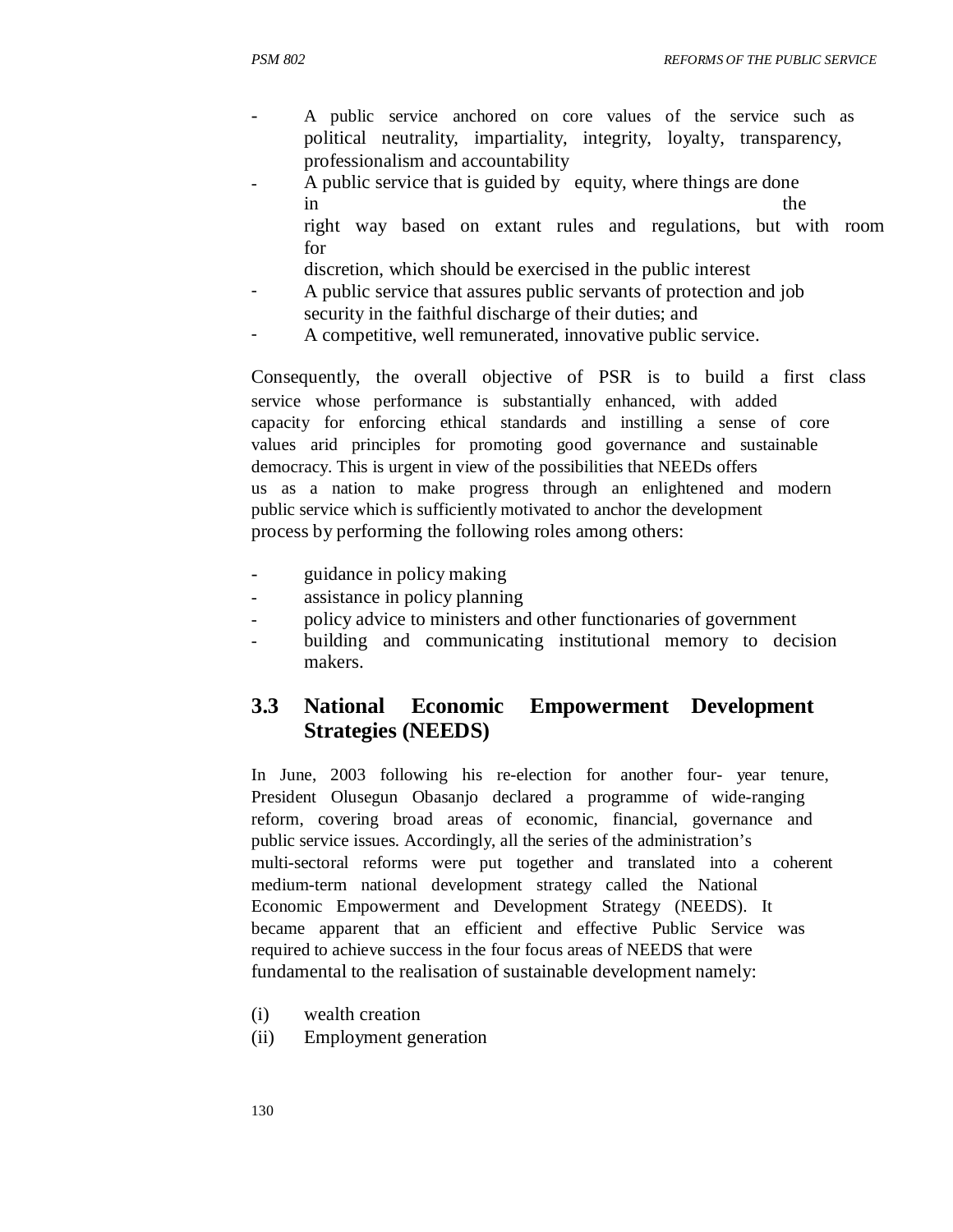- A public service anchored on core values of the service such as political neutrality, impartiality, integrity, loyalty, transparency, professionalism and accountability
- A public service that is guided by equity, where things are done in the right way based on extant rules and regulations, but with room for discretion, which should be exercised in the public interest
- A public service that assures public servants of protection and job security in the faithful discharge of their duties; and
- A competitive, well remunerated, innovative public service.

Consequently, the overall objective of PSR is to build a first class service whose performance is substantially enhanced, with added capacity for enforcing ethical standards and instilling a sense of core values arid principles for promoting good governance and sustainable democracy. This is urgent in view of the possibilities that NEEDs offers us as a nation to make progress through an enlightened and modern public service which is sufficiently motivated to anchor the development process by performing the following roles among others:

- guidance in policy making
- assistance in policy planning
- policy advice to ministers and other functionaries of government
- building and communicating institutional memory to decision makers.

## 3.3 National Economic Empowerment Development Strategies (NEEDS)

In June, 2003 following his re-election for another four- year tenure, President Olusegun Obasanjo declared a programme of wide-ranging reform, covering broad areas of economic, financial, governance and public service issues. Accordingly, all the series of the administration's multi-sectoral reforms were put together and translated into a coherent medium-term national development strategy called the National Economic Empowerment and Development Strategy (NEEDS). It became apparent that an efficient and effective Public Service was required to achieve success in the four focus areas of NEEDS that were fundamental to the realisation of sustainable development namely:

(i) wealth creation
(ii) Employment generation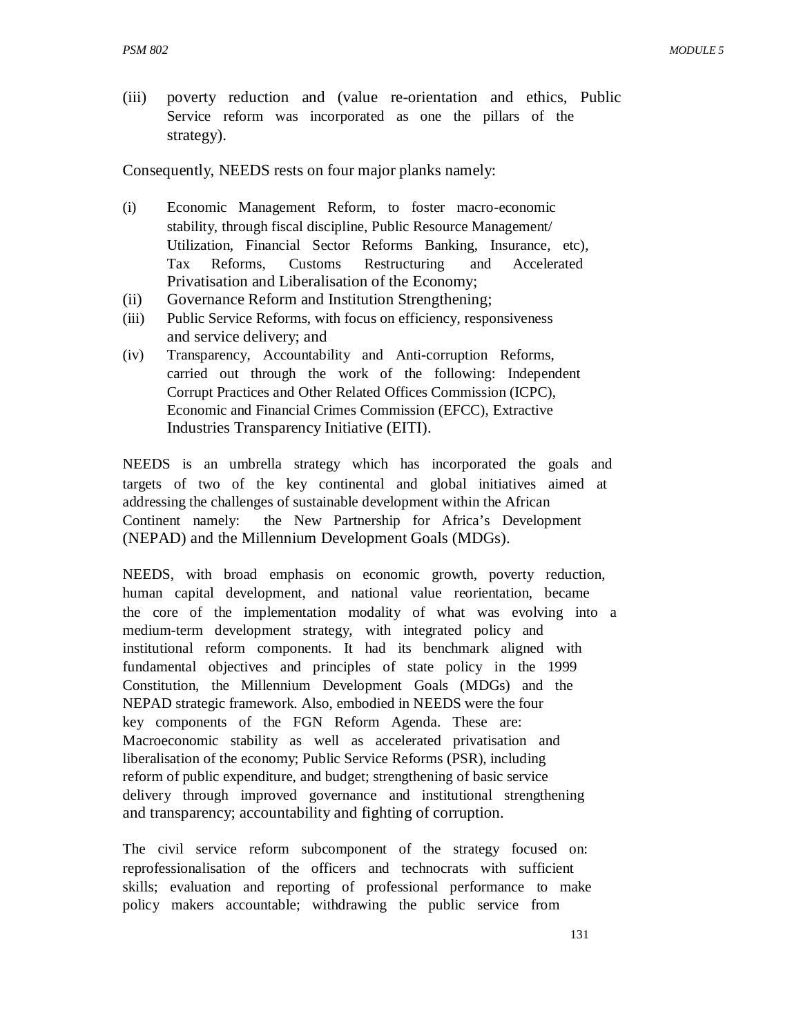(iii) poverty reduction and (value re-orientation and ethics, Public Service reform was incorporated as one the pillars of the strategy).

Consequently, NEEDS rests on four major planks namely:

(i) Economic Management Reform, to foster macro-economic stability, through fiscal discipline, Public Resource Management/ Utilization, Financial Sector Reforms Banking, Insurance, etc), Tax Reforms, Customs Restructuring and Accelerated Privatisation and Liberalisation of the Economy;
(ii) Governance Reform and Institution Strengthening;
(iii) Public Service Reforms, with focus on efficiency, responsiveness and service delivery; and
(iv) Transparency, Accountability and Anti-corruption Reforms, carried out through the work of the following: Independent Corrupt Practices and Other Related Offices Commission (ICPC), Economic and Financial Crimes Commission (EFCC), Extractive Industries Transparency Initiative (EITI).

NEEDS is an umbrella strategy which has incorporated the goals and targets of two of the key continental and global initiatives aimed at addressing the challenges of sustainable development within the African Continent namely: the New Partnership for Africa's Development (NEPAD) and the Millennium Development Goals (MDGs).

NEEDS, with broad emphasis on economic growth, poverty reduction, human capital development, and national value reorientation, became the core of the implementation modality of what was evolving into a medium-term development strategy, with integrated policy and institutional reform components. It had its benchmark aligned with fundamental objectives and principles of state policy in the 1999 Constitution, the Millennium Development Goals (MDGs) and the NEPAD strategic framework. Also, embodied in NEEDS were the four key components of the FGN Reform Agenda. These are: Macroeconomic stability as well as accelerated privatisation and liberalisation of the economy; Public Service Reforms (PSR), including reform of public expenditure, and budget; strengthening of basic service delivery through improved governance and institutional strengthening and transparency; accountability and fighting of corruption.

The civil service reform subcomponent of the strategy focused on: reprofessionalisation of the officers and technocrats with sufficient skills; evaluation and reporting of professional performance to make policy makers accountable; withdrawing the public service from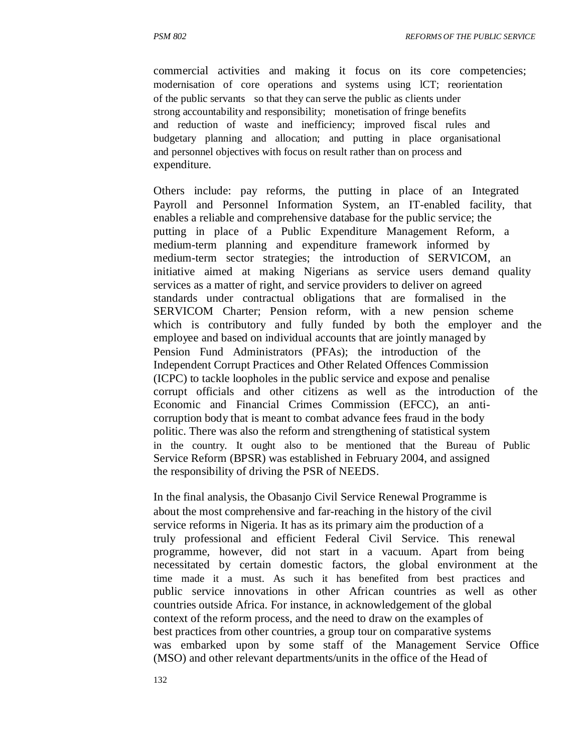commercial activities and making it focus on its core competencies; modernisation of core operations and systems using lCT; reorientation of the public servants so that they can serve the public as clients under strong accountability and responsibility; monetisation of fringe benefits and reduction of waste and inefficiency; improved fiscal rules and budgetary planning and allocation; and putting in place organisational and personnel objectives with focus on result rather than on process and expenditure.

Others include: pay reforms, the putting in place of an Integrated Payroll and Personnel Information System, an IT-enabled facility, that enables a reliable and comprehensive database for the public service; the putting in place of a Public Expenditure Management Reform, a medium-term planning and expenditure framework informed by medium-term sector strategies; the introduction of SERVICOM, an initiative aimed at making Nigerians as service users demand quality services as a matter of right, and service providers to deliver on agreed standards under contractual obligations that are formalised in the SERVICOM Charter; Pension reform, with a new pension scheme which is contributory and fully funded by both the employer and the employee and based on individual accounts that are jointly managed by Pension Fund Administrators (PFAs); the introduction of the Independent Corrupt Practices and Other Related Offences Commission (ICPC) to tackle loopholes in the public service and expose and penalise corrupt officials and other citizens as well as the introduction of the Economic and Financial Crimes Commission (EFCC), an anti-corruption body that is meant to combat advance fees fraud in the body politic. There was also the reform and strengthening of statistical system in the country. It ought also to be mentioned that the Bureau of Public Service Reform (BPSR) was established in February 2004, and assigned the responsibility of driving the PSR of NEEDS.

In the final analysis, the Obasanjo Civil Service Renewal Programme is about the most comprehensive and far-reaching in the history of the civil service reforms in Nigeria. It has as its primary aim the production of a truly professional and efficient Federal Civil Service. This renewal programme, however, did not start in a vacuum. Apart from being necessitated by certain domestic factors, the global environment at the time made it a must. As such it has benefited from best practices and public service innovations in other African countries as well as other countries outside Africa. For instance, in acknowledgement of the global context of the reform process, and the need to draw on the examples of best practices from other countries, a group tour on comparative systems was embarked upon by some staff of the Management Service Office (MSO) and other relevant departments/units in the office of the Head of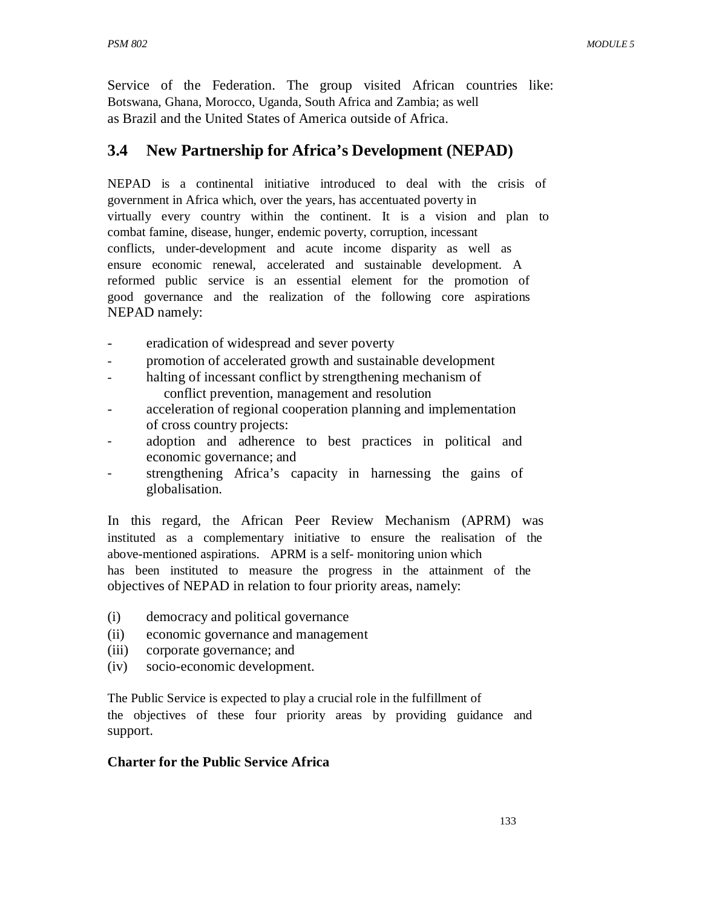Service of the Federation. The group visited African countries like: Botswana, Ghana, Morocco, Uganda, South Africa and Zambia; as well as Brazil and the United States of America outside of Africa.

## 3.4 New Partnership for Africa's Development (NEPAD)

NEPAD is a continental initiative introduced to deal with the crisis of government in Africa which, over the years, has accentuated poverty in virtually every country within the continent. It is a vision and plan to combat famine, disease, hunger, endemic poverty, corruption, incessant conflicts, under-development and acute income disparity as well as ensure economic renewal, accelerated and sustainable development. A reformed public service is an essential element for the promotion of good governance and the realization of the following core aspirations NEPAD namely:

- eradication of widespread and sever poverty
- promotion of accelerated growth and sustainable development
- halting of incessant conflict by strengthening mechanism of conflict prevention, management and resolution
- acceleration of regional cooperation planning and implementation of cross country projects:
- adoption and adherence to best practices in political and economic governance; and
- strengthening Africa's capacity in harnessing the gains of globalisation.

In this regard, the African Peer Review Mechanism (APRM) was instituted as a complementary initiative to ensure the realisation of the above-mentioned aspirations. APRM is a self- monitoring union which has been instituted to measure the progress in the attainment of the objectives of NEPAD in relation to four priority areas, namely:

(i) democracy and political governance
(ii) economic governance and management
(iii) corporate governance; and
(iv) socio-economic development.

The Public Service is expected to play a crucial role in the fulfillment of the objectives of these four priority areas by providing guidance and support.

**Charter for the Public Service Africa**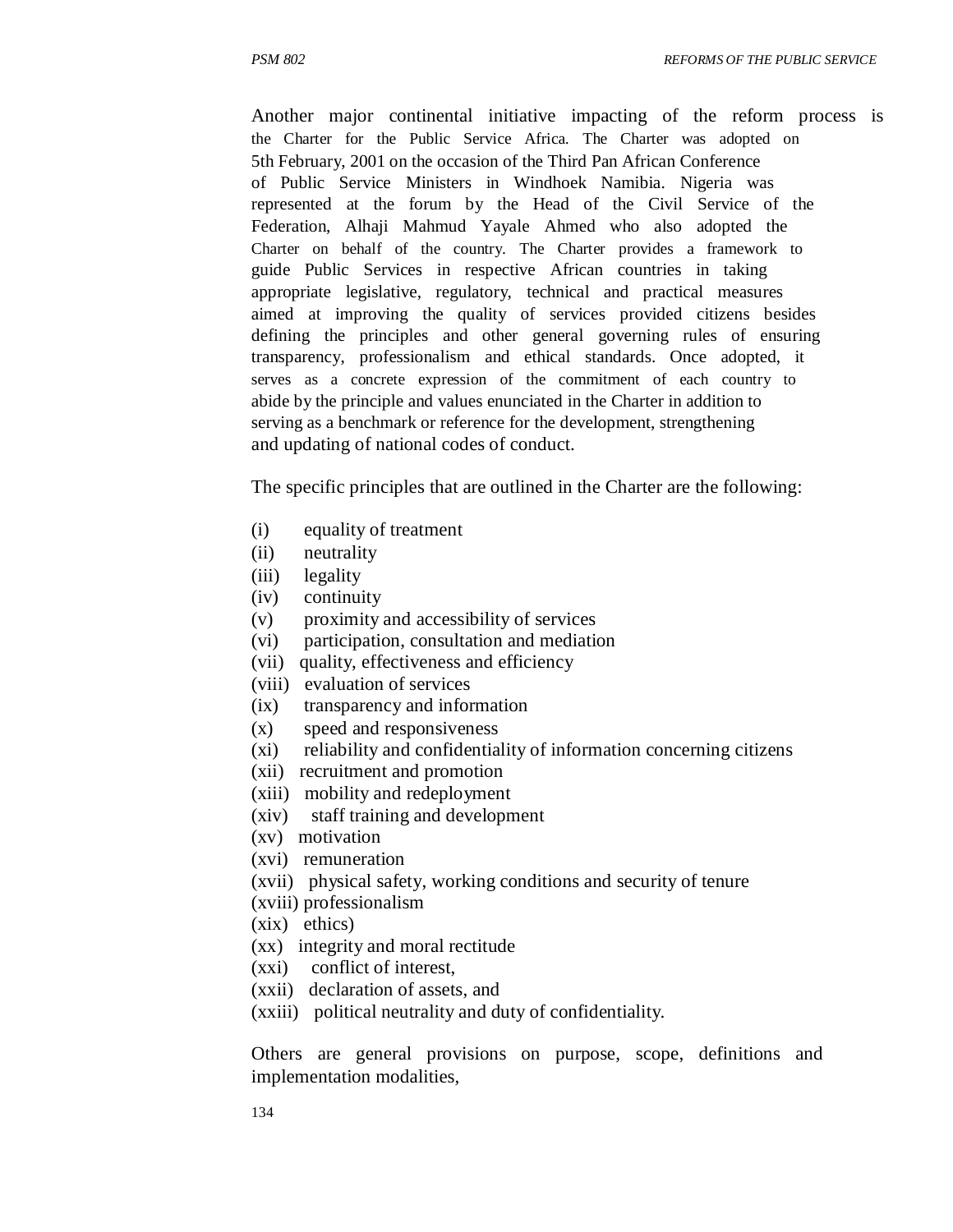Another major continental initiative impacting of the reform process is the Charter for the Public Service Africa. The Charter was adopted on 5th February, 2001 on the occasion of the Third Pan African Conference of Public Service Ministers in Windhoek Namibia. Nigeria was represented at the forum by the Head of the Civil Service of the Federation, Alhaji Mahmud Yayale Ahmed who also adopted the Charter on behalf of the country. The Charter provides a framework to guide Public Services in respective African countries in taking appropriate legislative, regulatory, technical and practical measures aimed at improving the quality of services provided citizens besides defining the principles and other general governing rules of ensuring transparency, professionalism and ethical standards. Once adopted, it serves as a concrete expression of the commitment of each country to abide by the principle and values enunciated in the Charter in addition to serving as a benchmark or reference for the development, strengthening and updating of national codes of conduct.

The specific principles that are outlined in the Charter are the following:

(i) equality of treatment
(ii) neutrality
(iii) legality
(iv) continuity
(v) proximity and accessibility of services
(vi) participation, consultation and mediation
(vii) quality, effectiveness and efficiency
(viii) evaluation of services
(ix) transparency and information
(x) speed and responsiveness
(xi) reliability and confidentiality of information concerning citizens
(xii) recruitment and promotion
(xiii) mobility and redeployment
(xiv) staff training and development
(xv) motivation
(xvi) remuneration
(xvii) physical safety, working conditions and security of tenure
(xviii) professionalism
(xix) ethics)
(xx) integrity and moral rectitude
(xxi) conflict of interest,
(xxii) declaration of assets, and
(xxiii) political neutrality and duty of confidentiality.

Others are general provisions on purpose, scope, definitions and implementation modalities,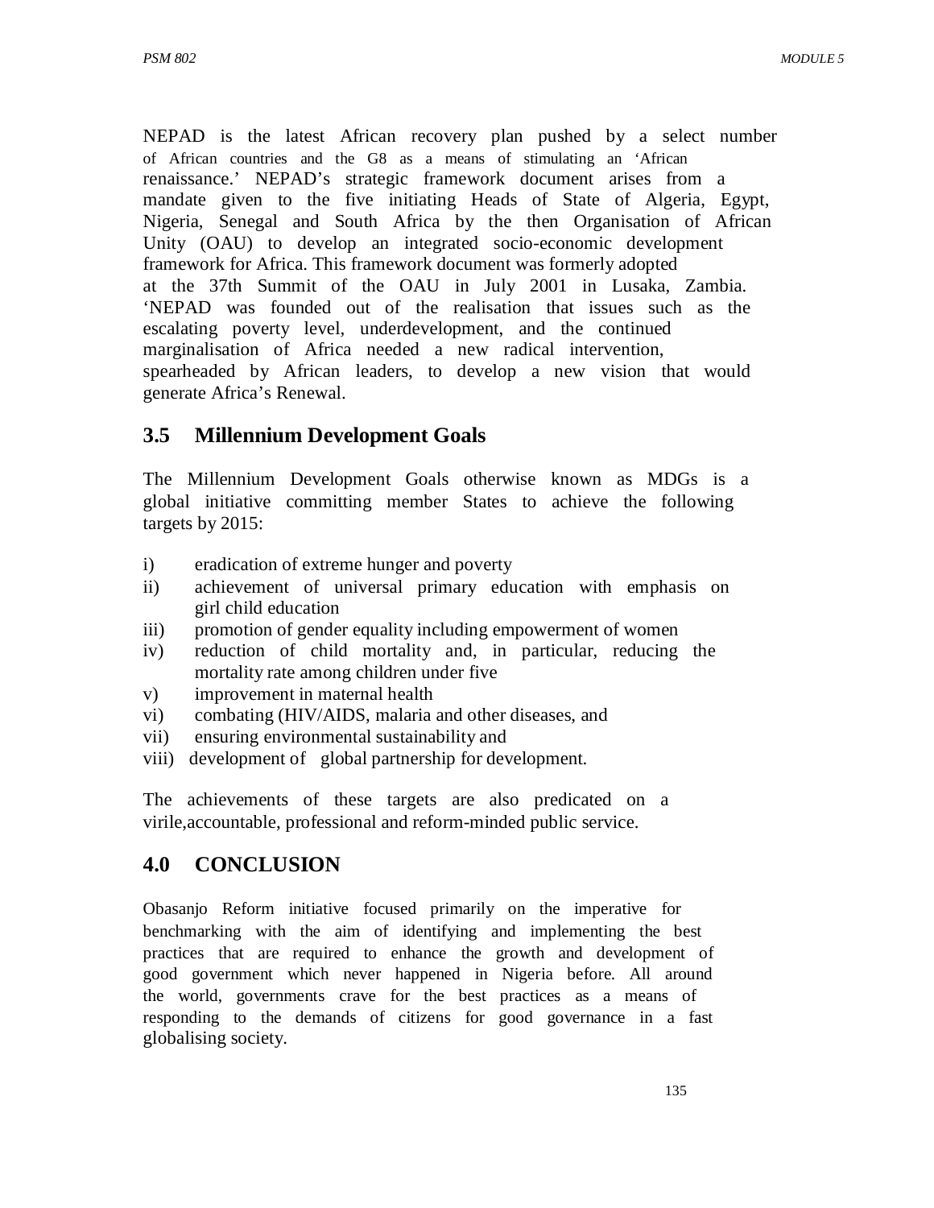NEPAD is the latest African recovery plan pushed by a select number of African countries and the G8 as a means of stimulating an 'African renaissance.' NEPAD's strategic framework document arises from a mandate given to the five initiating Heads of State of Algeria, Egypt, Nigeria, Senegal and South Africa by the then Organisation of African Unity (OAU) to develop an integrated socio-economic development framework for Africa. This framework document was formerly adopted at the 37th Summit of the OAU in July 2001 in Lusaka, Zambia. 'NEPAD was founded out of the realisation that issues such as the escalating poverty level, underdevelopment, and the continued marginalisation of Africa needed a new radical intervention, spearheaded by African leaders, to develop a new vision that would generate Africa's Renewal.

## 3.5 Millennium Development Goals

The Millennium Development Goals otherwise known as MDGs is a global initiative committing member States to achieve the following targets by 2015:

i) eradication of extreme hunger and poverty
ii) achievement of universal primary education with emphasis on girl child education
iii) promotion of gender equality including empowerment of women
iv) reduction of child mortality and, in particular, reducing the mortality rate among children under five
v) improvement in maternal health
vi) combating (HIV/AIDS, malaria and other diseases, and
vii) ensuring environmental sustainability and
viii) development of global partnership for development.

The achievements of these targets are also predicated on a virile,accountable, professional and reform-minded public service.

## 4.0 CONCLUSION

Obasanjo Reform initiative focused primarily on the imperative for benchmarking with the aim of identifying and implementing the best practices that are required to enhance the growth and development of good government which never happened in Nigeria before. All around the world, governments crave for the best practices as a means of responding to the demands of citizens for good governance in a fast globalising society.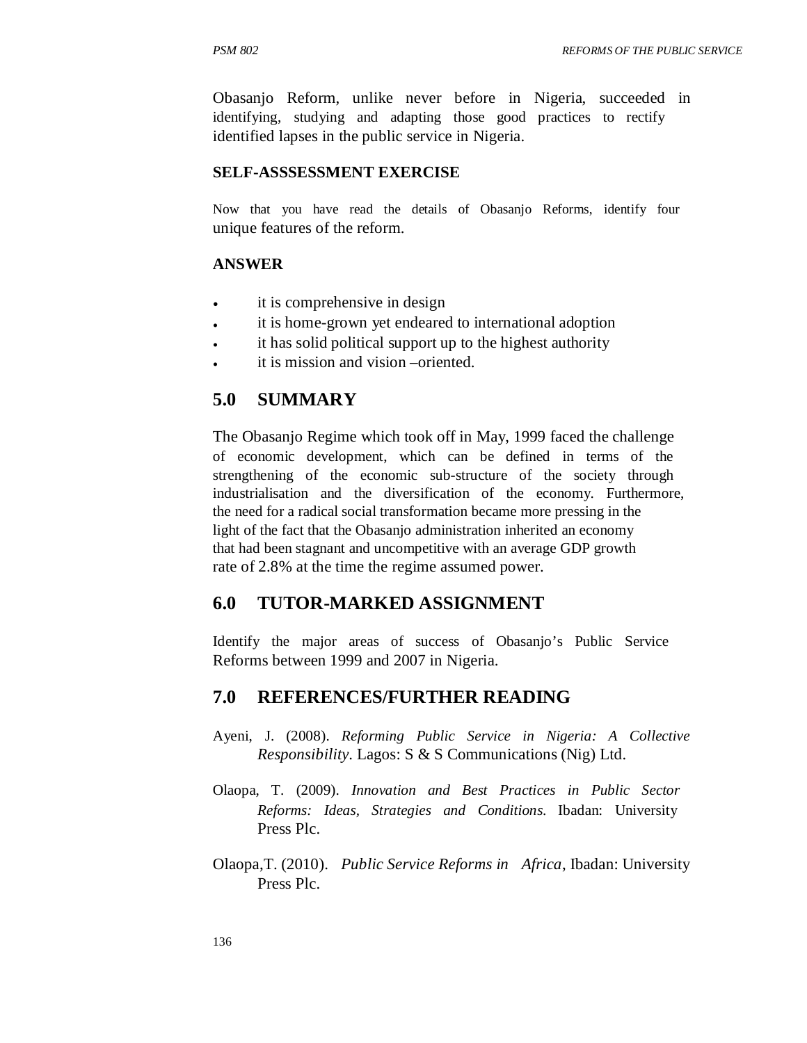Obasanjo Reform, unlike never before in Nigeria, succeeded in identifying, studying and adapting those good practices to rectify identified lapses in the public service in Nigeria.

**SELF-ASSSESSMENT EXERCISE**

Now that you have read the details of Obasanjo Reforms, identify four unique features of the reform.

**ANSWER**

- it is comprehensive in design
- it is home-grown yet endeared to international adoption
- it has solid political support up to the highest authority
- it is mission and vision –oriented.

## 5.0 SUMMARY

The Obasanjo Regime which took off in May, 1999 faced the challenge of economic development, which can be defined in terms of the strengthening of the economic sub-structure of the society through industrialisation and the diversification of the economy. Furthermore, the need for a radical social transformation became more pressing in the light of the fact that the Obasanjo administration inherited an economy that had been stagnant and uncompetitive with an average GDP growth rate of 2.8% at the time the regime assumed power.

## 6.0 TUTOR-MARKED ASSIGNMENT

Identify the major areas of success of Obasanjo's Public Service Reforms between 1999 and 2007 in Nigeria.

## 7.0 REFERENCES/FURTHER READING

Ayeni, J. (2008). *Reforming Public Service in Nigeria: A Collective Responsibility*. Lagos: S & S Communications (Nig) Ltd.

Olaopa, T. (2009). *Innovation and Best Practices in Public Sector Reforms: Ideas, Strategies and Conditions.* Ibadan: University Press Plc.

Olaopa,T. (2010). *Public Service Reforms in Africa*, Ibadan: University Press Plc.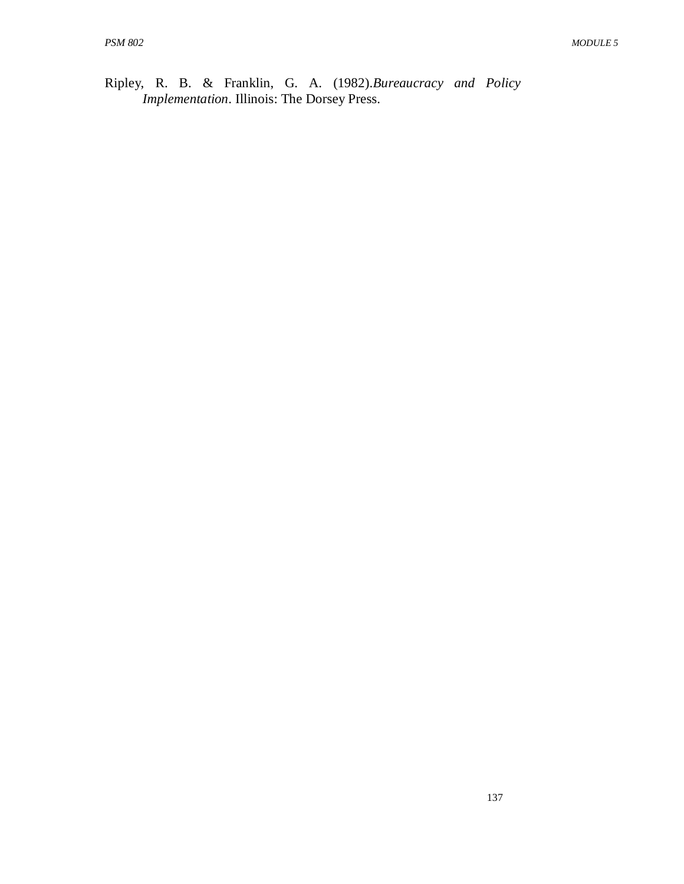Ripley, R. B. & Franklin, G. A. (1982).*Bureaucracy and Policy Implementation*. Illinois: The Dorsey Press.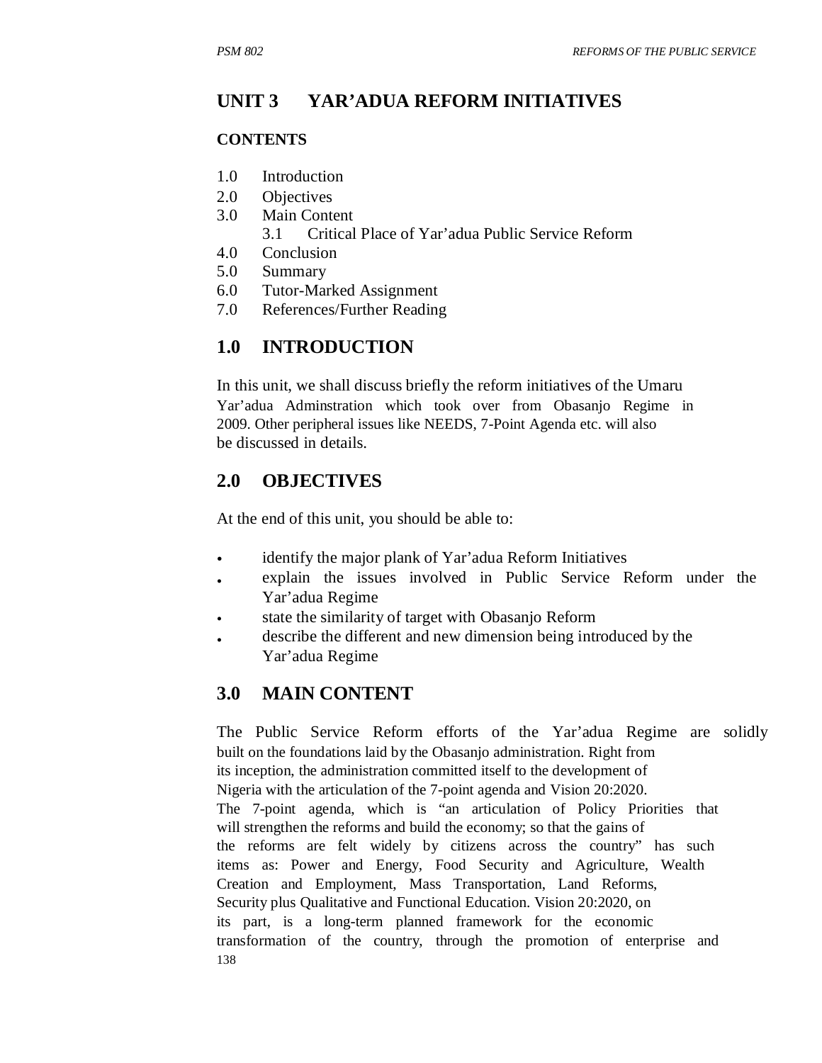# UNIT 3 YAR'ADUA REFORM INITIATIVES

**CONTENTS**

1.0 Introduction
2.0 Objectives
3.0 Main Content
    3.1 Critical Place of Yar'adua Public Service Reform
4.0 Conclusion
5.0 Summary
6.0 Tutor-Marked Assignment
7.0 References/Further Reading

## 1.0 INTRODUCTION

In this unit, we shall discuss briefly the reform initiatives of the Umaru Yar'adua Adminstration which took over from Obasanjo Regime in 2009. Other peripheral issues like NEEDS, 7-Point Agenda etc. will also be discussed in details.

## 2.0 OBJECTIVES

At the end of this unit, you should be able to:

- identify the major plank of Yar'adua Reform Initiatives
- explain the issues involved in Public Service Reform under the Yar'adua Regime
- state the similarity of target with Obasanjo Reform
- describe the different and new dimension being introduced by the Yar'adua Regime

## 3.0 MAIN CONTENT

The Public Service Reform efforts of the Yar'adua Regime are solidly built on the foundations laid by the Obasanjo administration. Right from its inception, the administration committed itself to the development of Nigeria with the articulation of the 7-point agenda and Vision 20:2020. The 7-point agenda, which is "an articulation of Policy Priorities that will strengthen the reforms and build the economy; so that the gains of the reforms are felt widely by citizens across the country" has such items as: Power and Energy, Food Security and Agriculture, Wealth Creation and Employment, Mass Transportation, Land Reforms, Security plus Qualitative and Functional Education. Vision 20:2020, on its part, is a long-term planned framework for the economic transformation of the country, through the promotion of enterprise and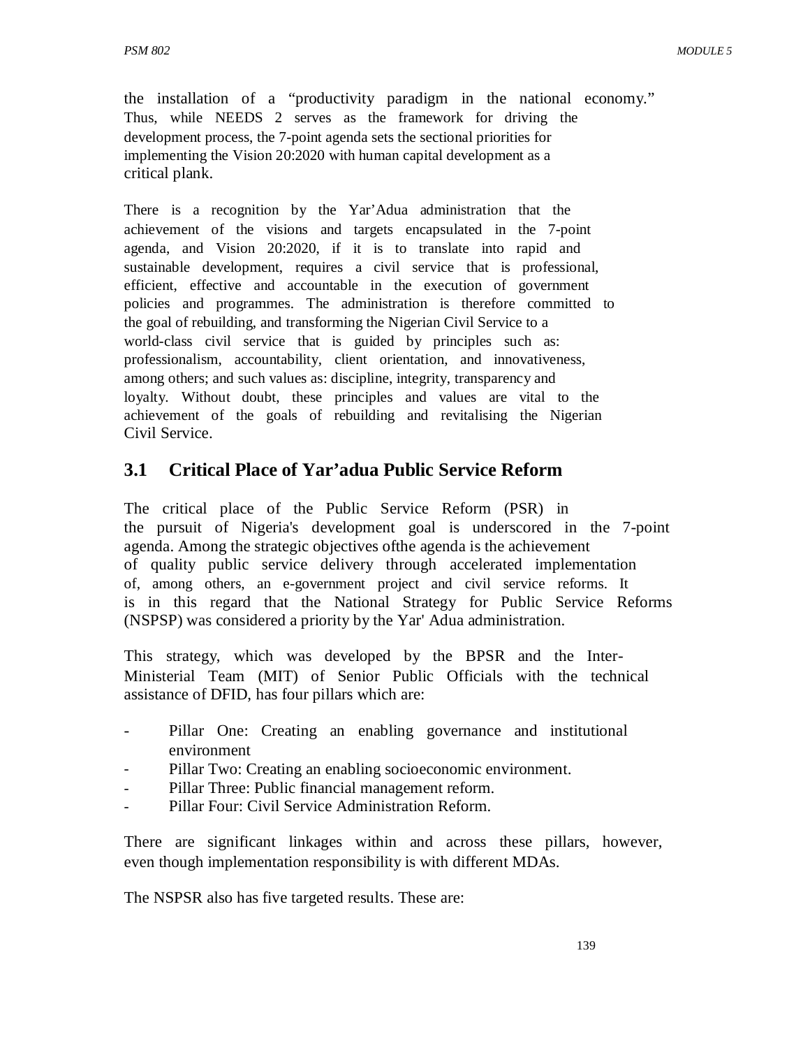the installation of a "productivity paradigm in the national economy." Thus, while NEEDS 2 serves as the framework for driving the development process, the 7-point agenda sets the sectional priorities for implementing the Vision 20:2020 with human capital development as a critical plank.

There is a recognition by the Yar'Adua administration that the achievement of the visions and targets encapsulated in the 7-point agenda, and Vision 20:2020, if it is to translate into rapid and sustainable development, requires a civil service that is professional, efficient, effective and accountable in the execution of government policies and programmes. The administration is therefore committed to the goal of rebuilding, and transforming the Nigerian Civil Service to a world-class civil service that is guided by principles such as: professionalism, accountability, client orientation, and innovativeness, among others; and such values as: discipline, integrity, transparency and loyalty. Without doubt, these principles and values are vital to the achievement of the goals of rebuilding and revitalising the Nigerian Civil Service.

## 3.1 Critical Place of Yar'adua Public Service Reform

The critical place of the Public Service Reform (PSR) in the pursuit of Nigeria's development goal is underscored in the 7-point agenda. Among the strategic objectives ofthe agenda is the achievement of quality public service delivery through accelerated implementation of, among others, an e-government project and civil service reforms. It is in this regard that the National Strategy for Public Service Reforms (NSPSP) was considered a priority by the Yar' Adua administration.

This strategy, which was developed by the BPSR and the Inter-Ministerial Team (MIT) of Senior Public Officials with the technical assistance of DFID, has four pillars which are:

- Pillar One: Creating an enabling governance and institutional environment
- Pillar Two: Creating an enabling socioeconomic environment.
- Pillar Three: Public financial management reform.
- Pillar Four: Civil Service Administration Reform.

There are significant linkages within and across these pillars, however, even though implementation responsibility is with different MDAs.

The NSPSR also has five targeted results. These are: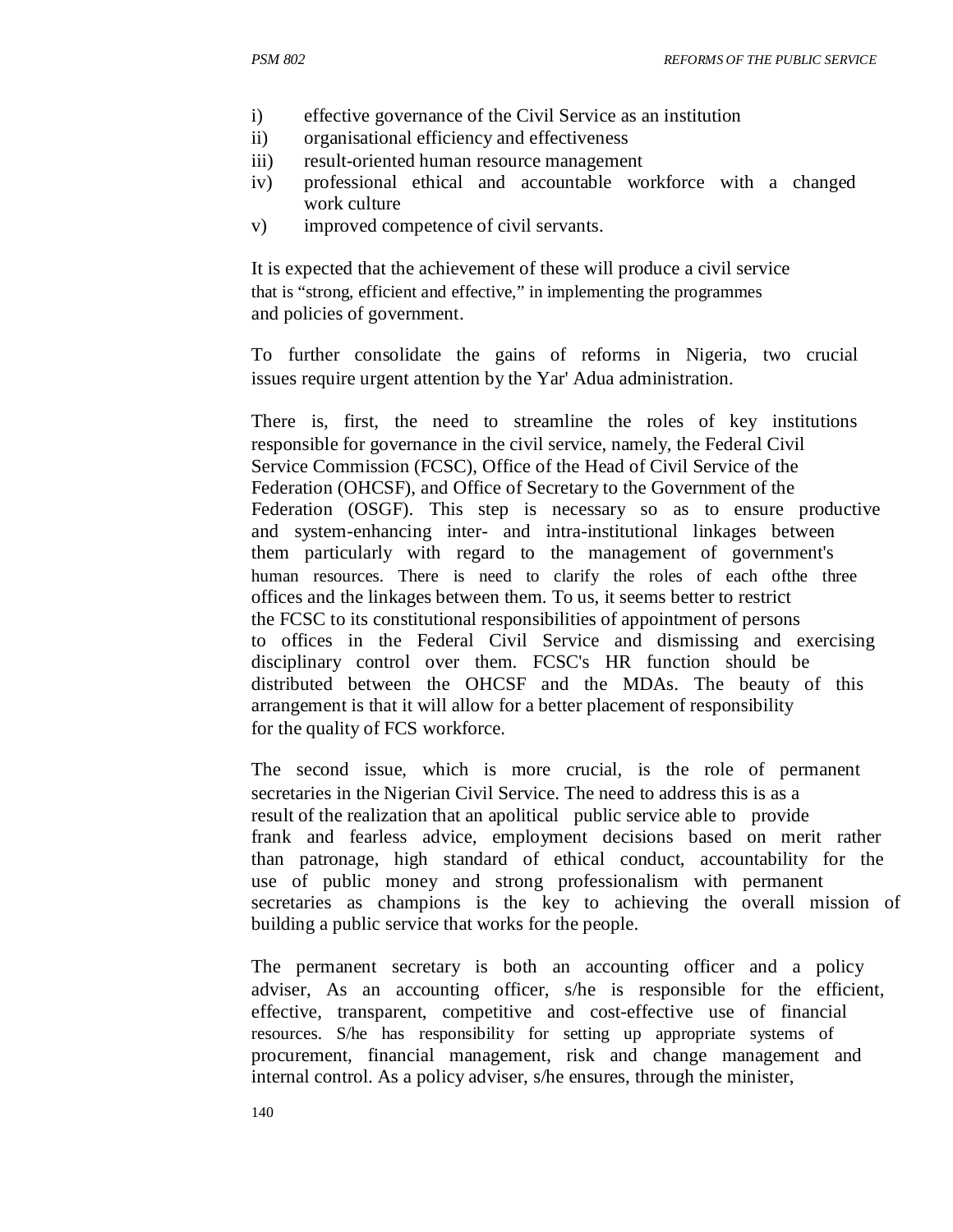i) effective governance of the Civil Service as an institution
ii) organisational efficiency and effectiveness
iii) result-oriented human resource management
iv) professional ethical and accountable workforce with a changed work culture
v) improved competence of civil servants.

It is expected that the achievement of these will produce a civil service that is "strong, efficient and effective," in implementing the programmes and policies of government.

To further consolidate the gains of reforms in Nigeria, two crucial issues require urgent attention by the Yar' Adua administration.

There is, first, the need to streamline the roles of key institutions responsible for governance in the civil service, namely, the Federal Civil Service Commission (FCSC), Office of the Head of Civil Service of the Federation (OHCSF), and Office of Secretary to the Government of the Federation (OSGF). This step is necessary so as to ensure productive and system-enhancing inter- and intra-institutional linkages between them particularly with regard to the management of government's human resources. There is need to clarify the roles of each ofthe three offices and the linkages between them. To us, it seems better to restrict the FCSC to its constitutional responsibilities of appointment of persons to offices in the Federal Civil Service and dismissing and exercising disciplinary control over them. FCSC's HR function should be distributed between the OHCSF and the MDAs. The beauty of this arrangement is that it will allow for a better placement of responsibility for the quality of FCS workforce.

The second issue, which is more crucial, is the role of permanent secretaries in the Nigerian Civil Service. The need to address this is as a result of the realization that an apolitical public service able to provide frank and fearless advice, employment decisions based on merit rather than patronage, high standard of ethical conduct, accountability for the use of public money and strong professionalism with permanent secretaries as champions is the key to achieving the overall mission of building a public service that works for the people.

The permanent secretary is both an accounting officer and a policy adviser, As an accounting officer, s/he is responsible for the efficient, effective, transparent, competitive and cost-effective use of financial resources. S/he has responsibility for setting up appropriate systems of procurement, financial management, risk and change management and internal control. As a policy adviser, s/he ensures, through the minister,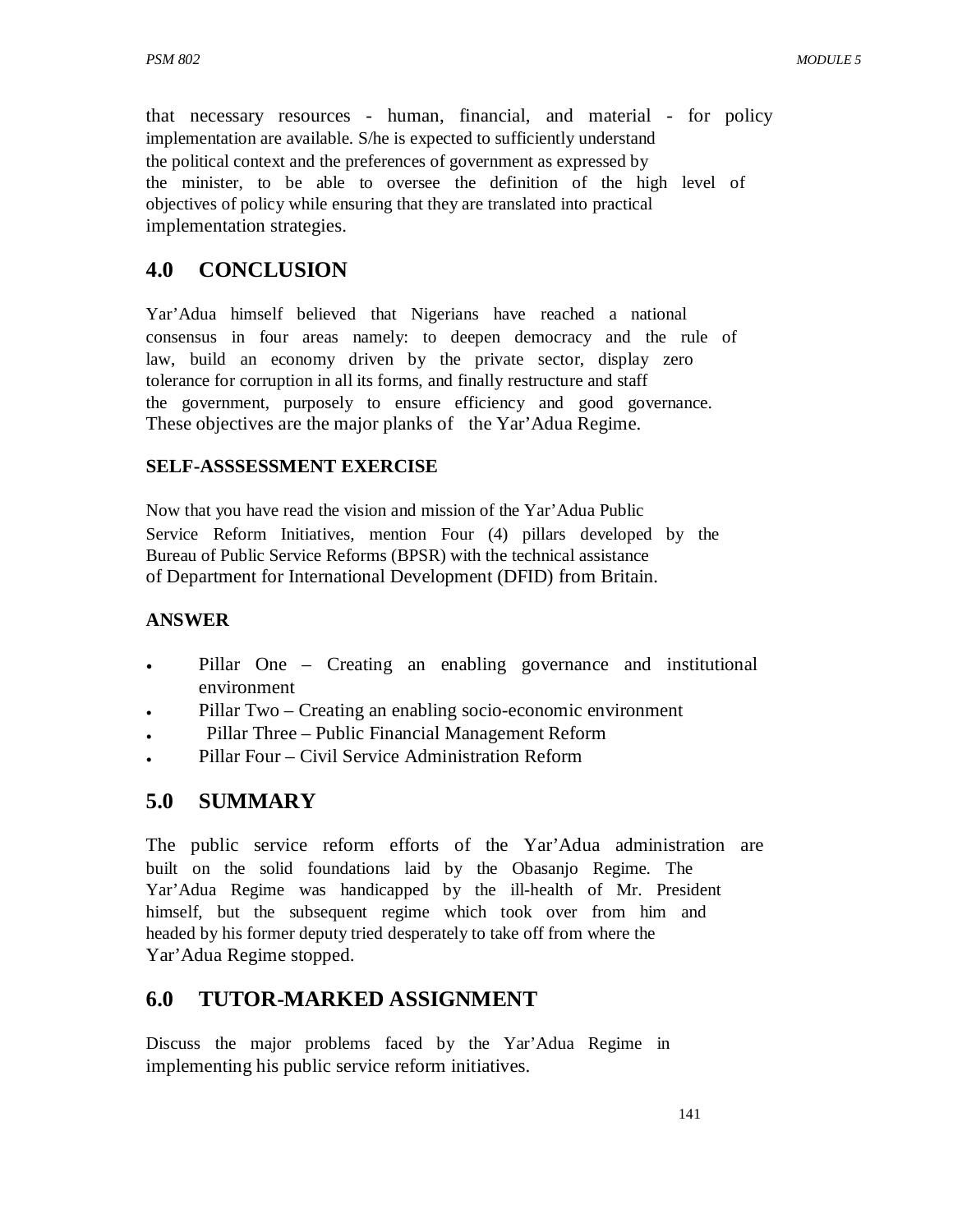that necessary resources - human, financial, and material - for policy implementation are available. S/he is expected to sufficiently understand the political context and the preferences of government as expressed by the minister, to be able to oversee the definition of the high level of objectives of policy while ensuring that they are translated into practical implementation strategies.

## 4.0 CONCLUSION

Yar'Adua himself believed that Nigerians have reached a national consensus in four areas namely: to deepen democracy and the rule of law, build an economy driven by the private sector, display zero tolerance for corruption in all its forms, and finally restructure and staff the government, purposely to ensure efficiency and good governance. These objectives are the major planks of the Yar'Adua Regime.

### SELF-ASSSESSMENT EXERCISE

Now that you have read the vision and mission of the Yar'Adua Public Service Reform Initiatives, mention Four (4) pillars developed by the Bureau of Public Service Reforms (BPSR) with the technical assistance of Department for International Development (DFID) from Britain.

### ANSWER

- Pillar One – Creating an enabling governance and institutional environment
- Pillar Two – Creating an enabling socio-economic environment
- Pillar Three – Public Financial Management Reform
- Pillar Four – Civil Service Administration Reform

## 5.0 SUMMARY

The public service reform efforts of the Yar'Adua administration are built on the solid foundations laid by the Obasanjo Regime. The Yar'Adua Regime was handicapped by the ill-health of Mr. President himself, but the subsequent regime which took over from him and headed by his former deputy tried desperately to take off from where the Yar'Adua Regime stopped.

## 6.0 TUTOR-MARKED ASSIGNMENT

Discuss the major problems faced by the Yar'Adua Regime in implementing his public service reform initiatives.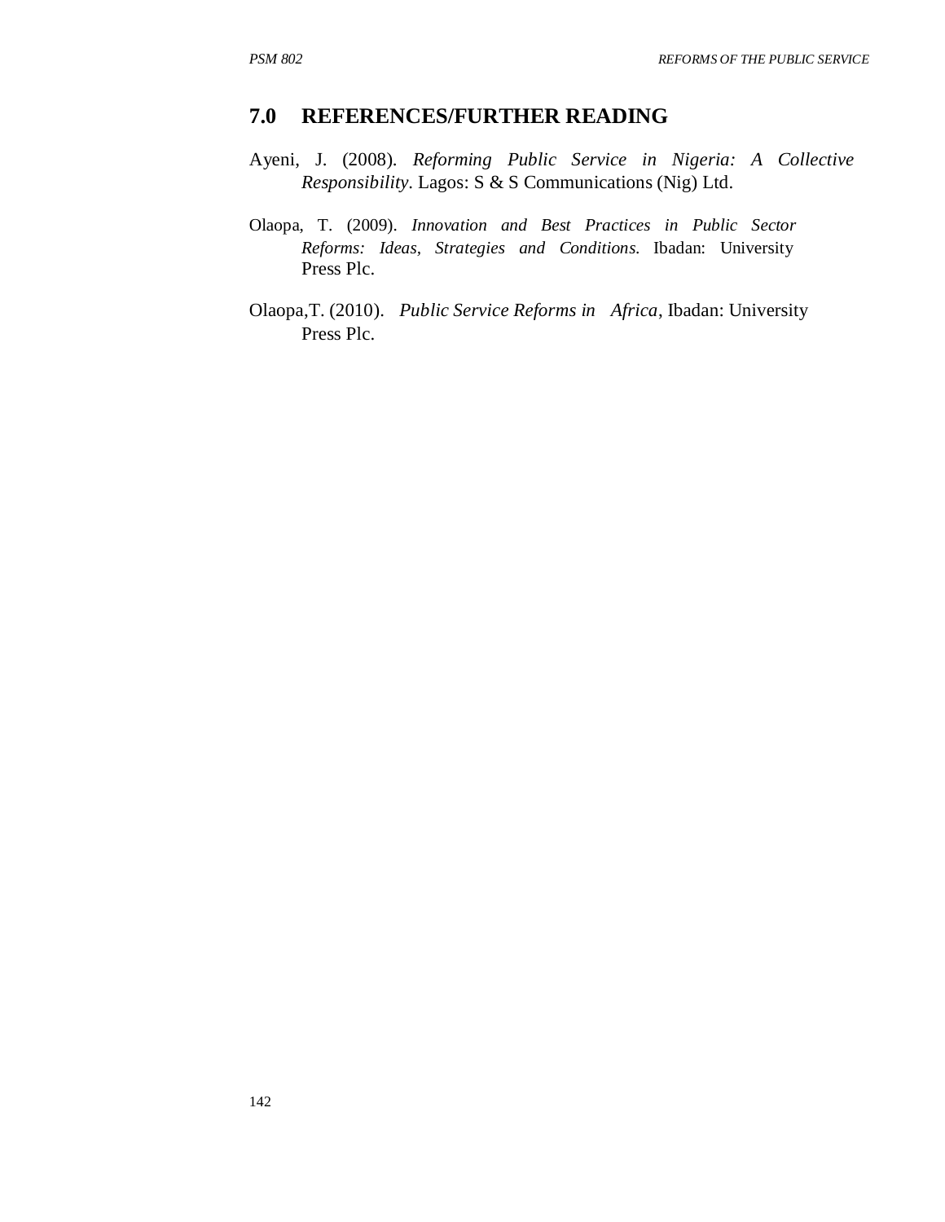## 7.0 REFERENCES/FURTHER READING

Ayeni, J. (2008). *Reforming Public Service in Nigeria: A Collective Responsibility*. Lagos: S & S Communications (Nig) Ltd.

Olaopa, T. (2009). *Innovation and Best Practices in Public Sector Reforms: Ideas, Strategies and Conditions*. Ibadan: University Press Plc.

Olaopa,T. (2010). *Public Service Reforms in Africa*, Ibadan: University Press Plc.